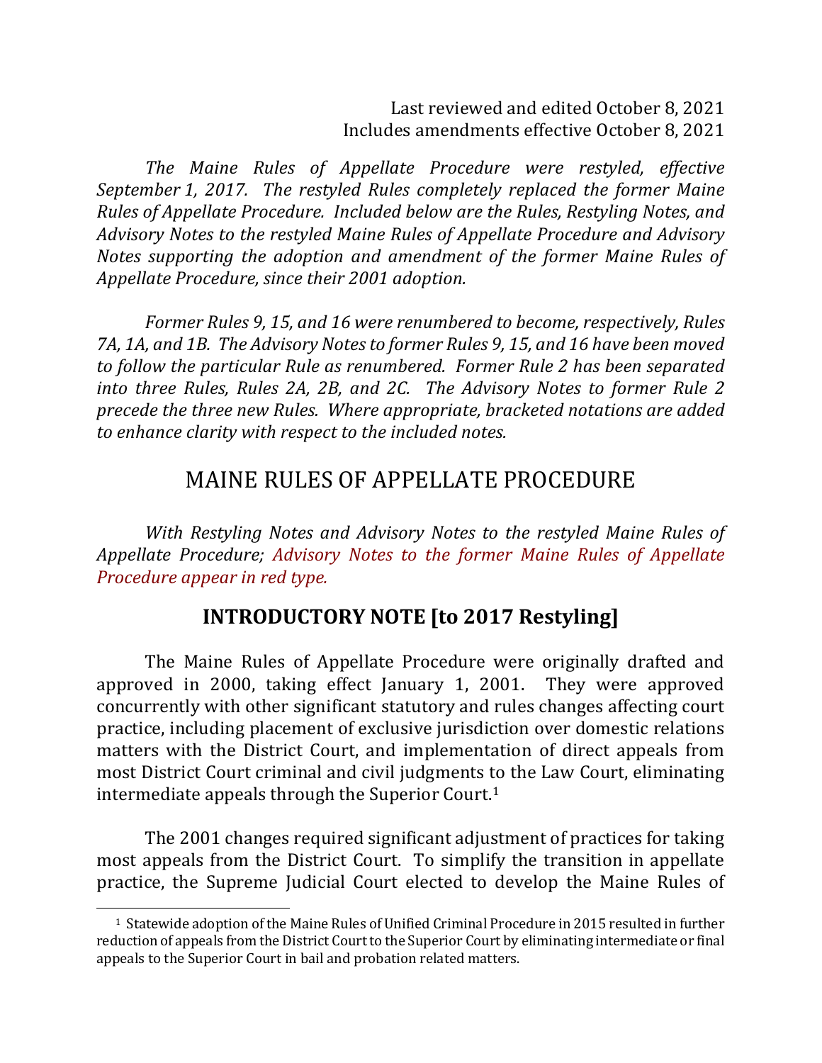Last reviewed and edited October 8, 2021
Includes amendments effective October 8, 2021

*The Maine Rules of Appellate Procedure were restyled, effective September 1, 2017. The restyled Rules completely replaced the former Maine Rules of Appellate Procedure. Included below are the Rules, Restyling Notes, and Advisory Notes to the restyled Maine Rules of Appellate Procedure and Advisory Notes supporting the adoption and amendment of the former Maine Rules of Appellate Procedure, since their 2001 adoption.*

*Former Rules 9, 15, and 16 were renumbered to become, respectively, Rules 7A, 1A, and 1B. The Advisory Notes to former Rules 9, 15, and 16 have been moved to follow the particular Rule as renumbered. Former Rule 2 has been separated into three Rules, Rules 2A, 2B, and 2C. The Advisory Notes to former Rule 2 precede the three new Rules. Where appropriate, bracketed notations are added to enhance clarity with respect to the included notes.*

# MAINE RULES OF APPELLATE PROCEDURE

*With Restyling Notes and Advisory Notes to the restyled Maine Rules of Appellate Procedure; Advisory Notes to the former Maine Rules of Appellate Procedure appear in red type.*

## INTRODUCTORY NOTE [to 2017 Restyling]

The Maine Rules of Appellate Procedure were originally drafted and approved in 2000, taking effect January 1, 2001. They were approved concurrently with other significant statutory and rules changes affecting court practice, including placement of exclusive jurisdiction over domestic relations matters with the District Court, and implementation of direct appeals from most District Court criminal and civil judgments to the Law Court, eliminating intermediate appeals through the Superior Court.[1]

The 2001 changes required significant adjustment of practices for taking most appeals from the District Court. To simplify the transition in appellate practice, the Supreme Judicial Court elected to develop the Maine Rules of

[1] Statewide adoption of the Maine Rules of Unified Criminal Procedure in 2015 resulted in further reduction of appeals from the District Court to the Superior Court by eliminating intermediate or final appeals to the Superior Court in bail and probation related matters.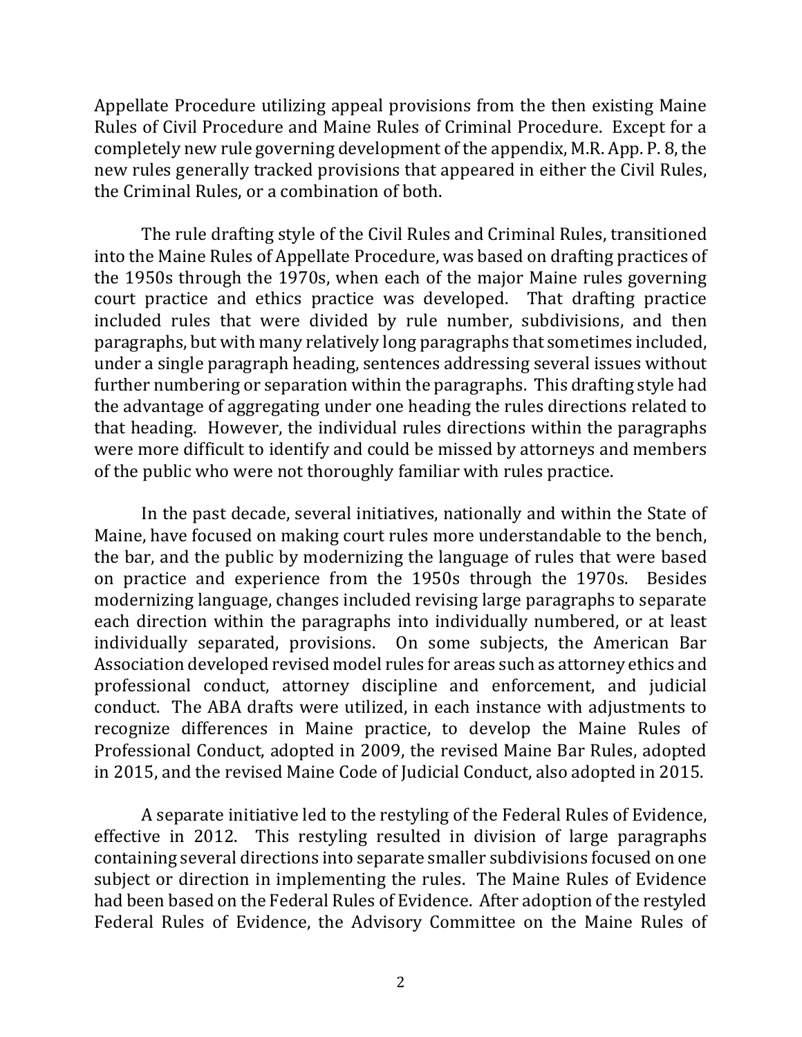Appellate Procedure utilizing appeal provisions from the then existing Maine Rules of Civil Procedure and Maine Rules of Criminal Procedure. Except for a completely new rule governing development of the appendix, M.R. App. P. 8, the new rules generally tracked provisions that appeared in either the Civil Rules, the Criminal Rules, or a combination of both.

The rule drafting style of the Civil Rules and Criminal Rules, transitioned into the Maine Rules of Appellate Procedure, was based on drafting practices of the 1950s through the 1970s, when each of the major Maine rules governing court practice and ethics practice was developed. That drafting practice included rules that were divided by rule number, subdivisions, and then paragraphs, but with many relatively long paragraphs that sometimes included, under a single paragraph heading, sentences addressing several issues without further numbering or separation within the paragraphs. This drafting style had the advantage of aggregating under one heading the rules directions related to that heading. However, the individual rules directions within the paragraphs were more difficult to identify and could be missed by attorneys and members of the public who were not thoroughly familiar with rules practice.

In the past decade, several initiatives, nationally and within the State of Maine, have focused on making court rules more understandable to the bench, the bar, and the public by modernizing the language of rules that were based on practice and experience from the 1950s through the 1970s. Besides modernizing language, changes included revising large paragraphs to separate each direction within the paragraphs into individually numbered, or at least individually separated, provisions. On some subjects, the American Bar Association developed revised model rules for areas such as attorney ethics and professional conduct, attorney discipline and enforcement, and judicial conduct. The ABA drafts were utilized, in each instance with adjustments to recognize differences in Maine practice, to develop the Maine Rules of Professional Conduct, adopted in 2009, the revised Maine Bar Rules, adopted in 2015, and the revised Maine Code of Judicial Conduct, also adopted in 2015.

A separate initiative led to the restyling of the Federal Rules of Evidence, effective in 2012. This restyling resulted in division of large paragraphs containing several directions into separate smaller subdivisions focused on one subject or direction in implementing the rules. The Maine Rules of Evidence had been based on the Federal Rules of Evidence. After adoption of the restyled Federal Rules of Evidence, the Advisory Committee on the Maine Rules of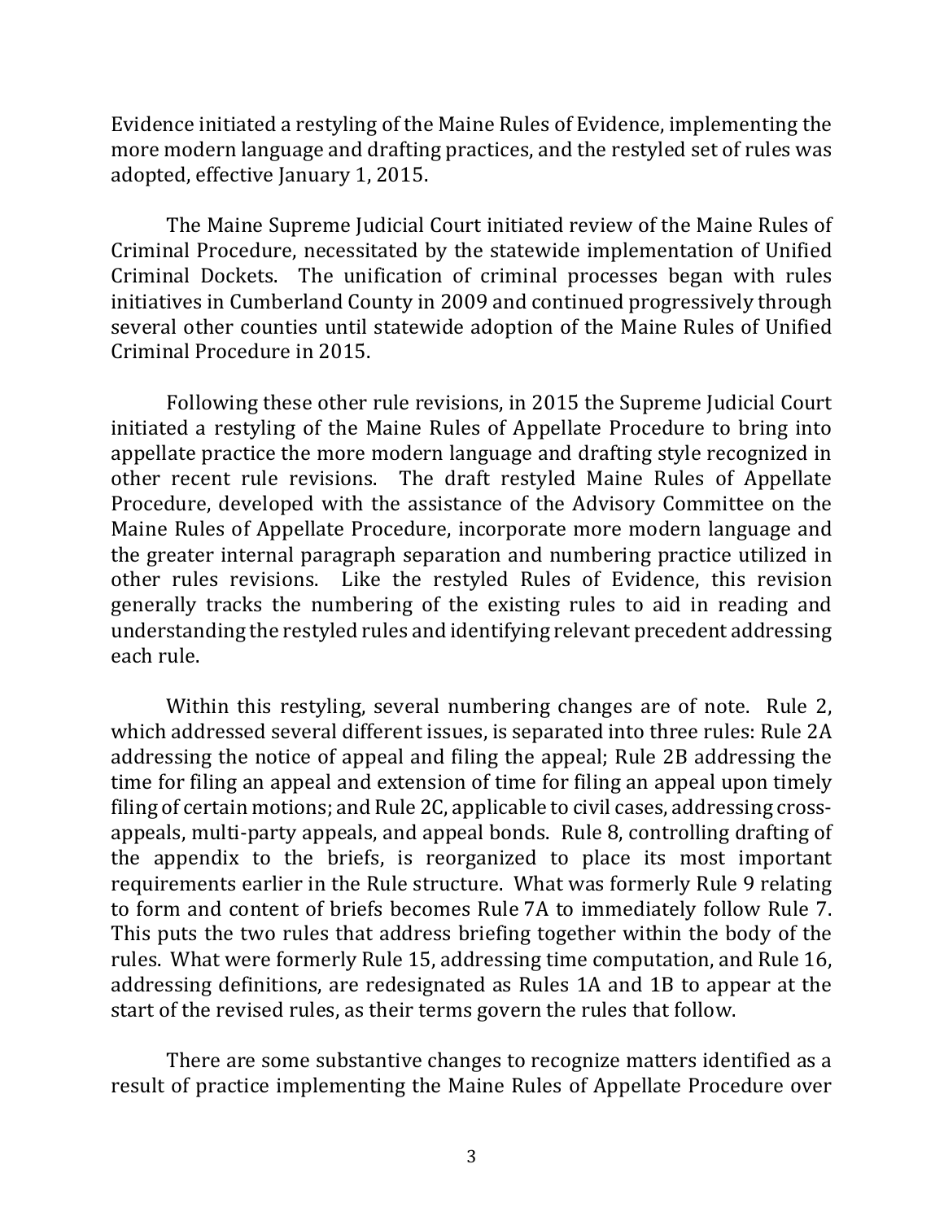Evidence initiated a restyling of the Maine Rules of Evidence, implementing the more modern language and drafting practices, and the restyled set of rules was adopted, effective January 1, 2015.

The Maine Supreme Judicial Court initiated review of the Maine Rules of Criminal Procedure, necessitated by the statewide implementation of Unified Criminal Dockets. The unification of criminal processes began with rules initiatives in Cumberland County in 2009 and continued progressively through several other counties until statewide adoption of the Maine Rules of Unified Criminal Procedure in 2015.

Following these other rule revisions, in 2015 the Supreme Judicial Court initiated a restyling of the Maine Rules of Appellate Procedure to bring into appellate practice the more modern language and drafting style recognized in other recent rule revisions. The draft restyled Maine Rules of Appellate Procedure, developed with the assistance of the Advisory Committee on the Maine Rules of Appellate Procedure, incorporate more modern language and the greater internal paragraph separation and numbering practice utilized in other rules revisions. Like the restyled Rules of Evidence, this revision generally tracks the numbering of the existing rules to aid in reading and understanding the restyled rules and identifying relevant precedent addressing each rule.

Within this restyling, several numbering changes are of note. Rule 2, which addressed several different issues, is separated into three rules: Rule 2A addressing the notice of appeal and filing the appeal; Rule 2B addressing the time for filing an appeal and extension of time for filing an appeal upon timely filing of certain motions; and Rule 2C, applicable to civil cases, addressing cross-appeals, multi-party appeals, and appeal bonds. Rule 8, controlling drafting of the appendix to the briefs, is reorganized to place its most important requirements earlier in the Rule structure. What was formerly Rule 9 relating to form and content of briefs becomes Rule 7A to immediately follow Rule 7. This puts the two rules that address briefing together within the body of the rules. What were formerly Rule 15, addressing time computation, and Rule 16, addressing definitions, are redesignated as Rules 1A and 1B to appear at the start of the revised rules, as their terms govern the rules that follow.

There are some substantive changes to recognize matters identified as a result of practice implementing the Maine Rules of Appellate Procedure over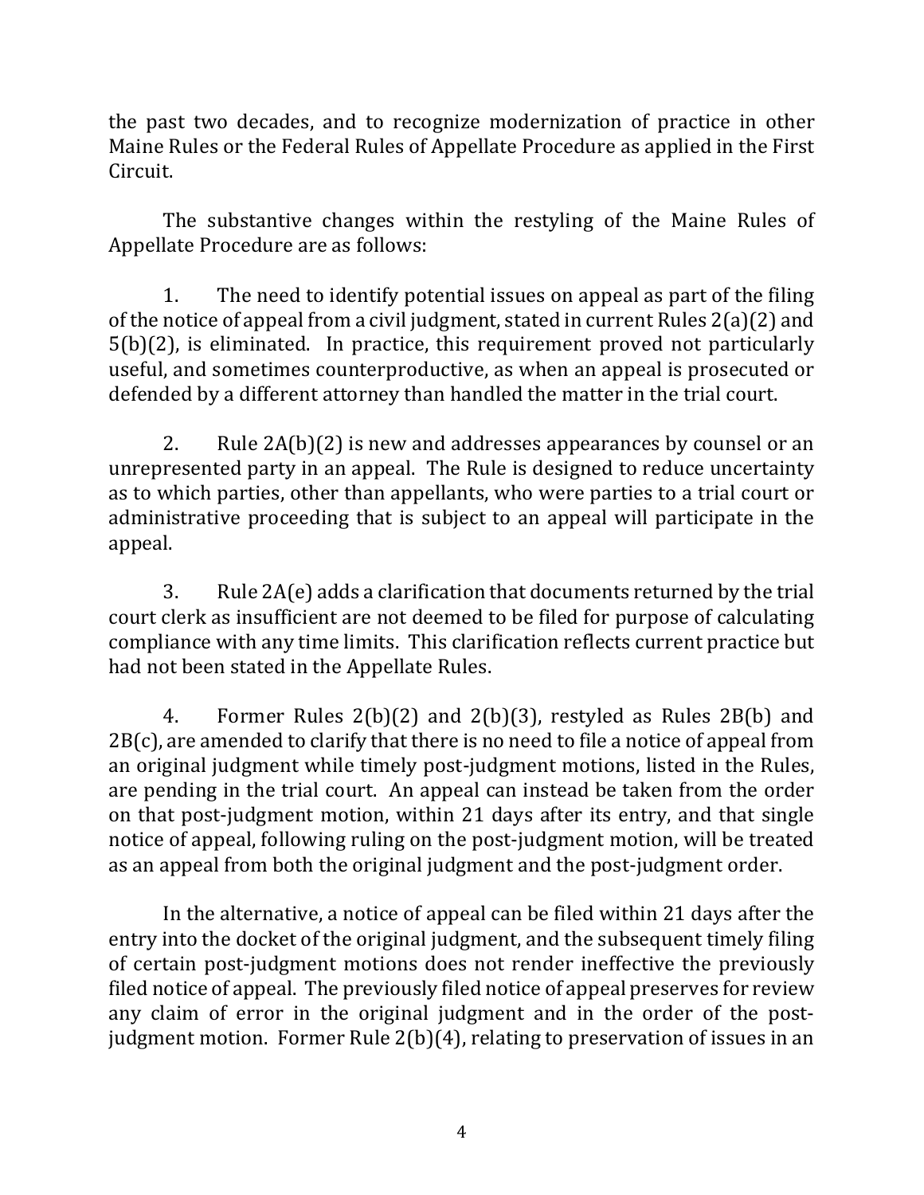the past two decades, and to recognize modernization of practice in other Maine Rules or the Federal Rules of Appellate Procedure as applied in the First Circuit.

The substantive changes within the restyling of the Maine Rules of Appellate Procedure are as follows:

1. The need to identify potential issues on appeal as part of the filing of the notice of appeal from a civil judgment, stated in current Rules 2(a)(2) and 5(b)(2), is eliminated. In practice, this requirement proved not particularly useful, and sometimes counterproductive, as when an appeal is prosecuted or defended by a different attorney than handled the matter in the trial court.

2. Rule 2A(b)(2) is new and addresses appearances by counsel or an unrepresented party in an appeal. The Rule is designed to reduce uncertainty as to which parties, other than appellants, who were parties to a trial court or administrative proceeding that is subject to an appeal will participate in the appeal.

3. Rule 2A(e) adds a clarification that documents returned by the trial court clerk as insufficient are not deemed to be filed for purpose of calculating compliance with any time limits. This clarification reflects current practice but had not been stated in the Appellate Rules.

4. Former Rules 2(b)(2) and 2(b)(3), restyled as Rules 2B(b) and 2B(c), are amended to clarify that there is no need to file a notice of appeal from an original judgment while timely post-judgment motions, listed in the Rules, are pending in the trial court. An appeal can instead be taken from the order on that post-judgment motion, within 21 days after its entry, and that single notice of appeal, following ruling on the post-judgment motion, will be treated as an appeal from both the original judgment and the post-judgment order.

In the alternative, a notice of appeal can be filed within 21 days after the entry into the docket of the original judgment, and the subsequent timely filing of certain post-judgment motions does not render ineffective the previously filed notice of appeal. The previously filed notice of appeal preserves for review any claim of error in the original judgment and in the order of the post-judgment motion. Former Rule 2(b)(4), relating to preservation of issues in an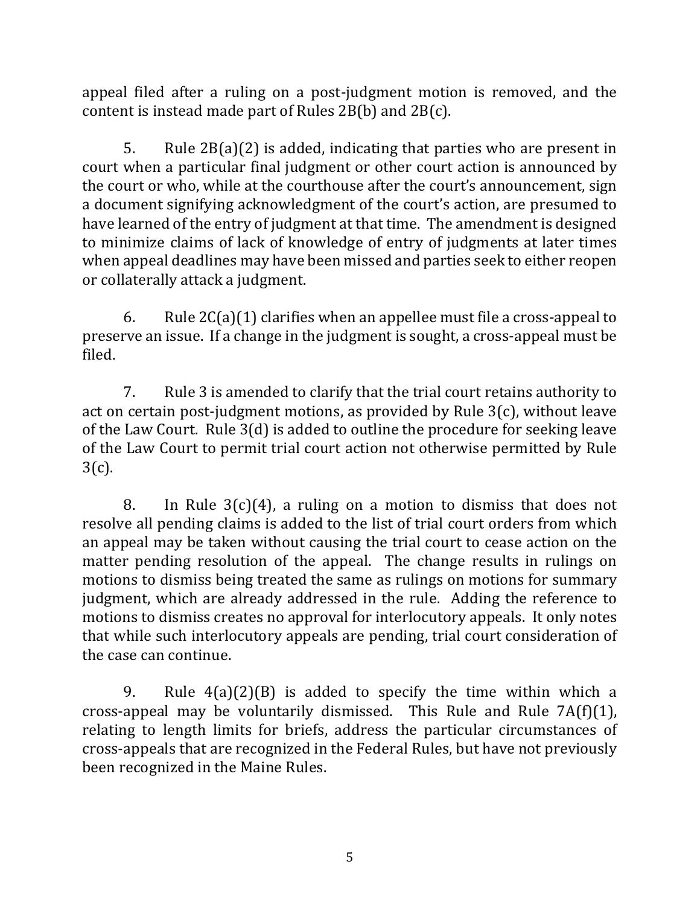appeal filed after a ruling on a post-judgment motion is removed, and the content is instead made part of Rules 2B(b) and 2B(c).

5. Rule 2B(a)(2) is added, indicating that parties who are present in court when a particular final judgment or other court action is announced by the court or who, while at the courthouse after the court's announcement, sign a document signifying acknowledgment of the court's action, are presumed to have learned of the entry of judgment at that time. The amendment is designed to minimize claims of lack of knowledge of entry of judgments at later times when appeal deadlines may have been missed and parties seek to either reopen or collaterally attack a judgment.

6. Rule 2C(a)(1) clarifies when an appellee must file a cross-appeal to preserve an issue. If a change in the judgment is sought, a cross-appeal must be filed.

7. Rule 3 is amended to clarify that the trial court retains authority to act on certain post-judgment motions, as provided by Rule 3(c), without leave of the Law Court. Rule 3(d) is added to outline the procedure for seeking leave of the Law Court to permit trial court action not otherwise permitted by Rule 3(c).

8. In Rule 3(c)(4), a ruling on a motion to dismiss that does not resolve all pending claims is added to the list of trial court orders from which an appeal may be taken without causing the trial court to cease action on the matter pending resolution of the appeal. The change results in rulings on motions to dismiss being treated the same as rulings on motions for summary judgment, which are already addressed in the rule. Adding the reference to motions to dismiss creates no approval for interlocutory appeals. It only notes that while such interlocutory appeals are pending, trial court consideration of the case can continue.

9. Rule 4(a)(2)(B) is added to specify the time within which a cross-appeal may be voluntarily dismissed. This Rule and Rule 7A(f)(1), relating to length limits for briefs, address the particular circumstances of cross-appeals that are recognized in the Federal Rules, but have not previously been recognized in the Maine Rules.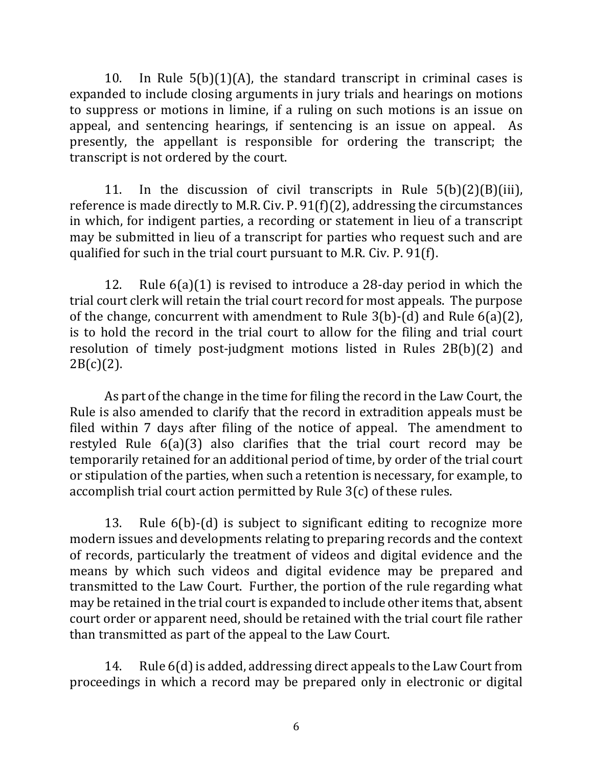10. In Rule 5(b)(1)(A), the standard transcript in criminal cases is expanded to include closing arguments in jury trials and hearings on motions to suppress or motions in limine, if a ruling on such motions is an issue on appeal, and sentencing hearings, if sentencing is an issue on appeal. As presently, the appellant is responsible for ordering the transcript; the transcript is not ordered by the court.

11. In the discussion of civil transcripts in Rule 5(b)(2)(B)(iii), reference is made directly to M.R. Civ. P. 91(f)(2), addressing the circumstances in which, for indigent parties, a recording or statement in lieu of a transcript may be submitted in lieu of a transcript for parties who request such and are qualified for such in the trial court pursuant to M.R. Civ. P. 91(f).

12. Rule 6(a)(1) is revised to introduce a 28-day period in which the trial court clerk will retain the trial court record for most appeals. The purpose of the change, concurrent with amendment to Rule 3(b)-(d) and Rule 6(a)(2), is to hold the record in the trial court to allow for the filing and trial court resolution of timely post-judgment motions listed in Rules 2B(b)(2) and 2B(c)(2).

As part of the change in the time for filing the record in the Law Court, the Rule is also amended to clarify that the record in extradition appeals must be filed within 7 days after filing of the notice of appeal. The amendment to restyled Rule 6(a)(3) also clarifies that the trial court record may be temporarily retained for an additional period of time, by order of the trial court or stipulation of the parties, when such a retention is necessary, for example, to accomplish trial court action permitted by Rule 3(c) of these rules.

13. Rule 6(b)-(d) is subject to significant editing to recognize more modern issues and developments relating to preparing records and the context of records, particularly the treatment of videos and digital evidence and the means by which such videos and digital evidence may be prepared and transmitted to the Law Court. Further, the portion of the rule regarding what may be retained in the trial court is expanded to include other items that, absent court order or apparent need, should be retained with the trial court file rather than transmitted as part of the appeal to the Law Court.

14. Rule 6(d) is added, addressing direct appeals to the Law Court from proceedings in which a record may be prepared only in electronic or digital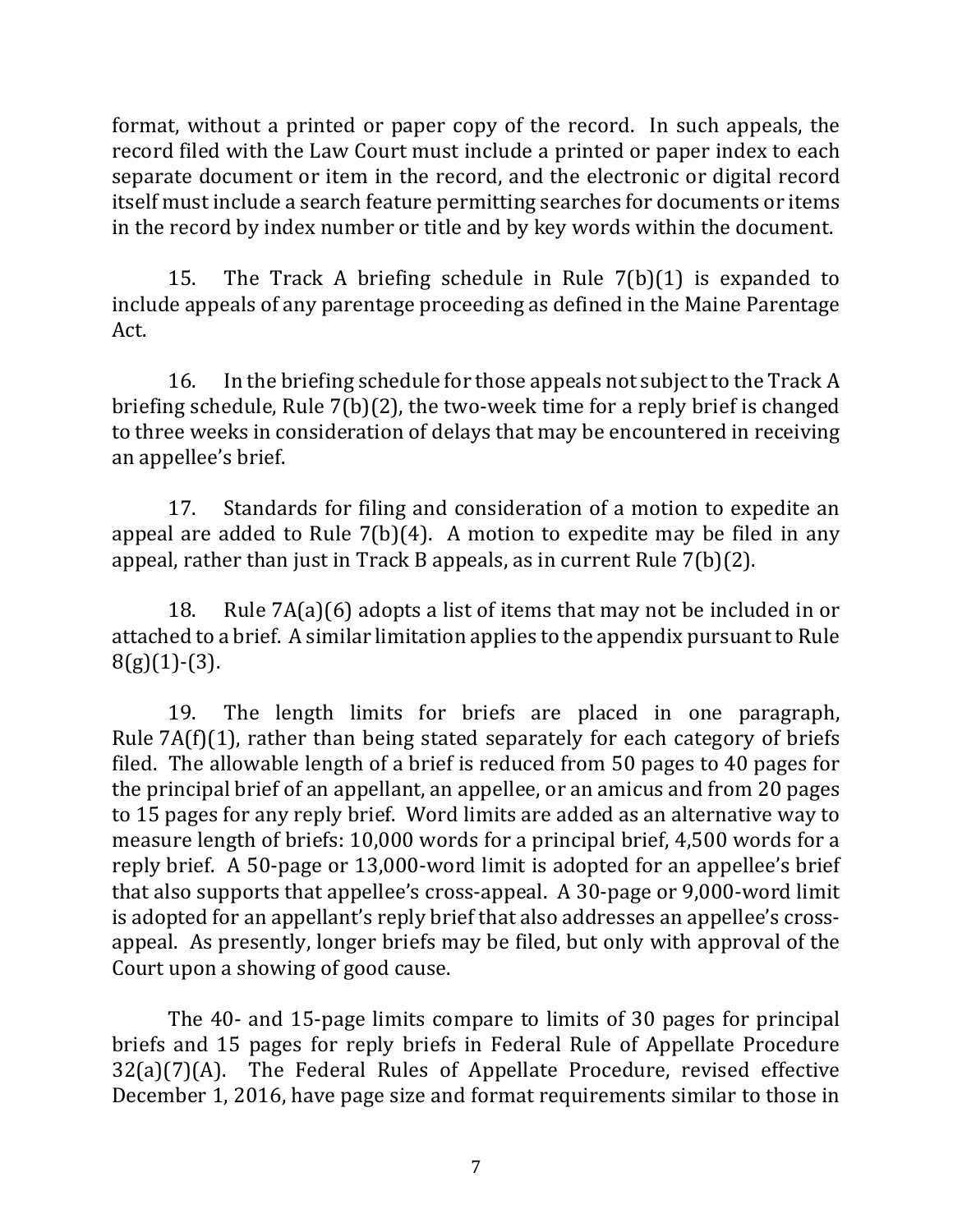format, without a printed or paper copy of the record. In such appeals, the record filed with the Law Court must include a printed or paper index to each separate document or item in the record, and the electronic or digital record itself must include a search feature permitting searches for documents or items in the record by index number or title and by key words within the document.

15. The Track A briefing schedule in Rule 7(b)(1) is expanded to include appeals of any parentage proceeding as defined in the Maine Parentage Act.

16. In the briefing schedule for those appeals not subject to the Track A briefing schedule, Rule 7(b)(2), the two-week time for a reply brief is changed to three weeks in consideration of delays that may be encountered in receiving an appellee's brief.

17. Standards for filing and consideration of a motion to expedite an appeal are added to Rule 7(b)(4). A motion to expedite may be filed in any appeal, rather than just in Track B appeals, as in current Rule 7(b)(2).

18. Rule 7A(a)(6) adopts a list of items that may not be included in or attached to a brief. A similar limitation applies to the appendix pursuant to Rule 8(g)(1)-(3).

19. The length limits for briefs are placed in one paragraph, Rule 7A(f)(1), rather than being stated separately for each category of briefs filed. The allowable length of a brief is reduced from 50 pages to 40 pages for the principal brief of an appellant, an appellee, or an amicus and from 20 pages to 15 pages for any reply brief. Word limits are added as an alternative way to measure length of briefs: 10,000 words for a principal brief, 4,500 words for a reply brief. A 50-page or 13,000-word limit is adopted for an appellee's brief that also supports that appellee's cross-appeal. A 30-page or 9,000-word limit is adopted for an appellant's reply brief that also addresses an appellee's cross-appeal. As presently, longer briefs may be filed, but only with approval of the Court upon a showing of good cause.

The 40- and 15-page limits compare to limits of 30 pages for principal briefs and 15 pages for reply briefs in Federal Rule of Appellate Procedure 32(a)(7)(A). The Federal Rules of Appellate Procedure, revised effective December 1, 2016, have page size and format requirements similar to those in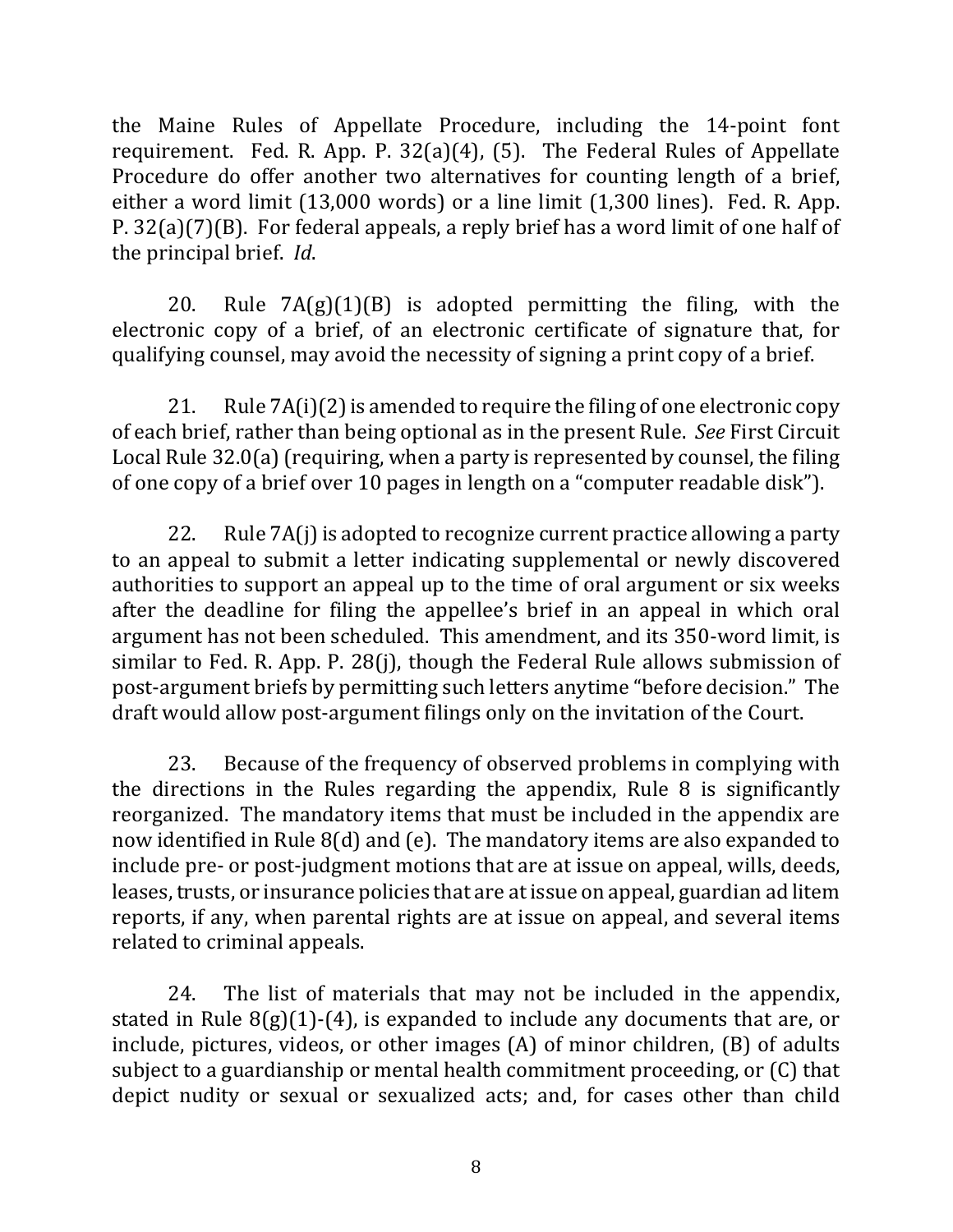the Maine Rules of Appellate Procedure, including the 14-point font requirement. Fed. R. App. P. 32(a)(4), (5). The Federal Rules of Appellate Procedure do offer another two alternatives for counting length of a brief, either a word limit (13,000 words) or a line limit (1,300 lines). Fed. R. App. P. 32(a)(7)(B). For federal appeals, a reply brief has a word limit of one half of the principal brief. *Id*.

20. Rule 7A(g)(1)(B) is adopted permitting the filing, with the electronic copy of a brief, of an electronic certificate of signature that, for qualifying counsel, may avoid the necessity of signing a print copy of a brief.

21. Rule 7A(i)(2) is amended to require the filing of one electronic copy of each brief, rather than being optional as in the present Rule. *See* First Circuit Local Rule 32.0(a) (requiring, when a party is represented by counsel, the filing of one copy of a brief over 10 pages in length on a "computer readable disk").

22. Rule 7A(j) is adopted to recognize current practice allowing a party to an appeal to submit a letter indicating supplemental or newly discovered authorities to support an appeal up to the time of oral argument or six weeks after the deadline for filing the appellee's brief in an appeal in which oral argument has not been scheduled. This amendment, and its 350-word limit, is similar to Fed. R. App. P. 28(j), though the Federal Rule allows submission of post-argument briefs by permitting such letters anytime "before decision." The draft would allow post-argument filings only on the invitation of the Court.

23. Because of the frequency of observed problems in complying with the directions in the Rules regarding the appendix, Rule 8 is significantly reorganized. The mandatory items that must be included in the appendix are now identified in Rule 8(d) and (e). The mandatory items are also expanded to include pre- or post-judgment motions that are at issue on appeal, wills, deeds, leases, trusts, or insurance policies that are at issue on appeal, guardian ad litem reports, if any, when parental rights are at issue on appeal, and several items related to criminal appeals.

24. The list of materials that may not be included in the appendix, stated in Rule 8(g)(1)-(4), is expanded to include any documents that are, or include, pictures, videos, or other images (A) of minor children, (B) of adults subject to a guardianship or mental health commitment proceeding, or (C) that depict nudity or sexual or sexualized acts; and, for cases other than child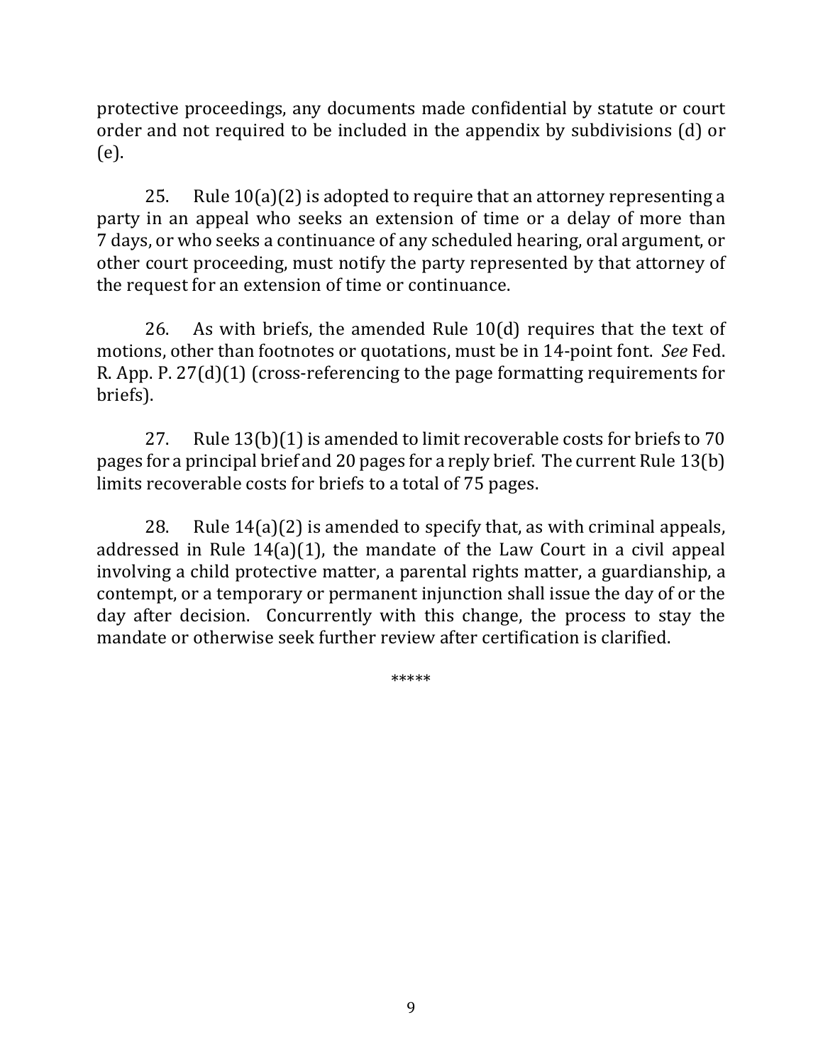protective proceedings, any documents made confidential by statute or court order and not required to be included in the appendix by subdivisions (d) or (e).

25. Rule 10(a)(2) is adopted to require that an attorney representing a party in an appeal who seeks an extension of time or a delay of more than 7 days, or who seeks a continuance of any scheduled hearing, oral argument, or other court proceeding, must notify the party represented by that attorney of the request for an extension of time or continuance.

26. As with briefs, the amended Rule 10(d) requires that the text of motions, other than footnotes or quotations, must be in 14-point font. *See* Fed. R. App. P. 27(d)(1) (cross-referencing to the page formatting requirements for briefs).

27. Rule 13(b)(1) is amended to limit recoverable costs for briefs to 70 pages for a principal brief and 20 pages for a reply brief. The current Rule 13(b) limits recoverable costs for briefs to a total of 75 pages.

28. Rule 14(a)(2) is amended to specify that, as with criminal appeals, addressed in Rule 14(a)(1), the mandate of the Law Court in a civil appeal involving a child protective matter, a parental rights matter, a guardianship, a contempt, or a temporary or permanent injunction shall issue the day of or the day after decision. Concurrently with this change, the process to stay the mandate or otherwise seek further review after certification is clarified.

*****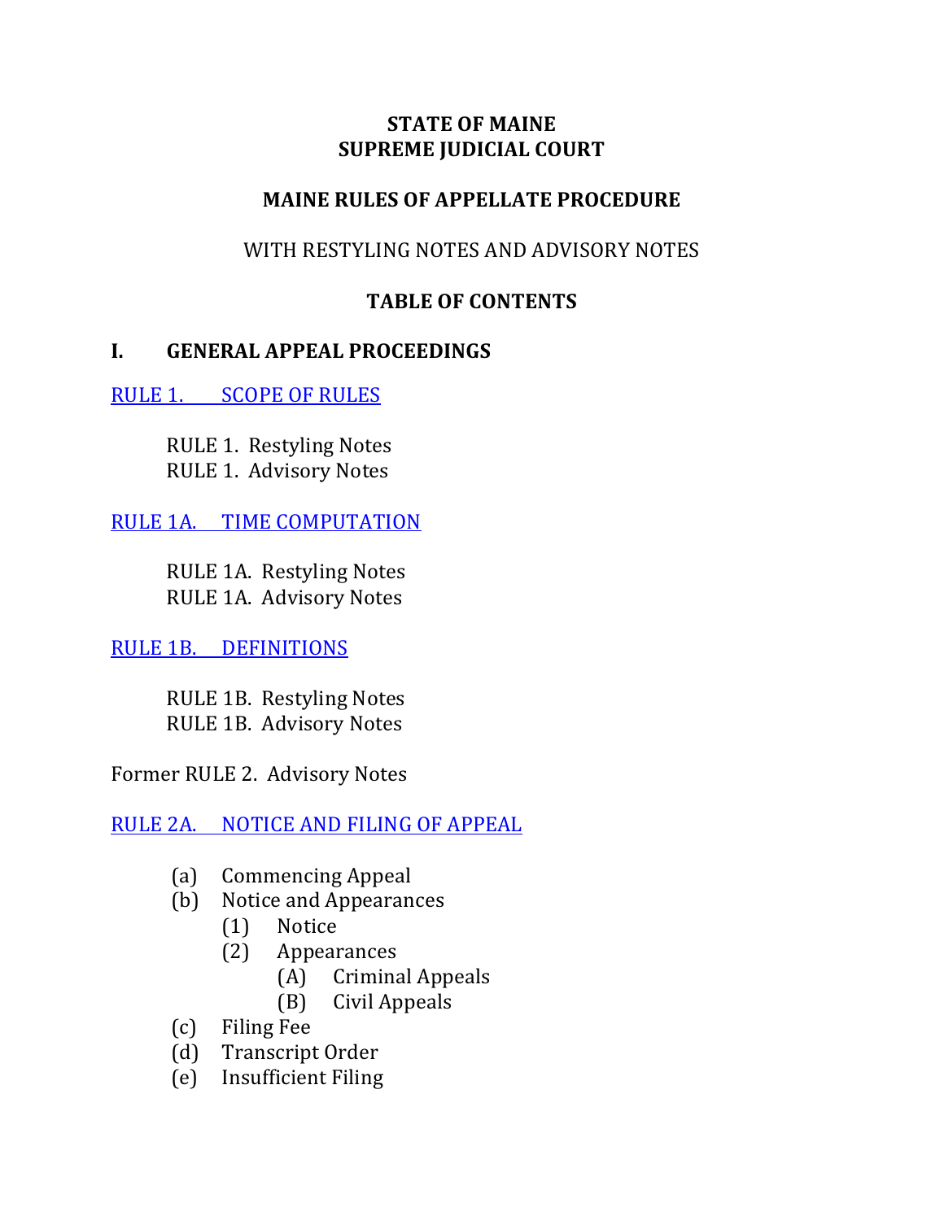**STATE OF MAINE**
**SUPREME JUDICIAL COURT**

**MAINE RULES OF APPELLATE PROCEDURE**

WITH RESTYLING NOTES AND ADVISORY NOTES

**TABLE OF CONTENTS**

## I. GENERAL APPEAL PROCEEDINGS

RULE 1. SCOPE OF RULES

- RULE 1. Restyling Notes
- RULE 1. Advisory Notes

RULE 1A. TIME COMPUTATION

- RULE 1A. Restyling Notes
- RULE 1A. Advisory Notes

RULE 1B. DEFINITIONS

- RULE 1B. Restyling Notes
- RULE 1B. Advisory Notes

Former RULE 2. Advisory Notes

RULE 2A. NOTICE AND FILING OF APPEAL

- (a) Commencing Appeal
- (b) Notice and Appearances
  - (1) Notice
  - (2) Appearances
    - (A) Criminal Appeals
    - (B) Civil Appeals
- (c) Filing Fee
- (d) Transcript Order
- (e) Insufficient Filing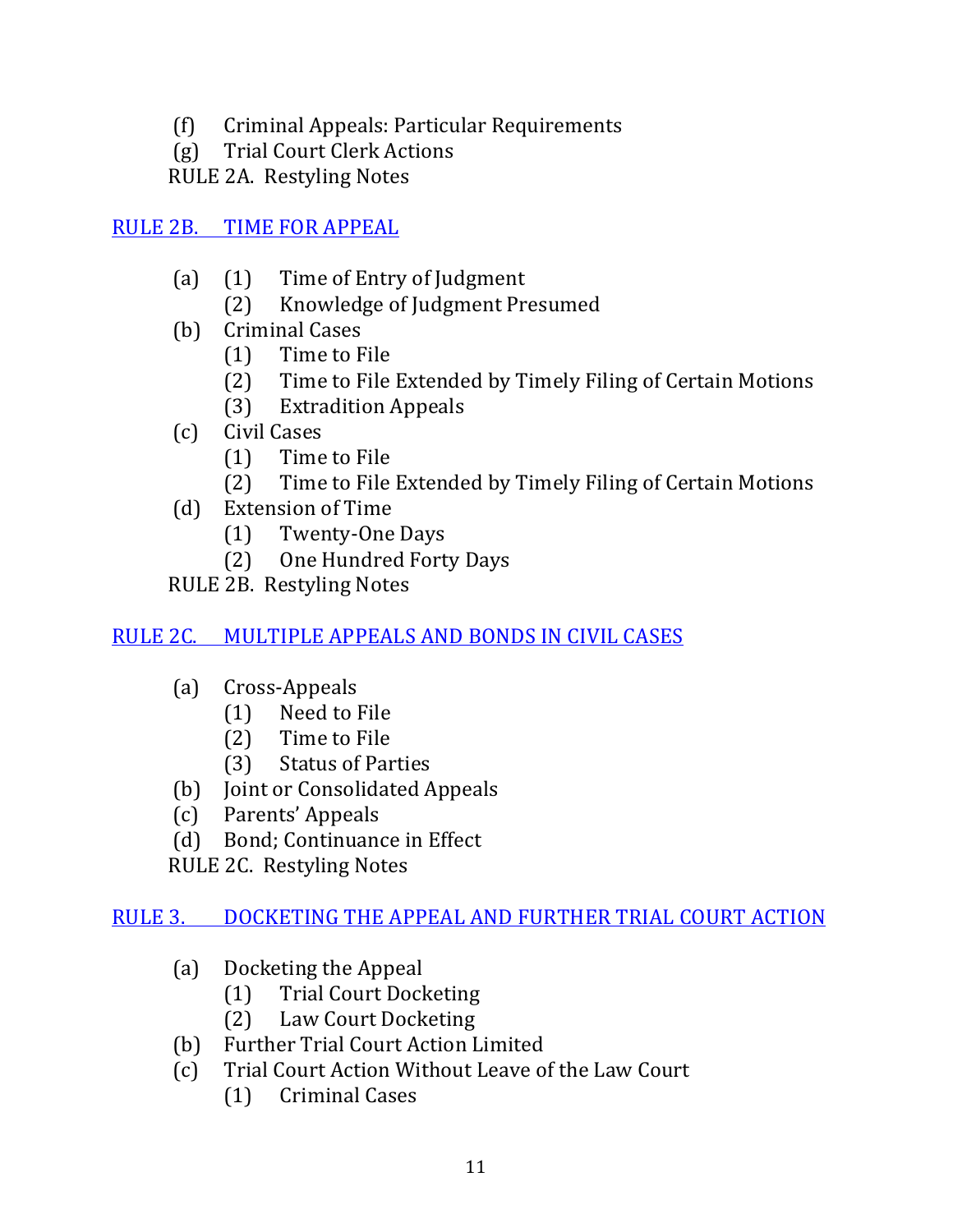- (f) Criminal Appeals: Particular Requirements
- (g) Trial Court Clerk Actions

RULE 2A. Restyling Notes

RULE 2B. TIME FOR APPEAL

- (a) (1) Time of Entry of Judgment
  - (2) Knowledge of Judgment Presumed
- (b) Criminal Cases
  - (1) Time to File
  - (2) Time to File Extended by Timely Filing of Certain Motions
  - (3) Extradition Appeals
- (c) Civil Cases
  - (1) Time to File
  - (2) Time to File Extended by Timely Filing of Certain Motions
- (d) Extension of Time
  - (1) Twenty-One Days
  - (2) One Hundred Forty Days

RULE 2B. Restyling Notes

RULE 2C. MULTIPLE APPEALS AND BONDS IN CIVIL CASES

- (a) Cross-Appeals
  - (1) Need to File
  - (2) Time to File
  - (3) Status of Parties
- (b) Joint or Consolidated Appeals
- (c) Parents' Appeals
- (d) Bond; Continuance in Effect

RULE 2C. Restyling Notes

RULE 3. DOCKETING THE APPEAL AND FURTHER TRIAL COURT ACTION

- (a) Docketing the Appeal
  - (1) Trial Court Docketing
  - (2) Law Court Docketing
- (b) Further Trial Court Action Limited
- (c) Trial Court Action Without Leave of the Law Court
  - (1) Criminal Cases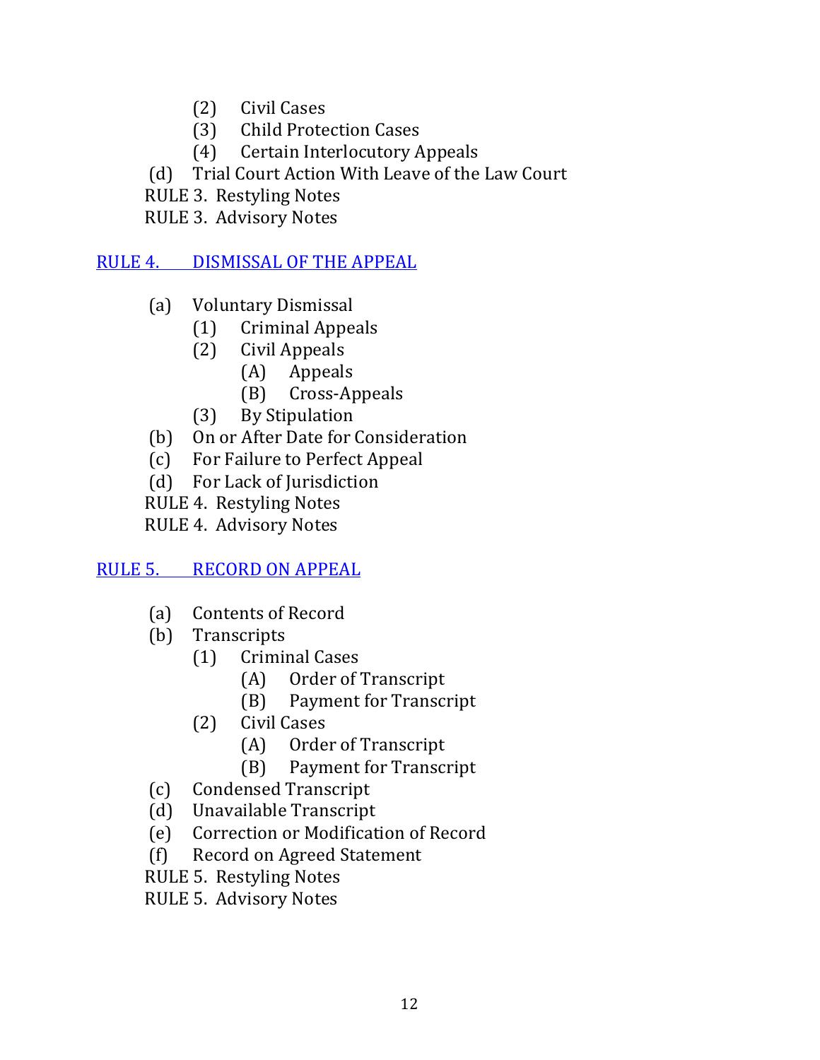- (2) Civil Cases
- (3) Child Protection Cases
- (4) Certain Interlocutory Appeals

(d) Trial Court Action With Leave of the Law Court

RULE 3. Restyling Notes

RULE 3. Advisory Notes

## RULE 4. DISMISSAL OF THE APPEAL

(a) Voluntary Dismissal

- (1) Criminal Appeals
- (2) Civil Appeals
  - (A) Appeals
  - (B) Cross-Appeals
- (3) By Stipulation

(b) On or After Date for Consideration

(c) For Failure to Perfect Appeal

(d) For Lack of Jurisdiction

RULE 4. Restyling Notes

RULE 4. Advisory Notes

## RULE 5. RECORD ON APPEAL

(a) Contents of Record

(b) Transcripts

- (1) Criminal Cases
  - (A) Order of Transcript
  - (B) Payment for Transcript
- (2) Civil Cases
  - (A) Order of Transcript
  - (B) Payment for Transcript

(c) Condensed Transcript

(d) Unavailable Transcript

(e) Correction or Modification of Record

(f) Record on Agreed Statement

RULE 5. Restyling Notes

RULE 5. Advisory Notes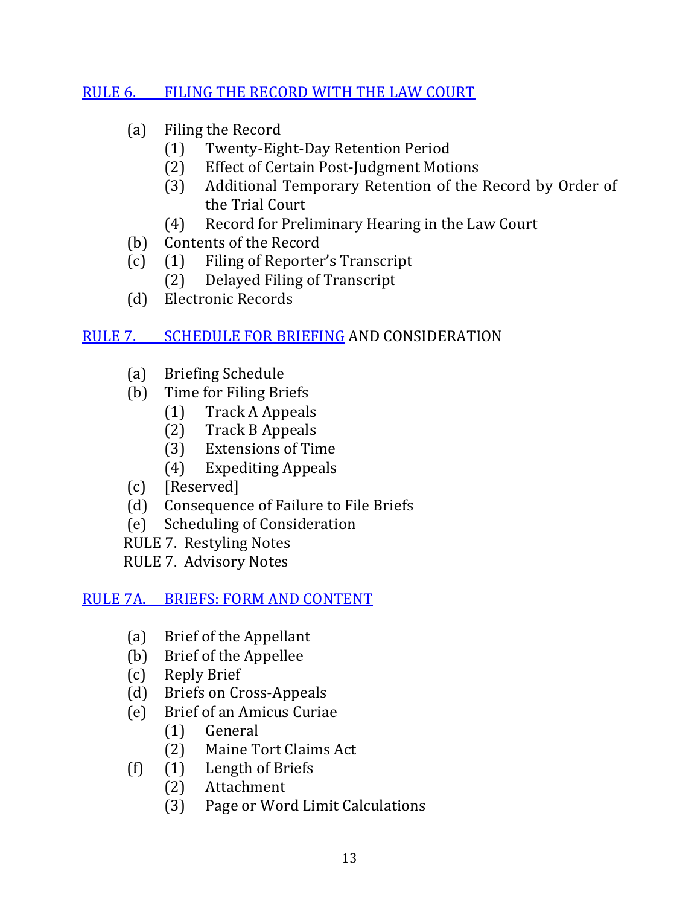RULE 6. FILING THE RECORD WITH THE LAW COURT

- (a) Filing the Record
  - (1) Twenty-Eight-Day Retention Period
  - (2) Effect of Certain Post-Judgment Motions
  - (3) Additional Temporary Retention of the Record by Order of the Trial Court
  - (4) Record for Preliminary Hearing in the Law Court
- (b) Contents of the Record
- (c) (1) Filing of Reporter's Transcript
  - (2) Delayed Filing of Transcript
- (d) Electronic Records

RULE 7. SCHEDULE FOR BRIEFING AND CONSIDERATION

- (a) Briefing Schedule
- (b) Time for Filing Briefs
  - (1) Track A Appeals
  - (2) Track B Appeals
  - (3) Extensions of Time
  - (4) Expediting Appeals
- (c) [Reserved]
- (d) Consequence of Failure to File Briefs
- (e) Scheduling of Consideration
- RULE 7. Restyling Notes
- RULE 7. Advisory Notes

RULE 7A. BRIEFS: FORM AND CONTENT

- (a) Brief of the Appellant
- (b) Brief of the Appellee
- (c) Reply Brief
- (d) Briefs on Cross-Appeals
- (e) Brief of an Amicus Curiae
  - (1) General
  - (2) Maine Tort Claims Act
- (f) (1) Length of Briefs
  - (2) Attachment
  - (3) Page or Word Limit Calculations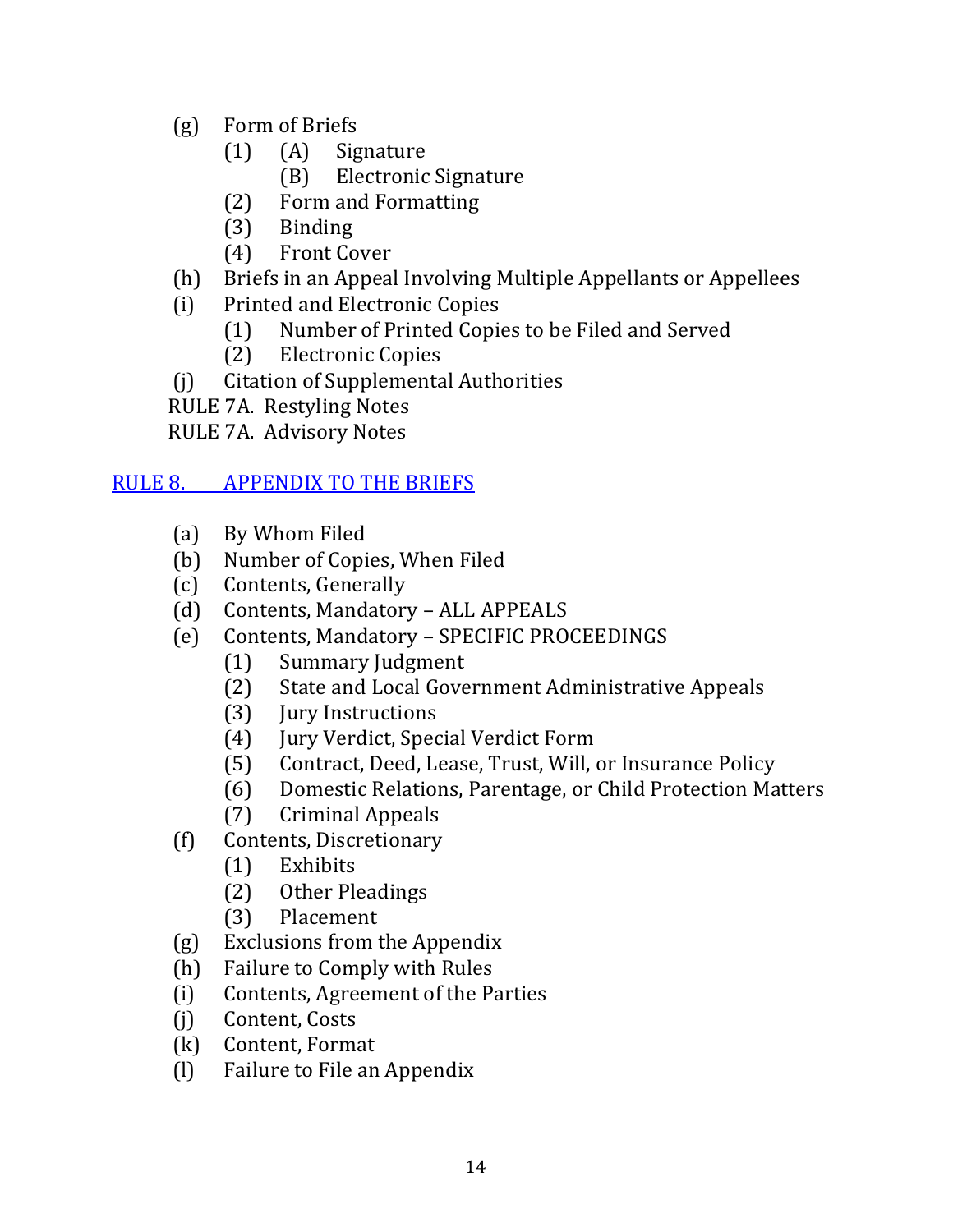- (g) Form of Briefs
  - (1) (A) Signature
    - (B) Electronic Signature
  - (2) Form and Formatting
  - (3) Binding
  - (4) Front Cover
- (h) Briefs in an Appeal Involving Multiple Appellants or Appellees
- (i) Printed and Electronic Copies
  - (1) Number of Printed Copies to be Filed and Served
  - (2) Electronic Copies
- (j) Citation of Supplemental Authorities

RULE 7A. Restyling Notes

RULE 7A. Advisory Notes

## RULE 8. APPENDIX TO THE BRIEFS

- (a) By Whom Filed
- (b) Number of Copies, When Filed
- (c) Contents, Generally
- (d) Contents, Mandatory – ALL APPEALS
- (e) Contents, Mandatory – SPECIFIC PROCEEDINGS
  - (1) Summary Judgment
  - (2) State and Local Government Administrative Appeals
  - (3) Jury Instructions
  - (4) Jury Verdict, Special Verdict Form
  - (5) Contract, Deed, Lease, Trust, Will, or Insurance Policy
  - (6) Domestic Relations, Parentage, or Child Protection Matters
  - (7) Criminal Appeals
- (f) Contents, Discretionary
  - (1) Exhibits
  - (2) Other Pleadings
  - (3) Placement
- (g) Exclusions from the Appendix
- (h) Failure to Comply with Rules
- (i) Contents, Agreement of the Parties
- (j) Content, Costs
- (k) Content, Format
- (l) Failure to File an Appendix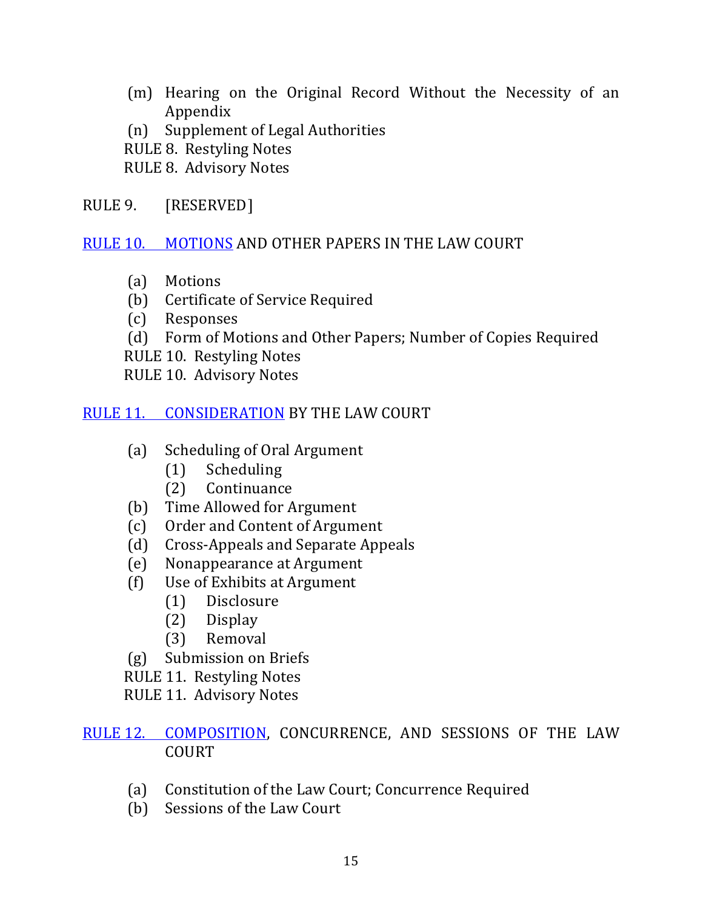- (m) Hearing on the Original Record Without the Necessity of an Appendix
- (n) Supplement of Legal Authorities

RULE 8. Restyling Notes
RULE 8. Advisory Notes

RULE 9. [RESERVED]

RULE 10. MOTIONS AND OTHER PAPERS IN THE LAW COURT

- (a) Motions
- (b) Certificate of Service Required
- (c) Responses
- (d) Form of Motions and Other Papers; Number of Copies Required

RULE 10. Restyling Notes
RULE 10. Advisory Notes

RULE 11. CONSIDERATION BY THE LAW COURT

- (a) Scheduling of Oral Argument
  - (1) Scheduling
  - (2) Continuance
- (b) Time Allowed for Argument
- (c) Order and Content of Argument
- (d) Cross-Appeals and Separate Appeals
- (e) Nonappearance at Argument
- (f) Use of Exhibits at Argument
  - (1) Disclosure
  - (2) Display
  - (3) Removal
- (g) Submission on Briefs

RULE 11. Restyling Notes
RULE 11. Advisory Notes

RULE 12. COMPOSITION, CONCURRENCE, AND SESSIONS OF THE LAW COURT

- (a) Constitution of the Law Court; Concurrence Required
- (b) Sessions of the Law Court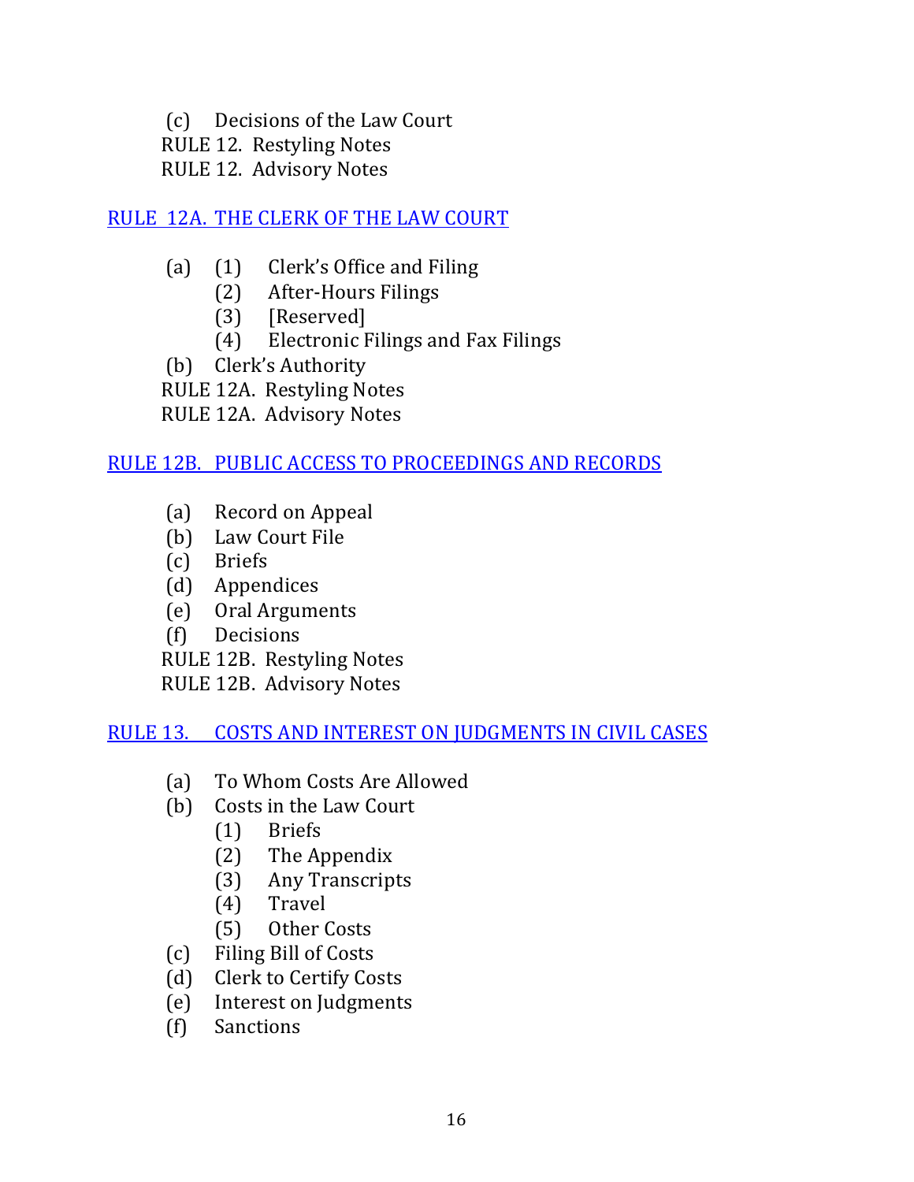(c) Decisions of the Law Court
RULE 12. Restyling Notes
RULE 12. Advisory Notes

RULE 12A. THE CLERK OF THE LAW COURT

- (a) (1) Clerk's Office and Filing
  - (2) After-Hours Filings
  - (3) [Reserved]
  - (4) Electronic Filings and Fax Filings
- (b) Clerk's Authority

RULE 12A. Restyling Notes
RULE 12A. Advisory Notes

RULE 12B. PUBLIC ACCESS TO PROCEEDINGS AND RECORDS

- (a) Record on Appeal
- (b) Law Court File
- (c) Briefs
- (d) Appendices
- (e) Oral Arguments
- (f) Decisions

RULE 12B. Restyling Notes
RULE 12B. Advisory Notes

RULE 13. COSTS AND INTEREST ON JUDGMENTS IN CIVIL CASES

- (a) To Whom Costs Are Allowed
- (b) Costs in the Law Court
  - (1) Briefs
  - (2) The Appendix
  - (3) Any Transcripts
  - (4) Travel
  - (5) Other Costs
- (c) Filing Bill of Costs
- (d) Clerk to Certify Costs
- (e) Interest on Judgments
- (f) Sanctions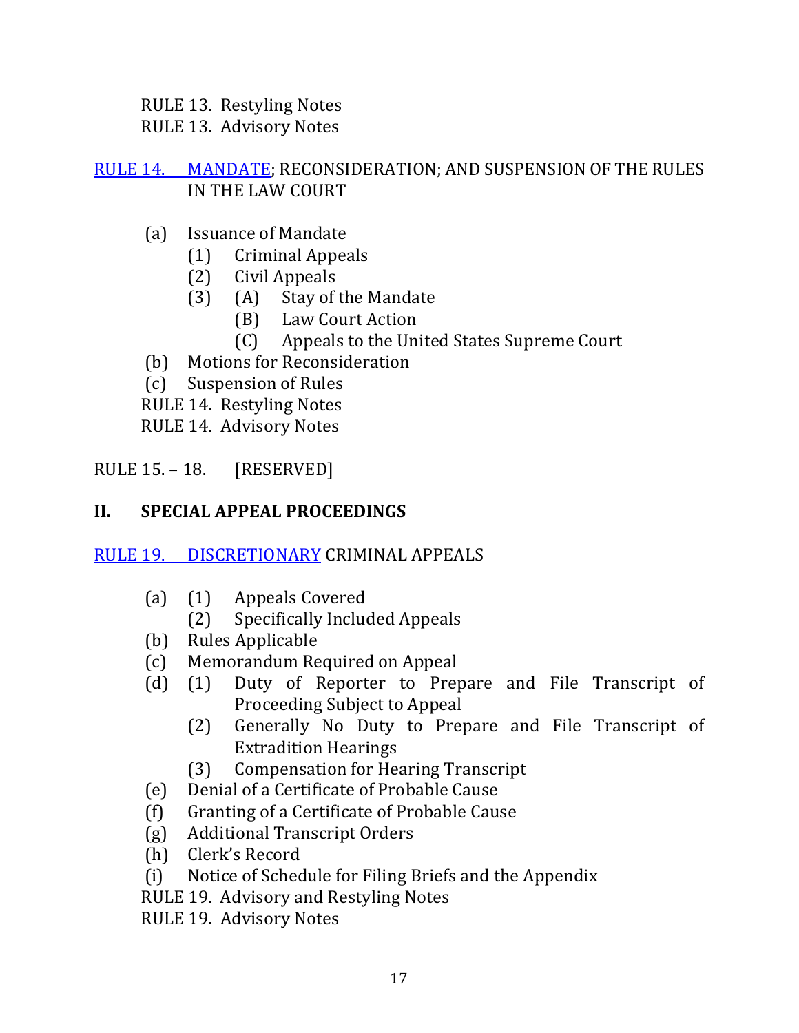RULE 13. Restyling Notes
RULE 13. Advisory Notes

RULE 14. MANDATE; RECONSIDERATION; AND SUSPENSION OF THE RULES IN THE LAW COURT

- (a) Issuance of Mandate
  - (1) Criminal Appeals
  - (2) Civil Appeals
  - (3) (A) Stay of the Mandate
    - (B) Law Court Action
    - (C) Appeals to the United States Supreme Court
- (b) Motions for Reconsideration
- (c) Suspension of Rules

RULE 14. Restyling Notes
RULE 14. Advisory Notes

RULE 15. – 18. [RESERVED]

## II. SPECIAL APPEAL PROCEEDINGS

RULE 19. DISCRETIONARY CRIMINAL APPEALS

- (a) (1) Appeals Covered
  - (2) Specifically Included Appeals
- (b) Rules Applicable
- (c) Memorandum Required on Appeal
- (d) (1) Duty of Reporter to Prepare and File Transcript of Proceeding Subject to Appeal
  - (2) Generally No Duty to Prepare and File Transcript of Extradition Hearings
  - (3) Compensation for Hearing Transcript
- (e) Denial of a Certificate of Probable Cause
- (f) Granting of a Certificate of Probable Cause
- (g) Additional Transcript Orders
- (h) Clerk's Record
- (i) Notice of Schedule for Filing Briefs and the Appendix

RULE 19. Advisory and Restyling Notes
RULE 19. Advisory Notes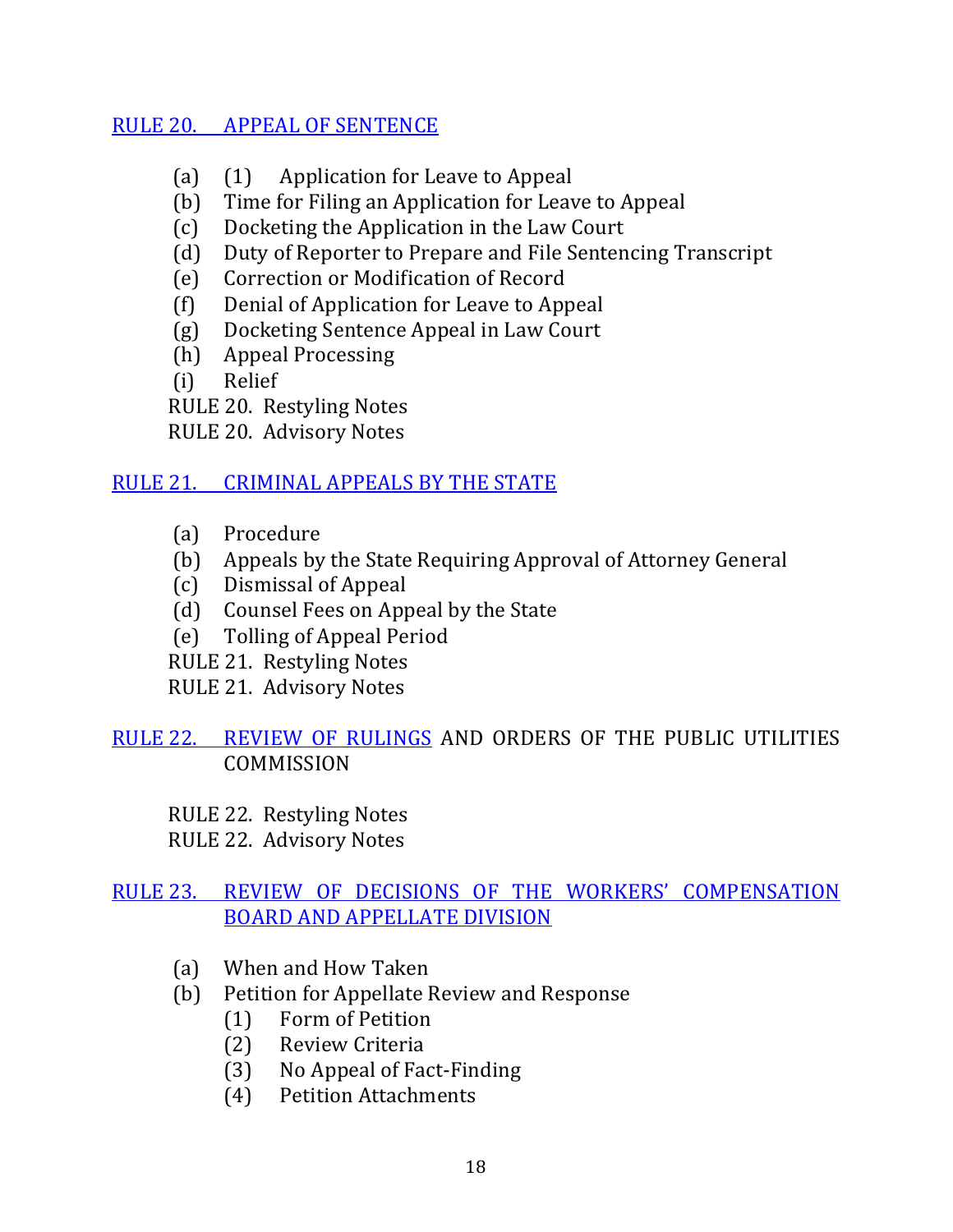[RULE 20. APPEAL OF SENTENCE]

- (a) (1) Application for Leave to Appeal
- (b) Time for Filing an Application for Leave to Appeal
- (c) Docketing the Application in the Law Court
- (d) Duty of Reporter to Prepare and File Sentencing Transcript
- (e) Correction or Modification of Record
- (f) Denial of Application for Leave to Appeal
- (g) Docketing Sentence Appeal in Law Court
- (h) Appeal Processing
- (i) Relief

RULE 20. Restyling Notes
RULE 20. Advisory Notes

[RULE 21. CRIMINAL APPEALS BY THE STATE]

- (a) Procedure
- (b) Appeals by the State Requiring Approval of Attorney General
- (c) Dismissal of Appeal
- (d) Counsel Fees on Appeal by the State
- (e) Tolling of Appeal Period

RULE 21. Restyling Notes
RULE 21. Advisory Notes

[RULE 22. REVIEW OF RULINGS] AND ORDERS OF THE PUBLIC UTILITIES COMMISSION

RULE 22. Restyling Notes
RULE 22. Advisory Notes

[RULE 23. REVIEW OF DECISIONS OF THE WORKERS' COMPENSATION BOARD AND APPELLATE DIVISION]

- (a) When and How Taken
- (b) Petition for Appellate Review and Response
  - (1) Form of Petition
  - (2) Review Criteria
  - (3) No Appeal of Fact-Finding
  - (4) Petition Attachments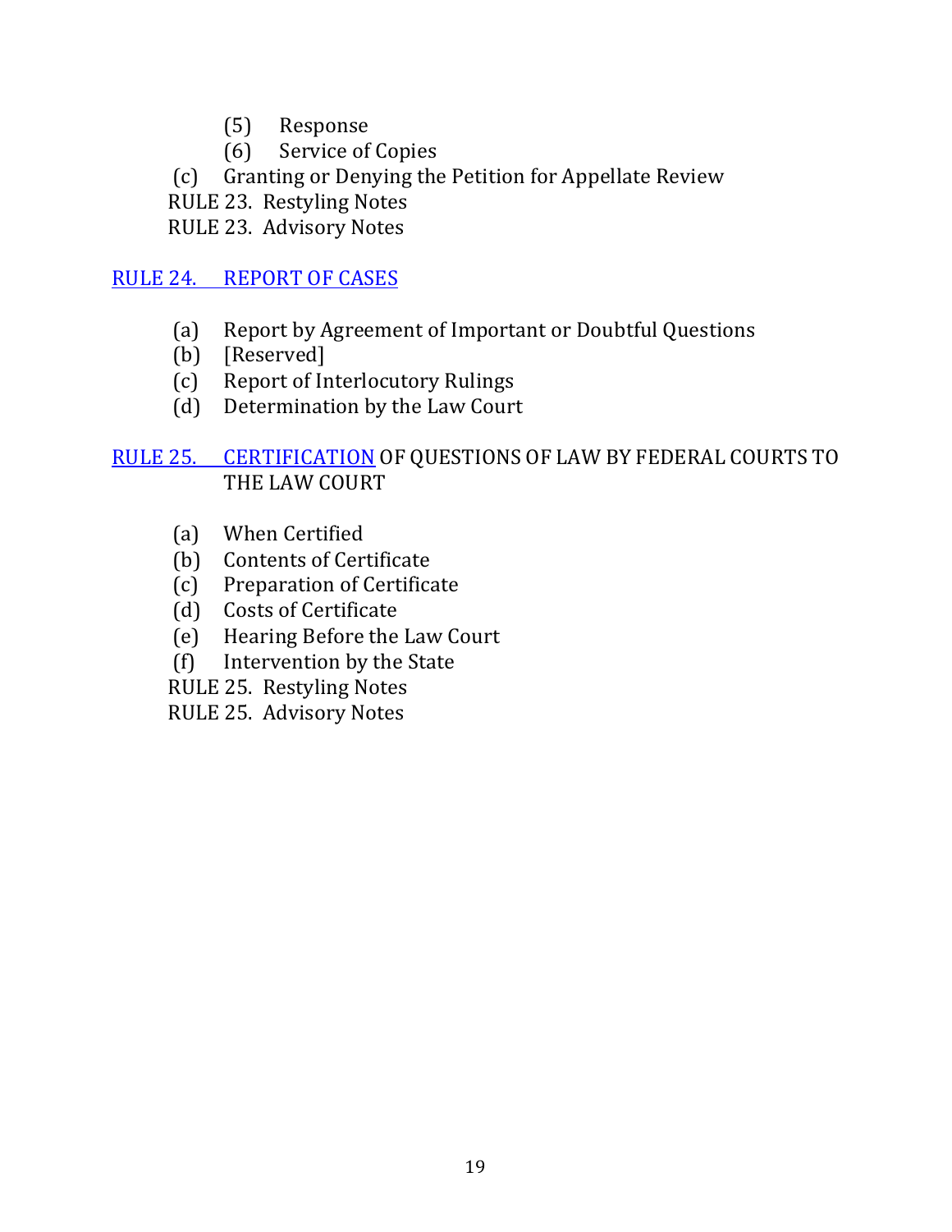(5) Response
(6) Service of Copies

(c) Granting or Denying the Petition for Appellate Review

RULE 23. Restyling Notes

RULE 23. Advisory Notes

## RULE 24. REPORT OF CASES

(a) Report by Agreement of Important or Doubtful Questions
(b) [Reserved]
(c) Report of Interlocutory Rulings
(d) Determination by the Law Court

## RULE 25. CERTIFICATION OF QUESTIONS OF LAW BY FEDERAL COURTS TO THE LAW COURT

(a) When Certified
(b) Contents of Certificate
(c) Preparation of Certificate
(d) Costs of Certificate
(e) Hearing Before the Law Court
(f) Intervention by the State

RULE 25. Restyling Notes

RULE 25. Advisory Notes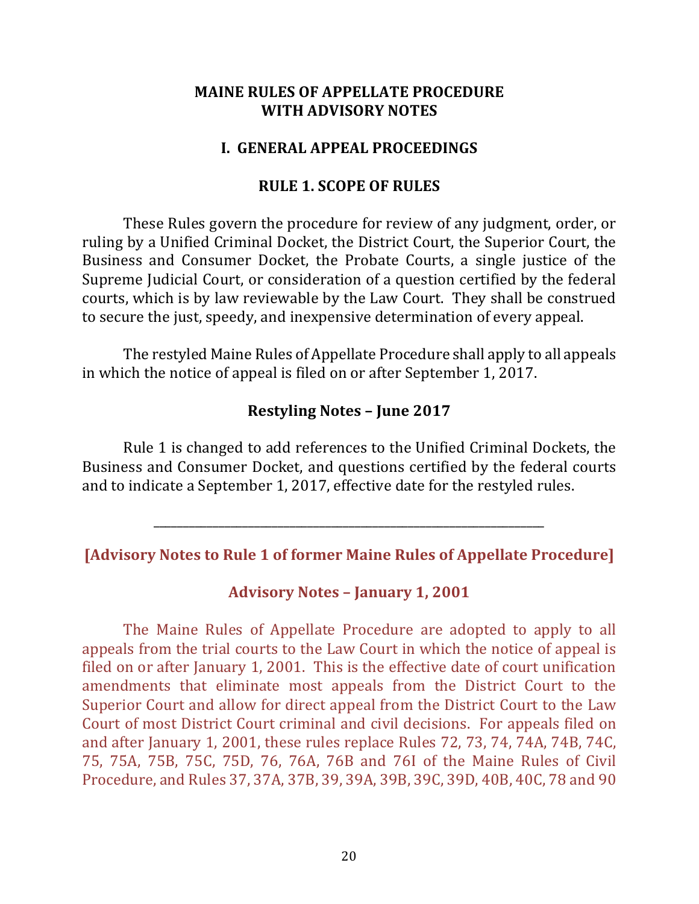# MAINE RULES OF APPELLATE PROCEDURE WITH ADVISORY NOTES

## I. GENERAL APPEAL PROCEEDINGS

### RULE 1. SCOPE OF RULES

These Rules govern the procedure for review of any judgment, order, or ruling by a Unified Criminal Docket, the District Court, the Superior Court, the Business and Consumer Docket, the Probate Courts, a single justice of the Supreme Judicial Court, or consideration of a question certified by the federal courts, which is by law reviewable by the Law Court. They shall be construed to secure the just, speedy, and inexpensive determination of every appeal.

The restyled Maine Rules of Appellate Procedure shall apply to all appeals in which the notice of appeal is filed on or after September 1, 2017.

#### Restyling Notes – June 2017

Rule 1 is changed to add references to the Unified Criminal Dockets, the Business and Consumer Docket, and questions certified by the federal courts and to indicate a September 1, 2017, effective date for the restyled rules.

---

#### [Advisory Notes to Rule 1 of former Maine Rules of Appellate Procedure]

#### Advisory Notes – January 1, 2001

The Maine Rules of Appellate Procedure are adopted to apply to all appeals from the trial courts to the Law Court in which the notice of appeal is filed on or after January 1, 2001. This is the effective date of court unification amendments that eliminate most appeals from the District Court to the Superior Court and allow for direct appeal from the District Court to the Law Court of most District Court criminal and civil decisions. For appeals filed on and after January 1, 2001, these rules replace Rules 72, 73, 74, 74A, 74B, 74C, 75, 75A, 75B, 75C, 75D, 76, 76A, 76B and 76I of the Maine Rules of Civil Procedure, and Rules 37, 37A, 37B, 39, 39A, 39B, 39C, 39D, 40B, 40C, 78 and 90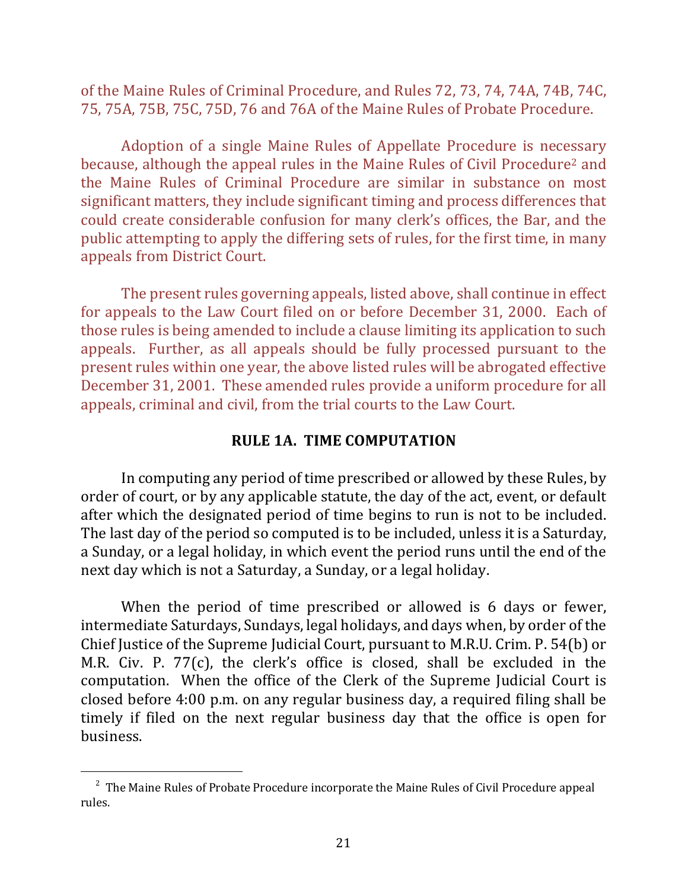of the Maine Rules of Criminal Procedure, and Rules 72, 73, 74, 74A, 74B, 74C, 75, 75A, 75B, 75C, 75D, 76 and 76A of the Maine Rules of Probate Procedure.

Adoption of a single Maine Rules of Appellate Procedure is necessary because, although the appeal rules in the Maine Rules of Civil Procedure[2] and the Maine Rules of Criminal Procedure are similar in substance on most significant matters, they include significant timing and process differences that could create considerable confusion for many clerk's offices, the Bar, and the public attempting to apply the differing sets of rules, for the first time, in many appeals from District Court.

The present rules governing appeals, listed above, shall continue in effect for appeals to the Law Court filed on or before December 31, 2000. Each of those rules is being amended to include a clause limiting its application to such appeals. Further, as all appeals should be fully processed pursuant to the present rules within one year, the above listed rules will be abrogated effective December 31, 2001. These amended rules provide a uniform procedure for all appeals, criminal and civil, from the trial courts to the Law Court.

## RULE 1A. TIME COMPUTATION

In computing any period of time prescribed or allowed by these Rules, by order of court, or by any applicable statute, the day of the act, event, or default after which the designated period of time begins to run is not to be included. The last day of the period so computed is to be included, unless it is a Saturday, a Sunday, or a legal holiday, in which event the period runs until the end of the next day which is not a Saturday, a Sunday, or a legal holiday.

When the period of time prescribed or allowed is 6 days or fewer, intermediate Saturdays, Sundays, legal holidays, and days when, by order of the Chief Justice of the Supreme Judicial Court, pursuant to M.R.U. Crim. P. 54(b) or M.R. Civ. P. 77(c), the clerk's office is closed, shall be excluded in the computation. When the office of the Clerk of the Supreme Judicial Court is closed before 4:00 p.m. on any regular business day, a required filing shall be timely if filed on the next regular business day that the office is open for business.

[2] The Maine Rules of Probate Procedure incorporate the Maine Rules of Civil Procedure appeal rules.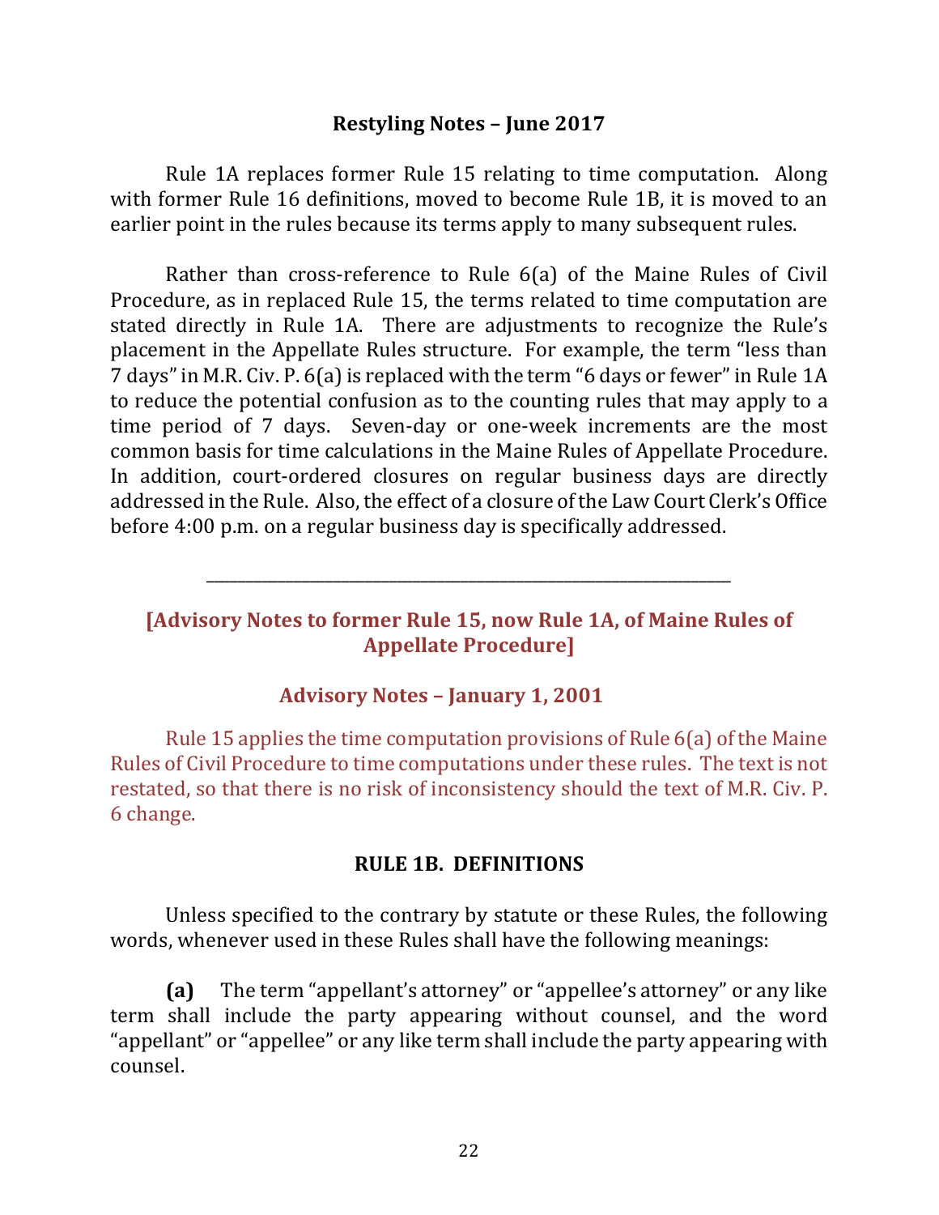### Restyling Notes – June 2017

Rule 1A replaces former Rule 15 relating to time computation. Along with former Rule 16 definitions, moved to become Rule 1B, it is moved to an earlier point in the rules because its terms apply to many subsequent rules.

Rather than cross-reference to Rule 6(a) of the Maine Rules of Civil Procedure, as in replaced Rule 15, the terms related to time computation are stated directly in Rule 1A. There are adjustments to recognize the Rule's placement in the Appellate Rules structure. For example, the term "less than 7 days" in M.R. Civ. P. 6(a) is replaced with the term "6 days or fewer" in Rule 1A to reduce the potential confusion as to the counting rules that may apply to a time period of 7 days. Seven-day or one-week increments are the most common basis for time calculations in the Maine Rules of Appellate Procedure. In addition, court-ordered closures on regular business days are directly addressed in the Rule. Also, the effect of a closure of the Law Court Clerk's Office before 4:00 p.m. on a regular business day is specifically addressed.

---

### [Advisory Notes to former Rule 15, now Rule 1A, of Maine Rules of Appellate Procedure]

### Advisory Notes – January 1, 2001

Rule 15 applies the time computation provisions of Rule 6(a) of the Maine Rules of Civil Procedure to time computations under these rules. The text is not restated, so that there is no risk of inconsistency should the text of M.R. Civ. P. 6 change.

## RULE 1B. DEFINITIONS

Unless specified to the contrary by statute or these Rules, the following words, whenever used in these Rules shall have the following meanings:

**(a)** The term "appellant's attorney" or "appellee's attorney" or any like term shall include the party appearing without counsel, and the word "appellant" or "appellee" or any like term shall include the party appearing with counsel.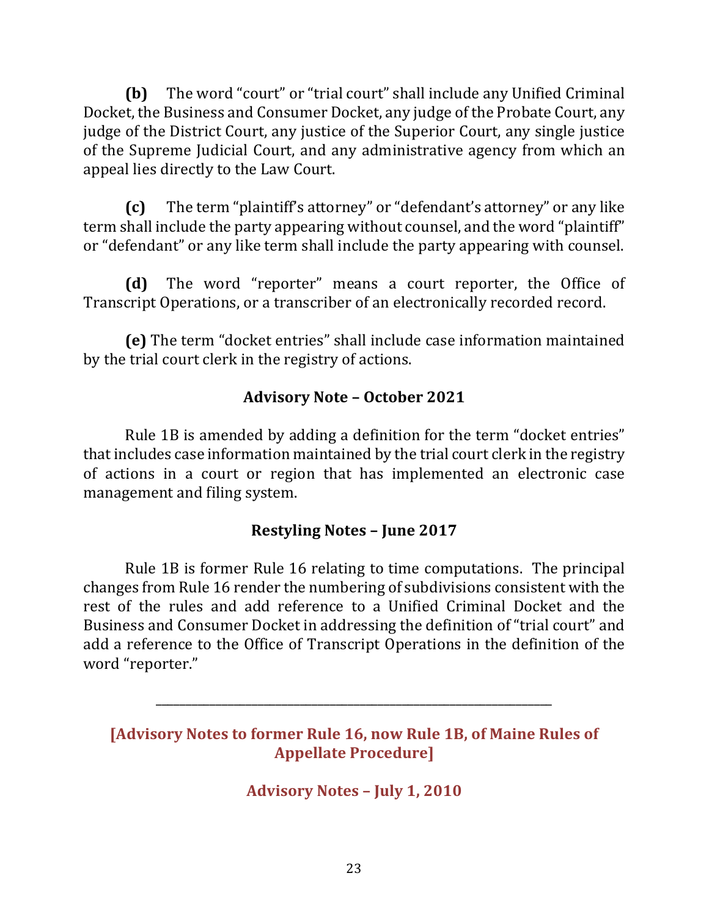**(b)** The word "court" or "trial court" shall include any Unified Criminal Docket, the Business and Consumer Docket, any judge of the Probate Court, any judge of the District Court, any justice of the Superior Court, any single justice of the Supreme Judicial Court, and any administrative agency from which an appeal lies directly to the Law Court.

**(c)** The term "plaintiff's attorney" or "defendant's attorney" or any like term shall include the party appearing without counsel, and the word "plaintiff" or "defendant" or any like term shall include the party appearing with counsel.

**(d)** The word "reporter" means a court reporter, the Office of Transcript Operations, or a transcriber of an electronically recorded record.

**(e)** The term "docket entries" shall include case information maintained by the trial court clerk in the registry of actions.

### Advisory Note – October 2021

Rule 1B is amended by adding a definition for the term "docket entries" that includes case information maintained by the trial court clerk in the registry of actions in a court or region that has implemented an electronic case management and filing system.

### Restyling Notes – June 2017

Rule 1B is former Rule 16 relating to time computations. The principal changes from Rule 16 render the numbering of subdivisions consistent with the rest of the rules and add reference to a Unified Criminal Docket and the Business and Consumer Docket in addressing the definition of "trial court" and add a reference to the Office of Transcript Operations in the definition of the word "reporter."

---

### [Advisory Notes to former Rule 16, now Rule 1B, of Maine Rules of Appellate Procedure]

### Advisory Notes – July 1, 2010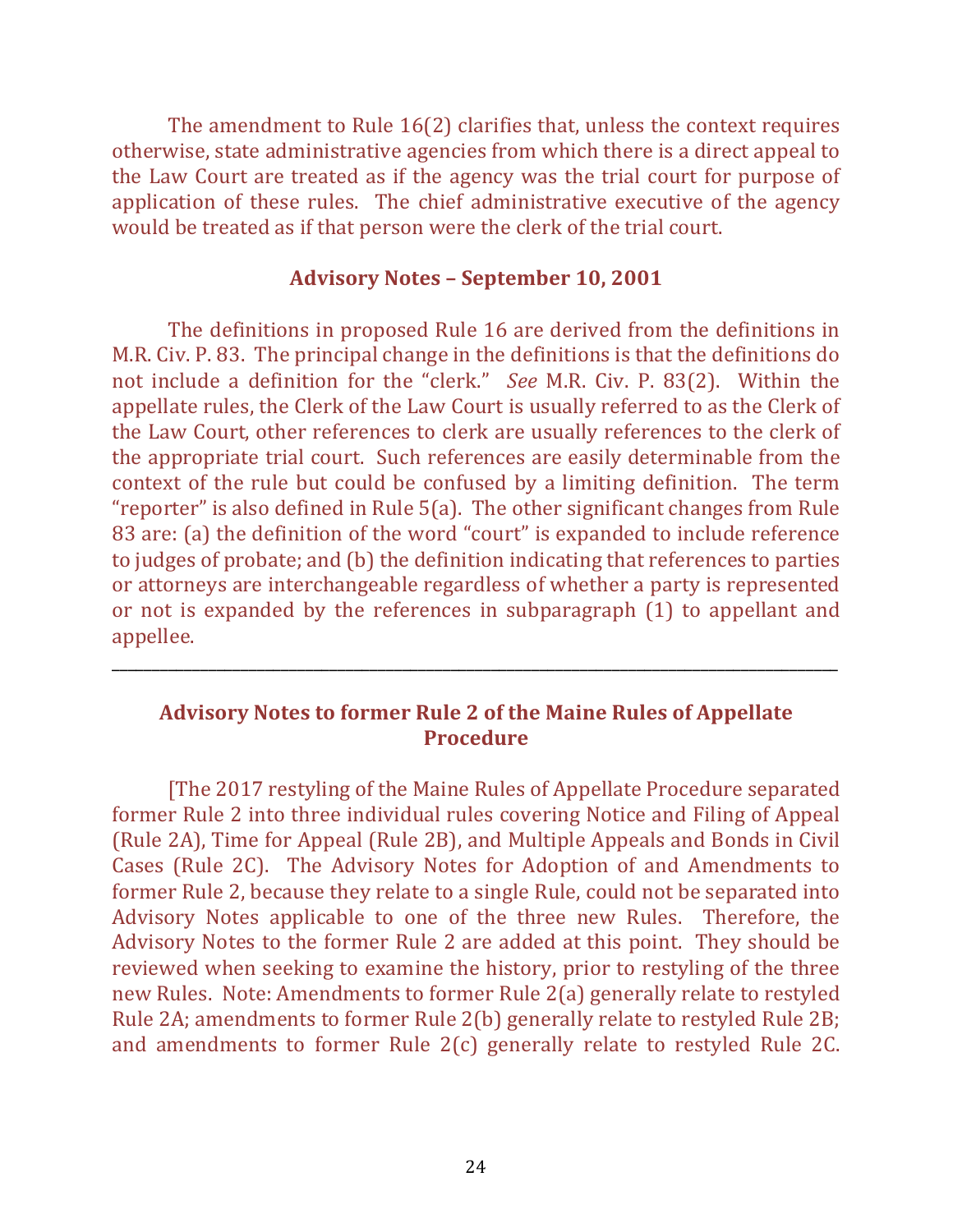The amendment to Rule 16(2) clarifies that, unless the context requires otherwise, state administrative agencies from which there is a direct appeal to the Law Court are treated as if the agency was the trial court for purpose of application of these rules. The chief administrative executive of the agency would be treated as if that person were the clerk of the trial court.

### Advisory Notes – September 10, 2001

The definitions in proposed Rule 16 are derived from the definitions in M.R. Civ. P. 83. The principal change in the definitions is that the definitions do not include a definition for the "clerk." *See* M.R. Civ. P. 83(2). Within the appellate rules, the Clerk of the Law Court is usually referred to as the Clerk of the Law Court, other references to clerk are usually references to the clerk of the appropriate trial court. Such references are easily determinable from the context of the rule but could be confused by a limiting definition. The term "reporter" is also defined in Rule 5(a). The other significant changes from Rule 83 are: (a) the definition of the word "court" is expanded to include reference to judges of probate; and (b) the definition indicating that references to parties or attorneys are interchangeable regardless of whether a party is represented or not is expanded by the references in subparagraph (1) to appellant and appellee.

---

## Advisory Notes to former Rule 2 of the Maine Rules of Appellate Procedure

[The 2017 restyling of the Maine Rules of Appellate Procedure separated former Rule 2 into three individual rules covering Notice and Filing of Appeal (Rule 2A), Time for Appeal (Rule 2B), and Multiple Appeals and Bonds in Civil Cases (Rule 2C). The Advisory Notes for Adoption of and Amendments to former Rule 2, because they relate to a single Rule, could not be separated into Advisory Notes applicable to one of the three new Rules. Therefore, the Advisory Notes to the former Rule 2 are added at this point. They should be reviewed when seeking to examine the history, prior to restyling of the three new Rules. Note: Amendments to former Rule 2(a) generally relate to restyled Rule 2A; amendments to former Rule 2(b) generally relate to restyled Rule 2B; and amendments to former Rule 2(c) generally relate to restyled Rule 2C.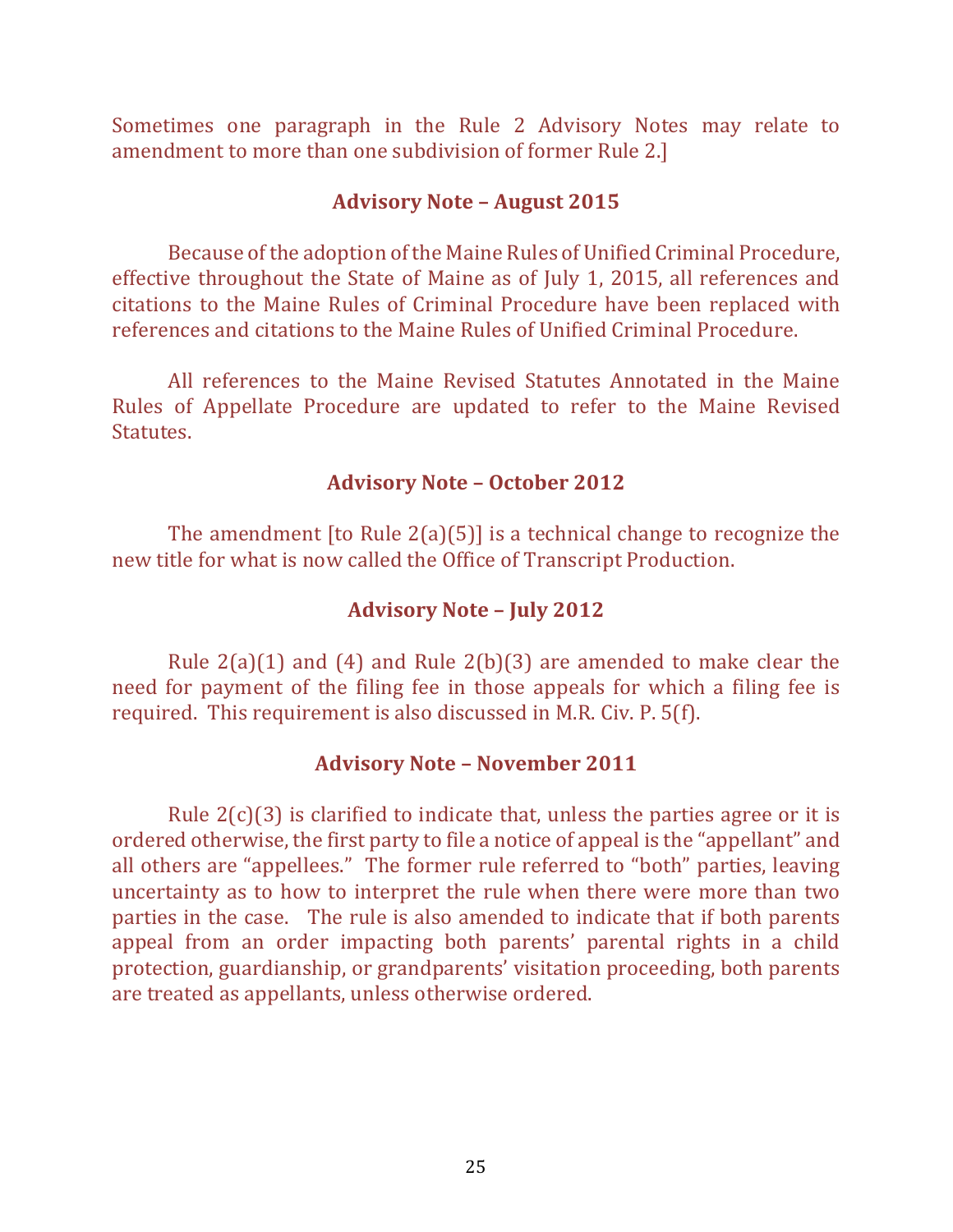Sometimes one paragraph in the Rule 2 Advisory Notes may relate to amendment to more than one subdivision of former Rule 2.]

### Advisory Note – August 2015

Because of the adoption of the Maine Rules of Unified Criminal Procedure, effective throughout the State of Maine as of July 1, 2015, all references and citations to the Maine Rules of Criminal Procedure have been replaced with references and citations to the Maine Rules of Unified Criminal Procedure.

All references to the Maine Revised Statutes Annotated in the Maine Rules of Appellate Procedure are updated to refer to the Maine Revised Statutes.

### Advisory Note – October 2012

The amendment [to Rule 2(a)(5)] is a technical change to recognize the new title for what is now called the Office of Transcript Production.

### Advisory Note – July 2012

Rule 2(a)(1) and (4) and Rule 2(b)(3) are amended to make clear the need for payment of the filing fee in those appeals for which a filing fee is required. This requirement is also discussed in M.R. Civ. P. 5(f).

### Advisory Note – November 2011

Rule 2(c)(3) is clarified to indicate that, unless the parties agree or it is ordered otherwise, the first party to file a notice of appeal is the "appellant" and all others are "appellees." The former rule referred to "both" parties, leaving uncertainty as to how to interpret the rule when there were more than two parties in the case. The rule is also amended to indicate that if both parents appeal from an order impacting both parents' parental rights in a child protection, guardianship, or grandparents' visitation proceeding, both parents are treated as appellants, unless otherwise ordered.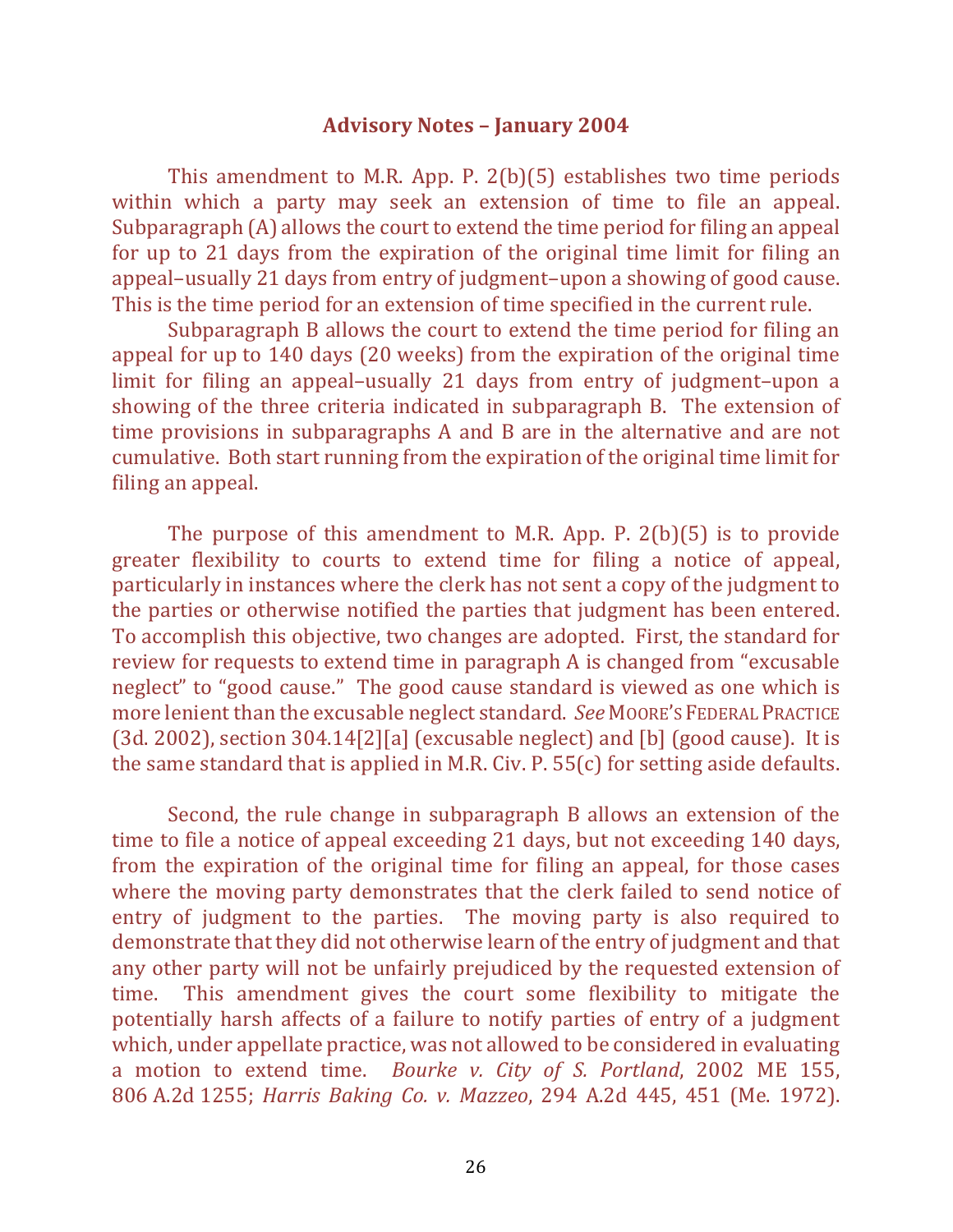**Advisory Notes – January 2004**

This amendment to M.R. App. P. 2(b)(5) establishes two time periods within which a party may seek an extension of time to file an appeal. Subparagraph (A) allows the court to extend the time period for filing an appeal for up to 21 days from the expiration of the original time limit for filing an appeal–usually 21 days from entry of judgment–upon a showing of good cause. This is the time period for an extension of time specified in the current rule.

Subparagraph B allows the court to extend the time period for filing an appeal for up to 140 days (20 weeks) from the expiration of the original time limit for filing an appeal–usually 21 days from entry of judgment–upon a showing of the three criteria indicated in subparagraph B. The extension of time provisions in subparagraphs A and B are in the alternative and are not cumulative. Both start running from the expiration of the original time limit for filing an appeal.

The purpose of this amendment to M.R. App. P. 2(b)(5) is to provide greater flexibility to courts to extend time for filing a notice of appeal, particularly in instances where the clerk has not sent a copy of the judgment to the parties or otherwise notified the parties that judgment has been entered. To accomplish this objective, two changes are adopted. First, the standard for review for requests to extend time in paragraph A is changed from "excusable neglect" to "good cause." The good cause standard is viewed as one which is more lenient than the excusable neglect standard. *See* MOORE'S FEDERAL PRACTICE (3d. 2002), section 304.14[2][a] (excusable neglect) and [b] (good cause). It is the same standard that is applied in M.R. Civ. P. 55(c) for setting aside defaults.

Second, the rule change in subparagraph B allows an extension of the time to file a notice of appeal exceeding 21 days, but not exceeding 140 days, from the expiration of the original time for filing an appeal, for those cases where the moving party demonstrates that the clerk failed to send notice of entry of judgment to the parties. The moving party is also required to demonstrate that they did not otherwise learn of the entry of judgment and that any other party will not be unfairly prejudiced by the requested extension of time. This amendment gives the court some flexibility to mitigate the potentially harsh affects of a failure to notify parties of entry of a judgment which, under appellate practice, was not allowed to be considered in evaluating a motion to extend time. *Bourke v. City of S. Portland*, 2002 ME 155, 806 A.2d 1255; *Harris Baking Co. v. Mazzeo*, 294 A.2d 445, 451 (Me. 1972).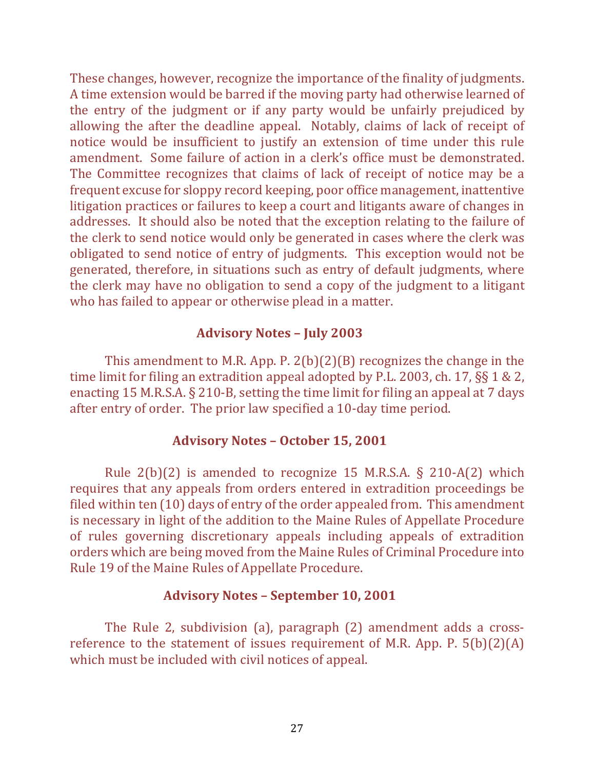These changes, however, recognize the importance of the finality of judgments. A time extension would be barred if the moving party had otherwise learned of the entry of the judgment or if any party would be unfairly prejudiced by allowing the after the deadline appeal. Notably, claims of lack of receipt of notice would be insufficient to justify an extension of time under this rule amendment. Some failure of action in a clerk's office must be demonstrated. The Committee recognizes that claims of lack of receipt of notice may be a frequent excuse for sloppy record keeping, poor office management, inattentive litigation practices or failures to keep a court and litigants aware of changes in addresses. It should also be noted that the exception relating to the failure of the clerk to send notice would only be generated in cases where the clerk was obligated to send notice of entry of judgments. This exception would not be generated, therefore, in situations such as entry of default judgments, where the clerk may have no obligation to send a copy of the judgment to a litigant who has failed to appear or otherwise plead in a matter.

### Advisory Notes – July 2003

This amendment to M.R. App. P. 2(b)(2)(B) recognizes the change in the time limit for filing an extradition appeal adopted by P.L. 2003, ch. 17, §§ 1 & 2, enacting 15 M.R.S.A. § 210-B, setting the time limit for filing an appeal at 7 days after entry of order. The prior law specified a 10-day time period.

### Advisory Notes – October 15, 2001

Rule 2(b)(2) is amended to recognize 15 M.R.S.A. § 210-A(2) which requires that any appeals from orders entered in extradition proceedings be filed within ten (10) days of entry of the order appealed from. This amendment is necessary in light of the addition to the Maine Rules of Appellate Procedure of rules governing discretionary appeals including appeals of extradition orders which are being moved from the Maine Rules of Criminal Procedure into Rule 19 of the Maine Rules of Appellate Procedure.

### Advisory Notes – September 10, 2001

The Rule 2, subdivision (a), paragraph (2) amendment adds a cross-reference to the statement of issues requirement of M.R. App. P. 5(b)(2)(A) which must be included with civil notices of appeal.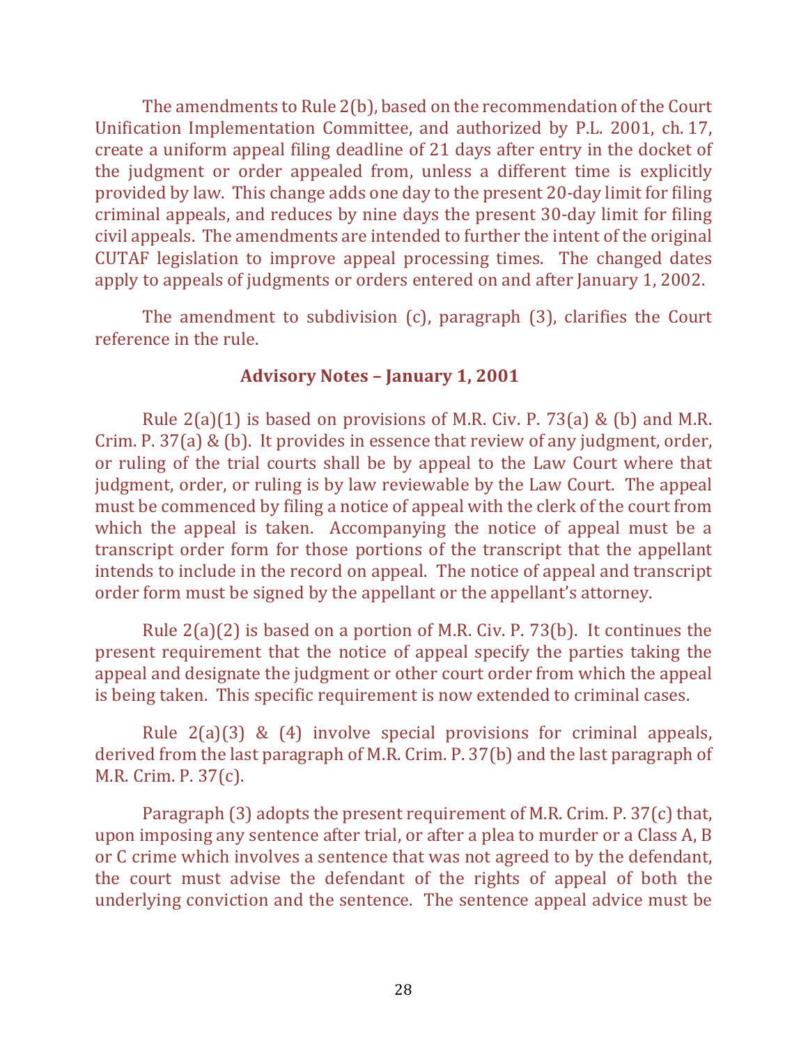The amendments to Rule 2(b), based on the recommendation of the Court Unification Implementation Committee, and authorized by P.L. 2001, ch. 17, create a uniform appeal filing deadline of 21 days after entry in the docket of the judgment or order appealed from, unless a different time is explicitly provided by law. This change adds one day to the present 20-day limit for filing criminal appeals, and reduces by nine days the present 30-day limit for filing civil appeals. The amendments are intended to further the intent of the original CUTAF legislation to improve appeal processing times. The changed dates apply to appeals of judgments or orders entered on and after January 1, 2002.

The amendment to subdivision (c), paragraph (3), clarifies the Court reference in the rule.

### Advisory Notes – January 1, 2001

Rule 2(a)(1) is based on provisions of M.R. Civ. P. 73(a) & (b) and M.R. Crim. P. 37(a) & (b). It provides in essence that review of any judgment, order, or ruling of the trial courts shall be by appeal to the Law Court where that judgment, order, or ruling is by law reviewable by the Law Court. The appeal must be commenced by filing a notice of appeal with the clerk of the court from which the appeal is taken. Accompanying the notice of appeal must be a transcript order form for those portions of the transcript that the appellant intends to include in the record on appeal. The notice of appeal and transcript order form must be signed by the appellant or the appellant's attorney.

Rule 2(a)(2) is based on a portion of M.R. Civ. P. 73(b). It continues the present requirement that the notice of appeal specify the parties taking the appeal and designate the judgment or other court order from which the appeal is being taken. This specific requirement is now extended to criminal cases.

Rule 2(a)(3) & (4) involve special provisions for criminal appeals, derived from the last paragraph of M.R. Crim. P. 37(b) and the last paragraph of M.R. Crim. P. 37(c).

Paragraph (3) adopts the present requirement of M.R. Crim. P. 37(c) that, upon imposing any sentence after trial, or after a plea to murder or a Class A, B or C crime which involves a sentence that was not agreed to by the defendant, the court must advise the defendant of the rights of appeal of both the underlying conviction and the sentence. The sentence appeal advice must be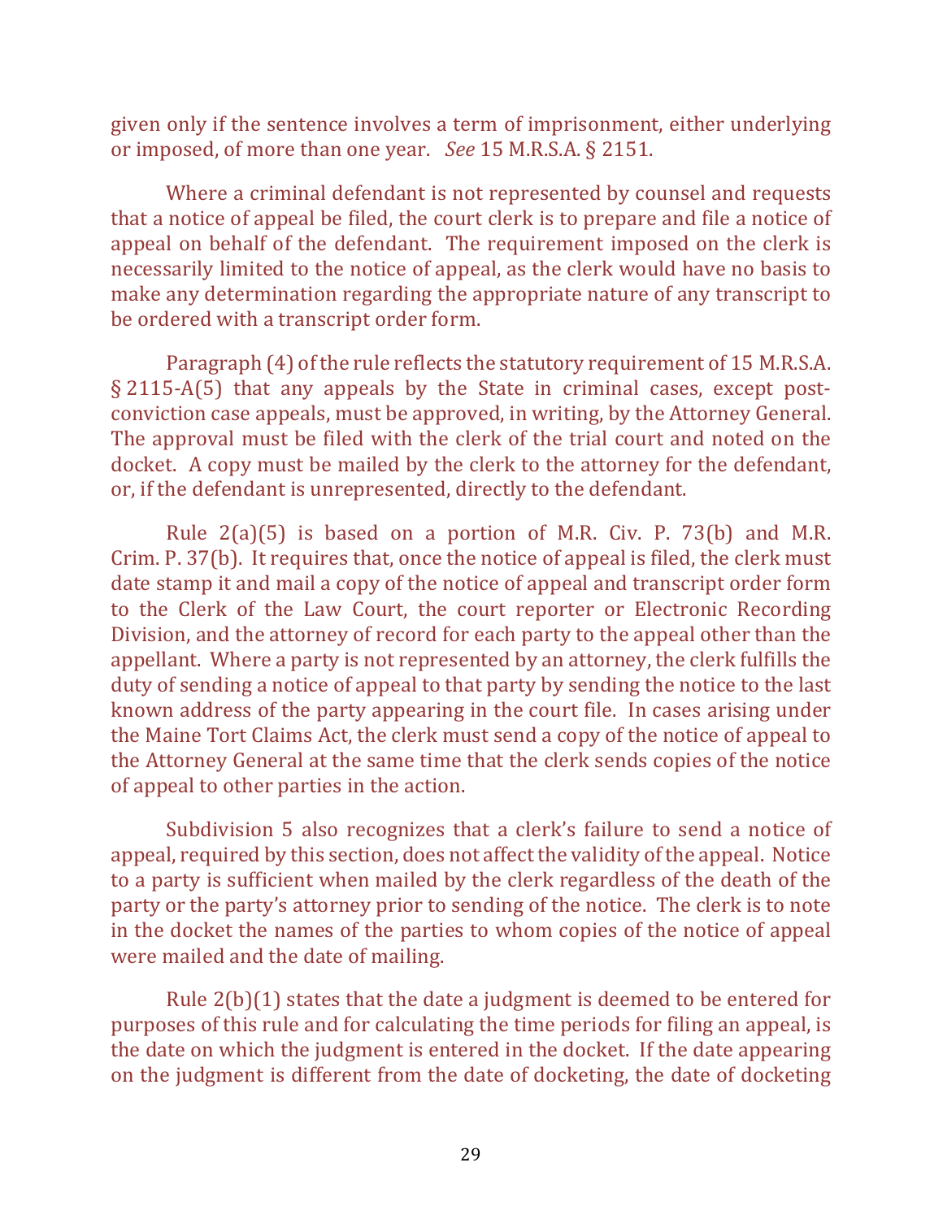given only if the sentence involves a term of imprisonment, either underlying or imposed, of more than one year. *See* 15 M.R.S.A. § 2151.

Where a criminal defendant is not represented by counsel and requests that a notice of appeal be filed, the court clerk is to prepare and file a notice of appeal on behalf of the defendant. The requirement imposed on the clerk is necessarily limited to the notice of appeal, as the clerk would have no basis to make any determination regarding the appropriate nature of any transcript to be ordered with a transcript order form.

Paragraph (4) of the rule reflects the statutory requirement of 15 M.R.S.A. § 2115-A(5) that any appeals by the State in criminal cases, except post-conviction case appeals, must be approved, in writing, by the Attorney General. The approval must be filed with the clerk of the trial court and noted on the docket. A copy must be mailed by the clerk to the attorney for the defendant, or, if the defendant is unrepresented, directly to the defendant.

Rule 2(a)(5) is based on a portion of M.R. Civ. P. 73(b) and M.R. Crim. P. 37(b). It requires that, once the notice of appeal is filed, the clerk must date stamp it and mail a copy of the notice of appeal and transcript order form to the Clerk of the Law Court, the court reporter or Electronic Recording Division, and the attorney of record for each party to the appeal other than the appellant. Where a party is not represented by an attorney, the clerk fulfills the duty of sending a notice of appeal to that party by sending the notice to the last known address of the party appearing in the court file. In cases arising under the Maine Tort Claims Act, the clerk must send a copy of the notice of appeal to the Attorney General at the same time that the clerk sends copies of the notice of appeal to other parties in the action.

Subdivision 5 also recognizes that a clerk's failure to send a notice of appeal, required by this section, does not affect the validity of the appeal. Notice to a party is sufficient when mailed by the clerk regardless of the death of the party or the party's attorney prior to sending of the notice. The clerk is to note in the docket the names of the parties to whom copies of the notice of appeal were mailed and the date of mailing.

Rule 2(b)(1) states that the date a judgment is deemed to be entered for purposes of this rule and for calculating the time periods for filing an appeal, is the date on which the judgment is entered in the docket. If the date appearing on the judgment is different from the date of docketing, the date of docketing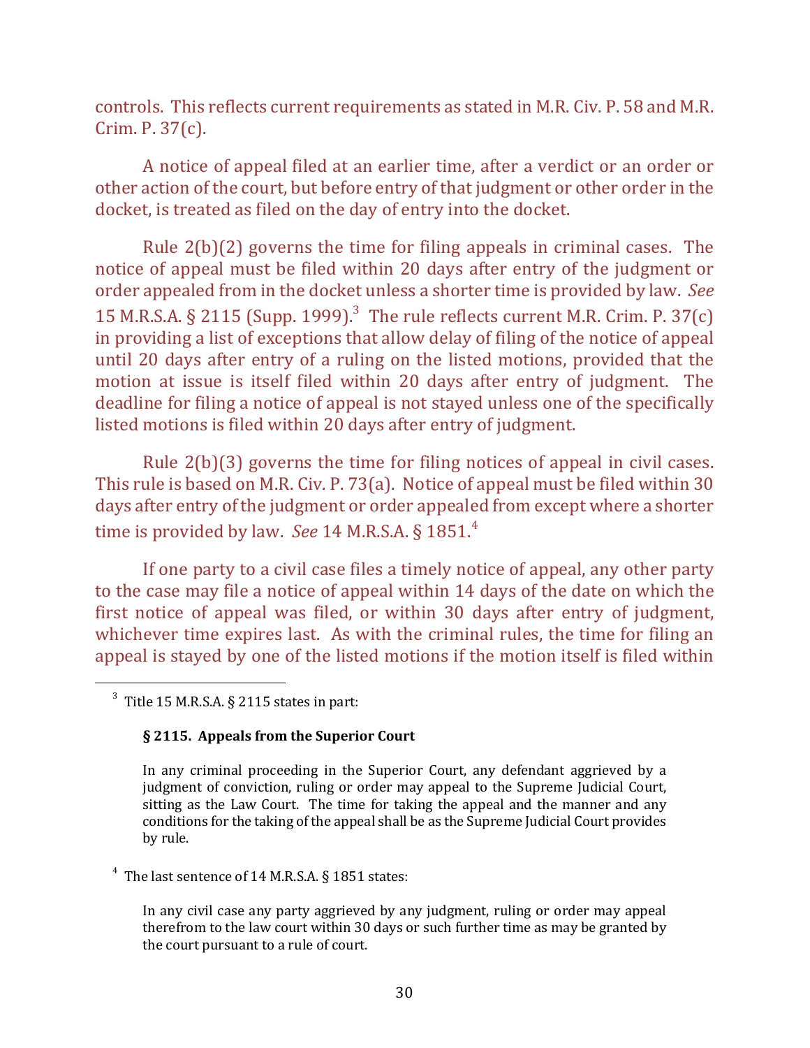controls. This reflects current requirements as stated in M.R. Civ. P. 58 and M.R. Crim. P. 37(c).

A notice of appeal filed at an earlier time, after a verdict or an order or other action of the court, but before entry of that judgment or other order in the docket, is treated as filed on the day of entry into the docket.

Rule 2(b)(2) governs the time for filing appeals in criminal cases. The notice of appeal must be filed within 20 days after entry of the judgment or order appealed from in the docket unless a shorter time is provided by law. *See* 15 M.R.S.A. § 2115 (Supp. 1999).[3] The rule reflects current M.R. Crim. P. 37(c) in providing a list of exceptions that allow delay of filing of the notice of appeal until 20 days after entry of a ruling on the listed motions, provided that the motion at issue is itself filed within 20 days after entry of judgment. The deadline for filing a notice of appeal is not stayed unless one of the specifically listed motions is filed within 20 days after entry of judgment.

Rule 2(b)(3) governs the time for filing notices of appeal in civil cases. This rule is based on M.R. Civ. P. 73(a). Notice of appeal must be filed within 30 days after entry of the judgment or order appealed from except where a shorter time is provided by law. *See* 14 M.R.S.A. § 1851.[4]

If one party to a civil case files a timely notice of appeal, any other party to the case may file a notice of appeal within 14 days of the date on which the first notice of appeal was filed, or within 30 days after entry of judgment, whichever time expires last. As with the criminal rules, the time for filing an appeal is stayed by one of the listed motions if the motion itself is filed within

---

[3] Title 15 M.R.S.A. § 2115 states in part:

> **§ 2115. Appeals from the Superior Court**
>
> In any criminal proceeding in the Superior Court, any defendant aggrieved by a judgment of conviction, ruling or order may appeal to the Supreme Judicial Court, sitting as the Law Court. The time for taking the appeal and the manner and any conditions for the taking of the appeal shall be as the Supreme Judicial Court provides by rule.

[4] The last sentence of 14 M.R.S.A. § 1851 states:

> In any civil case any party aggrieved by any judgment, ruling or order may appeal therefrom to the law court within 30 days or such further time as may be granted by the court pursuant to a rule of court.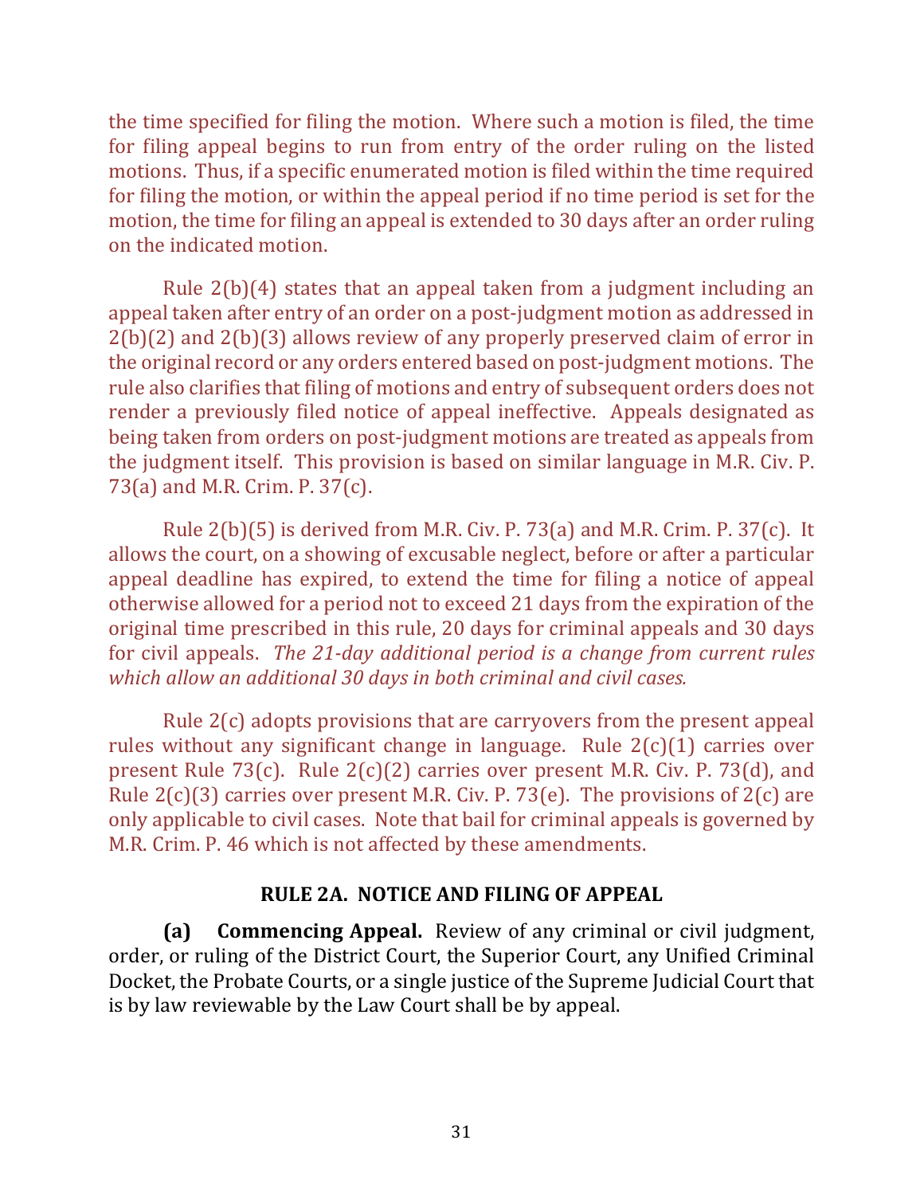the time specified for filing the motion. Where such a motion is filed, the time for filing appeal begins to run from entry of the order ruling on the listed motions. Thus, if a specific enumerated motion is filed within the time required for filing the motion, or within the appeal period if no time period is set for the motion, the time for filing an appeal is extended to 30 days after an order ruling on the indicated motion.

Rule 2(b)(4) states that an appeal taken from a judgment including an appeal taken after entry of an order on a post-judgment motion as addressed in 2(b)(2) and 2(b)(3) allows review of any properly preserved claim of error in the original record or any orders entered based on post-judgment motions. The rule also clarifies that filing of motions and entry of subsequent orders does not render a previously filed notice of appeal ineffective. Appeals designated as being taken from orders on post-judgment motions are treated as appeals from the judgment itself. This provision is based on similar language in M.R. Civ. P. 73(a) and M.R. Crim. P. 37(c).

Rule 2(b)(5) is derived from M.R. Civ. P. 73(a) and M.R. Crim. P. 37(c). It allows the court, on a showing of excusable neglect, before or after a particular appeal deadline has expired, to extend the time for filing a notice of appeal otherwise allowed for a period not to exceed 21 days from the expiration of the original time prescribed in this rule, 20 days for criminal appeals and 30 days for civil appeals. *The 21-day additional period is a change from current rules which allow an additional 30 days in both criminal and civil cases.*

Rule 2(c) adopts provisions that are carryovers from the present appeal rules without any significant change in language. Rule 2(c)(1) carries over present Rule 73(c). Rule 2(c)(2) carries over present M.R. Civ. P. 73(d), and Rule 2(c)(3) carries over present M.R. Civ. P. 73(e). The provisions of 2(c) are only applicable to civil cases. Note that bail for criminal appeals is governed by M.R. Crim. P. 46 which is not affected by these amendments.

## RULE 2A. NOTICE AND FILING OF APPEAL

**(a) Commencing Appeal.** Review of any criminal or civil judgment, order, or ruling of the District Court, the Superior Court, any Unified Criminal Docket, the Probate Courts, or a single justice of the Supreme Judicial Court that is by law reviewable by the Law Court shall be by appeal.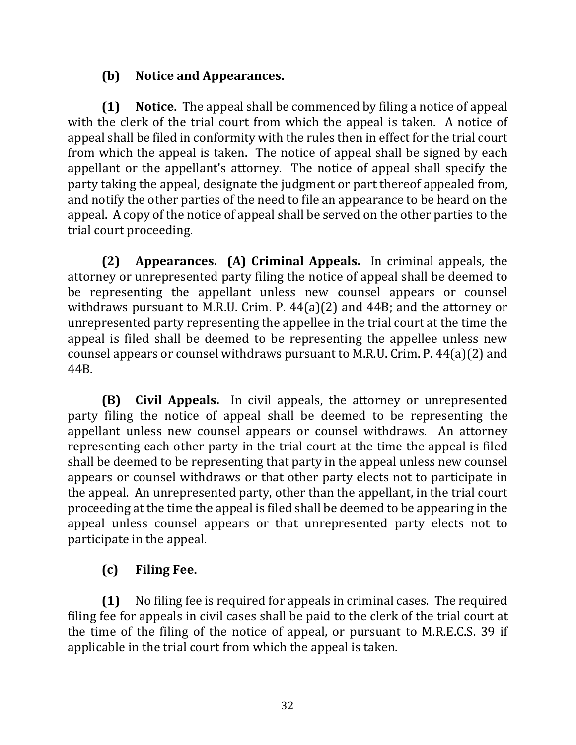**(b) Notice and Appearances.**

**(1) Notice.** The appeal shall be commenced by filing a notice of appeal with the clerk of the trial court from which the appeal is taken. A notice of appeal shall be filed in conformity with the rules then in effect for the trial court from which the appeal is taken. The notice of appeal shall be signed by each appellant or the appellant's attorney. The notice of appeal shall specify the party taking the appeal, designate the judgment or part thereof appealed from, and notify the other parties of the need to file an appearance to be heard on the appeal. A copy of the notice of appeal shall be served on the other parties to the trial court proceeding.

**(2) Appearances. (A) Criminal Appeals.** In criminal appeals, the attorney or unrepresented party filing the notice of appeal shall be deemed to be representing the appellant unless new counsel appears or counsel withdraws pursuant to M.R.U. Crim. P. 44(a)(2) and 44B; and the attorney or unrepresented party representing the appellee in the trial court at the time the appeal is filed shall be deemed to be representing the appellee unless new counsel appears or counsel withdraws pursuant to M.R.U. Crim. P. 44(a)(2) and 44B.

**(B) Civil Appeals.** In civil appeals, the attorney or unrepresented party filing the notice of appeal shall be deemed to be representing the appellant unless new counsel appears or counsel withdraws. An attorney representing each other party in the trial court at the time the appeal is filed shall be deemed to be representing that party in the appeal unless new counsel appears or counsel withdraws or that other party elects not to participate in the appeal. An unrepresented party, other than the appellant, in the trial court proceeding at the time the appeal is filed shall be deemed to be appearing in the appeal unless counsel appears or that unrepresented party elects not to participate in the appeal.

**(c) Filing Fee.**

**(1)** No filing fee is required for appeals in criminal cases. The required filing fee for appeals in civil cases shall be paid to the clerk of the trial court at the time of the filing of the notice of appeal, or pursuant to M.R.E.C.S. 39 if applicable in the trial court from which the appeal is taken.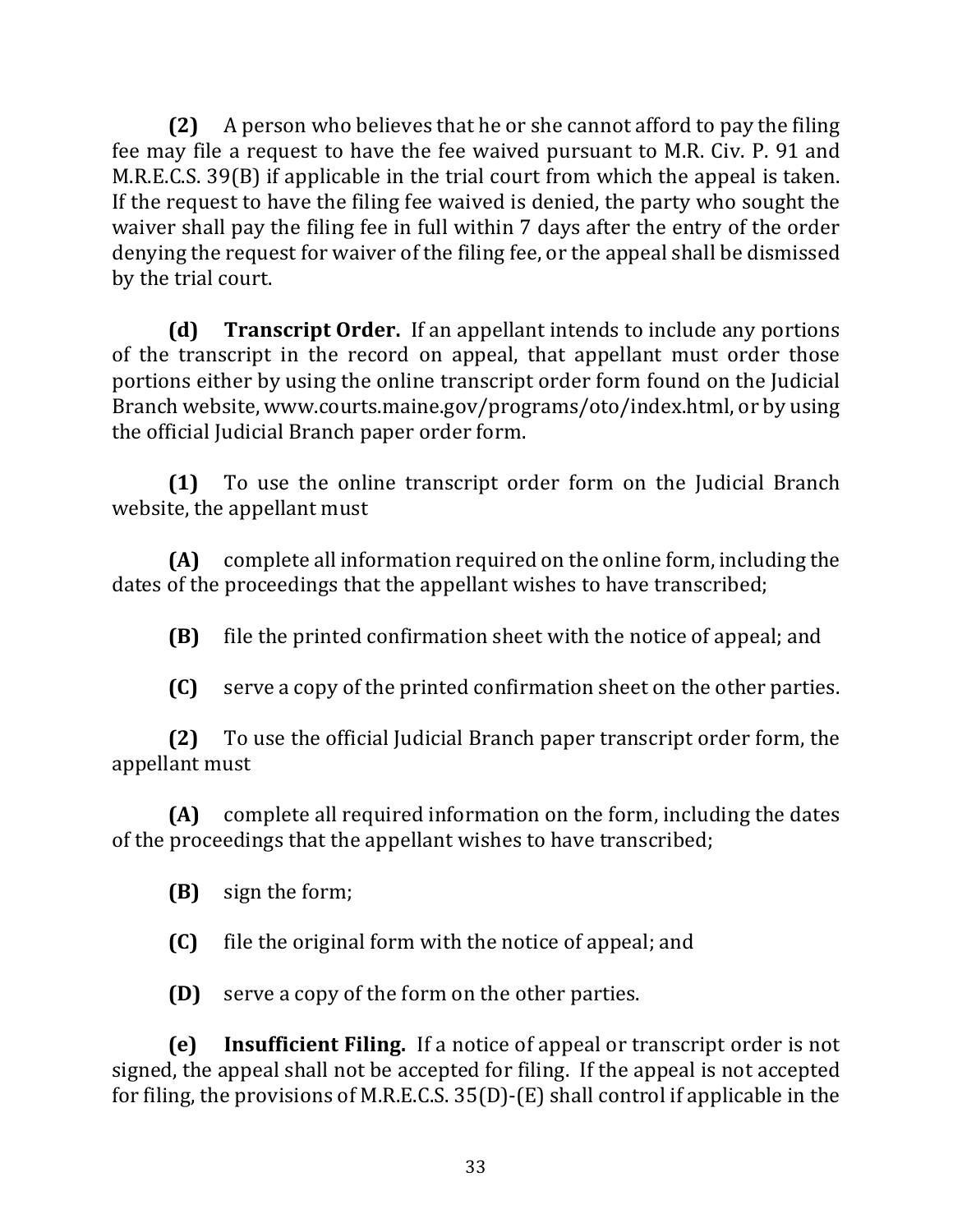**(2)** A person who believes that he or she cannot afford to pay the filing fee may file a request to have the fee waived pursuant to M.R. Civ. P. 91 and M.R.E.C.S. 39(B) if applicable in the trial court from which the appeal is taken. If the request to have the filing fee waived is denied, the party who sought the waiver shall pay the filing fee in full within 7 days after the entry of the order denying the request for waiver of the filing fee, or the appeal shall be dismissed by the trial court.

**(d) Transcript Order.** If an appellant intends to include any portions of the transcript in the record on appeal, that appellant must order those portions either by using the online transcript order form found on the Judicial Branch website, www.courts.maine.gov/programs/oto/index.html, or by using the official Judicial Branch paper order form.

**(1)** To use the online transcript order form on the Judicial Branch website, the appellant must

**(A)** complete all information required on the online form, including the dates of the proceedings that the appellant wishes to have transcribed;

**(B)** file the printed confirmation sheet with the notice of appeal; and

**(C)** serve a copy of the printed confirmation sheet on the other parties.

**(2)** To use the official Judicial Branch paper transcript order form, the appellant must

**(A)** complete all required information on the form, including the dates of the proceedings that the appellant wishes to have transcribed;

**(B)** sign the form;

**(C)** file the original form with the notice of appeal; and

**(D)** serve a copy of the form on the other parties.

**(e) Insufficient Filing.** If a notice of appeal or transcript order is not signed, the appeal shall not be accepted for filing. If the appeal is not accepted for filing, the provisions of M.R.E.C.S. 35(D)-(E) shall control if applicable in the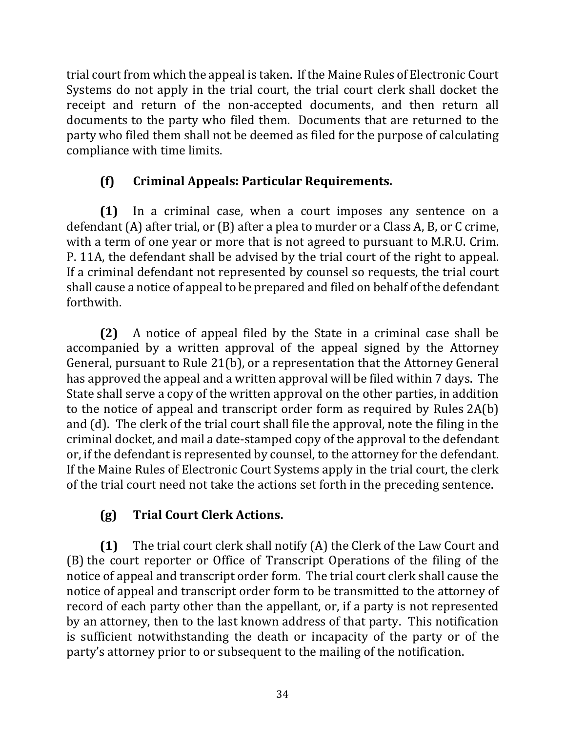trial court from which the appeal is taken. If the Maine Rules of Electronic Court Systems do not apply in the trial court, the trial court clerk shall docket the receipt and return of the non-accepted documents, and then return all documents to the party who filed them. Documents that are returned to the party who filed them shall not be deemed as filed for the purpose of calculating compliance with time limits.

**(f) Criminal Appeals: Particular Requirements.**

**(1)** In a criminal case, when a court imposes any sentence on a defendant (A) after trial, or (B) after a plea to murder or a Class A, B, or C crime, with a term of one year or more that is not agreed to pursuant to M.R.U. Crim. P. 11A, the defendant shall be advised by the trial court of the right to appeal. If a criminal defendant not represented by counsel so requests, the trial court shall cause a notice of appeal to be prepared and filed on behalf of the defendant forthwith.

**(2)** A notice of appeal filed by the State in a criminal case shall be accompanied by a written approval of the appeal signed by the Attorney General, pursuant to Rule 21(b), or a representation that the Attorney General has approved the appeal and a written approval will be filed within 7 days. The State shall serve a copy of the written approval on the other parties, in addition to the notice of appeal and transcript order form as required by Rules 2A(b) and (d). The clerk of the trial court shall file the approval, note the filing in the criminal docket, and mail a date-stamped copy of the approval to the defendant or, if the defendant is represented by counsel, to the attorney for the defendant. If the Maine Rules of Electronic Court Systems apply in the trial court, the clerk of the trial court need not take the actions set forth in the preceding sentence.

**(g) Trial Court Clerk Actions.**

**(1)** The trial court clerk shall notify (A) the Clerk of the Law Court and (B) the court reporter or Office of Transcript Operations of the filing of the notice of appeal and transcript order form. The trial court clerk shall cause the notice of appeal and transcript order form to be transmitted to the attorney of record of each party other than the appellant, or, if a party is not represented by an attorney, then to the last known address of that party. This notification is sufficient notwithstanding the death or incapacity of the party or of the party's attorney prior to or subsequent to the mailing of the notification.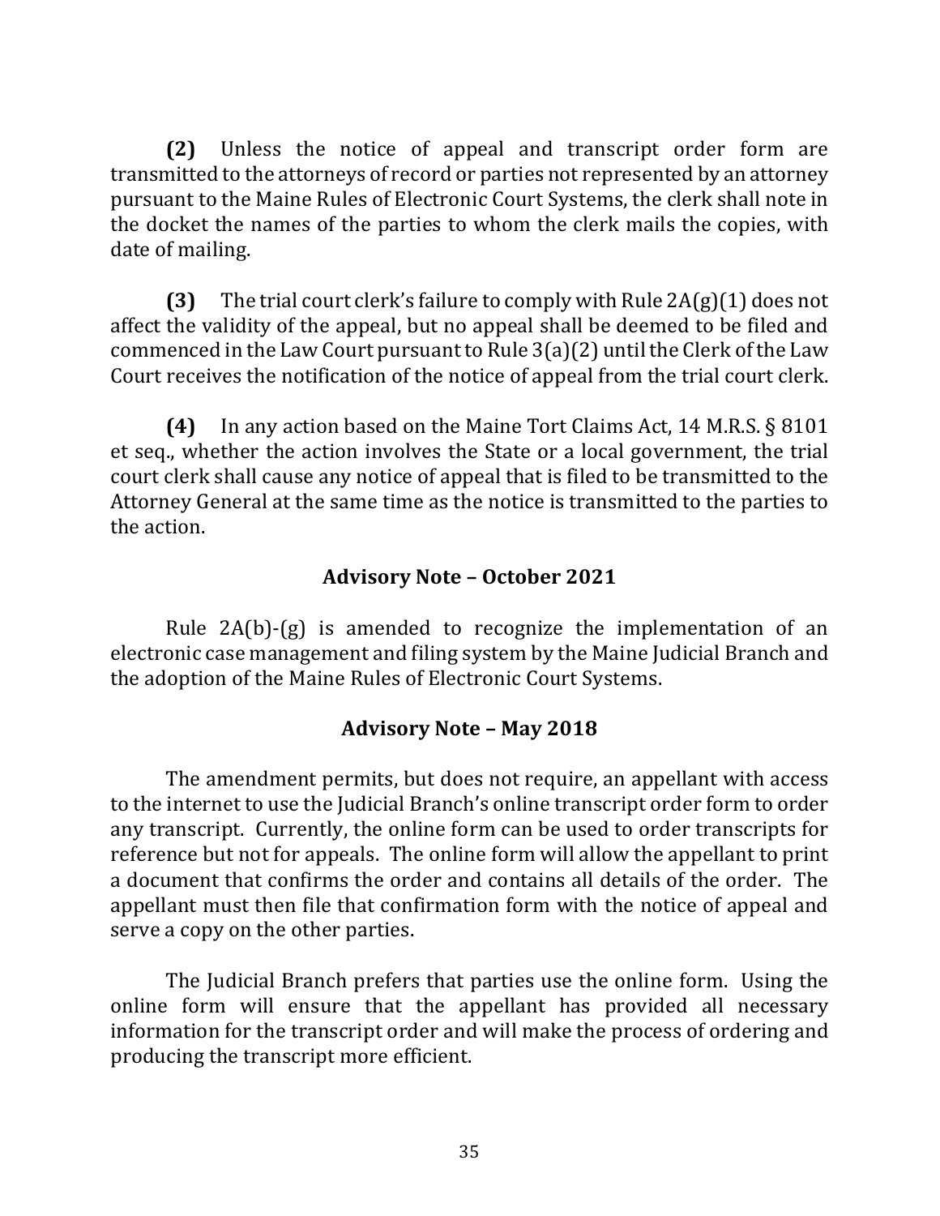**(2)** Unless the notice of appeal and transcript order form are transmitted to the attorneys of record or parties not represented by an attorney pursuant to the Maine Rules of Electronic Court Systems, the clerk shall note in the docket the names of the parties to whom the clerk mails the copies, with date of mailing.

**(3)** The trial court clerk's failure to comply with Rule 2A(g)(1) does not affect the validity of the appeal, but no appeal shall be deemed to be filed and commenced in the Law Court pursuant to Rule 3(a)(2) until the Clerk of the Law Court receives the notification of the notice of appeal from the trial court clerk.

**(4)** In any action based on the Maine Tort Claims Act, 14 M.R.S. § 8101 et seq., whether the action involves the State or a local government, the trial court clerk shall cause any notice of appeal that is filed to be transmitted to the Attorney General at the same time as the notice is transmitted to the parties to the action.

### Advisory Note – October 2021

Rule 2A(b)-(g) is amended to recognize the implementation of an electronic case management and filing system by the Maine Judicial Branch and the adoption of the Maine Rules of Electronic Court Systems.

### Advisory Note – May 2018

The amendment permits, but does not require, an appellant with access to the internet to use the Judicial Branch's online transcript order form to order any transcript. Currently, the online form can be used to order transcripts for reference but not for appeals. The online form will allow the appellant to print a document that confirms the order and contains all details of the order. The appellant must then file that confirmation form with the notice of appeal and serve a copy on the other parties.

The Judicial Branch prefers that parties use the online form. Using the online form will ensure that the appellant has provided all necessary information for the transcript order and will make the process of ordering and producing the transcript more efficient.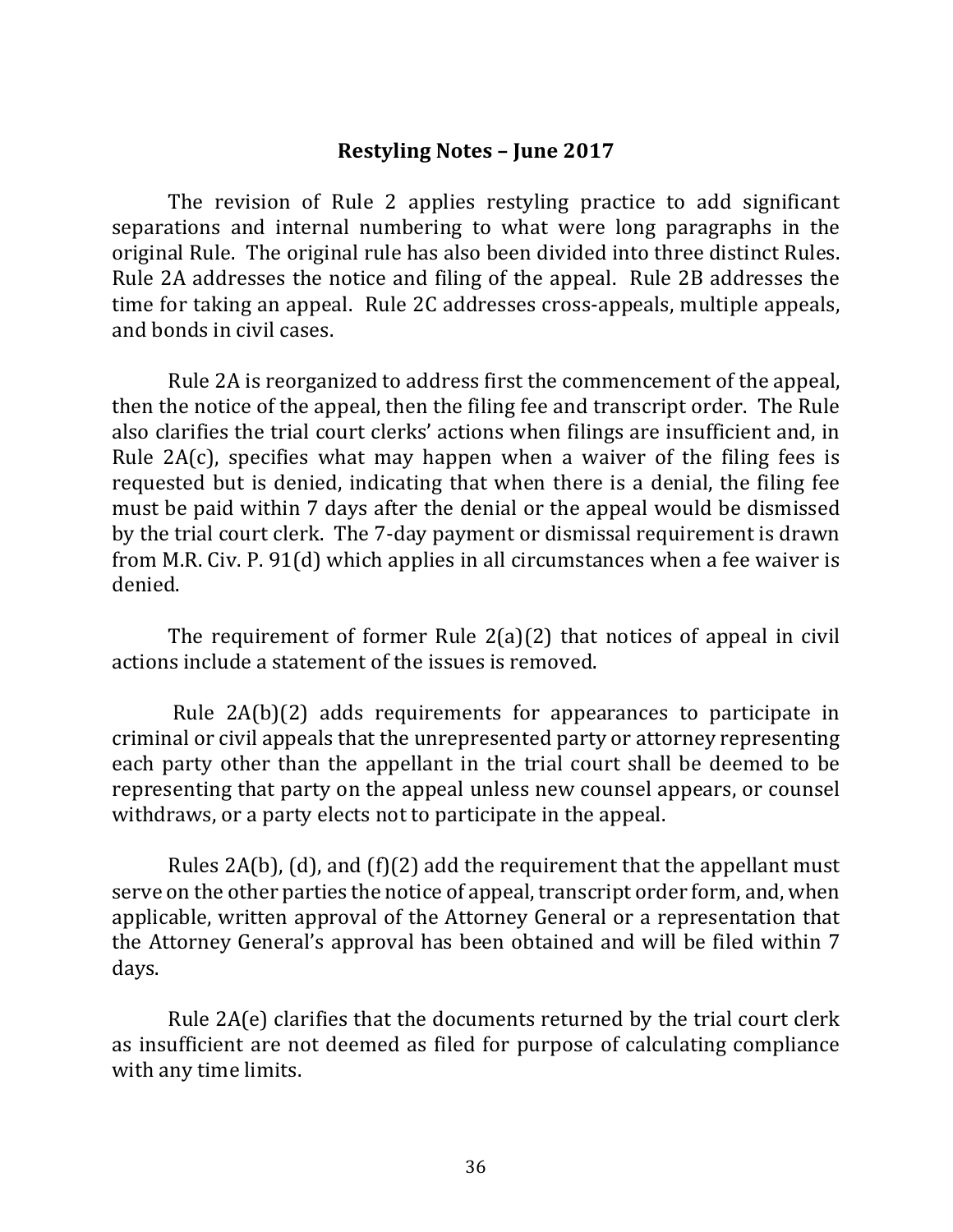## Restyling Notes – June 2017

The revision of Rule 2 applies restyling practice to add significant separations and internal numbering to what were long paragraphs in the original Rule. The original rule has also been divided into three distinct Rules. Rule 2A addresses the notice and filing of the appeal. Rule 2B addresses the time for taking an appeal. Rule 2C addresses cross-appeals, multiple appeals, and bonds in civil cases.

Rule 2A is reorganized to address first the commencement of the appeal, then the notice of the appeal, then the filing fee and transcript order. The Rule also clarifies the trial court clerks' actions when filings are insufficient and, in Rule 2A(c), specifies what may happen when a waiver of the filing fees is requested but is denied, indicating that when there is a denial, the filing fee must be paid within 7 days after the denial or the appeal would be dismissed by the trial court clerk. The 7-day payment or dismissal requirement is drawn from M.R. Civ. P. 91(d) which applies in all circumstances when a fee waiver is denied.

The requirement of former Rule 2(a)(2) that notices of appeal in civil actions include a statement of the issues is removed.

Rule 2A(b)(2) adds requirements for appearances to participate in criminal or civil appeals that the unrepresented party or attorney representing each party other than the appellant in the trial court shall be deemed to be representing that party on the appeal unless new counsel appears, or counsel withdraws, or a party elects not to participate in the appeal.

Rules 2A(b), (d), and (f)(2) add the requirement that the appellant must serve on the other parties the notice of appeal, transcript order form, and, when applicable, written approval of the Attorney General or a representation that the Attorney General's approval has been obtained and will be filed within 7 days.

Rule 2A(e) clarifies that the documents returned by the trial court clerk as insufficient are not deemed as filed for purpose of calculating compliance with any time limits.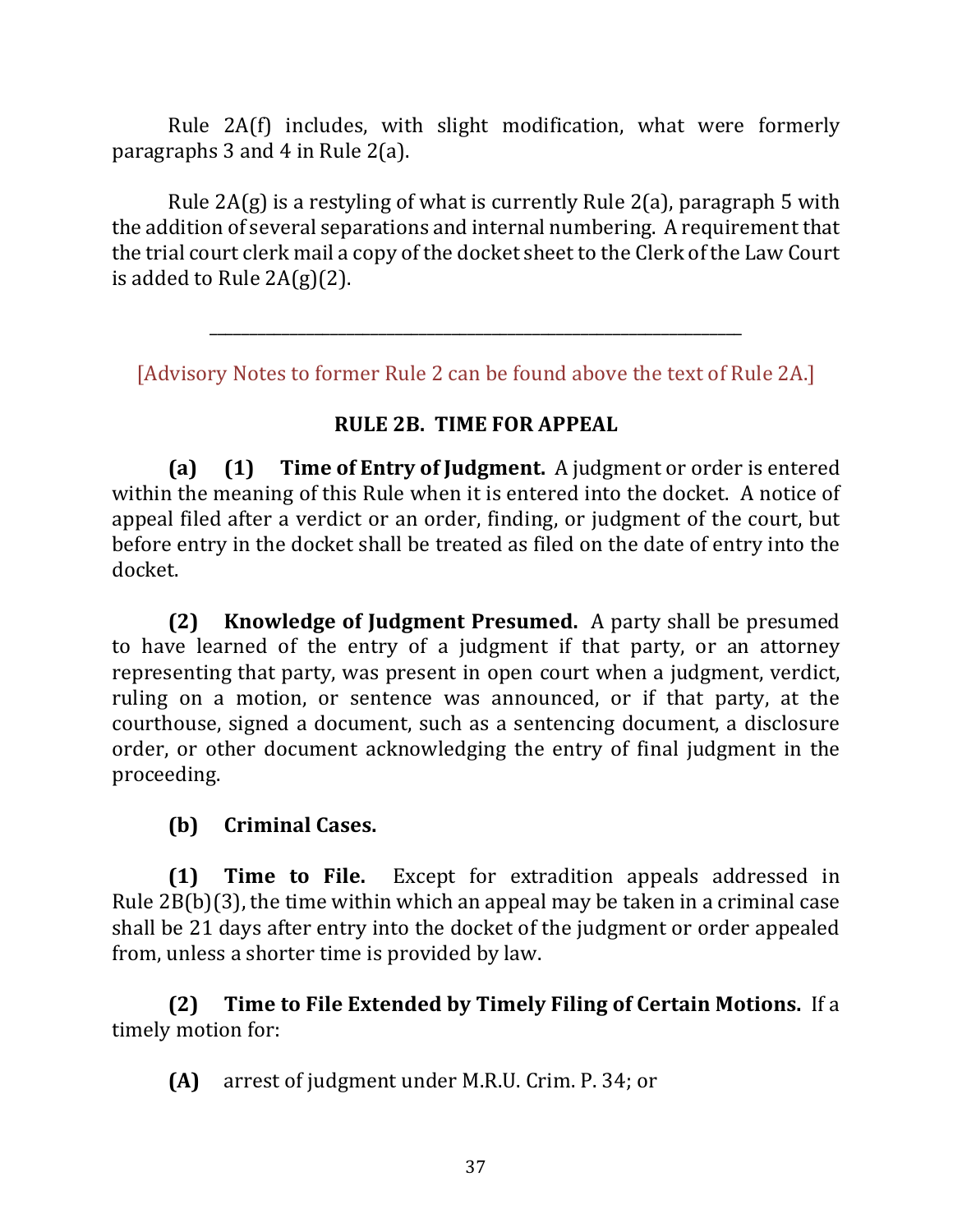Rule 2A(f) includes, with slight modification, what were formerly paragraphs 3 and 4 in Rule 2(a).

Rule 2A(g) is a restyling of what is currently Rule 2(a), paragraph 5 with the addition of several separations and internal numbering. A requirement that the trial court clerk mail a copy of the docket sheet to the Clerk of the Law Court is added to Rule 2A(g)(2).

---

[Advisory Notes to former Rule 2 can be found above the text of Rule 2A.]

## RULE 2B. TIME FOR APPEAL

**(a) (1) Time of Entry of Judgment.** A judgment or order is entered within the meaning of this Rule when it is entered into the docket. A notice of appeal filed after a verdict or an order, finding, or judgment of the court, but before entry in the docket shall be treated as filed on the date of entry into the docket.

**(2) Knowledge of Judgment Presumed.** A party shall be presumed to have learned of the entry of a judgment if that party, or an attorney representing that party, was present in open court when a judgment, verdict, ruling on a motion, or sentence was announced, or if that party, at the courthouse, signed a document, such as a sentencing document, a disclosure order, or other document acknowledging the entry of final judgment in the proceeding.

**(b) Criminal Cases.**

**(1) Time to File.** Except for extradition appeals addressed in Rule 2B(b)(3), the time within which an appeal may be taken in a criminal case shall be 21 days after entry into the docket of the judgment or order appealed from, unless a shorter time is provided by law.

**(2) Time to File Extended by Timely Filing of Certain Motions.** If a timely motion for:

**(A)** arrest of judgment under M.R.U. Crim. P. 34; or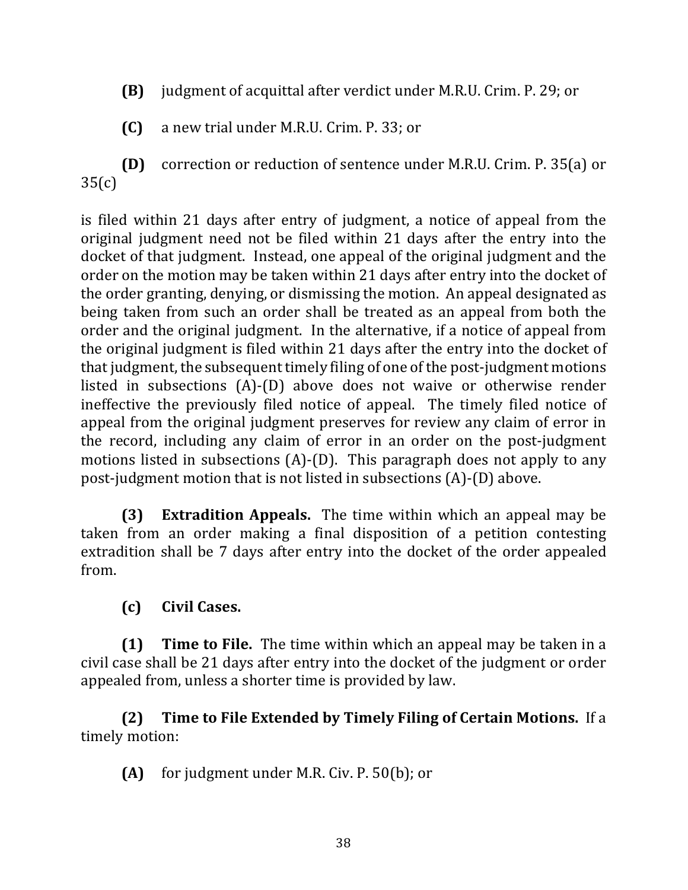**(B)** judgment of acquittal after verdict under M.R.U. Crim. P. 29; or

**(C)** a new trial under M.R.U. Crim. P. 33; or

**(D)** correction or reduction of sentence under M.R.U. Crim. P. 35(a) or 35(c)

is filed within 21 days after entry of judgment, a notice of appeal from the original judgment need not be filed within 21 days after the entry into the docket of that judgment. Instead, one appeal of the original judgment and the order on the motion may be taken within 21 days after entry into the docket of the order granting, denying, or dismissing the motion. An appeal designated as being taken from such an order shall be treated as an appeal from both the order and the original judgment. In the alternative, if a notice of appeal from the original judgment is filed within 21 days after the entry into the docket of that judgment, the subsequent timely filing of one of the post-judgment motions listed in subsections (A)-(D) above does not waive or otherwise render ineffective the previously filed notice of appeal. The timely filed notice of appeal from the original judgment preserves for review any claim of error in the record, including any claim of error in an order on the post-judgment motions listed in subsections (A)-(D). This paragraph does not apply to any post-judgment motion that is not listed in subsections (A)-(D) above.

**(3) Extradition Appeals.** The time within which an appeal may be taken from an order making a final disposition of a petition contesting extradition shall be 7 days after entry into the docket of the order appealed from.

**(c) Civil Cases.**

**(1) Time to File.** The time within which an appeal may be taken in a civil case shall be 21 days after entry into the docket of the judgment or order appealed from, unless a shorter time is provided by law.

**(2) Time to File Extended by Timely Filing of Certain Motions.** If a timely motion:

**(A)** for judgment under M.R. Civ. P. 50(b); or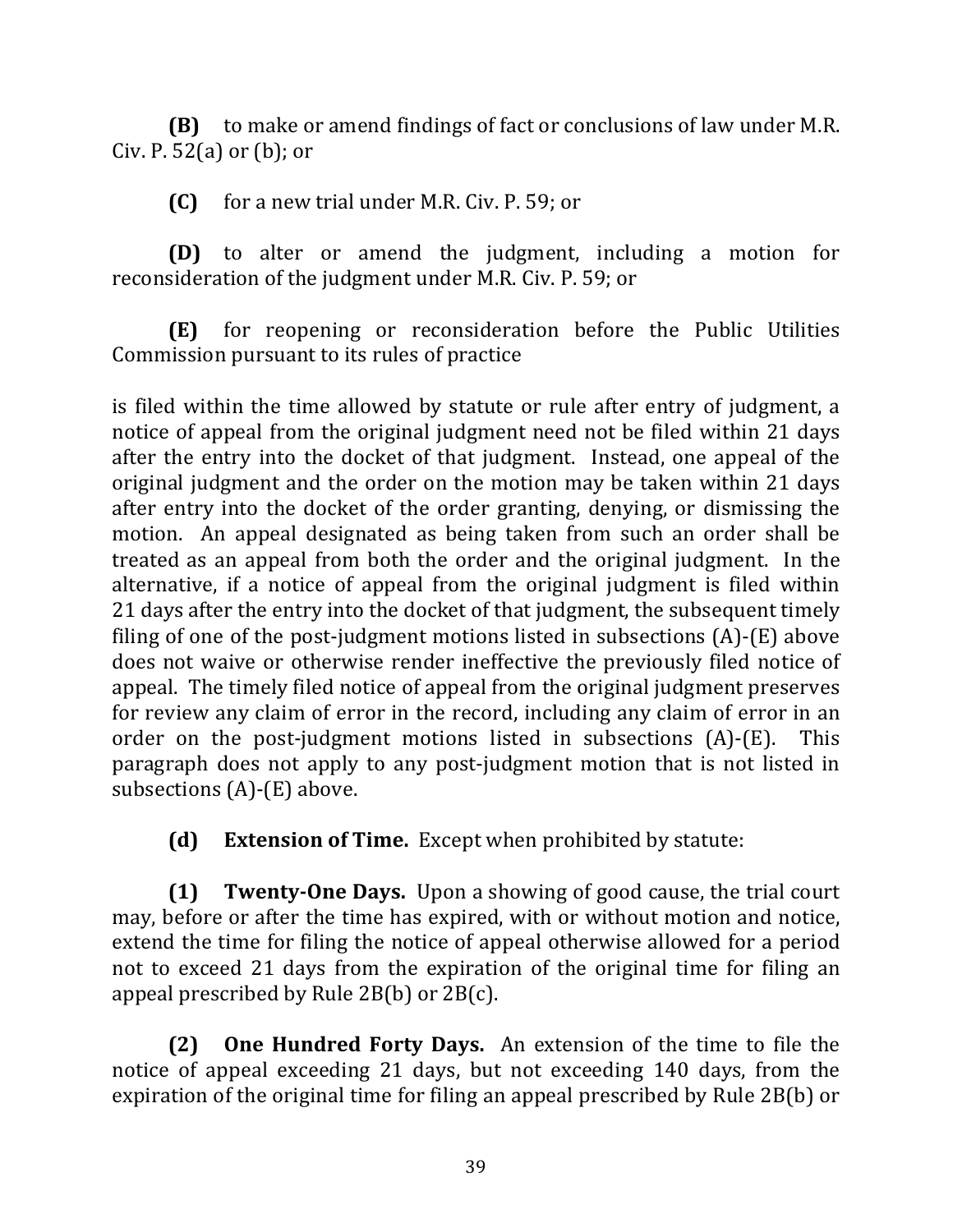**(B)** to make or amend findings of fact or conclusions of law under M.R. Civ. P. 52(a) or (b); or

**(C)** for a new trial under M.R. Civ. P. 59; or

**(D)** to alter or amend the judgment, including a motion for reconsideration of the judgment under M.R. Civ. P. 59; or

**(E)** for reopening or reconsideration before the Public Utilities Commission pursuant to its rules of practice

is filed within the time allowed by statute or rule after entry of judgment, a notice of appeal from the original judgment need not be filed within 21 days after the entry into the docket of that judgment. Instead, one appeal of the original judgment and the order on the motion may be taken within 21 days after entry into the docket of the order granting, denying, or dismissing the motion. An appeal designated as being taken from such an order shall be treated as an appeal from both the order and the original judgment. In the alternative, if a notice of appeal from the original judgment is filed within 21 days after the entry into the docket of that judgment, the subsequent timely filing of one of the post-judgment motions listed in subsections (A)-(E) above does not waive or otherwise render ineffective the previously filed notice of appeal. The timely filed notice of appeal from the original judgment preserves for review any claim of error in the record, including any claim of error in an order on the post-judgment motions listed in subsections (A)-(E). This paragraph does not apply to any post-judgment motion that is not listed in subsections (A)-(E) above.

**(d)** **Extension of Time.** Except when prohibited by statute:

**(1)** **Twenty-One Days.** Upon a showing of good cause, the trial court may, before or after the time has expired, with or without motion and notice, extend the time for filing the notice of appeal otherwise allowed for a period not to exceed 21 days from the expiration of the original time for filing an appeal prescribed by Rule 2B(b) or 2B(c).

**(2)** **One Hundred Forty Days.** An extension of the time to file the notice of appeal exceeding 21 days, but not exceeding 140 days, from the expiration of the original time for filing an appeal prescribed by Rule 2B(b) or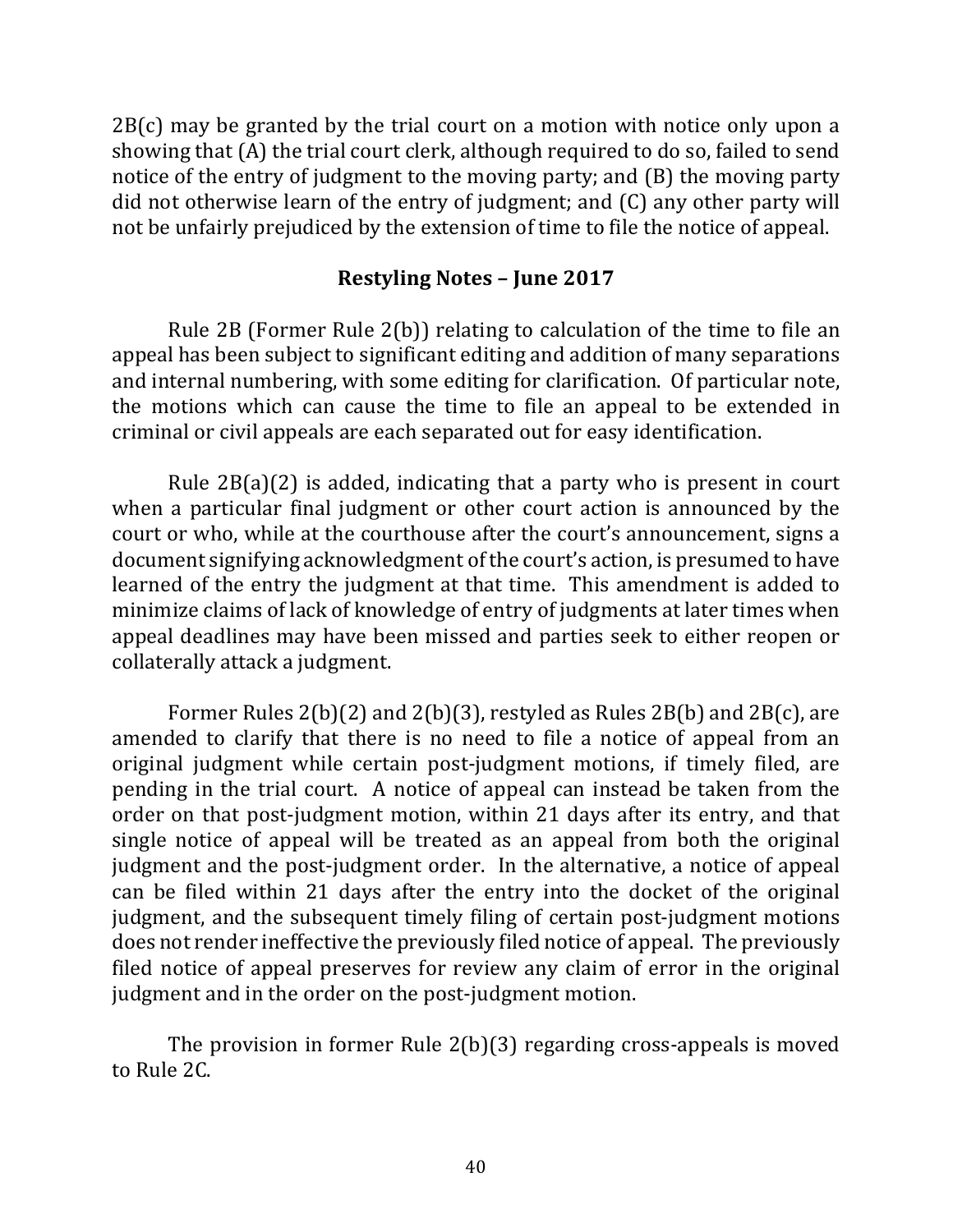2B(c) may be granted by the trial court on a motion with notice only upon a showing that (A) the trial court clerk, although required to do so, failed to send notice of the entry of judgment to the moving party; and (B) the moving party did not otherwise learn of the entry of judgment; and (C) any other party will not be unfairly prejudiced by the extension of time to file the notice of appeal.

## Restyling Notes – June 2017

Rule 2B (Former Rule 2(b)) relating to calculation of the time to file an appeal has been subject to significant editing and addition of many separations and internal numbering, with some editing for clarification. Of particular note, the motions which can cause the time to file an appeal to be extended in criminal or civil appeals are each separated out for easy identification.

Rule 2B(a)(2) is added, indicating that a party who is present in court when a particular final judgment or other court action is announced by the court or who, while at the courthouse after the court's announcement, signs a document signifying acknowledgment of the court's action, is presumed to have learned of the entry the judgment at that time. This amendment is added to minimize claims of lack of knowledge of entry of judgments at later times when appeal deadlines may have been missed and parties seek to either reopen or collaterally attack a judgment.

Former Rules 2(b)(2) and 2(b)(3), restyled as Rules 2B(b) and 2B(c), are amended to clarify that there is no need to file a notice of appeal from an original judgment while certain post-judgment motions, if timely filed, are pending in the trial court. A notice of appeal can instead be taken from the order on that post-judgment motion, within 21 days after its entry, and that single notice of appeal will be treated as an appeal from both the original judgment and the post-judgment order. In the alternative, a notice of appeal can be filed within 21 days after the entry into the docket of the original judgment, and the subsequent timely filing of certain post-judgment motions does not render ineffective the previously filed notice of appeal. The previously filed notice of appeal preserves for review any claim of error in the original judgment and in the order on the post-judgment motion.

The provision in former Rule 2(b)(3) regarding cross-appeals is moved to Rule 2C.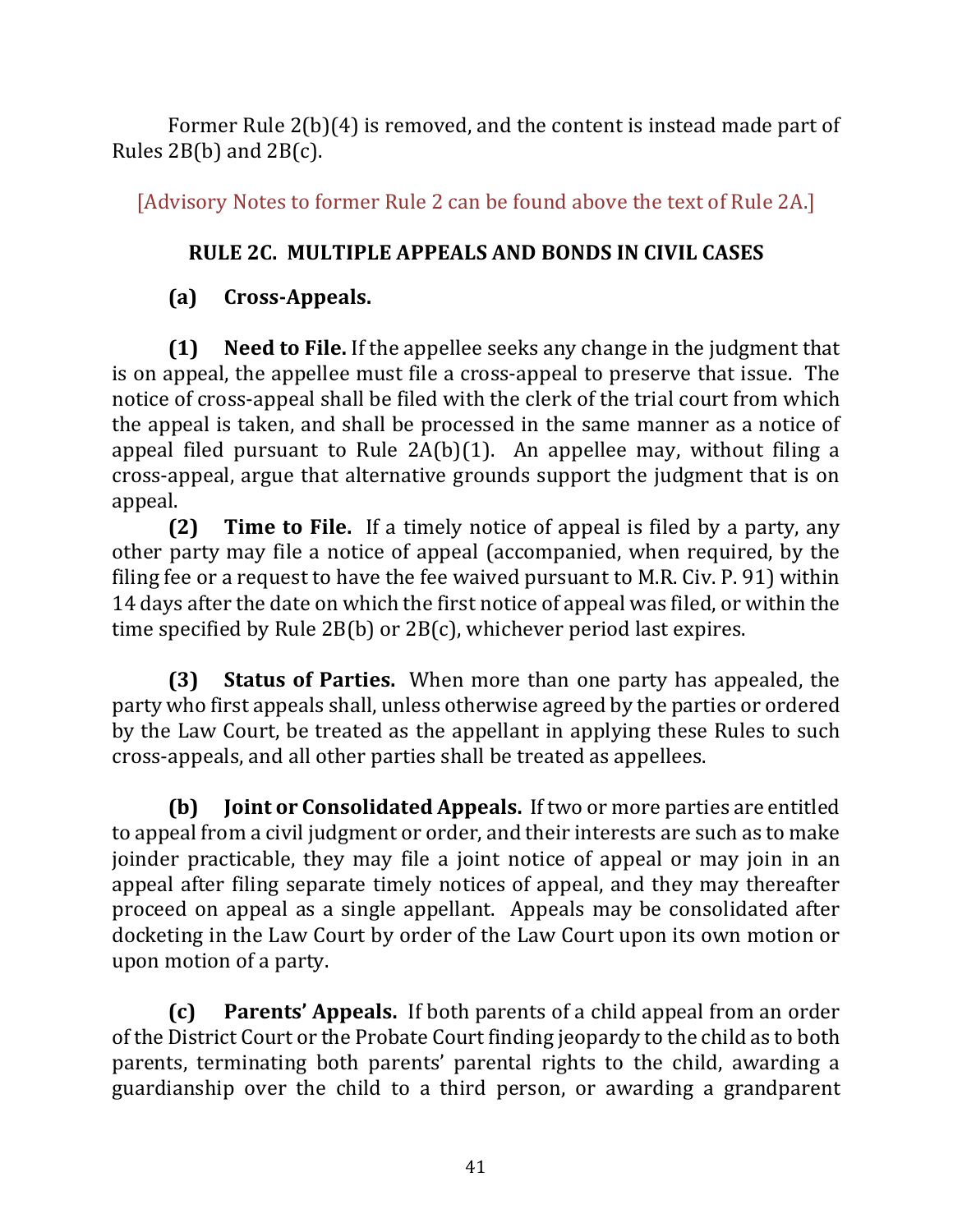Former Rule 2(b)(4) is removed, and the content is instead made part of Rules 2B(b) and 2B(c).

[Advisory Notes to former Rule 2 can be found above the text of Rule 2A.]

## RULE 2C. MULTIPLE APPEALS AND BONDS IN CIVIL CASES

### (a) Cross-Appeals.

**(1) Need to File.** If the appellee seeks any change in the judgment that is on appeal, the appellee must file a cross-appeal to preserve that issue. The notice of cross-appeal shall be filed with the clerk of the trial court from which the appeal is taken, and shall be processed in the same manner as a notice of appeal filed pursuant to Rule 2A(b)(1). An appellee may, without filing a cross-appeal, argue that alternative grounds support the judgment that is on appeal.

**(2) Time to File.** If a timely notice of appeal is filed by a party, any other party may file a notice of appeal (accompanied, when required, by the filing fee or a request to have the fee waived pursuant to M.R. Civ. P. 91) within 14 days after the date on which the first notice of appeal was filed, or within the time specified by Rule 2B(b) or 2B(c), whichever period last expires.

**(3) Status of Parties.** When more than one party has appealed, the party who first appeals shall, unless otherwise agreed by the parties or ordered by the Law Court, be treated as the appellant in applying these Rules to such cross-appeals, and all other parties shall be treated as appellees.

**(b) Joint or Consolidated Appeals.** If two or more parties are entitled to appeal from a civil judgment or order, and their interests are such as to make joinder practicable, they may file a joint notice of appeal or may join in an appeal after filing separate timely notices of appeal, and they may thereafter proceed on appeal as a single appellant. Appeals may be consolidated after docketing in the Law Court by order of the Law Court upon its own motion or upon motion of a party.

**(c) Parents' Appeals.** If both parents of a child appeal from an order of the District Court or the Probate Court finding jeopardy to the child as to both parents, terminating both parents' parental rights to the child, awarding a guardianship over the child to a third person, or awarding a grandparent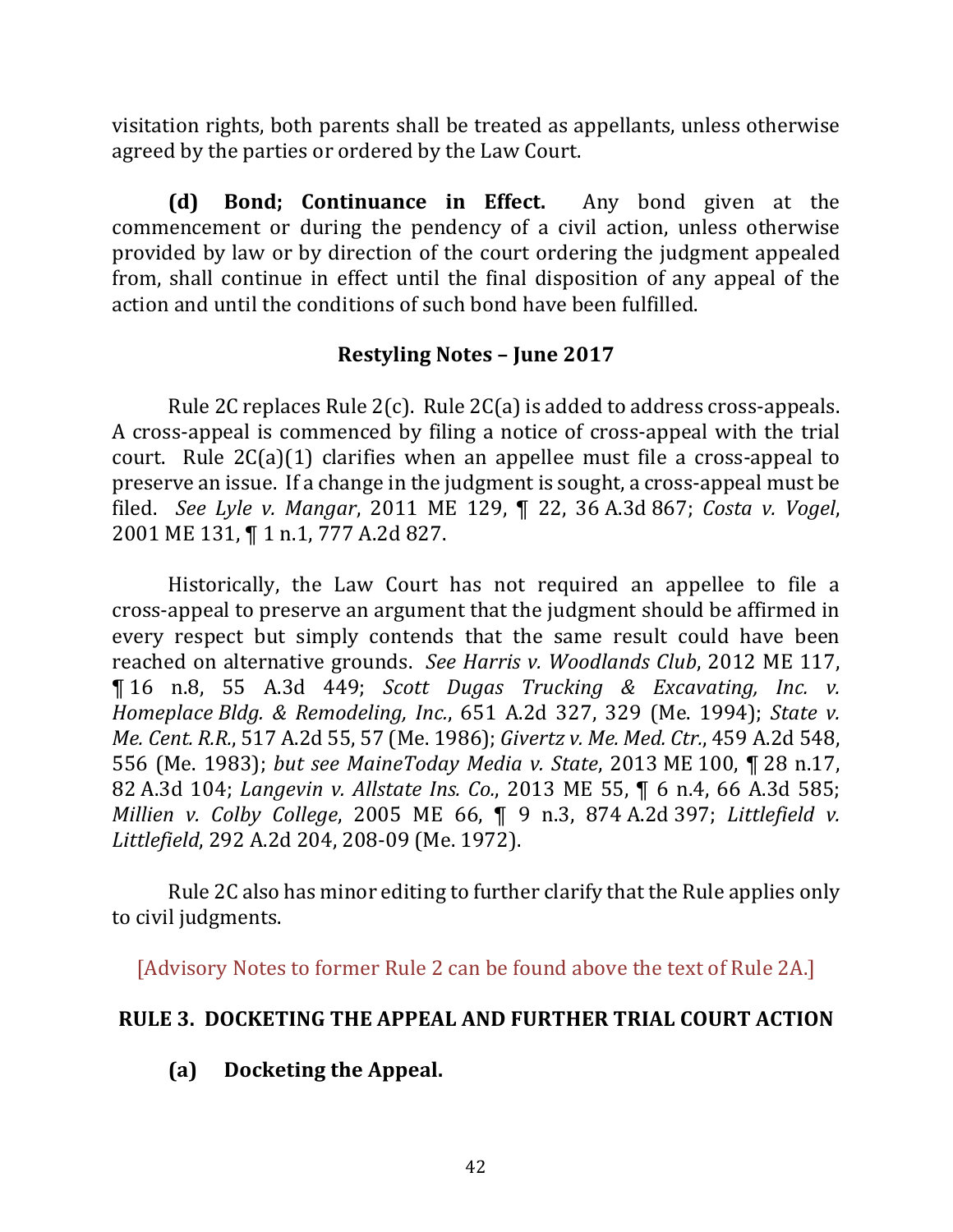visitation rights, both parents shall be treated as appellants, unless otherwise agreed by the parties or ordered by the Law Court.

**(d) Bond; Continuance in Effect.** Any bond given at the commencement or during the pendency of a civil action, unless otherwise provided by law or by direction of the court ordering the judgment appealed from, shall continue in effect until the final disposition of any appeal of the action and until the conditions of such bond have been fulfilled.

### Restyling Notes – June 2017

Rule 2C replaces Rule 2(c). Rule 2C(a) is added to address cross-appeals. A cross-appeal is commenced by filing a notice of cross-appeal with the trial court. Rule 2C(a)(1) clarifies when an appellee must file a cross-appeal to preserve an issue. If a change in the judgment is sought, a cross-appeal must be filed. *See Lyle v. Mangar*, 2011 ME 129, ¶ 22, 36 A.3d 867; *Costa v. Vogel*, 2001 ME 131, ¶ 1 n.1, 777 A.2d 827.

Historically, the Law Court has not required an appellee to file a cross-appeal to preserve an argument that the judgment should be affirmed in every respect but simply contends that the same result could have been reached on alternative grounds. *See Harris v. Woodlands Club*, 2012 ME 117, ¶ 16 n.8, 55 A.3d 449; *Scott Dugas Trucking & Excavating, Inc. v. Homeplace Bldg. & Remodeling, Inc.*, 651 A.2d 327, 329 (Me. 1994); *State v. Me. Cent. R.R.*, 517 A.2d 55, 57 (Me. 1986); *Givertz v. Me. Med. Ctr.*, 459 A.2d 548, 556 (Me. 1983); *but see MaineToday Media v. State*, 2013 ME 100, ¶ 28 n.17, 82 A.3d 104; *Langevin v. Allstate Ins. Co.*, 2013 ME 55, ¶ 6 n.4, 66 A.3d 585; *Millien v. Colby College*, 2005 ME 66, ¶ 9 n.3, 874 A.2d 397; *Littlefield v. Littlefield*, 292 A.2d 204, 208-09 (Me. 1972).

Rule 2C also has minor editing to further clarify that the Rule applies only to civil judgments.

[Advisory Notes to former Rule 2 can be found above the text of Rule 2A.]

## RULE 3. DOCKETING THE APPEAL AND FURTHER TRIAL COURT ACTION

**(a) Docketing the Appeal.**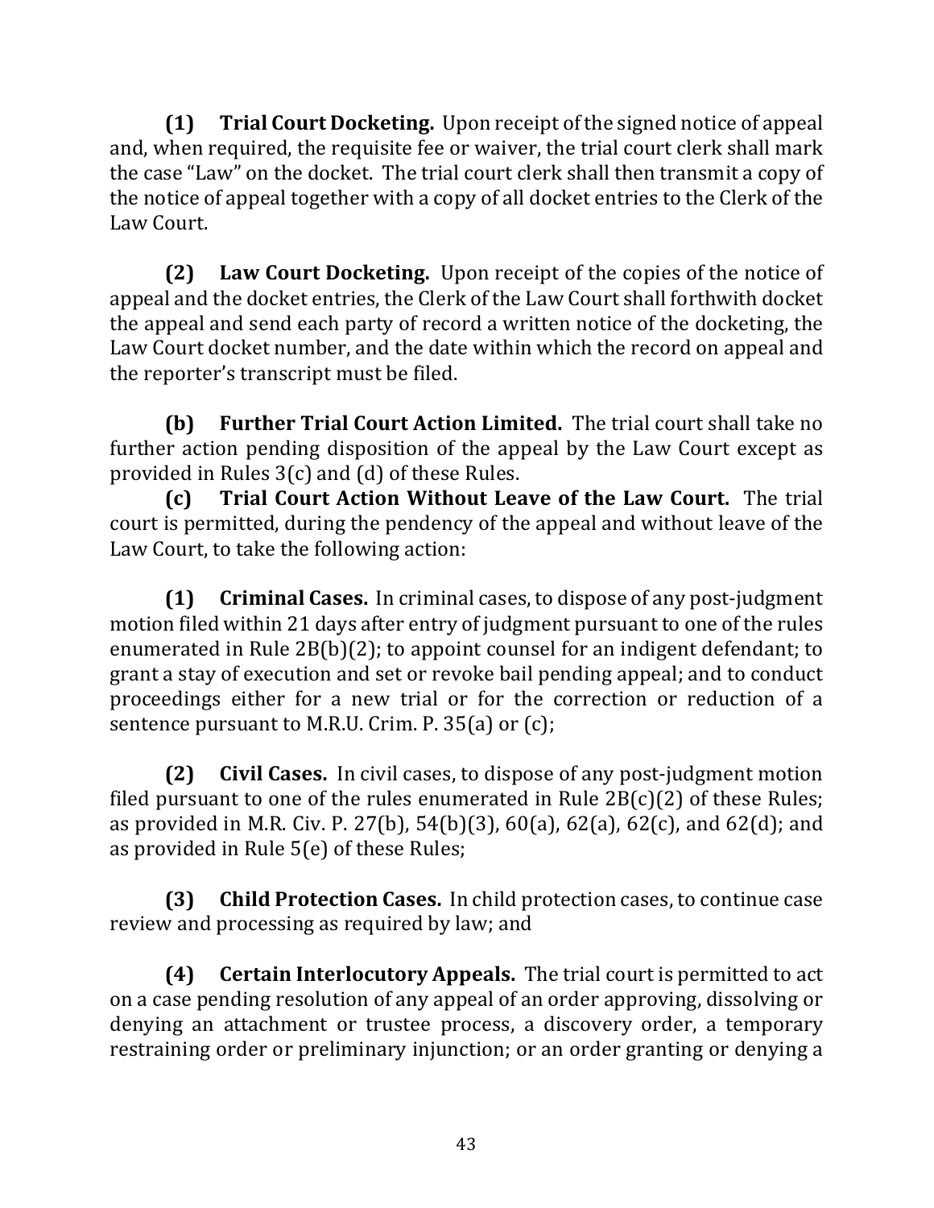**(1) Trial Court Docketing.** Upon receipt of the signed notice of appeal and, when required, the requisite fee or waiver, the trial court clerk shall mark the case "Law" on the docket. The trial court clerk shall then transmit a copy of the notice of appeal together with a copy of all docket entries to the Clerk of the Law Court.

**(2) Law Court Docketing.** Upon receipt of the copies of the notice of appeal and the docket entries, the Clerk of the Law Court shall forthwith docket the appeal and send each party of record a written notice of the docketing, the Law Court docket number, and the date within which the record on appeal and the reporter's transcript must be filed.

**(b) Further Trial Court Action Limited.** The trial court shall take no further action pending disposition of the appeal by the Law Court except as provided in Rules 3(c) and (d) of these Rules.

**(c) Trial Court Action Without Leave of the Law Court.** The trial court is permitted, during the pendency of the appeal and without leave of the Law Court, to take the following action:

**(1) Criminal Cases.** In criminal cases, to dispose of any post-judgment motion filed within 21 days after entry of judgment pursuant to one of the rules enumerated in Rule 2B(b)(2); to appoint counsel for an indigent defendant; to grant a stay of execution and set or revoke bail pending appeal; and to conduct proceedings either for a new trial or for the correction or reduction of a sentence pursuant to M.R.U. Crim. P. 35(a) or (c);

**(2) Civil Cases.** In civil cases, to dispose of any post-judgment motion filed pursuant to one of the rules enumerated in Rule 2B(c)(2) of these Rules; as provided in M.R. Civ. P. 27(b), 54(b)(3), 60(a), 62(a), 62(c), and 62(d); and as provided in Rule 5(e) of these Rules;

**(3) Child Protection Cases.** In child protection cases, to continue case review and processing as required by law; and

**(4) Certain Interlocutory Appeals.** The trial court is permitted to act on a case pending resolution of any appeal of an order approving, dissolving or denying an attachment or trustee process, a discovery order, a temporary restraining order or preliminary injunction; or an order granting or denying a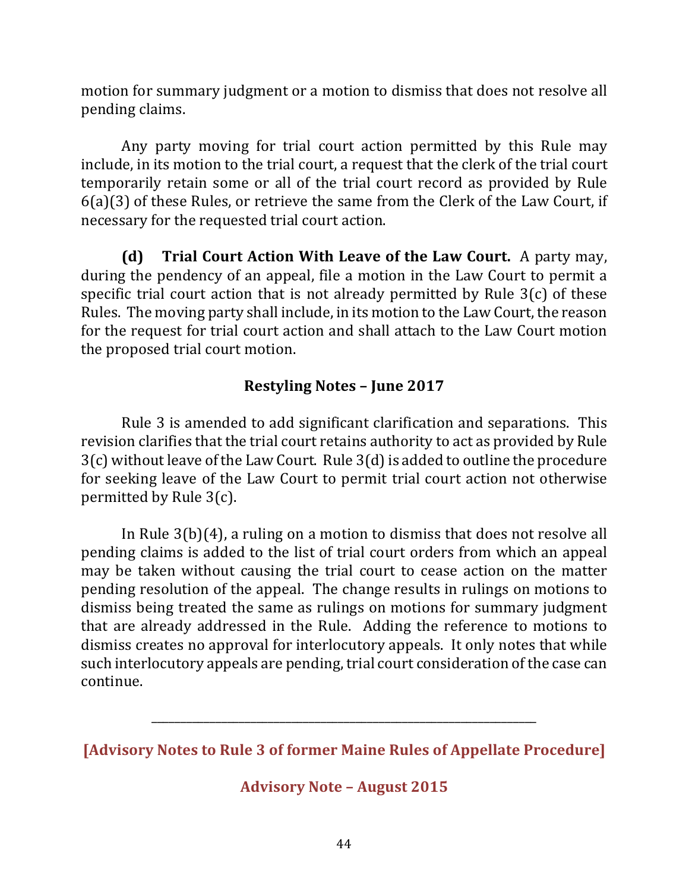motion for summary judgment or a motion to dismiss that does not resolve all pending claims.

Any party moving for trial court action permitted by this Rule may include, in its motion to the trial court, a request that the clerk of the trial court temporarily retain some or all of the trial court record as provided by Rule 6(a)(3) of these Rules, or retrieve the same from the Clerk of the Law Court, if necessary for the requested trial court action.

**(d) Trial Court Action With Leave of the Law Court.** A party may, during the pendency of an appeal, file a motion in the Law Court to permit a specific trial court action that is not already permitted by Rule 3(c) of these Rules. The moving party shall include, in its motion to the Law Court, the reason for the request for trial court action and shall attach to the Law Court motion the proposed trial court motion.

### Restyling Notes – June 2017

Rule 3 is amended to add significant clarification and separations. This revision clarifies that the trial court retains authority to act as provided by Rule 3(c) without leave of the Law Court. Rule 3(d) is added to outline the procedure for seeking leave of the Law Court to permit trial court action not otherwise permitted by Rule 3(c).

In Rule 3(b)(4), a ruling on a motion to dismiss that does not resolve all pending claims is added to the list of trial court orders from which an appeal may be taken without causing the trial court to cease action on the matter pending resolution of the appeal. The change results in rulings on motions to dismiss being treated the same as rulings on motions for summary judgment that are already addressed in the Rule. Adding the reference to motions to dismiss creates no approval for interlocutory appeals. It only notes that while such interlocutory appeals are pending, trial court consideration of the case can continue.

---

### [Advisory Notes to Rule 3 of former Maine Rules of Appellate Procedure]

### Advisory Note – August 2015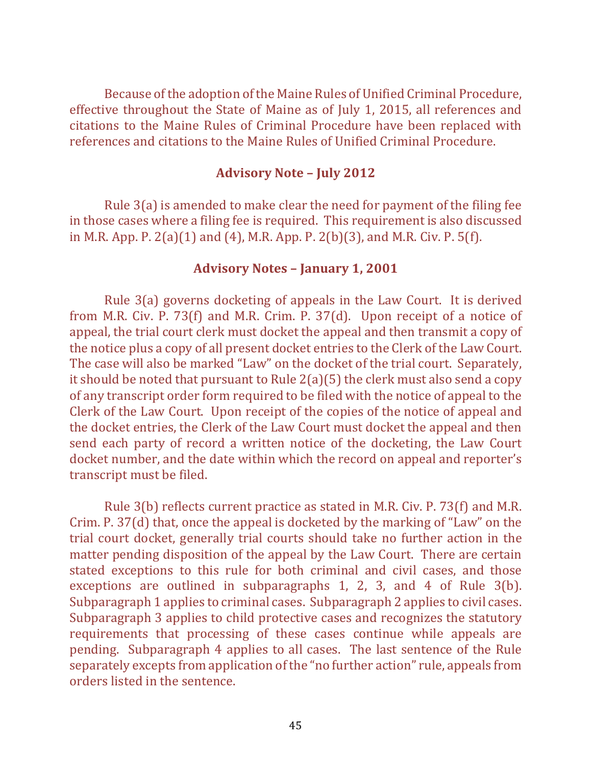Because of the adoption of the Maine Rules of Unified Criminal Procedure, effective throughout the State of Maine as of July 1, 2015, all references and citations to the Maine Rules of Criminal Procedure have been replaced with references and citations to the Maine Rules of Unified Criminal Procedure.

### Advisory Note – July 2012

Rule 3(a) is amended to make clear the need for payment of the filing fee in those cases where a filing fee is required. This requirement is also discussed in M.R. App. P. 2(a)(1) and (4), M.R. App. P. 2(b)(3), and M.R. Civ. P. 5(f).

### Advisory Notes – January 1, 2001

Rule 3(a) governs docketing of appeals in the Law Court. It is derived from M.R. Civ. P. 73(f) and M.R. Crim. P. 37(d). Upon receipt of a notice of appeal, the trial court clerk must docket the appeal and then transmit a copy of the notice plus a copy of all present docket entries to the Clerk of the Law Court. The case will also be marked "Law" on the docket of the trial court. Separately, it should be noted that pursuant to Rule 2(a)(5) the clerk must also send a copy of any transcript order form required to be filed with the notice of appeal to the Clerk of the Law Court. Upon receipt of the copies of the notice of appeal and the docket entries, the Clerk of the Law Court must docket the appeal and then send each party of record a written notice of the docketing, the Law Court docket number, and the date within which the record on appeal and reporter's transcript must be filed.

Rule 3(b) reflects current practice as stated in M.R. Civ. P. 73(f) and M.R. Crim. P. 37(d) that, once the appeal is docketed by the marking of "Law" on the trial court docket, generally trial courts should take no further action in the matter pending disposition of the appeal by the Law Court. There are certain stated exceptions to this rule for both criminal and civil cases, and those exceptions are outlined in subparagraphs 1, 2, 3, and 4 of Rule 3(b). Subparagraph 1 applies to criminal cases. Subparagraph 2 applies to civil cases. Subparagraph 3 applies to child protective cases and recognizes the statutory requirements that processing of these cases continue while appeals are pending. Subparagraph 4 applies to all cases. The last sentence of the Rule separately excepts from application of the "no further action" rule, appeals from orders listed in the sentence.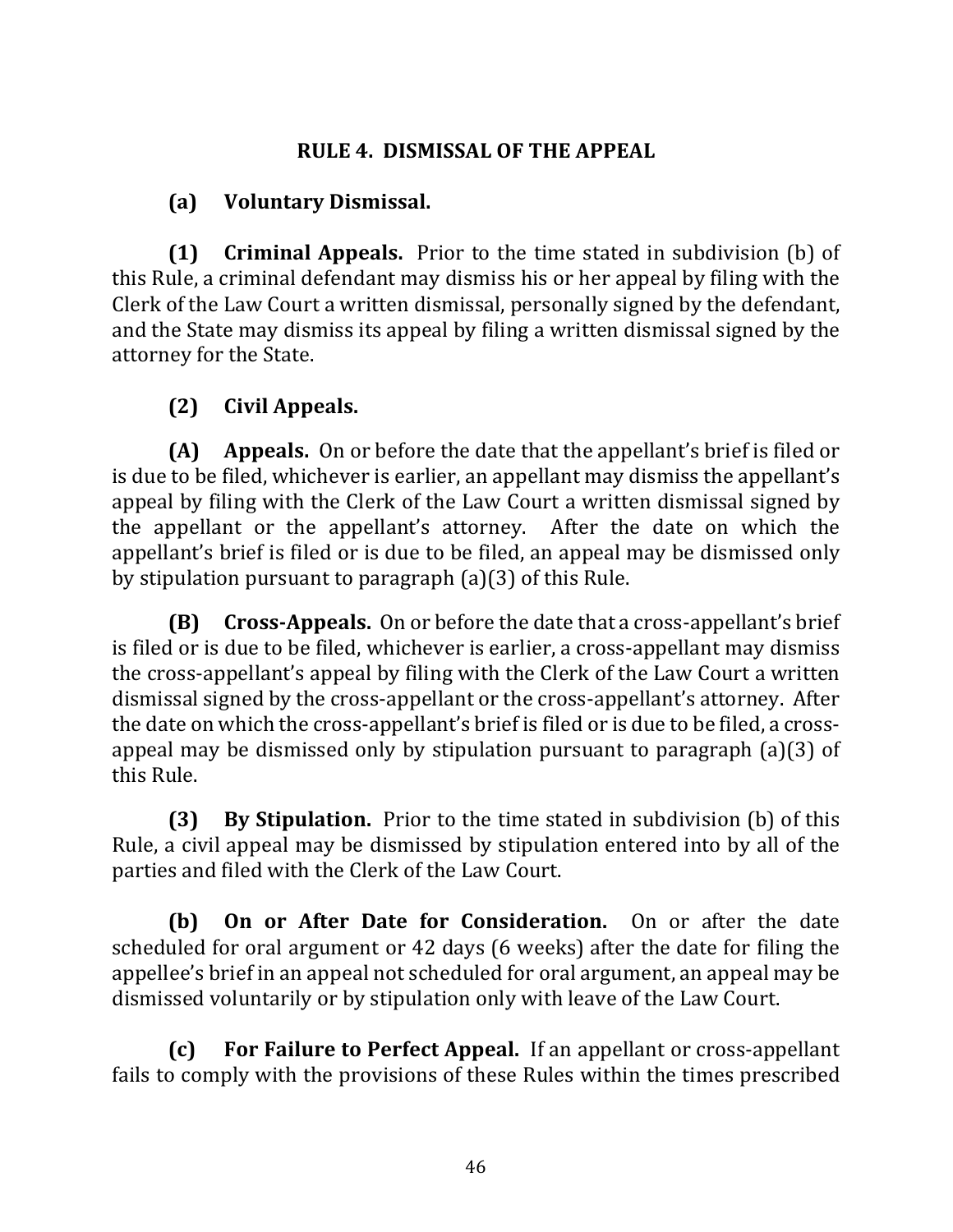## RULE 4. DISMISSAL OF THE APPEAL

**(a) Voluntary Dismissal.**

**(1) Criminal Appeals.** Prior to the time stated in subdivision (b) of this Rule, a criminal defendant may dismiss his or her appeal by filing with the Clerk of the Law Court a written dismissal, personally signed by the defendant, and the State may dismiss its appeal by filing a written dismissal signed by the attorney for the State.

**(2) Civil Appeals.**

**(A) Appeals.** On or before the date that the appellant's brief is filed or is due to be filed, whichever is earlier, an appellant may dismiss the appellant's appeal by filing with the Clerk of the Law Court a written dismissal signed by the appellant or the appellant's attorney. After the date on which the appellant's brief is filed or is due to be filed, an appeal may be dismissed only by stipulation pursuant to paragraph (a)(3) of this Rule.

**(B) Cross-Appeals.** On or before the date that a cross-appellant's brief is filed or is due to be filed, whichever is earlier, a cross-appellant may dismiss the cross-appellant's appeal by filing with the Clerk of the Law Court a written dismissal signed by the cross-appellant or the cross-appellant's attorney. After the date on which the cross-appellant's brief is filed or is due to be filed, a cross-appeal may be dismissed only by stipulation pursuant to paragraph (a)(3) of this Rule.

**(3) By Stipulation.** Prior to the time stated in subdivision (b) of this Rule, a civil appeal may be dismissed by stipulation entered into by all of the parties and filed with the Clerk of the Law Court.

**(b) On or After Date for Consideration.** On or after the date scheduled for oral argument or 42 days (6 weeks) after the date for filing the appellee's brief in an appeal not scheduled for oral argument, an appeal may be dismissed voluntarily or by stipulation only with leave of the Law Court.

**(c) For Failure to Perfect Appeal.** If an appellant or cross-appellant fails to comply with the provisions of these Rules within the times prescribed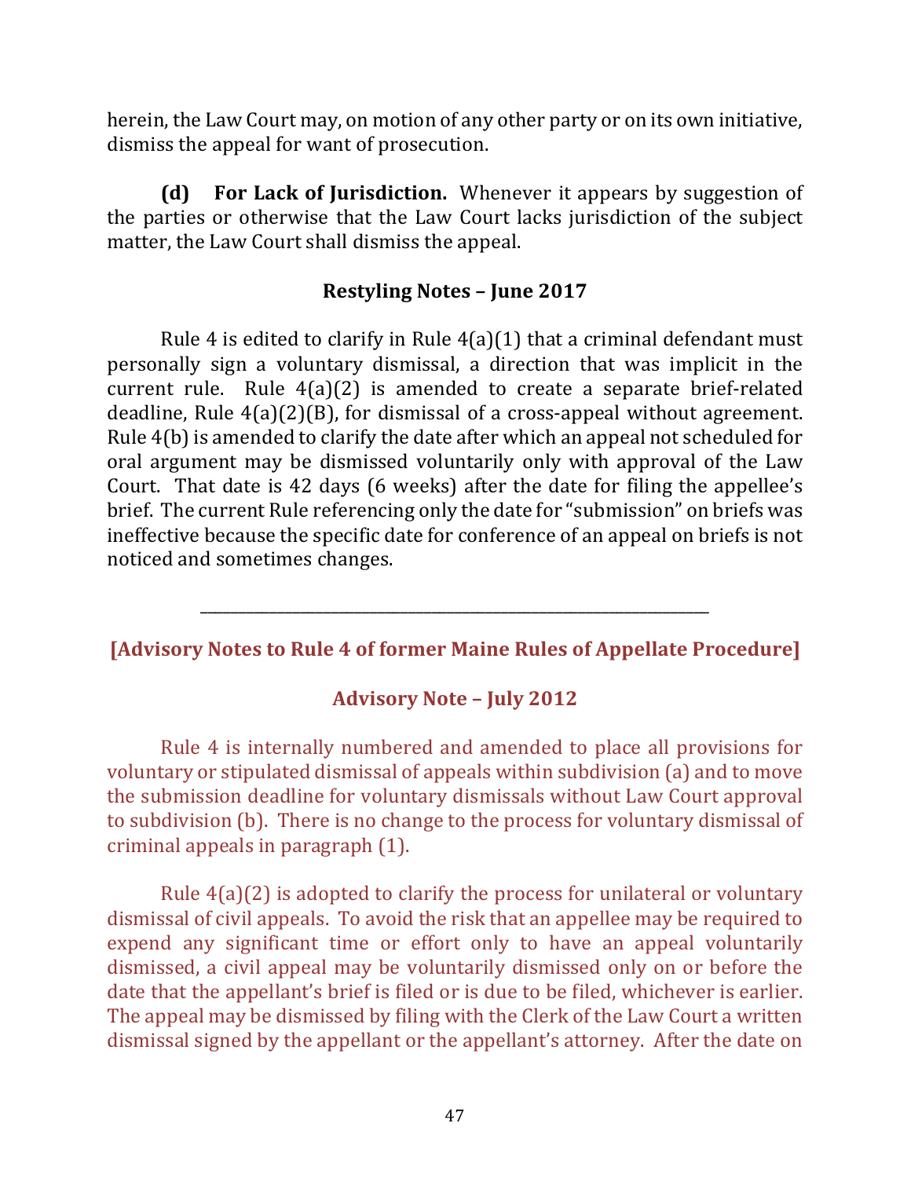herein, the Law Court may, on motion of any other party or on its own initiative, dismiss the appeal for want of prosecution.

**(d) For Lack of Jurisdiction.** Whenever it appears by suggestion of the parties or otherwise that the Law Court lacks jurisdiction of the subject matter, the Law Court shall dismiss the appeal.

### Restyling Notes – June 2017

Rule 4 is edited to clarify in Rule 4(a)(1) that a criminal defendant must personally sign a voluntary dismissal, a direction that was implicit in the current rule. Rule 4(a)(2) is amended to create a separate brief-related deadline, Rule 4(a)(2)(B), for dismissal of a cross-appeal without agreement. Rule 4(b) is amended to clarify the date after which an appeal not scheduled for oral argument may be dismissed voluntarily only with approval of the Law Court. That date is 42 days (6 weeks) after the date for filing the appellee's brief. The current Rule referencing only the date for "submission" on briefs was ineffective because the specific date for conference of an appeal on briefs is not noticed and sometimes changes.

---

### [Advisory Notes to Rule 4 of former Maine Rules of Appellate Procedure]

### Advisory Note – July 2012

Rule 4 is internally numbered and amended to place all provisions for voluntary or stipulated dismissal of appeals within subdivision (a) and to move the submission deadline for voluntary dismissals without Law Court approval to subdivision (b). There is no change to the process for voluntary dismissal of criminal appeals in paragraph (1).

Rule 4(a)(2) is adopted to clarify the process for unilateral or voluntary dismissal of civil appeals. To avoid the risk that an appellee may be required to expend any significant time or effort only to have an appeal voluntarily dismissed, a civil appeal may be voluntarily dismissed only on or before the date that the appellant's brief is filed or is due to be filed, whichever is earlier. The appeal may be dismissed by filing with the Clerk of the Law Court a written dismissal signed by the appellant or the appellant's attorney. After the date on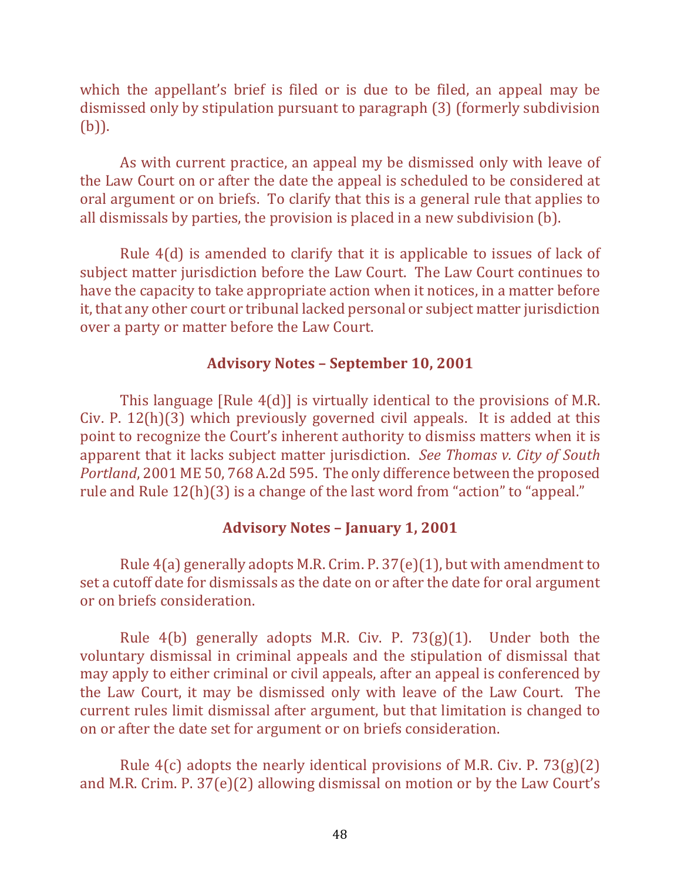which the appellant's brief is filed or is due to be filed, an appeal may be dismissed only by stipulation pursuant to paragraph (3) (formerly subdivision (b)).

As with current practice, an appeal my be dismissed only with leave of the Law Court on or after the date the appeal is scheduled to be considered at oral argument or on briefs. To clarify that this is a general rule that applies to all dismissals by parties, the provision is placed in a new subdivision (b).

Rule 4(d) is amended to clarify that it is applicable to issues of lack of subject matter jurisdiction before the Law Court. The Law Court continues to have the capacity to take appropriate action when it notices, in a matter before it, that any other court or tribunal lacked personal or subject matter jurisdiction over a party or matter before the Law Court.

### Advisory Notes – September 10, 2001

This language [Rule 4(d)] is virtually identical to the provisions of M.R. Civ. P. 12(h)(3) which previously governed civil appeals. It is added at this point to recognize the Court's inherent authority to dismiss matters when it is apparent that it lacks subject matter jurisdiction. *See Thomas v. City of South Portland*, 2001 ME 50, 768 A.2d 595. The only difference between the proposed rule and Rule 12(h)(3) is a change of the last word from "action" to "appeal."

### Advisory Notes – January 1, 2001

Rule 4(a) generally adopts M.R. Crim. P. 37(e)(1), but with amendment to set a cutoff date for dismissals as the date on or after the date for oral argument or on briefs consideration.

Rule 4(b) generally adopts M.R. Civ. P. 73(g)(1). Under both the voluntary dismissal in criminal appeals and the stipulation of dismissal that may apply to either criminal or civil appeals, after an appeal is conferenced by the Law Court, it may be dismissed only with leave of the Law Court. The current rules limit dismissal after argument, but that limitation is changed to on or after the date set for argument or on briefs consideration.

Rule 4(c) adopts the nearly identical provisions of M.R. Civ. P. 73(g)(2) and M.R. Crim. P. 37(e)(2) allowing dismissal on motion or by the Law Court's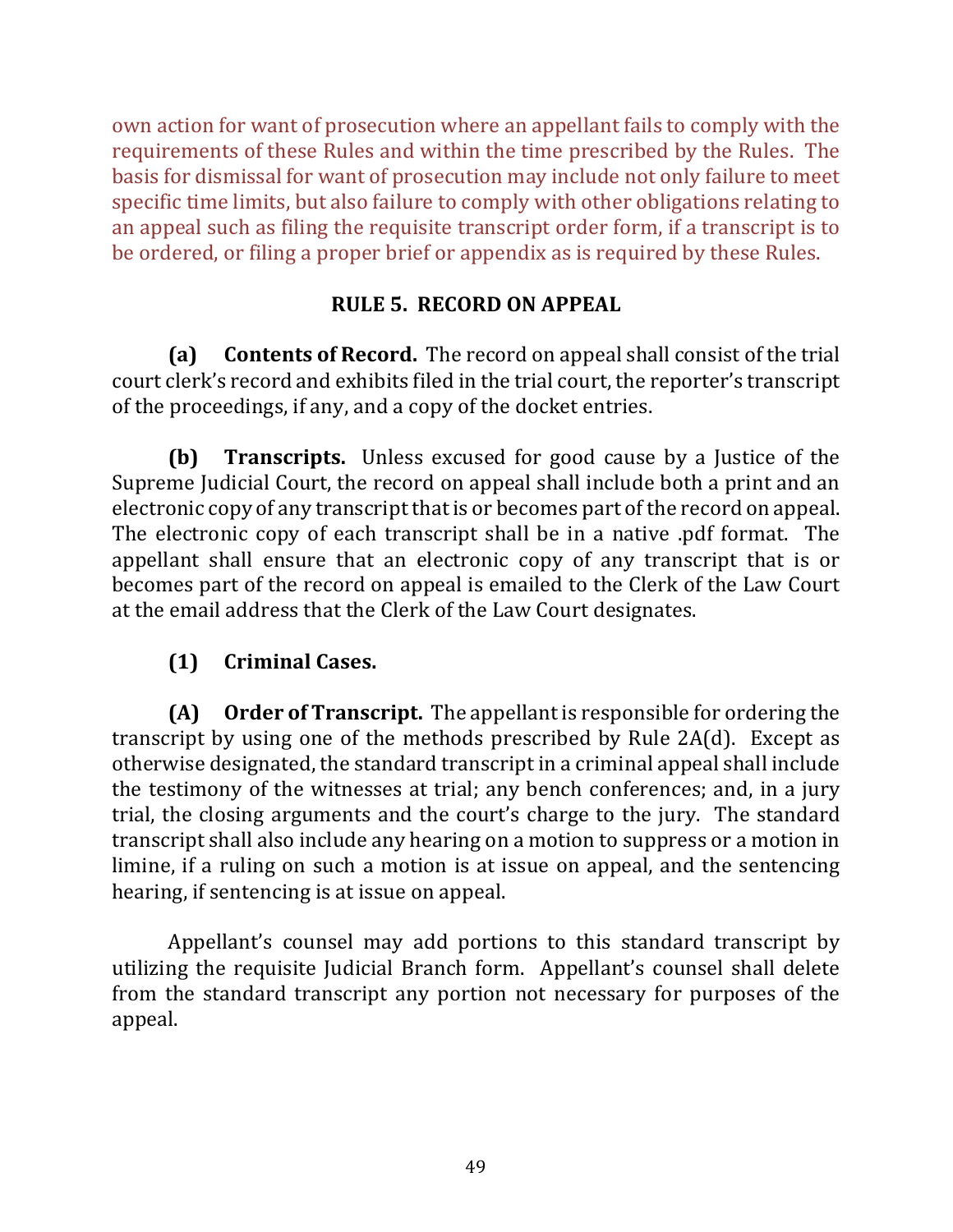own action for want of prosecution where an appellant fails to comply with the requirements of these Rules and within the time prescribed by the Rules. The basis for dismissal for want of prosecution may include not only failure to meet specific time limits, but also failure to comply with other obligations relating to an appeal such as filing the requisite transcript order form, if a transcript is to be ordered, or filing a proper brief or appendix as is required by these Rules.

## RULE 5. RECORD ON APPEAL

**(a) Contents of Record.** The record on appeal shall consist of the trial court clerk's record and exhibits filed in the trial court, the reporter's transcript of the proceedings, if any, and a copy of the docket entries.

**(b) Transcripts.** Unless excused for good cause by a Justice of the Supreme Judicial Court, the record on appeal shall include both a print and an electronic copy of any transcript that is or becomes part of the record on appeal. The electronic copy of each transcript shall be in a native .pdf format. The appellant shall ensure that an electronic copy of any transcript that is or becomes part of the record on appeal is emailed to the Clerk of the Law Court at the email address that the Clerk of the Law Court designates.

**(1) Criminal Cases.**

**(A) Order of Transcript.** The appellant is responsible for ordering the transcript by using one of the methods prescribed by Rule 2A(d). Except as otherwise designated, the standard transcript in a criminal appeal shall include the testimony of the witnesses at trial; any bench conferences; and, in a jury trial, the closing arguments and the court's charge to the jury. The standard transcript shall also include any hearing on a motion to suppress or a motion in limine, if a ruling on such a motion is at issue on appeal, and the sentencing hearing, if sentencing is at issue on appeal.

Appellant's counsel may add portions to this standard transcript by utilizing the requisite Judicial Branch form. Appellant's counsel shall delete from the standard transcript any portion not necessary for purposes of the appeal.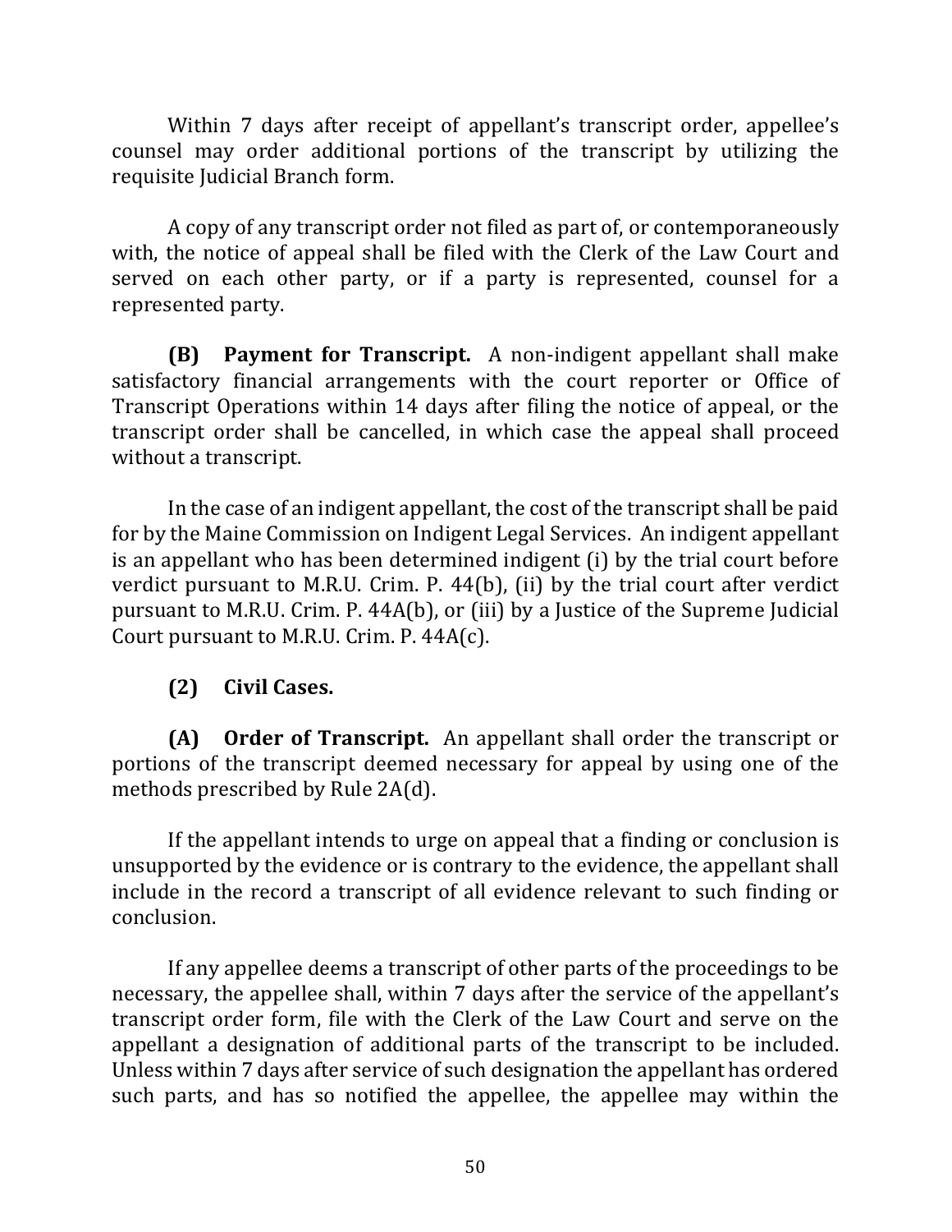Within 7 days after receipt of appellant's transcript order, appellee's counsel may order additional portions of the transcript by utilizing the requisite Judicial Branch form.

A copy of any transcript order not filed as part of, or contemporaneously with, the notice of appeal shall be filed with the Clerk of the Law Court and served on each other party, or if a party is represented, counsel for a represented party.

**(B) Payment for Transcript.** A non-indigent appellant shall make satisfactory financial arrangements with the court reporter or Office of Transcript Operations within 14 days after filing the notice of appeal, or the transcript order shall be cancelled, in which case the appeal shall proceed without a transcript.

In the case of an indigent appellant, the cost of the transcript shall be paid for by the Maine Commission on Indigent Legal Services. An indigent appellant is an appellant who has been determined indigent (i) by the trial court before verdict pursuant to M.R.U. Crim. P. 44(b), (ii) by the trial court after verdict pursuant to M.R.U. Crim. P. 44A(b), or (iii) by a Justice of the Supreme Judicial Court pursuant to M.R.U. Crim. P. 44A(c).

**(2) Civil Cases.**

**(A) Order of Transcript.** An appellant shall order the transcript or portions of the transcript deemed necessary for appeal by using one of the methods prescribed by Rule 2A(d).

If the appellant intends to urge on appeal that a finding or conclusion is unsupported by the evidence or is contrary to the evidence, the appellant shall include in the record a transcript of all evidence relevant to such finding or conclusion.

If any appellee deems a transcript of other parts of the proceedings to be necessary, the appellee shall, within 7 days after the service of the appellant's transcript order form, file with the Clerk of the Law Court and serve on the appellant a designation of additional parts of the transcript to be included. Unless within 7 days after service of such designation the appellant has ordered such parts, and has so notified the appellee, the appellee may within the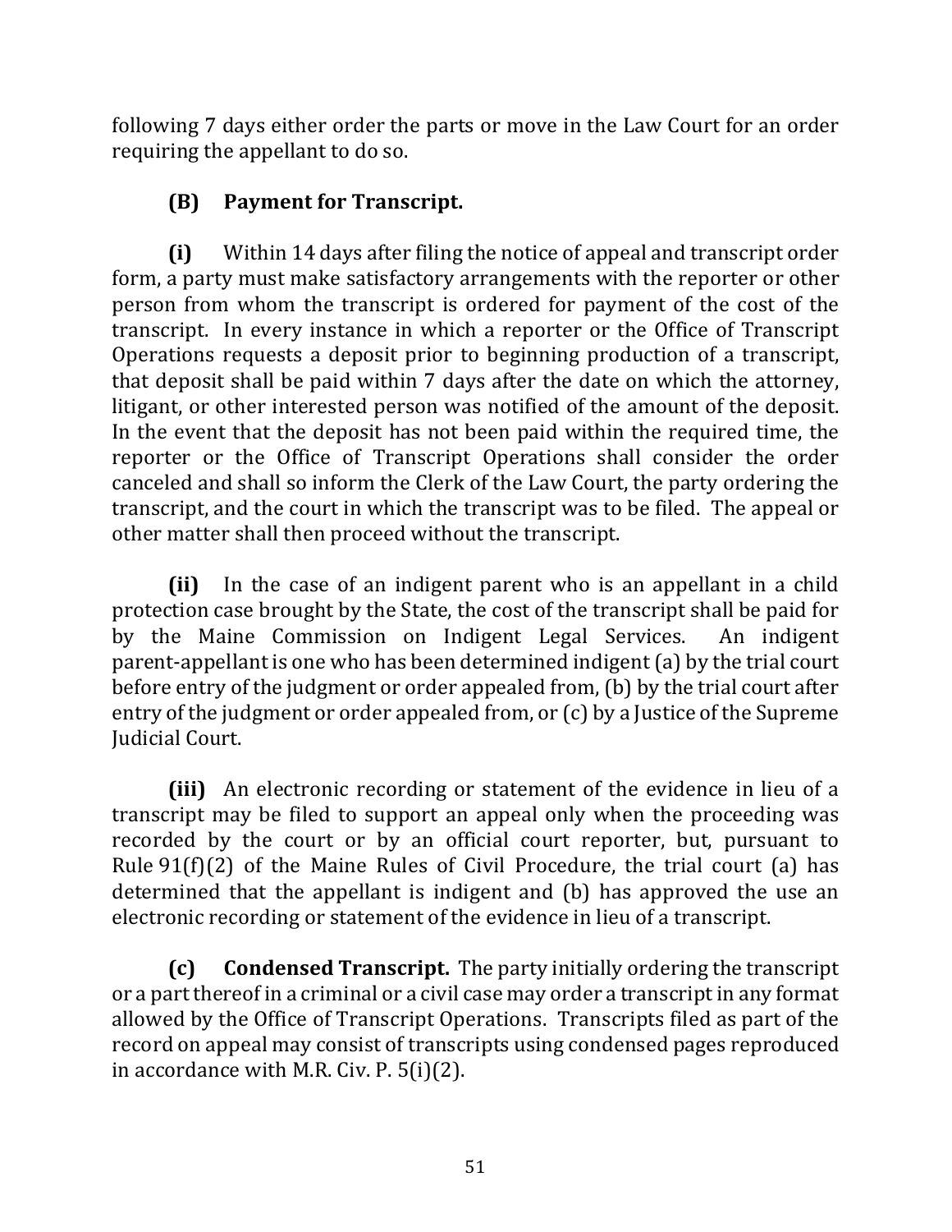following 7 days either order the parts or move in the Law Court for an order requiring the appellant to do so.

**(B) Payment for Transcript.**

**(i)** Within 14 days after filing the notice of appeal and transcript order form, a party must make satisfactory arrangements with the reporter or other person from whom the transcript is ordered for payment of the cost of the transcript. In every instance in which a reporter or the Office of Transcript Operations requests a deposit prior to beginning production of a transcript, that deposit shall be paid within 7 days after the date on which the attorney, litigant, or other interested person was notified of the amount of the deposit. In the event that the deposit has not been paid within the required time, the reporter or the Office of Transcript Operations shall consider the order canceled and shall so inform the Clerk of the Law Court, the party ordering the transcript, and the court in which the transcript was to be filed. The appeal or other matter shall then proceed without the transcript.

**(ii)** In the case of an indigent parent who is an appellant in a child protection case brought by the State, the cost of the transcript shall be paid for by the Maine Commission on Indigent Legal Services. An indigent parent-appellant is one who has been determined indigent (a) by the trial court before entry of the judgment or order appealed from, (b) by the trial court after entry of the judgment or order appealed from, or (c) by a Justice of the Supreme Judicial Court.

**(iii)** An electronic recording or statement of the evidence in lieu of a transcript may be filed to support an appeal only when the proceeding was recorded by the court or by an official court reporter, but, pursuant to Rule 91(f)(2) of the Maine Rules of Civil Procedure, the trial court (a) has determined that the appellant is indigent and (b) has approved the use an electronic recording or statement of the evidence in lieu of a transcript.

**(c) Condensed Transcript.** The party initially ordering the transcript or a part thereof in a criminal or a civil case may order a transcript in any format allowed by the Office of Transcript Operations. Transcripts filed as part of the record on appeal may consist of transcripts using condensed pages reproduced in accordance with M.R. Civ. P. 5(i)(2).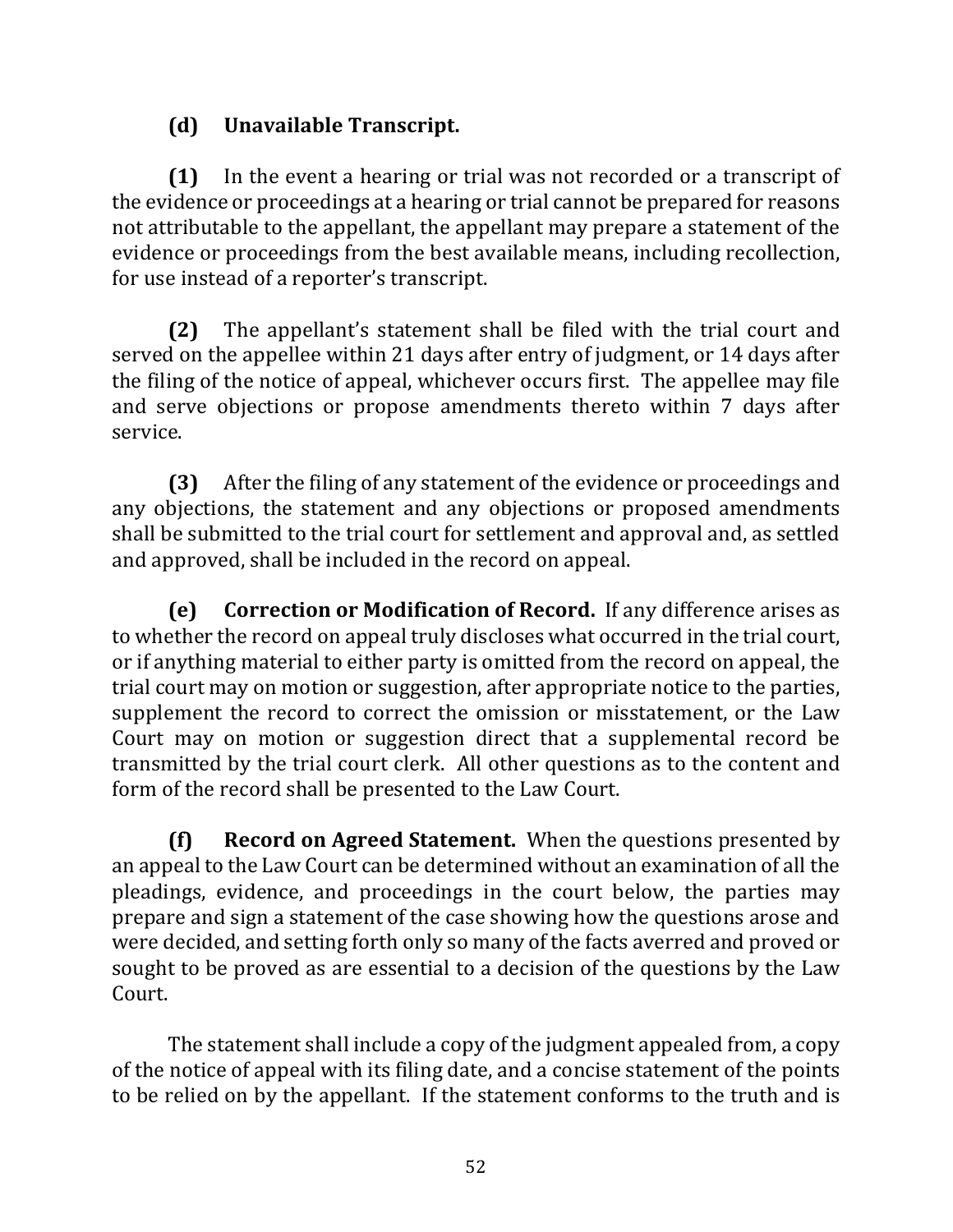**(d) Unavailable Transcript.**

**(1)** In the event a hearing or trial was not recorded or a transcript of the evidence or proceedings at a hearing or trial cannot be prepared for reasons not attributable to the appellant, the appellant may prepare a statement of the evidence or proceedings from the best available means, including recollection, for use instead of a reporter's transcript.

**(2)** The appellant's statement shall be filed with the trial court and served on the appellee within 21 days after entry of judgment, or 14 days after the filing of the notice of appeal, whichever occurs first. The appellee may file and serve objections or propose amendments thereto within 7 days after service.

**(3)** After the filing of any statement of the evidence or proceedings and any objections, the statement and any objections or proposed amendments shall be submitted to the trial court for settlement and approval and, as settled and approved, shall be included in the record on appeal.

**(e) Correction or Modification of Record.** If any difference arises as to whether the record on appeal truly discloses what occurred in the trial court, or if anything material to either party is omitted from the record on appeal, the trial court may on motion or suggestion, after appropriate notice to the parties, supplement the record to correct the omission or misstatement, or the Law Court may on motion or suggestion direct that a supplemental record be transmitted by the trial court clerk. All other questions as to the content and form of the record shall be presented to the Law Court.

**(f) Record on Agreed Statement.** When the questions presented by an appeal to the Law Court can be determined without an examination of all the pleadings, evidence, and proceedings in the court below, the parties may prepare and sign a statement of the case showing how the questions arose and were decided, and setting forth only so many of the facts averred and proved or sought to be proved as are essential to a decision of the questions by the Law Court.

The statement shall include a copy of the judgment appealed from, a copy of the notice of appeal with its filing date, and a concise statement of the points to be relied on by the appellant. If the statement conforms to the truth and is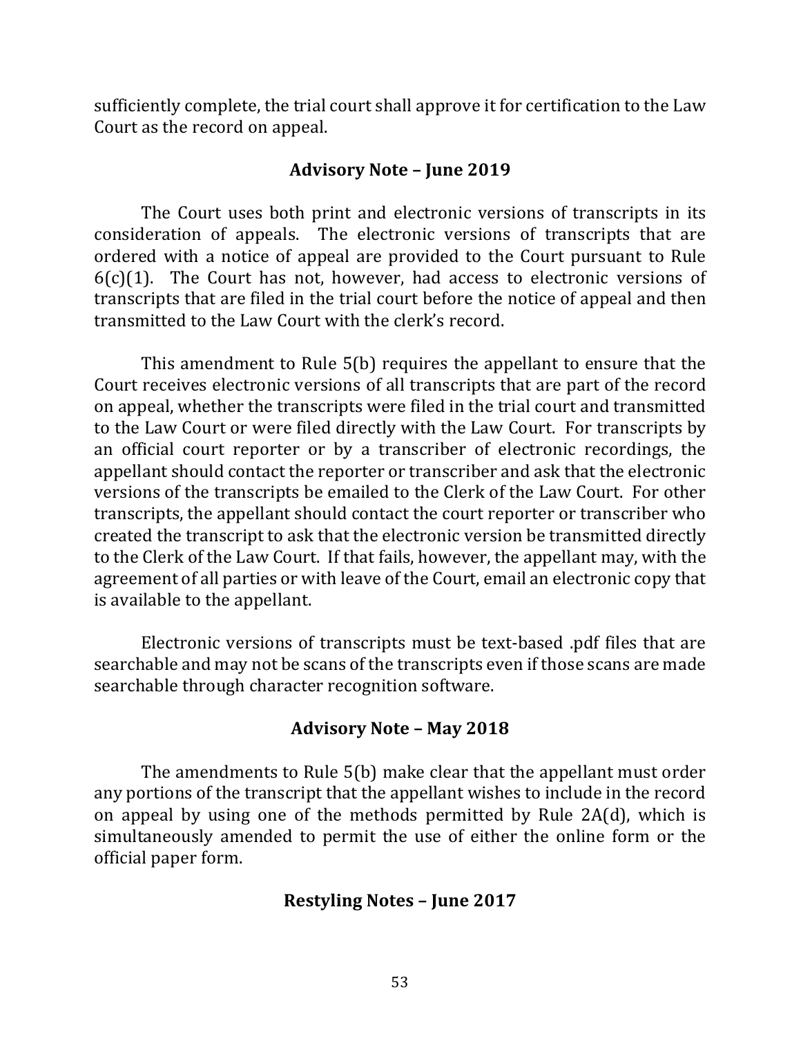sufficiently complete, the trial court shall approve it for certification to the Law Court as the record on appeal.

### Advisory Note – June 2019

The Court uses both print and electronic versions of transcripts in its consideration of appeals. The electronic versions of transcripts that are ordered with a notice of appeal are provided to the Court pursuant to Rule 6(c)(1). The Court has not, however, had access to electronic versions of transcripts that are filed in the trial court before the notice of appeal and then transmitted to the Law Court with the clerk's record.

This amendment to Rule 5(b) requires the appellant to ensure that the Court receives electronic versions of all transcripts that are part of the record on appeal, whether the transcripts were filed in the trial court and transmitted to the Law Court or were filed directly with the Law Court. For transcripts by an official court reporter or by a transcriber of electronic recordings, the appellant should contact the reporter or transcriber and ask that the electronic versions of the transcripts be emailed to the Clerk of the Law Court. For other transcripts, the appellant should contact the court reporter or transcriber who created the transcript to ask that the electronic version be transmitted directly to the Clerk of the Law Court. If that fails, however, the appellant may, with the agreement of all parties or with leave of the Court, email an electronic copy that is available to the appellant.

Electronic versions of transcripts must be text-based .pdf files that are searchable and may not be scans of the transcripts even if those scans are made searchable through character recognition software.

### Advisory Note – May 2018

The amendments to Rule 5(b) make clear that the appellant must order any portions of the transcript that the appellant wishes to include in the record on appeal by using one of the methods permitted by Rule 2A(d), which is simultaneously amended to permit the use of either the online form or the official paper form.

### Restyling Notes – June 2017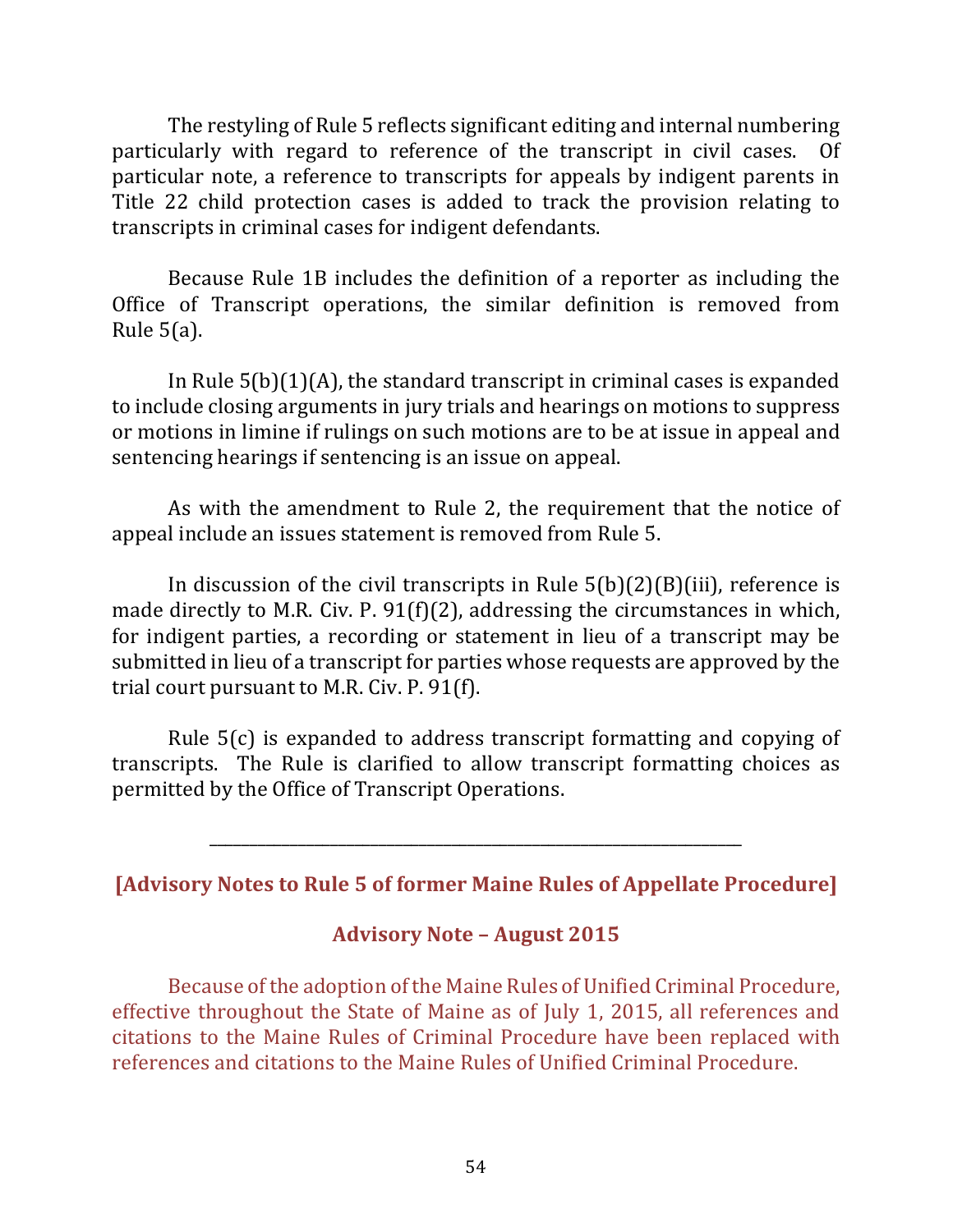The restyling of Rule 5 reflects significant editing and internal numbering particularly with regard to reference of the transcript in civil cases. Of particular note, a reference to transcripts for appeals by indigent parents in Title 22 child protection cases is added to track the provision relating to transcripts in criminal cases for indigent defendants.

Because Rule 1B includes the definition of a reporter as including the Office of Transcript operations, the similar definition is removed from Rule 5(a).

In Rule 5(b)(1)(A), the standard transcript in criminal cases is expanded to include closing arguments in jury trials and hearings on motions to suppress or motions in limine if rulings on such motions are to be at issue in appeal and sentencing hearings if sentencing is an issue on appeal.

As with the amendment to Rule 2, the requirement that the notice of appeal include an issues statement is removed from Rule 5.

In discussion of the civil transcripts in Rule 5(b)(2)(B)(iii), reference is made directly to M.R. Civ. P. 91(f)(2), addressing the circumstances in which, for indigent parties, a recording or statement in lieu of a transcript may be submitted in lieu of a transcript for parties whose requests are approved by the trial court pursuant to M.R. Civ. P. 91(f).

Rule 5(c) is expanded to address transcript formatting and copying of transcripts. The Rule is clarified to allow transcript formatting choices as permitted by the Office of Transcript Operations.

---

**[Advisory Notes to Rule 5 of former Maine Rules of Appellate Procedure]**

**Advisory Note – August 2015**

Because of the adoption of the Maine Rules of Unified Criminal Procedure, effective throughout the State of Maine as of July 1, 2015, all references and citations to the Maine Rules of Criminal Procedure have been replaced with references and citations to the Maine Rules of Unified Criminal Procedure.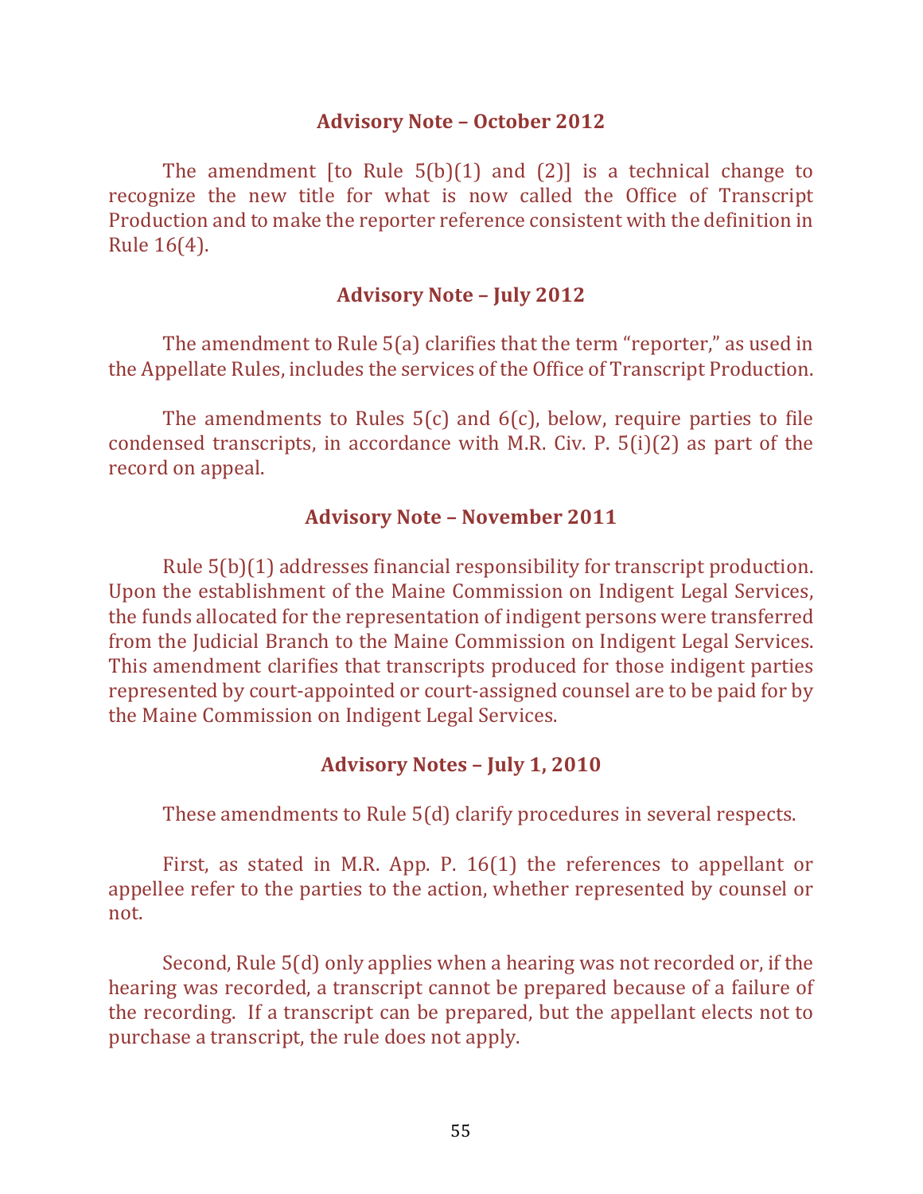### Advisory Note – October 2012

The amendment [to Rule 5(b)(1) and (2)] is a technical change to recognize the new title for what is now called the Office of Transcript Production and to make the reporter reference consistent with the definition in Rule 16(4).

### Advisory Note – July 2012

The amendment to Rule 5(a) clarifies that the term "reporter," as used in the Appellate Rules, includes the services of the Office of Transcript Production.

The amendments to Rules 5(c) and 6(c), below, require parties to file condensed transcripts, in accordance with M.R. Civ. P. 5(i)(2) as part of the record on appeal.

### Advisory Note – November 2011

Rule 5(b)(1) addresses financial responsibility for transcript production. Upon the establishment of the Maine Commission on Indigent Legal Services, the funds allocated for the representation of indigent persons were transferred from the Judicial Branch to the Maine Commission on Indigent Legal Services. This amendment clarifies that transcripts produced for those indigent parties represented by court-appointed or court-assigned counsel are to be paid for by the Maine Commission on Indigent Legal Services.

### Advisory Notes – July 1, 2010

These amendments to Rule 5(d) clarify procedures in several respects.

First, as stated in M.R. App. P. 16(1) the references to appellant or appellee refer to the parties to the action, whether represented by counsel or not.

Second, Rule 5(d) only applies when a hearing was not recorded or, if the hearing was recorded, a transcript cannot be prepared because of a failure of the recording. If a transcript can be prepared, but the appellant elects not to purchase a transcript, the rule does not apply.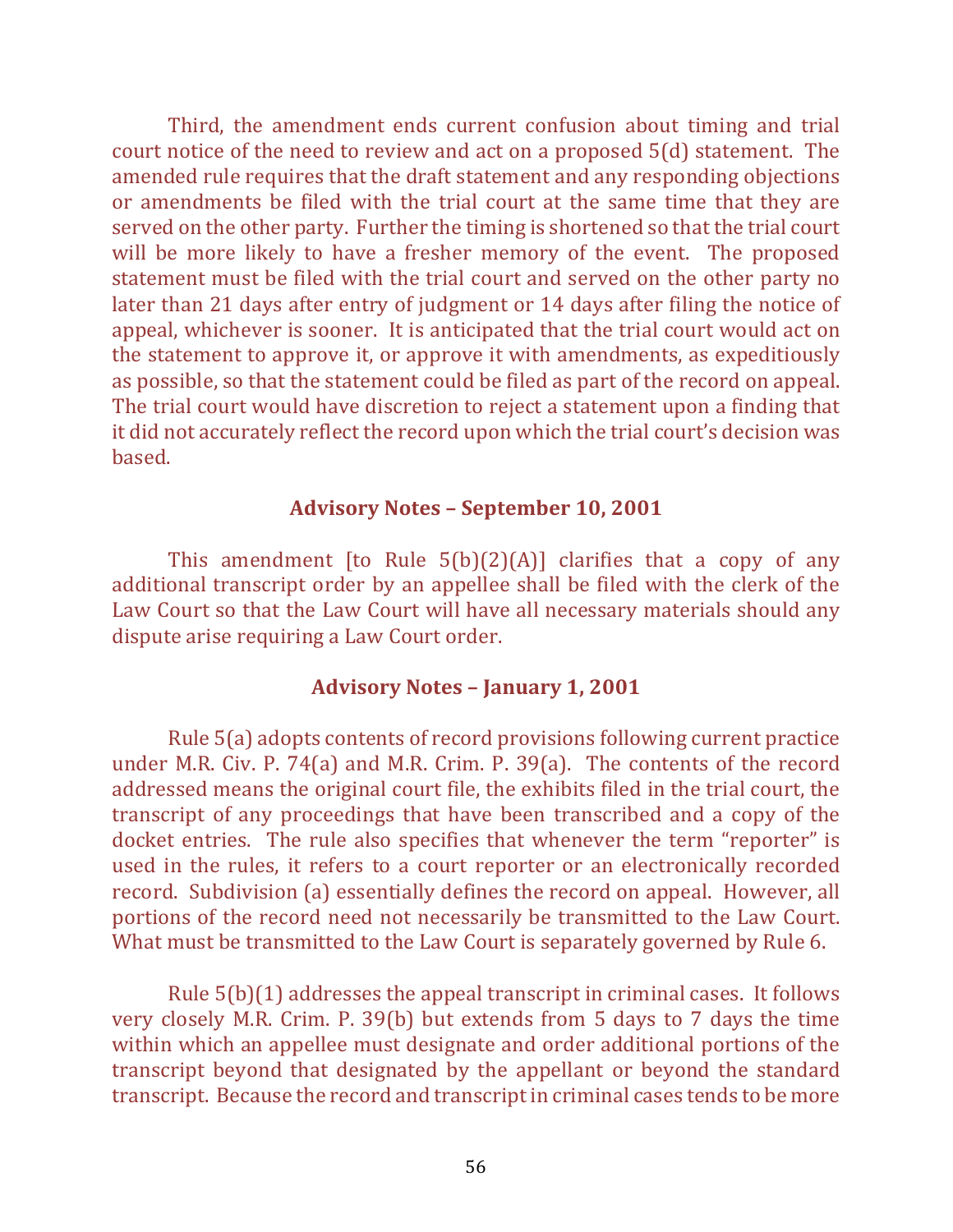Third, the amendment ends current confusion about timing and trial court notice of the need to review and act on a proposed 5(d) statement. The amended rule requires that the draft statement and any responding objections or amendments be filed with the trial court at the same time that they are served on the other party. Further the timing is shortened so that the trial court will be more likely to have a fresher memory of the event. The proposed statement must be filed with the trial court and served on the other party no later than 21 days after entry of judgment or 14 days after filing the notice of appeal, whichever is sooner. It is anticipated that the trial court would act on the statement to approve it, or approve it with amendments, as expeditiously as possible, so that the statement could be filed as part of the record on appeal. The trial court would have discretion to reject a statement upon a finding that it did not accurately reflect the record upon which the trial court's decision was based.

### Advisory Notes – September 10, 2001

This amendment [to Rule 5(b)(2)(A)] clarifies that a copy of any additional transcript order by an appellee shall be filed with the clerk of the Law Court so that the Law Court will have all necessary materials should any dispute arise requiring a Law Court order.

### Advisory Notes – January 1, 2001

Rule 5(a) adopts contents of record provisions following current practice under M.R. Civ. P. 74(a) and M.R. Crim. P. 39(a). The contents of the record addressed means the original court file, the exhibits filed in the trial court, the transcript of any proceedings that have been transcribed and a copy of the docket entries. The rule also specifies that whenever the term "reporter" is used in the rules, it refers to a court reporter or an electronically recorded record. Subdivision (a) essentially defines the record on appeal. However, all portions of the record need not necessarily be transmitted to the Law Court. What must be transmitted to the Law Court is separately governed by Rule 6.

Rule 5(b)(1) addresses the appeal transcript in criminal cases. It follows very closely M.R. Crim. P. 39(b) but extends from 5 days to 7 days the time within which an appellee must designate and order additional portions of the transcript beyond that designated by the appellant or beyond the standard transcript. Because the record and transcript in criminal cases tends to be more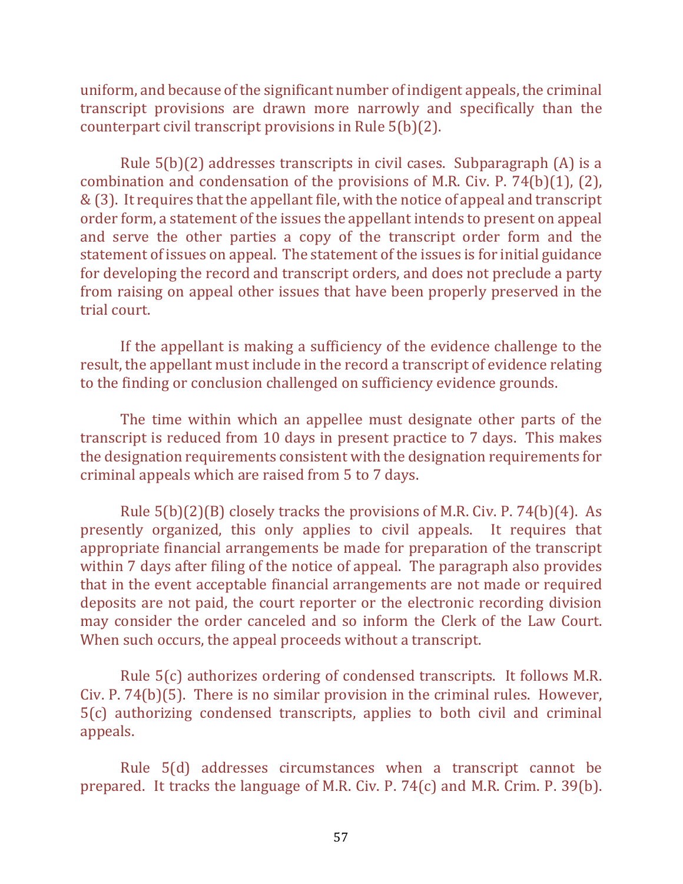uniform, and because of the significant number of indigent appeals, the criminal transcript provisions are drawn more narrowly and specifically than the counterpart civil transcript provisions in Rule 5(b)(2).

Rule 5(b)(2) addresses transcripts in civil cases. Subparagraph (A) is a combination and condensation of the provisions of M.R. Civ. P. 74(b)(1), (2), & (3). It requires that the appellant file, with the notice of appeal and transcript order form, a statement of the issues the appellant intends to present on appeal and serve the other parties a copy of the transcript order form and the statement of issues on appeal. The statement of the issues is for initial guidance for developing the record and transcript orders, and does not preclude a party from raising on appeal other issues that have been properly preserved in the trial court.

If the appellant is making a sufficiency of the evidence challenge to the result, the appellant must include in the record a transcript of evidence relating to the finding or conclusion challenged on sufficiency evidence grounds.

The time within which an appellee must designate other parts of the transcript is reduced from 10 days in present practice to 7 days. This makes the designation requirements consistent with the designation requirements for criminal appeals which are raised from 5 to 7 days.

Rule 5(b)(2)(B) closely tracks the provisions of M.R. Civ. P. 74(b)(4). As presently organized, this only applies to civil appeals. It requires that appropriate financial arrangements be made for preparation of the transcript within 7 days after filing of the notice of appeal. The paragraph also provides that in the event acceptable financial arrangements are not made or required deposits are not paid, the court reporter or the electronic recording division may consider the order canceled and so inform the Clerk of the Law Court. When such occurs, the appeal proceeds without a transcript.

Rule 5(c) authorizes ordering of condensed transcripts. It follows M.R. Civ. P. 74(b)(5). There is no similar provision in the criminal rules. However, 5(c) authorizing condensed transcripts, applies to both civil and criminal appeals.

Rule 5(d) addresses circumstances when a transcript cannot be prepared. It tracks the language of M.R. Civ. P. 74(c) and M.R. Crim. P. 39(b).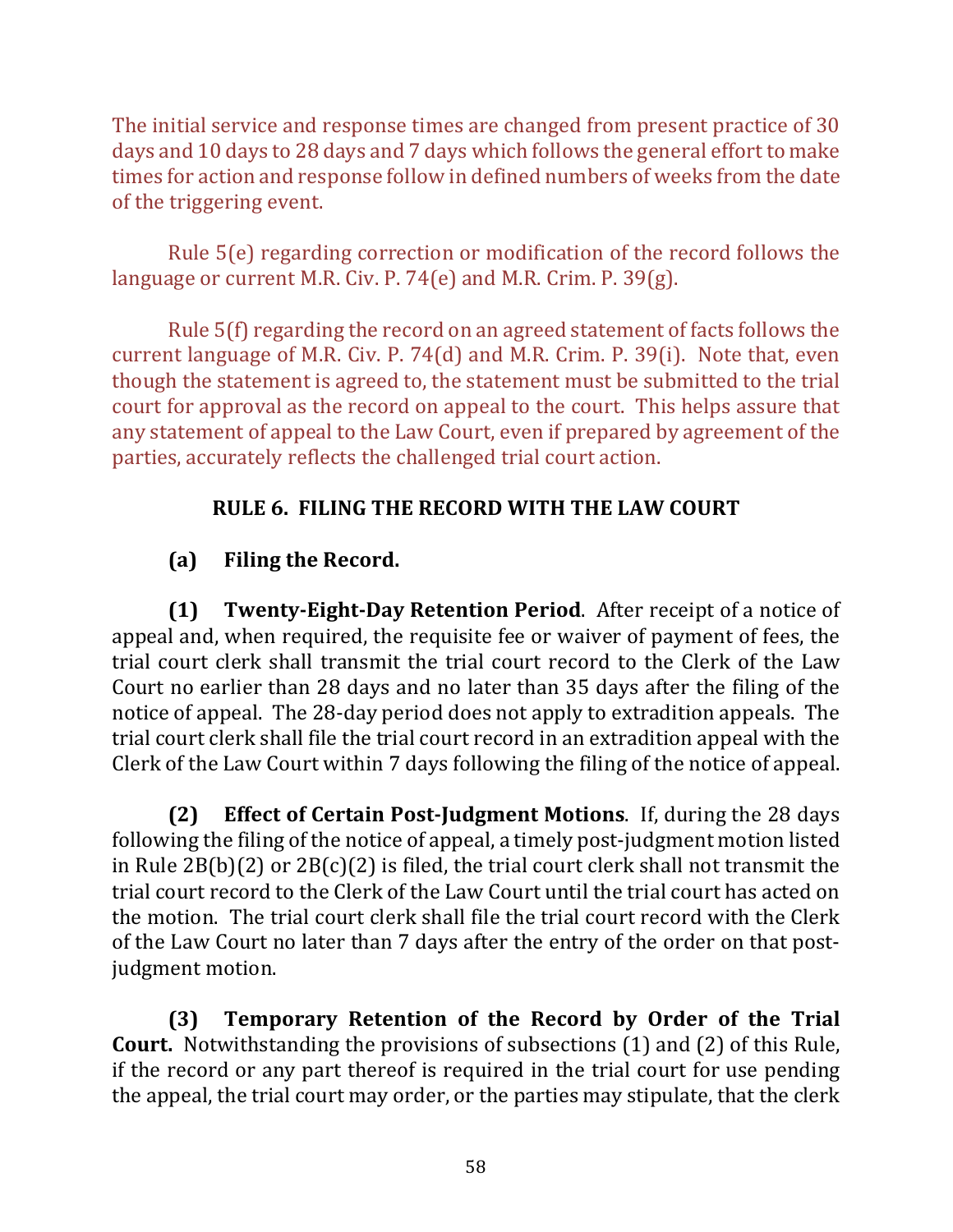The initial service and response times are changed from present practice of 30 days and 10 days to 28 days and 7 days which follows the general effort to make times for action and response follow in defined numbers of weeks from the date of the triggering event.

Rule 5(e) regarding correction or modification of the record follows the language or current M.R. Civ. P. 74(e) and M.R. Crim. P. 39(g).

Rule 5(f) regarding the record on an agreed statement of facts follows the current language of M.R. Civ. P. 74(d) and M.R. Crim. P. 39(i). Note that, even though the statement is agreed to, the statement must be submitted to the trial court for approval as the record on appeal to the court. This helps assure that any statement of appeal to the Law Court, even if prepared by agreement of the parties, accurately reflects the challenged trial court action.

## RULE 6. FILING THE RECORD WITH THE LAW COURT

### (a) Filing the Record.

**(1) Twenty-Eight-Day Retention Period**. After receipt of a notice of appeal and, when required, the requisite fee or waiver of payment of fees, the trial court clerk shall transmit the trial court record to the Clerk of the Law Court no earlier than 28 days and no later than 35 days after the filing of the notice of appeal. The 28-day period does not apply to extradition appeals. The trial court clerk shall file the trial court record in an extradition appeal with the Clerk of the Law Court within 7 days following the filing of the notice of appeal.

**(2) Effect of Certain Post-Judgment Motions**. If, during the 28 days following the filing of the notice of appeal, a timely post-judgment motion listed in Rule 2B(b)(2) or 2B(c)(2) is filed, the trial court clerk shall not transmit the trial court record to the Clerk of the Law Court until the trial court has acted on the motion. The trial court clerk shall file the trial court record with the Clerk of the Law Court no later than 7 days after the entry of the order on that post-judgment motion.

**(3) Temporary Retention of the Record by Order of the Trial Court.** Notwithstanding the provisions of subsections (1) and (2) of this Rule, if the record or any part thereof is required in the trial court for use pending the appeal, the trial court may order, or the parties may stipulate, that the clerk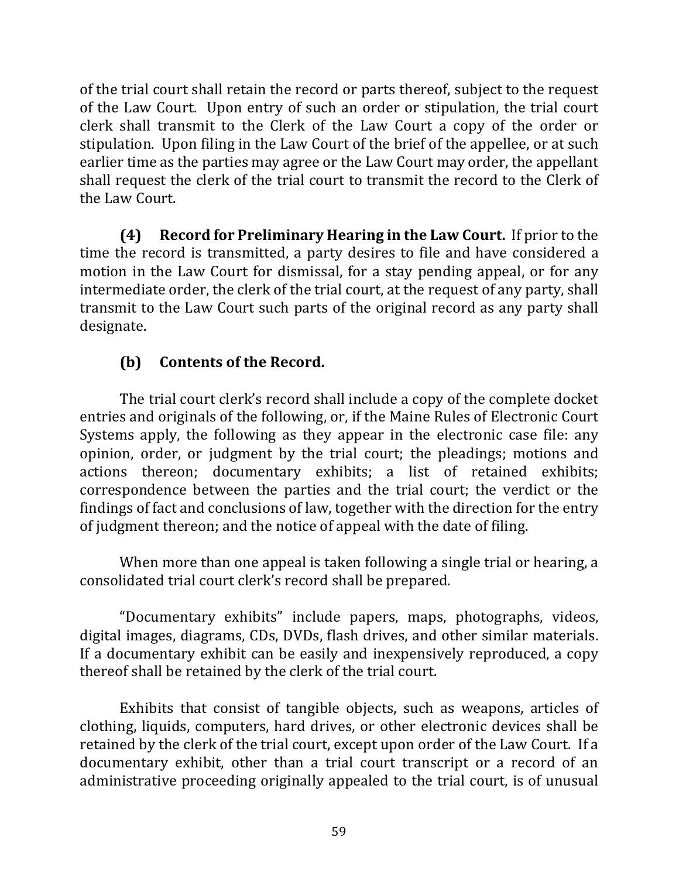of the trial court shall retain the record or parts thereof, subject to the request of the Law Court. Upon entry of such an order or stipulation, the trial court clerk shall transmit to the Clerk of the Law Court a copy of the order or stipulation. Upon filing in the Law Court of the brief of the appellee, or at such earlier time as the parties may agree or the Law Court may order, the appellant shall request the clerk of the trial court to transmit the record to the Clerk of the Law Court.

**(4) Record for Preliminary Hearing in the Law Court.** If prior to the time the record is transmitted, a party desires to file and have considered a motion in the Law Court for dismissal, for a stay pending appeal, or for any intermediate order, the clerk of the trial court, at the request of any party, shall transmit to the Law Court such parts of the original record as any party shall designate.

**(b) Contents of the Record.**

The trial court clerk's record shall include a copy of the complete docket entries and originals of the following, or, if the Maine Rules of Electronic Court Systems apply, the following as they appear in the electronic case file: any opinion, order, or judgment by the trial court; the pleadings; motions and actions thereon; documentary exhibits; a list of retained exhibits; correspondence between the parties and the trial court; the verdict or the findings of fact and conclusions of law, together with the direction for the entry of judgment thereon; and the notice of appeal with the date of filing.

When more than one appeal is taken following a single trial or hearing, a consolidated trial court clerk's record shall be prepared.

"Documentary exhibits" include papers, maps, photographs, videos, digital images, diagrams, CDs, DVDs, flash drives, and other similar materials. If a documentary exhibit can be easily and inexpensively reproduced, a copy thereof shall be retained by the clerk of the trial court.

Exhibits that consist of tangible objects, such as weapons, articles of clothing, liquids, computers, hard drives, or other electronic devices shall be retained by the clerk of the trial court, except upon order of the Law Court. If a documentary exhibit, other than a trial court transcript or a record of an administrative proceeding originally appealed to the trial court, is of unusual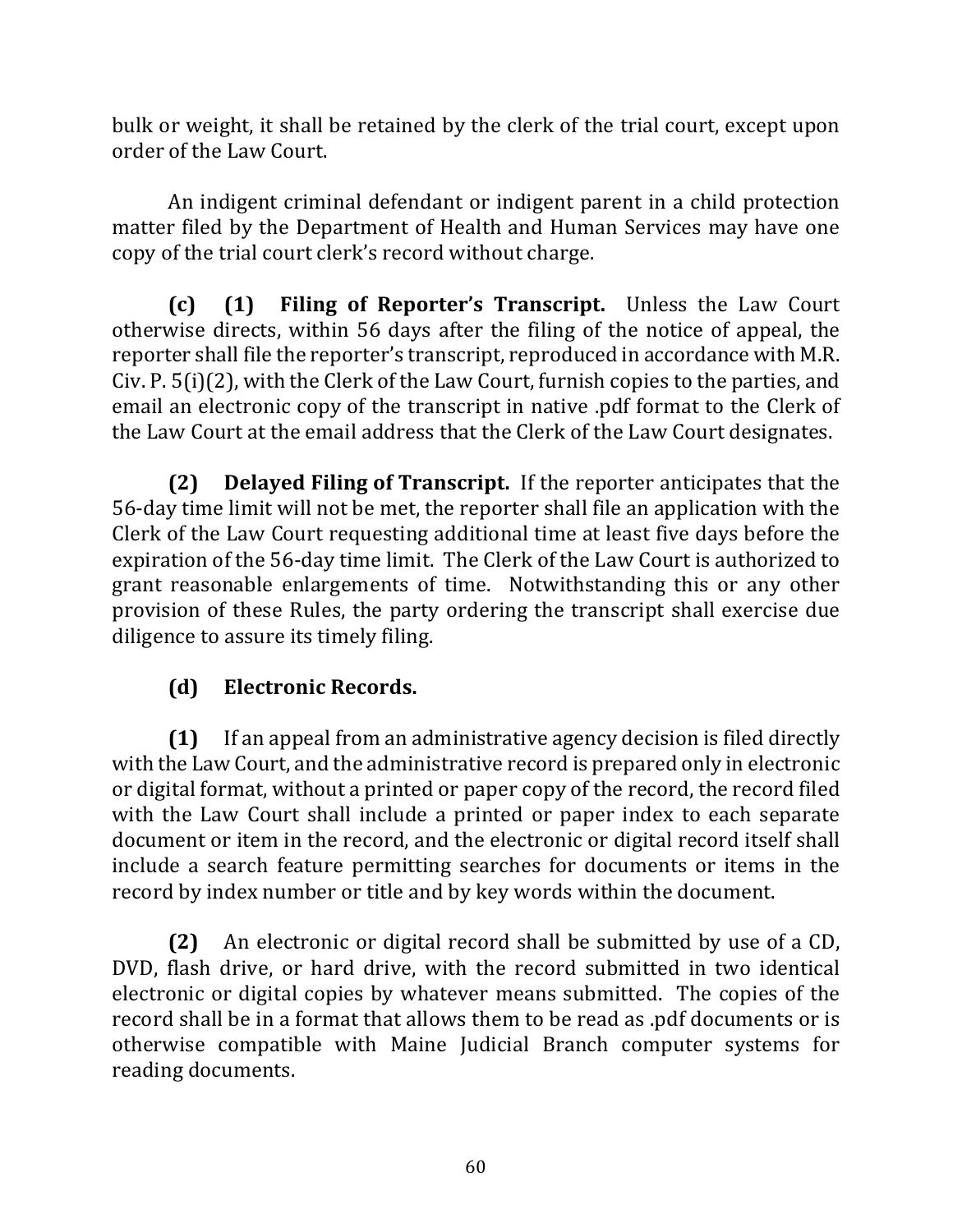bulk or weight, it shall be retained by the clerk of the trial court, except upon order of the Law Court.

An indigent criminal defendant or indigent parent in a child protection matter filed by the Department of Health and Human Services may have one copy of the trial court clerk's record without charge.

**(c) (1) Filing of Reporter's Transcript.** Unless the Law Court otherwise directs, within 56 days after the filing of the notice of appeal, the reporter shall file the reporter's transcript, reproduced in accordance with M.R. Civ. P. 5(i)(2), with the Clerk of the Law Court, furnish copies to the parties, and email an electronic copy of the transcript in native .pdf format to the Clerk of the Law Court at the email address that the Clerk of the Law Court designates.

**(2) Delayed Filing of Transcript.** If the reporter anticipates that the 56-day time limit will not be met, the reporter shall file an application with the Clerk of the Law Court requesting additional time at least five days before the expiration of the 56-day time limit. The Clerk of the Law Court is authorized to grant reasonable enlargements of time. Notwithstanding this or any other provision of these Rules, the party ordering the transcript shall exercise due diligence to assure its timely filing.

**(d) Electronic Records.**

**(1)** If an appeal from an administrative agency decision is filed directly with the Law Court, and the administrative record is prepared only in electronic or digital format, without a printed or paper copy of the record, the record filed with the Law Court shall include a printed or paper index to each separate document or item in the record, and the electronic or digital record itself shall include a search feature permitting searches for documents or items in the record by index number or title and by key words within the document.

**(2)** An electronic or digital record shall be submitted by use of a CD, DVD, flash drive, or hard drive, with the record submitted in two identical electronic or digital copies by whatever means submitted. The copies of the record shall be in a format that allows them to be read as .pdf documents or is otherwise compatible with Maine Judicial Branch computer systems for reading documents.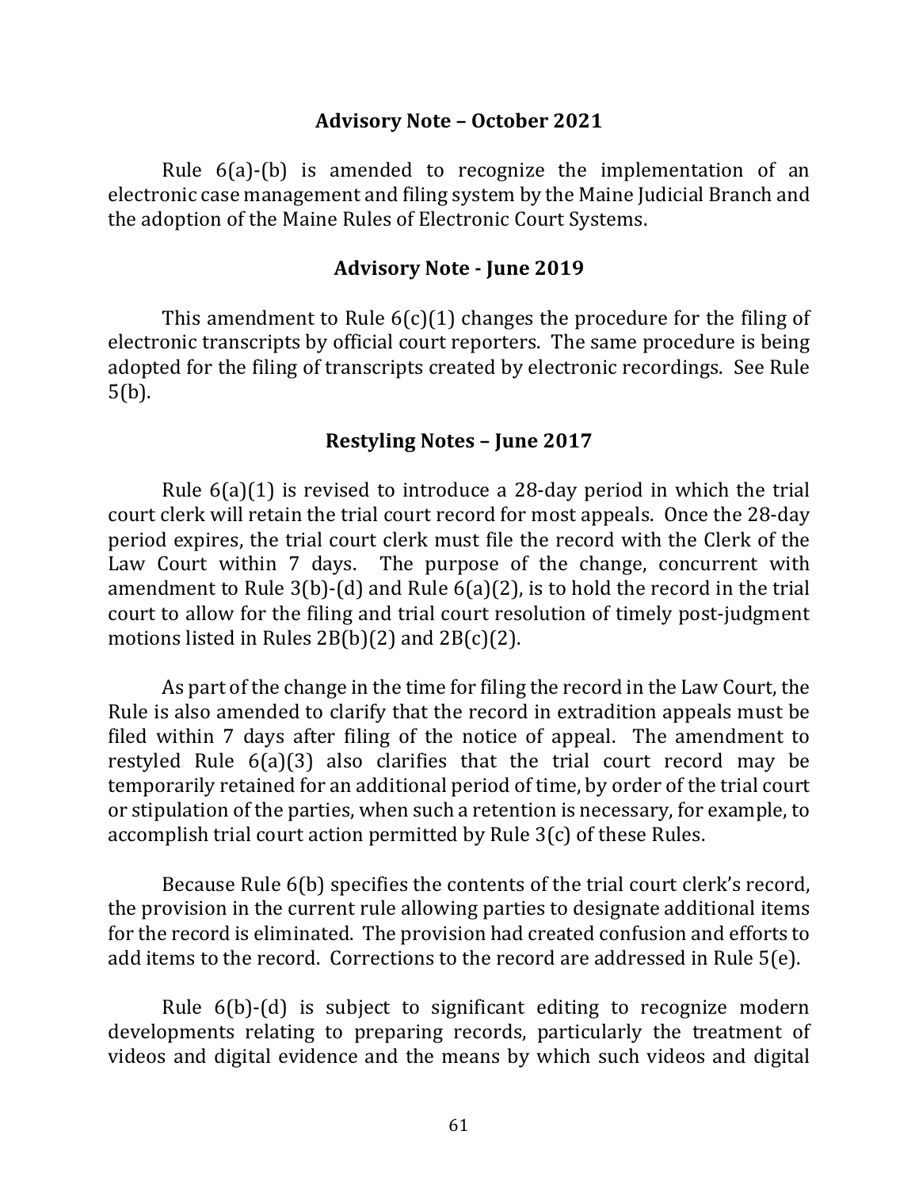**Advisory Note – October 2021**

Rule 6(a)-(b) is amended to recognize the implementation of an electronic case management and filing system by the Maine Judicial Branch and the adoption of the Maine Rules of Electronic Court Systems.

**Advisory Note - June 2019**

This amendment to Rule 6(c)(1) changes the procedure for the filing of electronic transcripts by official court reporters. The same procedure is being adopted for the filing of transcripts created by electronic recordings. See Rule 5(b).

**Restyling Notes – June 2017**

Rule 6(a)(1) is revised to introduce a 28-day period in which the trial court clerk will retain the trial court record for most appeals. Once the 28-day period expires, the trial court clerk must file the record with the Clerk of the Law Court within 7 days. The purpose of the change, concurrent with amendment to Rule 3(b)-(d) and Rule 6(a)(2), is to hold the record in the trial court to allow for the filing and trial court resolution of timely post-judgment motions listed in Rules 2B(b)(2) and 2B(c)(2).

As part of the change in the time for filing the record in the Law Court, the Rule is also amended to clarify that the record in extradition appeals must be filed within 7 days after filing of the notice of appeal. The amendment to restyled Rule 6(a)(3) also clarifies that the trial court record may be temporarily retained for an additional period of time, by order of the trial court or stipulation of the parties, when such a retention is necessary, for example, to accomplish trial court action permitted by Rule 3(c) of these Rules.

Because Rule 6(b) specifies the contents of the trial court clerk's record, the provision in the current rule allowing parties to designate additional items for the record is eliminated. The provision had created confusion and efforts to add items to the record. Corrections to the record are addressed in Rule 5(e).

Rule 6(b)-(d) is subject to significant editing to recognize modern developments relating to preparing records, particularly the treatment of videos and digital evidence and the means by which such videos and digital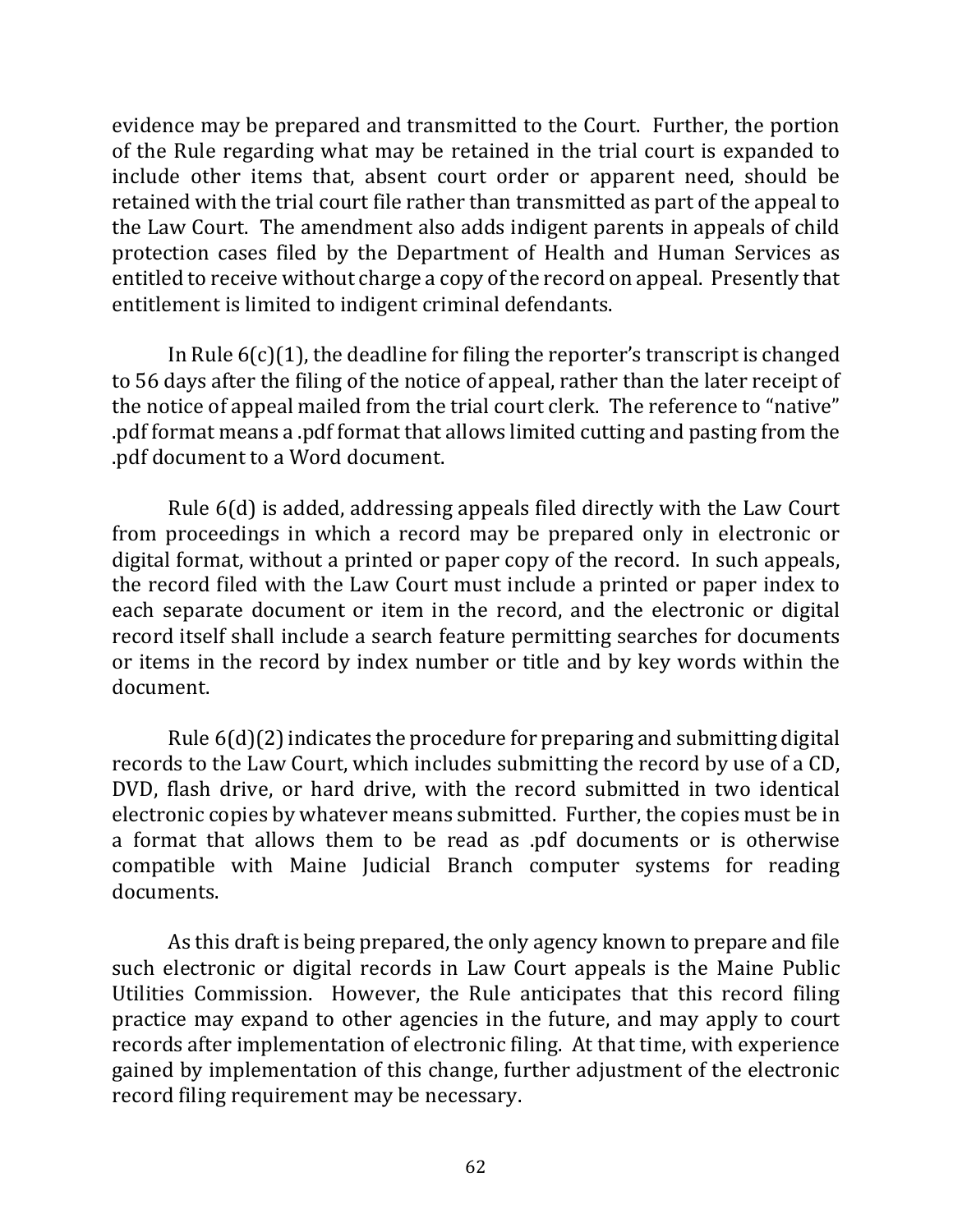evidence may be prepared and transmitted to the Court. Further, the portion of the Rule regarding what may be retained in the trial court is expanded to include other items that, absent court order or apparent need, should be retained with the trial court file rather than transmitted as part of the appeal to the Law Court. The amendment also adds indigent parents in appeals of child protection cases filed by the Department of Health and Human Services as entitled to receive without charge a copy of the record on appeal. Presently that entitlement is limited to indigent criminal defendants.

In Rule 6(c)(1), the deadline for filing the reporter's transcript is changed to 56 days after the filing of the notice of appeal, rather than the later receipt of the notice of appeal mailed from the trial court clerk. The reference to "native" .pdf format means a .pdf format that allows limited cutting and pasting from the .pdf document to a Word document.

Rule 6(d) is added, addressing appeals filed directly with the Law Court from proceedings in which a record may be prepared only in electronic or digital format, without a printed or paper copy of the record. In such appeals, the record filed with the Law Court must include a printed or paper index to each separate document or item in the record, and the electronic or digital record itself shall include a search feature permitting searches for documents or items in the record by index number or title and by key words within the document.

Rule 6(d)(2) indicates the procedure for preparing and submitting digital records to the Law Court, which includes submitting the record by use of a CD, DVD, flash drive, or hard drive, with the record submitted in two identical electronic copies by whatever means submitted. Further, the copies must be in a format that allows them to be read as .pdf documents or is otherwise compatible with Maine Judicial Branch computer systems for reading documents.

As this draft is being prepared, the only agency known to prepare and file such electronic or digital records in Law Court appeals is the Maine Public Utilities Commission. However, the Rule anticipates that this record filing practice may expand to other agencies in the future, and may apply to court records after implementation of electronic filing. At that time, with experience gained by implementation of this change, further adjustment of the electronic record filing requirement may be necessary.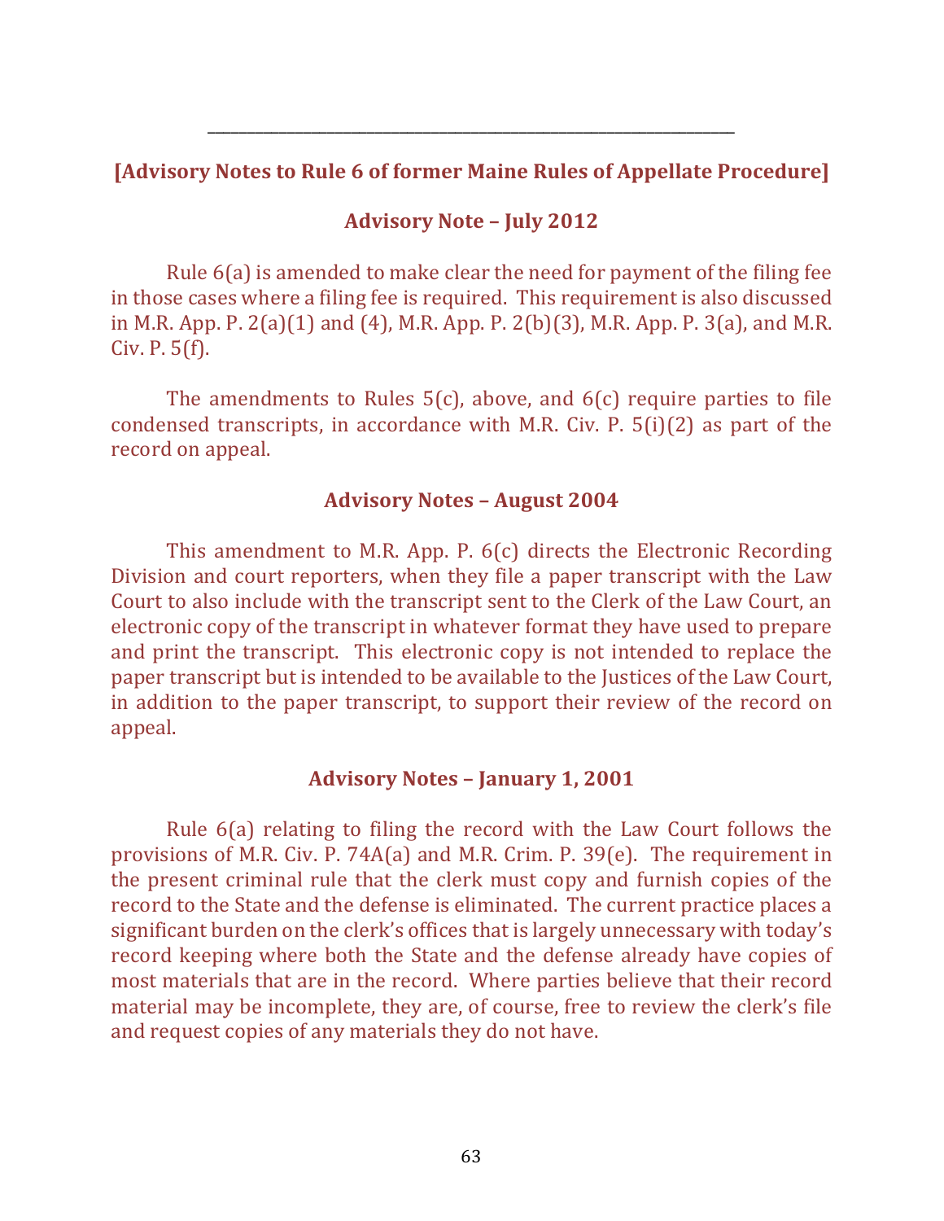---

**[Advisory Notes to Rule 6 of former Maine Rules of Appellate Procedure]**

**Advisory Note – July 2012**

Rule 6(a) is amended to make clear the need for payment of the filing fee in those cases where a filing fee is required. This requirement is also discussed in M.R. App. P. 2(a)(1) and (4), M.R. App. P. 2(b)(3), M.R. App. P. 3(a), and M.R. Civ. P. 5(f).

The amendments to Rules 5(c), above, and 6(c) require parties to file condensed transcripts, in accordance with M.R. Civ. P. 5(i)(2) as part of the record on appeal.

**Advisory Notes – August 2004**

This amendment to M.R. App. P. 6(c) directs the Electronic Recording Division and court reporters, when they file a paper transcript with the Law Court to also include with the transcript sent to the Clerk of the Law Court, an electronic copy of the transcript in whatever format they have used to prepare and print the transcript. This electronic copy is not intended to replace the paper transcript but is intended to be available to the Justices of the Law Court, in addition to the paper transcript, to support their review of the record on appeal.

**Advisory Notes – January 1, 2001**

Rule 6(a) relating to filing the record with the Law Court follows the provisions of M.R. Civ. P. 74A(a) and M.R. Crim. P. 39(e). The requirement in the present criminal rule that the clerk must copy and furnish copies of the record to the State and the defense is eliminated. The current practice places a significant burden on the clerk's offices that is largely unnecessary with today's record keeping where both the State and the defense already have copies of most materials that are in the record. Where parties believe that their record material may be incomplete, they are, of course, free to review the clerk's file and request copies of any materials they do not have.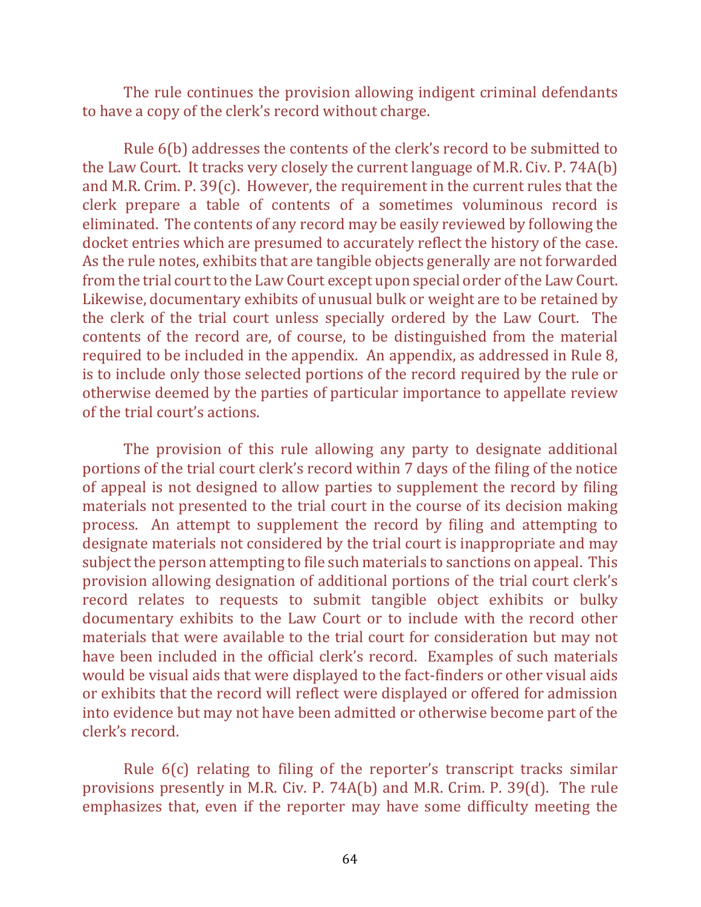The rule continues the provision allowing indigent criminal defendants to have a copy of the clerk's record without charge.

Rule 6(b) addresses the contents of the clerk's record to be submitted to the Law Court. It tracks very closely the current language of M.R. Civ. P. 74A(b) and M.R. Crim. P. 39(c). However, the requirement in the current rules that the clerk prepare a table of contents of a sometimes voluminous record is eliminated. The contents of any record may be easily reviewed by following the docket entries which are presumed to accurately reflect the history of the case. As the rule notes, exhibits that are tangible objects generally are not forwarded from the trial court to the Law Court except upon special order of the Law Court. Likewise, documentary exhibits of unusual bulk or weight are to be retained by the clerk of the trial court unless specially ordered by the Law Court. The contents of the record are, of course, to be distinguished from the material required to be included in the appendix. An appendix, as addressed in Rule 8, is to include only those selected portions of the record required by the rule or otherwise deemed by the parties of particular importance to appellate review of the trial court's actions.

The provision of this rule allowing any party to designate additional portions of the trial court clerk's record within 7 days of the filing of the notice of appeal is not designed to allow parties to supplement the record by filing materials not presented to the trial court in the course of its decision making process. An attempt to supplement the record by filing and attempting to designate materials not considered by the trial court is inappropriate and may subject the person attempting to file such materials to sanctions on appeal. This provision allowing designation of additional portions of the trial court clerk's record relates to requests to submit tangible object exhibits or bulky documentary exhibits to the Law Court or to include with the record other materials that were available to the trial court for consideration but may not have been included in the official clerk's record. Examples of such materials would be visual aids that were displayed to the fact-finders or other visual aids or exhibits that the record will reflect were displayed or offered for admission into evidence but may not have been admitted or otherwise become part of the clerk's record.

Rule 6(c) relating to filing of the reporter's transcript tracks similar provisions presently in M.R. Civ. P. 74A(b) and M.R. Crim. P. 39(d). The rule emphasizes that, even if the reporter may have some difficulty meeting the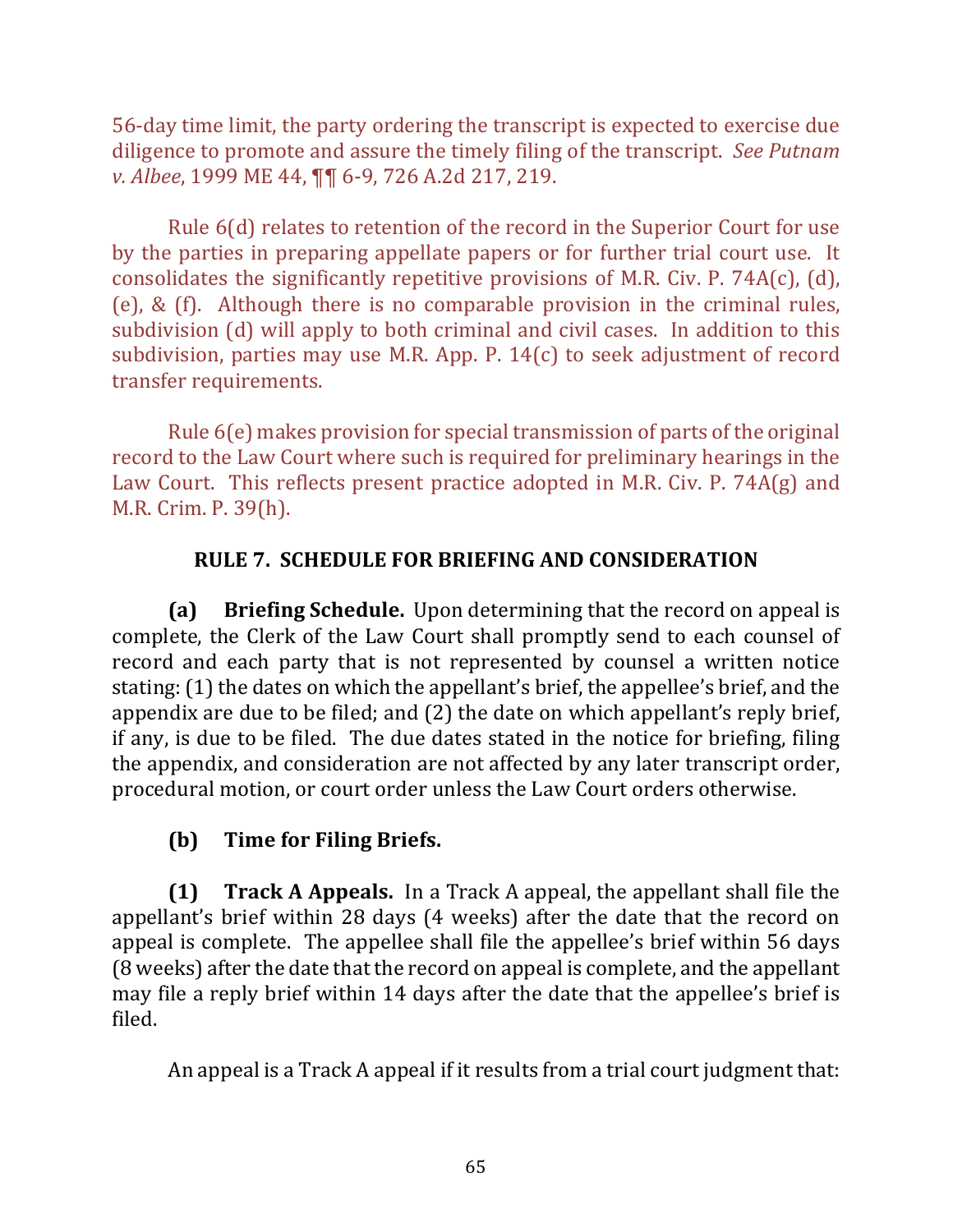56-day time limit, the party ordering the transcript is expected to exercise due diligence to promote and assure the timely filing of the transcript. *See Putnam v. Albee*, 1999 ME 44, ¶¶ 6-9, 726 A.2d 217, 219.

Rule 6(d) relates to retention of the record in the Superior Court for use by the parties in preparing appellate papers or for further trial court use. It consolidates the significantly repetitive provisions of M.R. Civ. P. 74A(c), (d), (e), & (f). Although there is no comparable provision in the criminal rules, subdivision (d) will apply to both criminal and civil cases. In addition to this subdivision, parties may use M.R. App. P. 14(c) to seek adjustment of record transfer requirements.

Rule 6(e) makes provision for special transmission of parts of the original record to the Law Court where such is required for preliminary hearings in the Law Court. This reflects present practice adopted in M.R. Civ. P. 74A(g) and M.R. Crim. P. 39(h).

## RULE 7. SCHEDULE FOR BRIEFING AND CONSIDERATION

**(a) Briefing Schedule.** Upon determining that the record on appeal is complete, the Clerk of the Law Court shall promptly send to each counsel of record and each party that is not represented by counsel a written notice stating: (1) the dates on which the appellant's brief, the appellee's brief, and the appendix are due to be filed; and (2) the date on which appellant's reply brief, if any, is due to be filed. The due dates stated in the notice for briefing, filing the appendix, and consideration are not affected by any later transcript order, procedural motion, or court order unless the Law Court orders otherwise.

**(b) Time for Filing Briefs.**

**(1) Track A Appeals.** In a Track A appeal, the appellant shall file the appellant's brief within 28 days (4 weeks) after the date that the record on appeal is complete. The appellee shall file the appellee's brief within 56 days (8 weeks) after the date that the record on appeal is complete, and the appellant may file a reply brief within 14 days after the date that the appellee's brief is filed.

An appeal is a Track A appeal if it results from a trial court judgment that: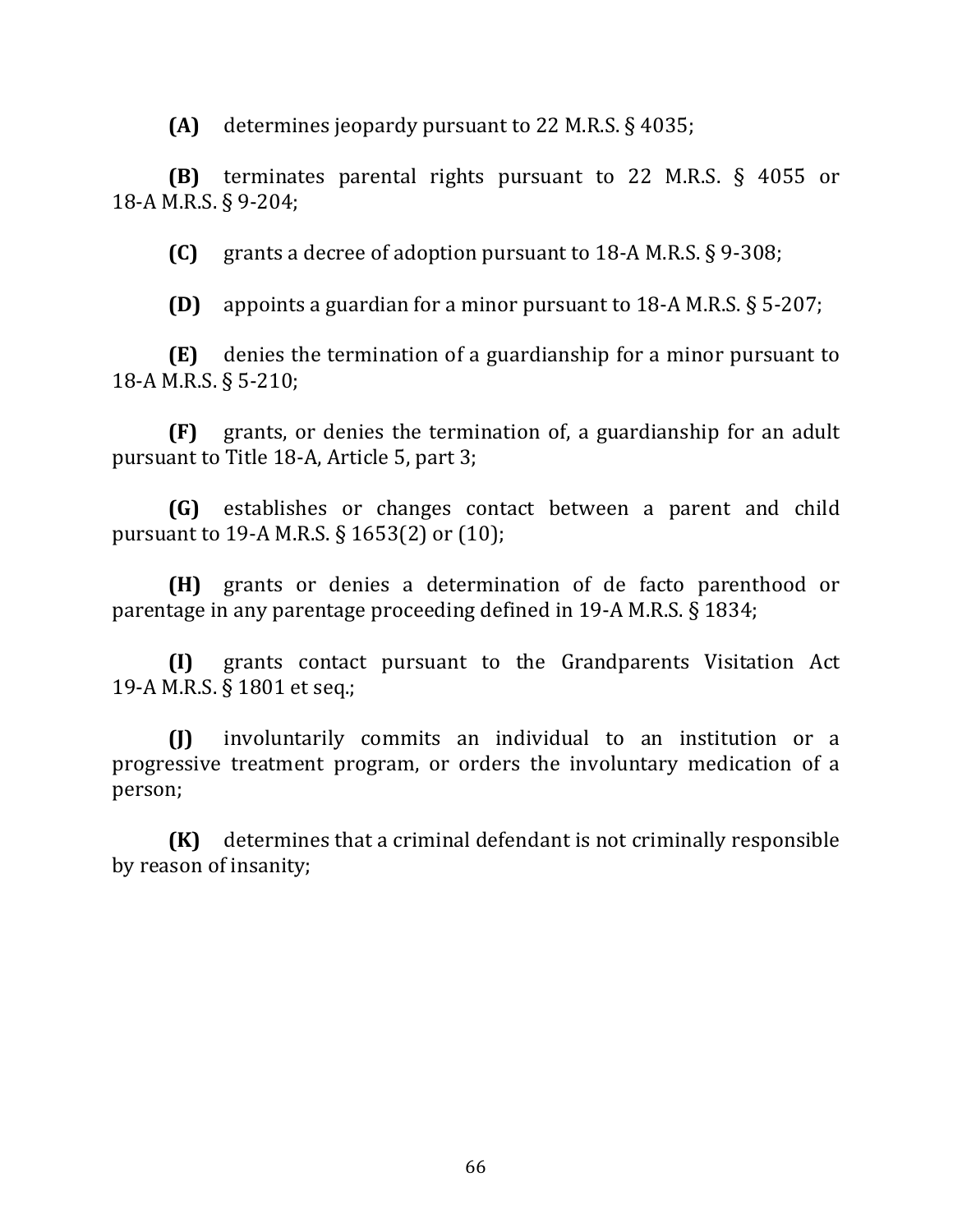**(A)** determines jeopardy pursuant to 22 M.R.S. § 4035;

**(B)** terminates parental rights pursuant to 22 M.R.S. § 4055 or 18-A M.R.S. § 9-204;

**(C)** grants a decree of adoption pursuant to 18-A M.R.S. § 9-308;

**(D)** appoints a guardian for a minor pursuant to 18-A M.R.S. § 5-207;

**(E)** denies the termination of a guardianship for a minor pursuant to 18-A M.R.S. § 5-210;

**(F)** grants, or denies the termination of, a guardianship for an adult pursuant to Title 18-A, Article 5, part 3;

**(G)** establishes or changes contact between a parent and child pursuant to 19-A M.R.S. § 1653(2) or (10);

**(H)** grants or denies a determination of de facto parenthood or parentage in any parentage proceeding defined in 19-A M.R.S. § 1834;

**(I)** grants contact pursuant to the Grandparents Visitation Act 19-A M.R.S. § 1801 et seq.;

**(J)** involuntarily commits an individual to an institution or a progressive treatment program, or orders the involuntary medication of a person;

**(K)** determines that a criminal defendant is not criminally responsible by reason of insanity;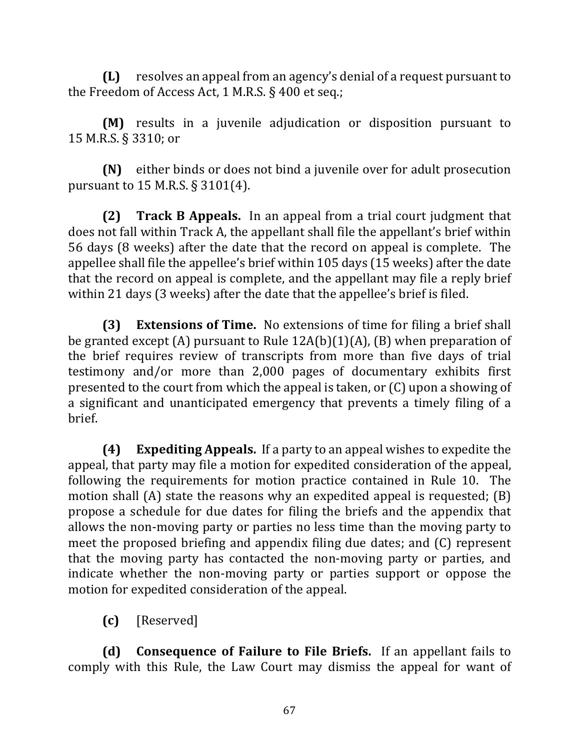**(L)** resolves an appeal from an agency's denial of a request pursuant to the Freedom of Access Act, 1 M.R.S. § 400 et seq.;

**(M)** results in a juvenile adjudication or disposition pursuant to 15 M.R.S. § 3310; or

**(N)** either binds or does not bind a juvenile over for adult prosecution pursuant to 15 M.R.S. § 3101(4).

**(2) Track B Appeals.** In an appeal from a trial court judgment that does not fall within Track A, the appellant shall file the appellant's brief within 56 days (8 weeks) after the date that the record on appeal is complete. The appellee shall file the appellee's brief within 105 days (15 weeks) after the date that the record on appeal is complete, and the appellant may file a reply brief within 21 days (3 weeks) after the date that the appellee's brief is filed.

**(3) Extensions of Time.** No extensions of time for filing a brief shall be granted except (A) pursuant to Rule 12A(b)(1)(A), (B) when preparation of the brief requires review of transcripts from more than five days of trial testimony and/or more than 2,000 pages of documentary exhibits first presented to the court from which the appeal is taken, or (C) upon a showing of a significant and unanticipated emergency that prevents a timely filing of a brief.

**(4) Expediting Appeals.** If a party to an appeal wishes to expedite the appeal, that party may file a motion for expedited consideration of the appeal, following the requirements for motion practice contained in Rule 10. The motion shall (A) state the reasons why an expedited appeal is requested; (B) propose a schedule for due dates for filing the briefs and the appendix that allows the non-moving party or parties no less time than the moving party to meet the proposed briefing and appendix filing due dates; and (C) represent that the moving party has contacted the non-moving party or parties, and indicate whether the non-moving party or parties support or oppose the motion for expedited consideration of the appeal.

**(c)** [Reserved]

**(d) Consequence of Failure to File Briefs.** If an appellant fails to comply with this Rule, the Law Court may dismiss the appeal for want of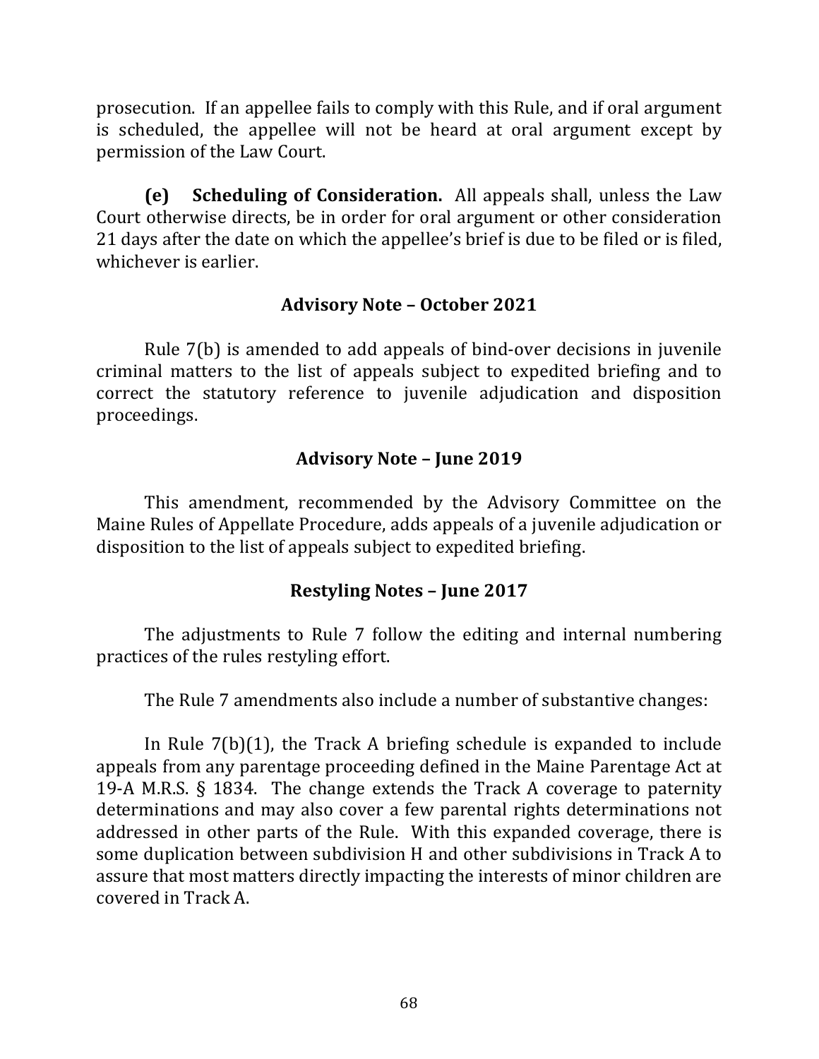prosecution. If an appellee fails to comply with this Rule, and if oral argument is scheduled, the appellee will not be heard at oral argument except by permission of the Law Court.

**(e) Scheduling of Consideration.** All appeals shall, unless the Law Court otherwise directs, be in order for oral argument or other consideration 21 days after the date on which the appellee's brief is due to be filed or is filed, whichever is earlier.

### Advisory Note – October 2021

Rule 7(b) is amended to add appeals of bind-over decisions in juvenile criminal matters to the list of appeals subject to expedited briefing and to correct the statutory reference to juvenile adjudication and disposition proceedings.

### Advisory Note – June 2019

This amendment, recommended by the Advisory Committee on the Maine Rules of Appellate Procedure, adds appeals of a juvenile adjudication or disposition to the list of appeals subject to expedited briefing.

### Restyling Notes – June 2017

The adjustments to Rule 7 follow the editing and internal numbering practices of the rules restyling effort.

The Rule 7 amendments also include a number of substantive changes:

In Rule 7(b)(1), the Track A briefing schedule is expanded to include appeals from any parentage proceeding defined in the Maine Parentage Act at 19-A M.R.S. § 1834. The change extends the Track A coverage to paternity determinations and may also cover a few parental rights determinations not addressed in other parts of the Rule. With this expanded coverage, there is some duplication between subdivision H and other subdivisions in Track A to assure that most matters directly impacting the interests of minor children are covered in Track A.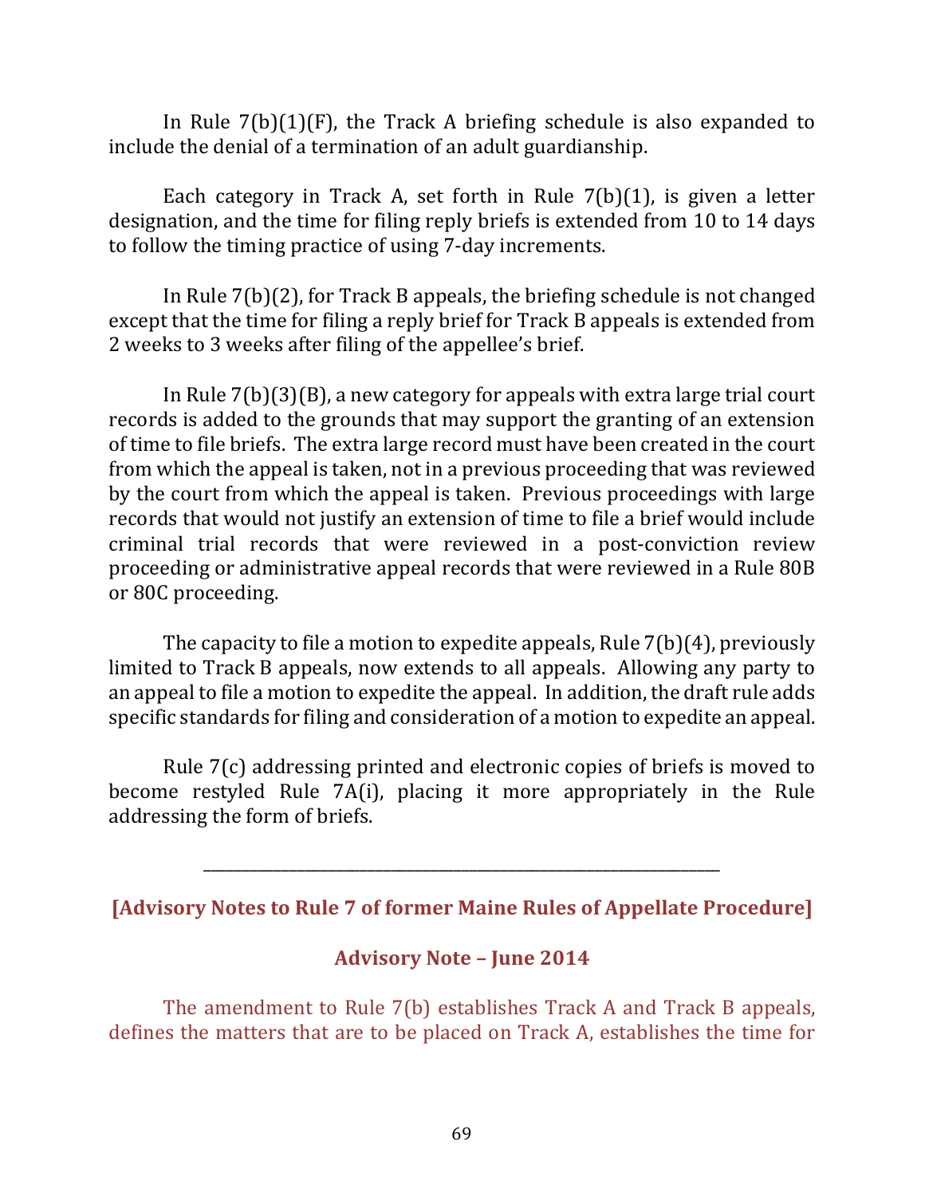In Rule 7(b)(1)(F), the Track A briefing schedule is also expanded to include the denial of a termination of an adult guardianship.

Each category in Track A, set forth in Rule 7(b)(1), is given a letter designation, and the time for filing reply briefs is extended from 10 to 14 days to follow the timing practice of using 7-day increments.

In Rule 7(b)(2), for Track B appeals, the briefing schedule is not changed except that the time for filing a reply brief for Track B appeals is extended from 2 weeks to 3 weeks after filing of the appellee's brief.

In Rule 7(b)(3)(B), a new category for appeals with extra large trial court records is added to the grounds that may support the granting of an extension of time to file briefs. The extra large record must have been created in the court from which the appeal is taken, not in a previous proceeding that was reviewed by the court from which the appeal is taken. Previous proceedings with large records that would not justify an extension of time to file a brief would include criminal trial records that were reviewed in a post-conviction review proceeding or administrative appeal records that were reviewed in a Rule 80B or 80C proceeding.

The capacity to file a motion to expedite appeals, Rule 7(b)(4), previously limited to Track B appeals, now extends to all appeals. Allowing any party to an appeal to file a motion to expedite the appeal. In addition, the draft rule adds specific standards for filing and consideration of a motion to expedite an appeal.

Rule 7(c) addressing printed and electronic copies of briefs is moved to become restyled Rule 7A(i), placing it more appropriately in the Rule addressing the form of briefs.

---

**[Advisory Notes to Rule 7 of former Maine Rules of Appellate Procedure]**

**Advisory Note – June 2014**

The amendment to Rule 7(b) establishes Track A and Track B appeals, defines the matters that are to be placed on Track A, establishes the time for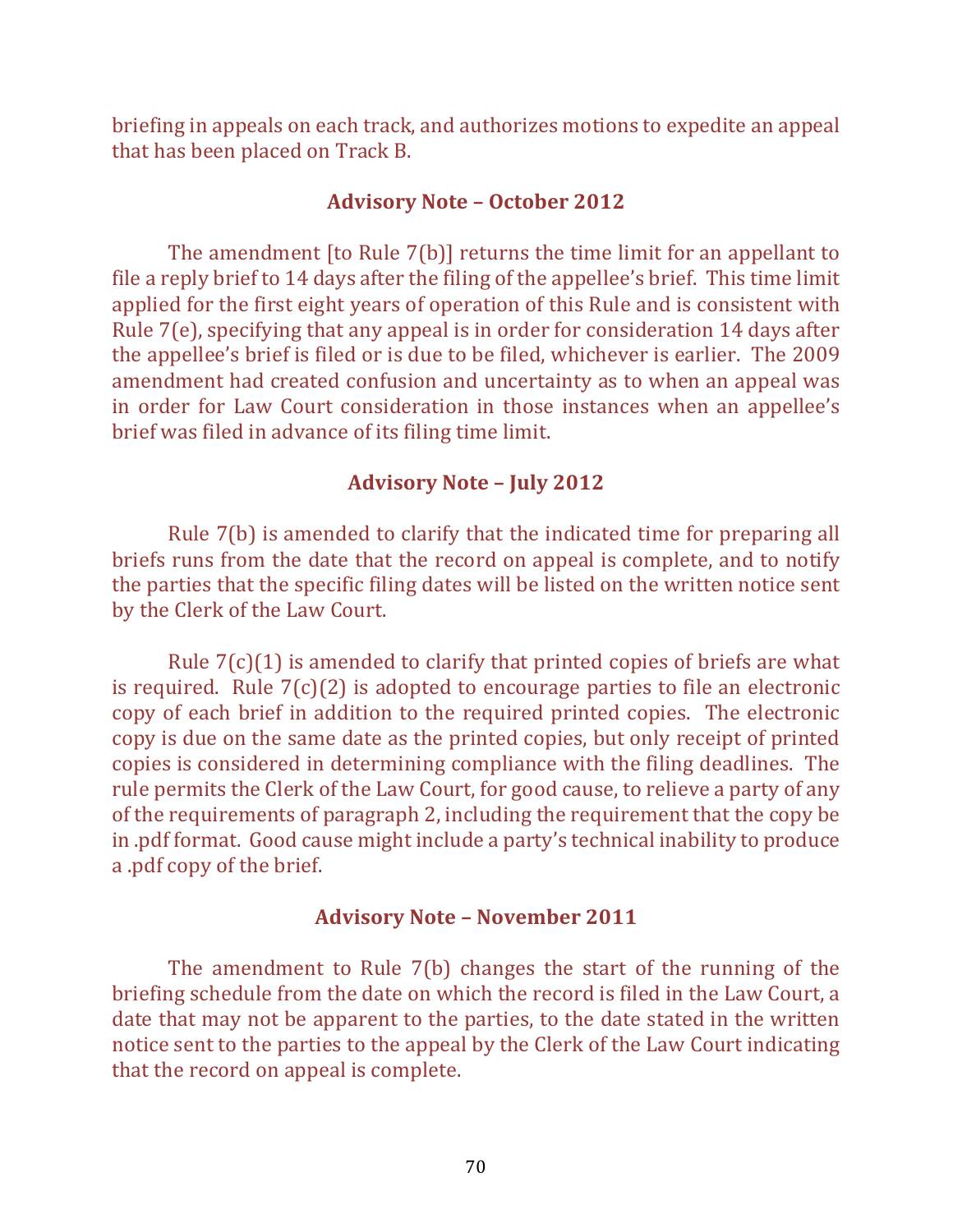briefing in appeals on each track, and authorizes motions to expedite an appeal that has been placed on Track B.

### Advisory Note – October 2012

The amendment [to Rule 7(b)] returns the time limit for an appellant to file a reply brief to 14 days after the filing of the appellee's brief. This time limit applied for the first eight years of operation of this Rule and is consistent with Rule 7(e), specifying that any appeal is in order for consideration 14 days after the appellee's brief is filed or is due to be filed, whichever is earlier. The 2009 amendment had created confusion and uncertainty as to when an appeal was in order for Law Court consideration in those instances when an appellee's brief was filed in advance of its filing time limit.

### Advisory Note – July 2012

Rule 7(b) is amended to clarify that the indicated time for preparing all briefs runs from the date that the record on appeal is complete, and to notify the parties that the specific filing dates will be listed on the written notice sent by the Clerk of the Law Court.

Rule 7(c)(1) is amended to clarify that printed copies of briefs are what is required. Rule 7(c)(2) is adopted to encourage parties to file an electronic copy of each brief in addition to the required printed copies. The electronic copy is due on the same date as the printed copies, but only receipt of printed copies is considered in determining compliance with the filing deadlines. The rule permits the Clerk of the Law Court, for good cause, to relieve a party of any of the requirements of paragraph 2, including the requirement that the copy be in .pdf format. Good cause might include a party's technical inability to produce a .pdf copy of the brief.

### Advisory Note – November 2011

The amendment to Rule 7(b) changes the start of the running of the briefing schedule from the date on which the record is filed in the Law Court, a date that may not be apparent to the parties, to the date stated in the written notice sent to the parties to the appeal by the Clerk of the Law Court indicating that the record on appeal is complete.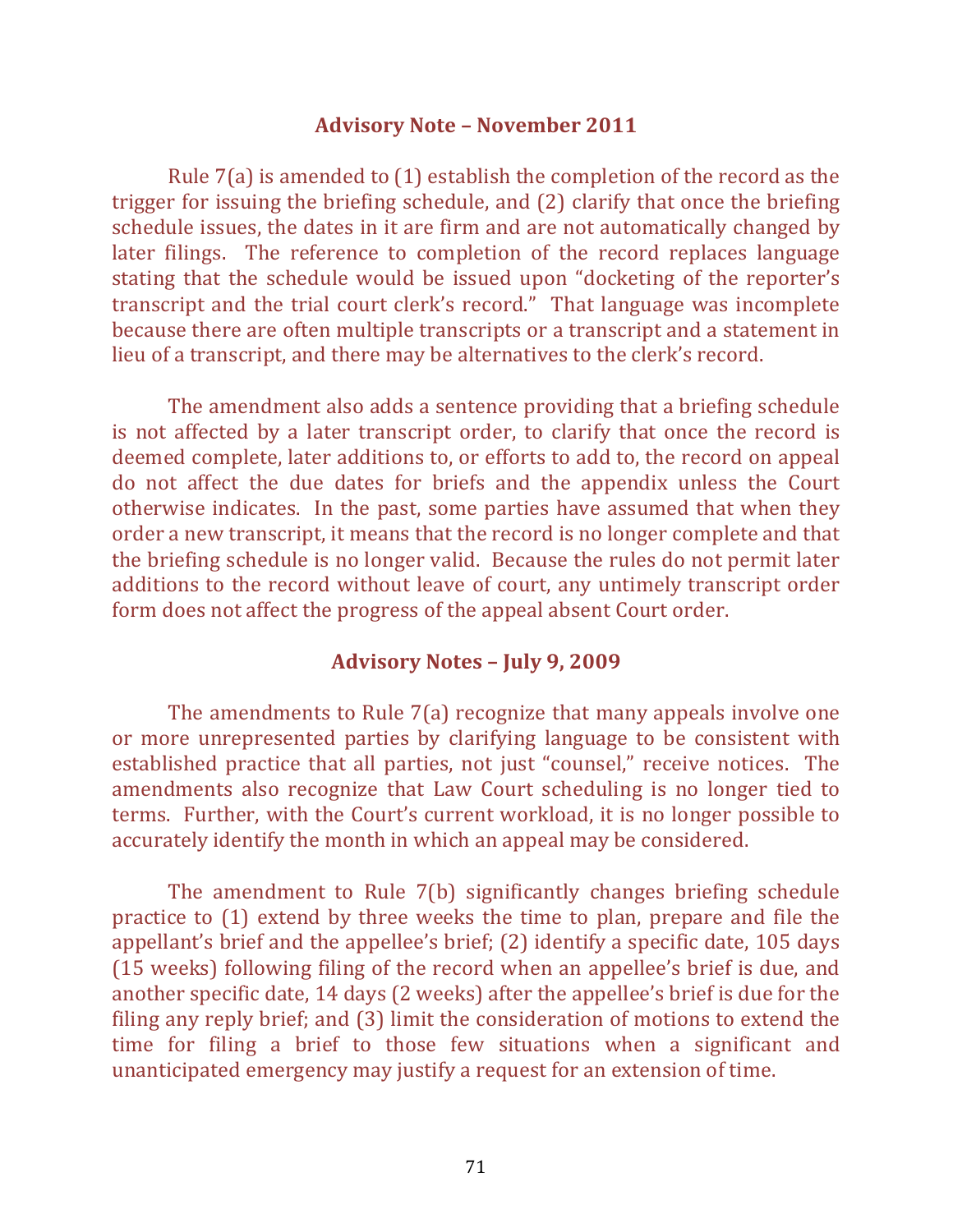## Advisory Note – November 2011

Rule 7(a) is amended to (1) establish the completion of the record as the trigger for issuing the briefing schedule, and (2) clarify that once the briefing schedule issues, the dates in it are firm and are not automatically changed by later filings. The reference to completion of the record replaces language stating that the schedule would be issued upon "docketing of the reporter's transcript and the trial court clerk's record." That language was incomplete because there are often multiple transcripts or a transcript and a statement in lieu of a transcript, and there may be alternatives to the clerk's record.

The amendment also adds a sentence providing that a briefing schedule is not affected by a later transcript order, to clarify that once the record is deemed complete, later additions to, or efforts to add to, the record on appeal do not affect the due dates for briefs and the appendix unless the Court otherwise indicates. In the past, some parties have assumed that when they order a new transcript, it means that the record is no longer complete and that the briefing schedule is no longer valid. Because the rules do not permit later additions to the record without leave of court, any untimely transcript order form does not affect the progress of the appeal absent Court order.

## Advisory Notes – July 9, 2009

The amendments to Rule 7(a) recognize that many appeals involve one or more unrepresented parties by clarifying language to be consistent with established practice that all parties, not just "counsel," receive notices. The amendments also recognize that Law Court scheduling is no longer tied to terms. Further, with the Court's current workload, it is no longer possible to accurately identify the month in which an appeal may be considered.

The amendment to Rule 7(b) significantly changes briefing schedule practice to (1) extend by three weeks the time to plan, prepare and file the appellant's brief and the appellee's brief; (2) identify a specific date, 105 days (15 weeks) following filing of the record when an appellee's brief is due, and another specific date, 14 days (2 weeks) after the appellee's brief is due for the filing any reply brief; and (3) limit the consideration of motions to extend the time for filing a brief to those few situations when a significant and unanticipated emergency may justify a request for an extension of time.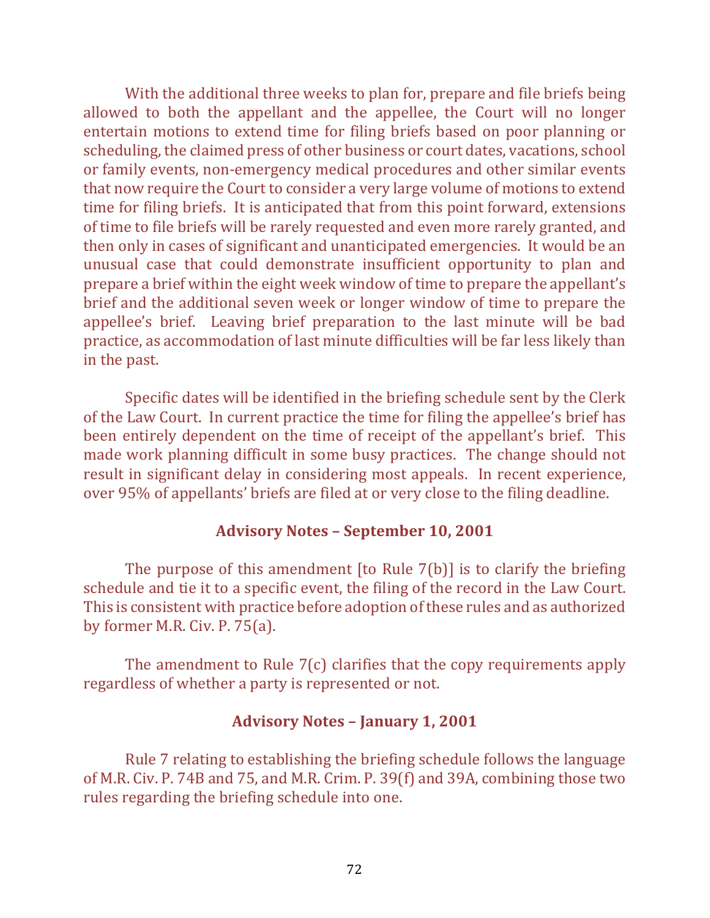With the additional three weeks to plan for, prepare and file briefs being allowed to both the appellant and the appellee, the Court will no longer entertain motions to extend time for filing briefs based on poor planning or scheduling, the claimed press of other business or court dates, vacations, school or family events, non-emergency medical procedures and other similar events that now require the Court to consider a very large volume of motions to extend time for filing briefs. It is anticipated that from this point forward, extensions of time to file briefs will be rarely requested and even more rarely granted, and then only in cases of significant and unanticipated emergencies. It would be an unusual case that could demonstrate insufficient opportunity to plan and prepare a brief within the eight week window of time to prepare the appellant's brief and the additional seven week or longer window of time to prepare the appellee's brief. Leaving brief preparation to the last minute will be bad practice, as accommodation of last minute difficulties will be far less likely than in the past.

Specific dates will be identified in the briefing schedule sent by the Clerk of the Law Court. In current practice the time for filing the appellee's brief has been entirely dependent on the time of receipt of the appellant's brief. This made work planning difficult in some busy practices. The change should not result in significant delay in considering most appeals. In recent experience, over 95% of appellants' briefs are filed at or very close to the filing deadline.

### Advisory Notes – September 10, 2001

The purpose of this amendment [to Rule 7(b)] is to clarify the briefing schedule and tie it to a specific event, the filing of the record in the Law Court. This is consistent with practice before adoption of these rules and as authorized by former M.R. Civ. P. 75(a).

The amendment to Rule 7(c) clarifies that the copy requirements apply regardless of whether a party is represented or not.

### Advisory Notes – January 1, 2001

Rule 7 relating to establishing the briefing schedule follows the language of M.R. Civ. P. 74B and 75, and M.R. Crim. P. 39(f) and 39A, combining those two rules regarding the briefing schedule into one.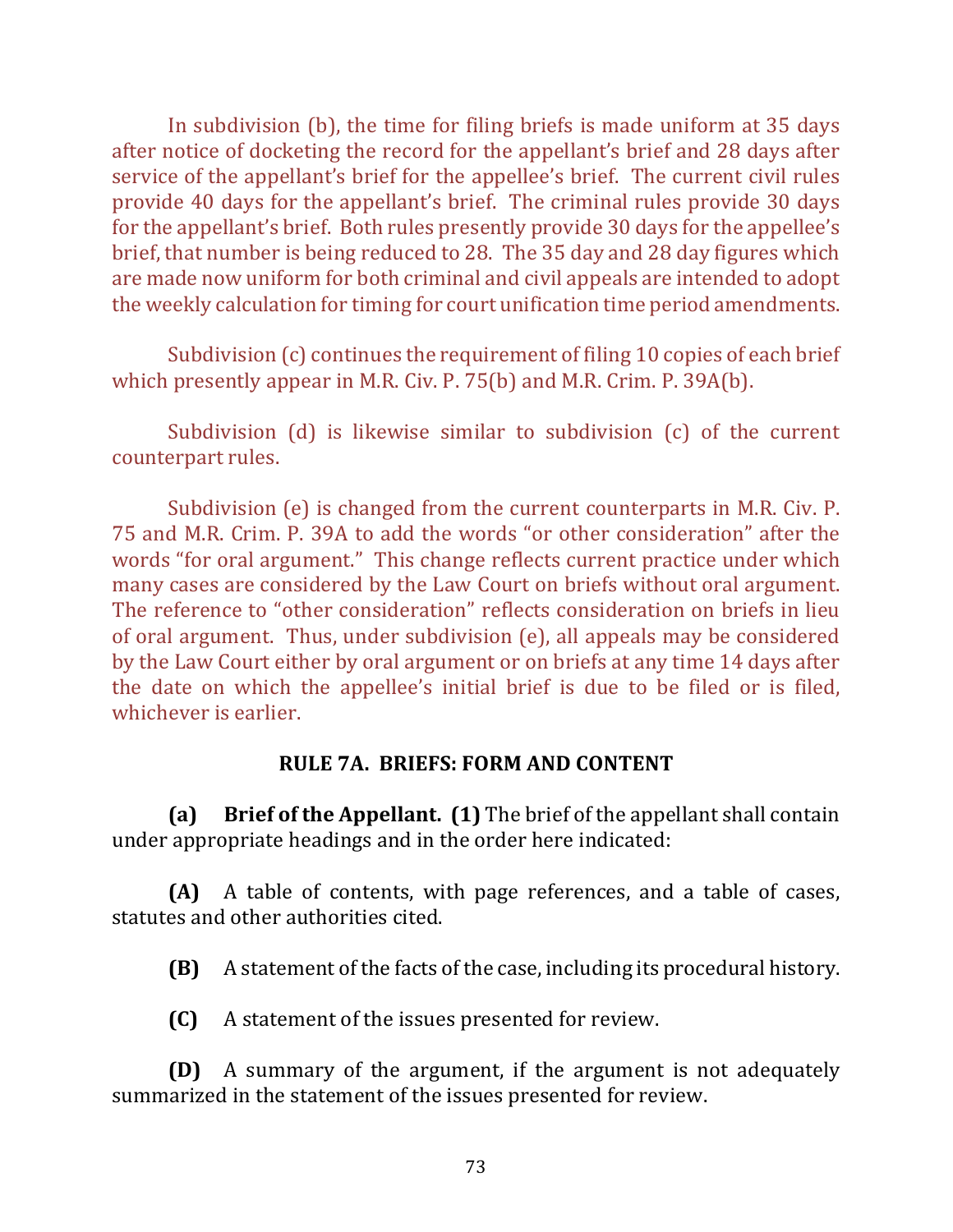In subdivision (b), the time for filing briefs is made uniform at 35 days after notice of docketing the record for the appellant's brief and 28 days after service of the appellant's brief for the appellee's brief. The current civil rules provide 40 days for the appellant's brief. The criminal rules provide 30 days for the appellant's brief. Both rules presently provide 30 days for the appellee's brief, that number is being reduced to 28. The 35 day and 28 day figures which are made now uniform for both criminal and civil appeals are intended to adopt the weekly calculation for timing for court unification time period amendments.

Subdivision (c) continues the requirement of filing 10 copies of each brief which presently appear in M.R. Civ. P. 75(b) and M.R. Crim. P. 39A(b).

Subdivision (d) is likewise similar to subdivision (c) of the current counterpart rules.

Subdivision (e) is changed from the current counterparts in M.R. Civ. P. 75 and M.R. Crim. P. 39A to add the words "or other consideration" after the words "for oral argument." This change reflects current practice under which many cases are considered by the Law Court on briefs without oral argument. The reference to "other consideration" reflects consideration on briefs in lieu of oral argument. Thus, under subdivision (e), all appeals may be considered by the Law Court either by oral argument or on briefs at any time 14 days after the date on which the appellee's initial brief is due to be filed or is filed, whichever is earlier.

## RULE 7A. BRIEFS: FORM AND CONTENT

**(a) Brief of the Appellant. (1)** The brief of the appellant shall contain under appropriate headings and in the order here indicated:

**(A)** A table of contents, with page references, and a table of cases, statutes and other authorities cited.

**(B)** A statement of the facts of the case, including its procedural history.

**(C)** A statement of the issues presented for review.

**(D)** A summary of the argument, if the argument is not adequately summarized in the statement of the issues presented for review.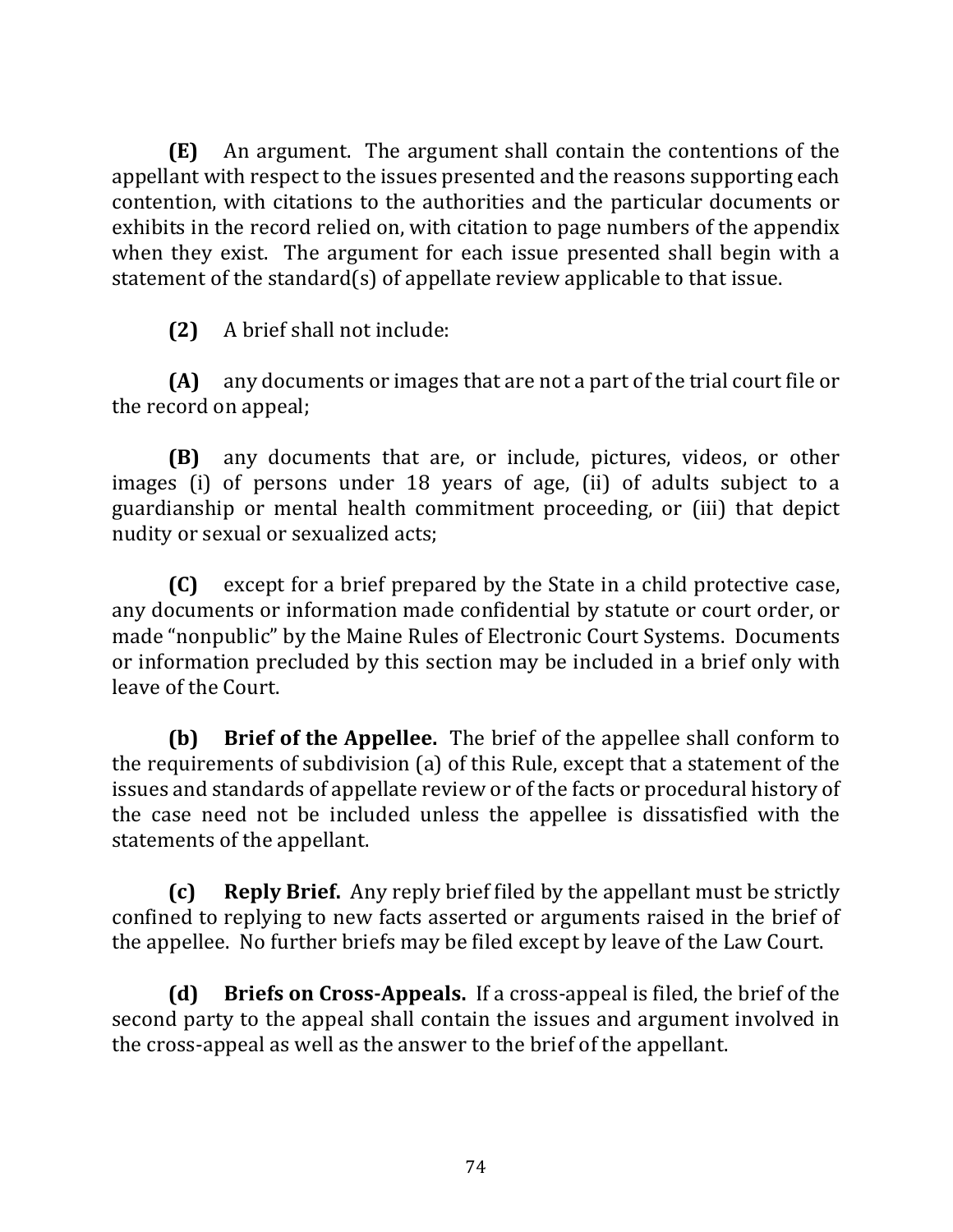**(E)** An argument. The argument shall contain the contentions of the appellant with respect to the issues presented and the reasons supporting each contention, with citations to the authorities and the particular documents or exhibits in the record relied on, with citation to page numbers of the appendix when they exist. The argument for each issue presented shall begin with a statement of the standard(s) of appellate review applicable to that issue.

**(2)** A brief shall not include:

**(A)** any documents or images that are not a part of the trial court file or the record on appeal;

**(B)** any documents that are, or include, pictures, videos, or other images (i) of persons under 18 years of age, (ii) of adults subject to a guardianship or mental health commitment proceeding, or (iii) that depict nudity or sexual or sexualized acts;

**(C)** except for a brief prepared by the State in a child protective case, any documents or information made confidential by statute or court order, or made "nonpublic" by the Maine Rules of Electronic Court Systems. Documents or information precluded by this section may be included in a brief only with leave of the Court.

**(b) Brief of the Appellee.** The brief of the appellee shall conform to the requirements of subdivision (a) of this Rule, except that a statement of the issues and standards of appellate review or of the facts or procedural history of the case need not be included unless the appellee is dissatisfied with the statements of the appellant.

**(c) Reply Brief.** Any reply brief filed by the appellant must be strictly confined to replying to new facts asserted or arguments raised in the brief of the appellee. No further briefs may be filed except by leave of the Law Court.

**(d) Briefs on Cross-Appeals.** If a cross-appeal is filed, the brief of the second party to the appeal shall contain the issues and argument involved in the cross-appeal as well as the answer to the brief of the appellant.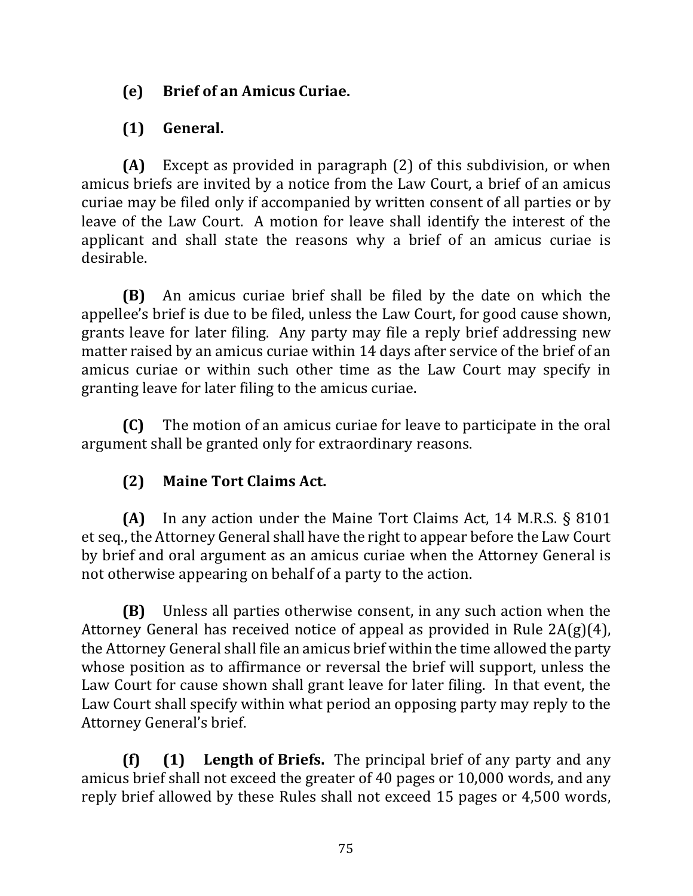**(e) Brief of an Amicus Curiae.**

**(1) General.**

**(A)** Except as provided in paragraph (2) of this subdivision, or when amicus briefs are invited by a notice from the Law Court, a brief of an amicus curiae may be filed only if accompanied by written consent of all parties or by leave of the Law Court. A motion for leave shall identify the interest of the applicant and shall state the reasons why a brief of an amicus curiae is desirable.

**(B)** An amicus curiae brief shall be filed by the date on which the appellee's brief is due to be filed, unless the Law Court, for good cause shown, grants leave for later filing. Any party may file a reply brief addressing new matter raised by an amicus curiae within 14 days after service of the brief of an amicus curiae or within such other time as the Law Court may specify in granting leave for later filing to the amicus curiae.

**(C)** The motion of an amicus curiae for leave to participate in the oral argument shall be granted only for extraordinary reasons.

**(2) Maine Tort Claims Act.**

**(A)** In any action under the Maine Tort Claims Act, 14 M.R.S. § 8101 et seq., the Attorney General shall have the right to appear before the Law Court by brief and oral argument as an amicus curiae when the Attorney General is not otherwise appearing on behalf of a party to the action.

**(B)** Unless all parties otherwise consent, in any such action when the Attorney General has received notice of appeal as provided in Rule 2A(g)(4), the Attorney General shall file an amicus brief within the time allowed the party whose position as to affirmance or reversal the brief will support, unless the Law Court for cause shown shall grant leave for later filing. In that event, the Law Court shall specify within what period an opposing party may reply to the Attorney General's brief.

**(f) (1) Length of Briefs.** The principal brief of any party and any amicus brief shall not exceed the greater of 40 pages or 10,000 words, and any reply brief allowed by these Rules shall not exceed 15 pages or 4,500 words,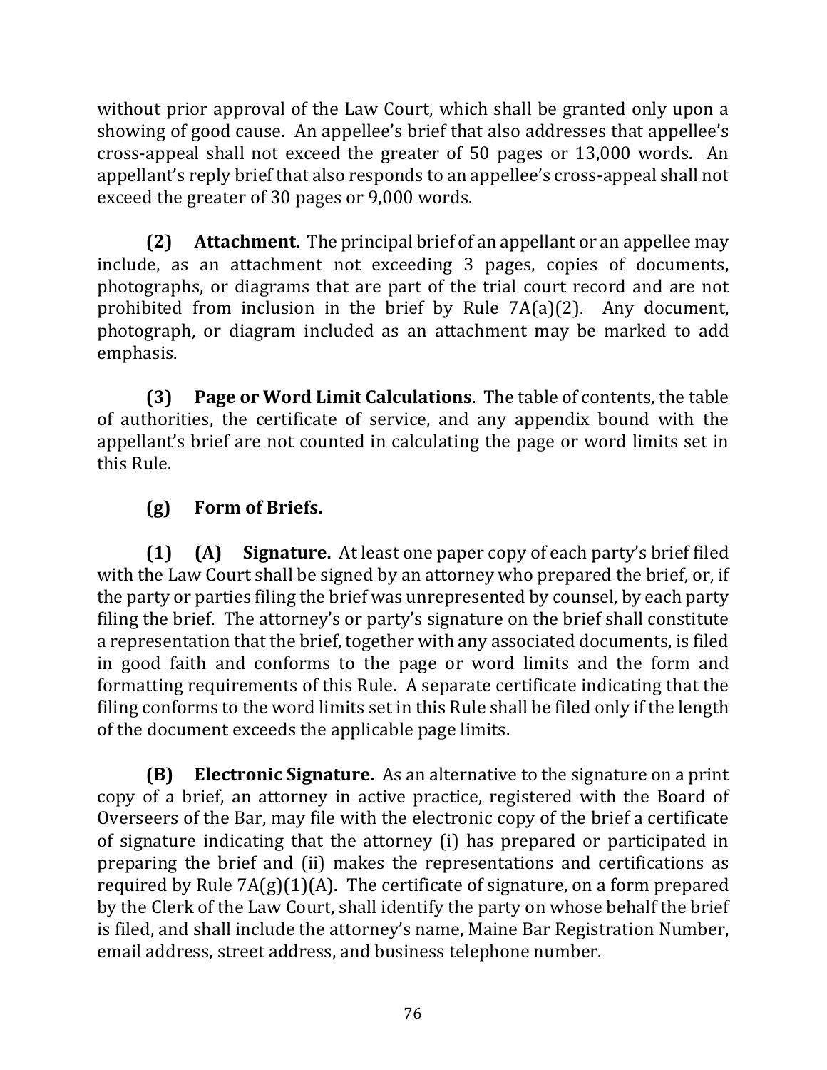without prior approval of the Law Court, which shall be granted only upon a showing of good cause. An appellee's brief that also addresses that appellee's cross-appeal shall not exceed the greater of 50 pages or 13,000 words. An appellant's reply brief that also responds to an appellee's cross-appeal shall not exceed the greater of 30 pages or 9,000 words.

**(2) Attachment.** The principal brief of an appellant or an appellee may include, as an attachment not exceeding 3 pages, copies of documents, photographs, or diagrams that are part of the trial court record and are not prohibited from inclusion in the brief by Rule 7A(a)(2). Any document, photograph, or diagram included as an attachment may be marked to add emphasis.

**(3) Page or Word Limit Calculations**. The table of contents, the table of authorities, the certificate of service, and any appendix bound with the appellant's brief are not counted in calculating the page or word limits set in this Rule.

**(g) Form of Briefs.**

**(1) (A) Signature.** At least one paper copy of each party's brief filed with the Law Court shall be signed by an attorney who prepared the brief, or, if the party or parties filing the brief was unrepresented by counsel, by each party filing the brief. The attorney's or party's signature on the brief shall constitute a representation that the brief, together with any associated documents, is filed in good faith and conforms to the page or word limits and the form and formatting requirements of this Rule. A separate certificate indicating that the filing conforms to the word limits set in this Rule shall be filed only if the length of the document exceeds the applicable page limits.

**(B) Electronic Signature.** As an alternative to the signature on a print copy of a brief, an attorney in active practice, registered with the Board of Overseers of the Bar, may file with the electronic copy of the brief a certificate of signature indicating that the attorney (i) has prepared or participated in preparing the brief and (ii) makes the representations and certifications as required by Rule 7A(g)(1)(A). The certificate of signature, on a form prepared by the Clerk of the Law Court, shall identify the party on whose behalf the brief is filed, and shall include the attorney's name, Maine Bar Registration Number, email address, street address, and business telephone number.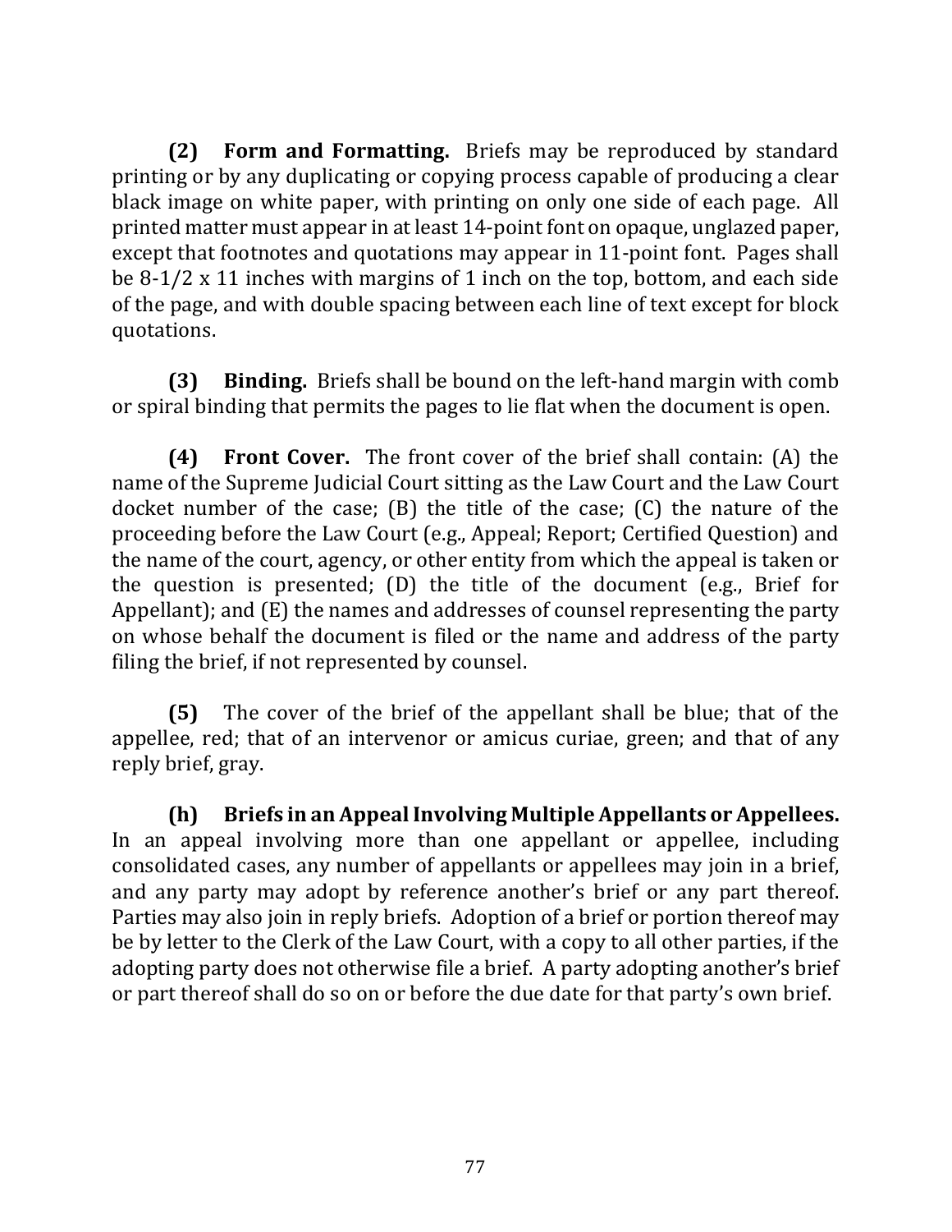**(2) Form and Formatting.** Briefs may be reproduced by standard printing or by any duplicating or copying process capable of producing a clear black image on white paper, with printing on only one side of each page. All printed matter must appear in at least 14-point font on opaque, unglazed paper, except that footnotes and quotations may appear in 11-point font. Pages shall be 8-1/2 x 11 inches with margins of 1 inch on the top, bottom, and each side of the page, and with double spacing between each line of text except for block quotations.

**(3) Binding.** Briefs shall be bound on the left-hand margin with comb or spiral binding that permits the pages to lie flat when the document is open.

**(4) Front Cover.** The front cover of the brief shall contain: (A) the name of the Supreme Judicial Court sitting as the Law Court and the Law Court docket number of the case; (B) the title of the case; (C) the nature of the proceeding before the Law Court (e.g., Appeal; Report; Certified Question) and the name of the court, agency, or other entity from which the appeal is taken or the question is presented; (D) the title of the document (e.g., Brief for Appellant); and (E) the names and addresses of counsel representing the party on whose behalf the document is filed or the name and address of the party filing the brief, if not represented by counsel.

**(5)** The cover of the brief of the appellant shall be blue; that of the appellee, red; that of an intervenor or amicus curiae, green; and that of any reply brief, gray.

**(h) Briefs in an Appeal Involving Multiple Appellants or Appellees.** In an appeal involving more than one appellant or appellee, including consolidated cases, any number of appellants or appellees may join in a brief, and any party may adopt by reference another's brief or any part thereof. Parties may also join in reply briefs. Adoption of a brief or portion thereof may be by letter to the Clerk of the Law Court, with a copy to all other parties, if the adopting party does not otherwise file a brief. A party adopting another's brief or part thereof shall do so on or before the due date for that party's own brief.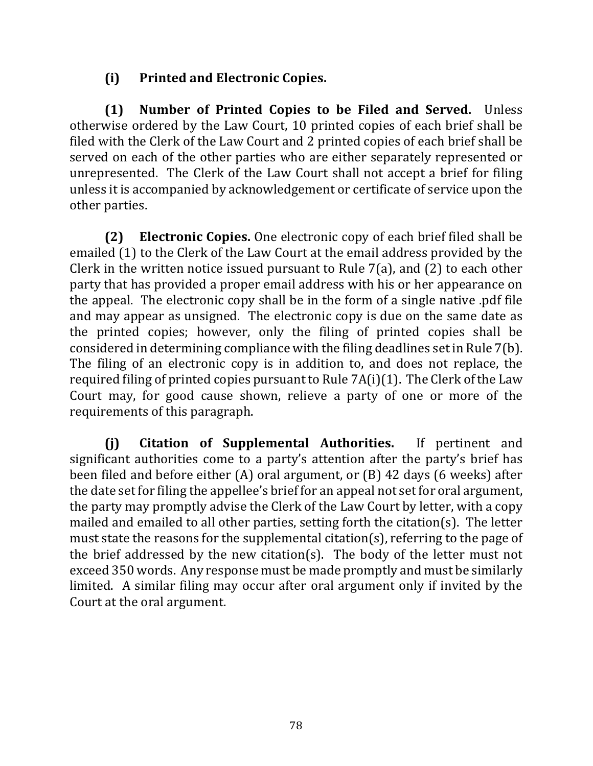**(i) Printed and Electronic Copies.**

**(1) Number of Printed Copies to be Filed and Served.** Unless otherwise ordered by the Law Court, 10 printed copies of each brief shall be filed with the Clerk of the Law Court and 2 printed copies of each brief shall be served on each of the other parties who are either separately represented or unrepresented. The Clerk of the Law Court shall not accept a brief for filing unless it is accompanied by acknowledgement or certificate of service upon the other parties.

**(2) Electronic Copies.** One electronic copy of each brief filed shall be emailed (1) to the Clerk of the Law Court at the email address provided by the Clerk in the written notice issued pursuant to Rule 7(a), and (2) to each other party that has provided a proper email address with his or her appearance on the appeal. The electronic copy shall be in the form of a single native .pdf file and may appear as unsigned. The electronic copy is due on the same date as the printed copies; however, only the filing of printed copies shall be considered in determining compliance with the filing deadlines set in Rule 7(b). The filing of an electronic copy is in addition to, and does not replace, the required filing of printed copies pursuant to Rule 7A(i)(1). The Clerk of the Law Court may, for good cause shown, relieve a party of one or more of the requirements of this paragraph.

**(j) Citation of Supplemental Authorities.** If pertinent and significant authorities come to a party's attention after the party's brief has been filed and before either (A) oral argument, or (B) 42 days (6 weeks) after the date set for filing the appellee's brief for an appeal not set for oral argument, the party may promptly advise the Clerk of the Law Court by letter, with a copy mailed and emailed to all other parties, setting forth the citation(s). The letter must state the reasons for the supplemental citation(s), referring to the page of the brief addressed by the new citation(s). The body of the letter must not exceed 350 words. Any response must be made promptly and must be similarly limited. A similar filing may occur after oral argument only if invited by the Court at the oral argument.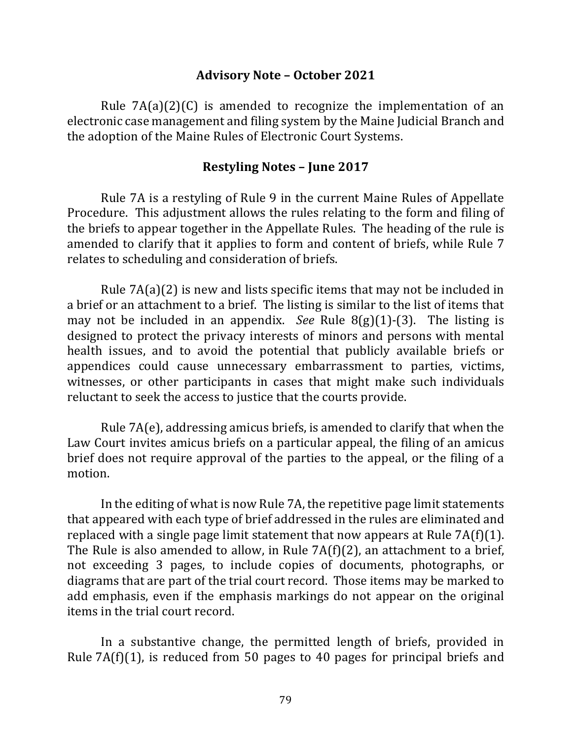## Advisory Note – October 2021

Rule 7A(a)(2)(C) is amended to recognize the implementation of an electronic case management and filing system by the Maine Judicial Branch and the adoption of the Maine Rules of Electronic Court Systems.

## Restyling Notes – June 2017

Rule 7A is a restyling of Rule 9 in the current Maine Rules of Appellate Procedure. This adjustment allows the rules relating to the form and filing of the briefs to appear together in the Appellate Rules. The heading of the rule is amended to clarify that it applies to form and content of briefs, while Rule 7 relates to scheduling and consideration of briefs.

Rule 7A(a)(2) is new and lists specific items that may not be included in a brief or an attachment to a brief. The listing is similar to the list of items that may not be included in an appendix. *See* Rule 8(g)(1)-(3). The listing is designed to protect the privacy interests of minors and persons with mental health issues, and to avoid the potential that publicly available briefs or appendices could cause unnecessary embarrassment to parties, victims, witnesses, or other participants in cases that might make such individuals reluctant to seek the access to justice that the courts provide.

Rule 7A(e), addressing amicus briefs, is amended to clarify that when the Law Court invites amicus briefs on a particular appeal, the filing of an amicus brief does not require approval of the parties to the appeal, or the filing of a motion.

In the editing of what is now Rule 7A, the repetitive page limit statements that appeared with each type of brief addressed in the rules are eliminated and replaced with a single page limit statement that now appears at Rule 7A(f)(1). The Rule is also amended to allow, in Rule 7A(f)(2), an attachment to a brief, not exceeding 3 pages, to include copies of documents, photographs, or diagrams that are part of the trial court record. Those items may be marked to add emphasis, even if the emphasis markings do not appear on the original items in the trial court record.

In a substantive change, the permitted length of briefs, provided in Rule 7A(f)(1), is reduced from 50 pages to 40 pages for principal briefs and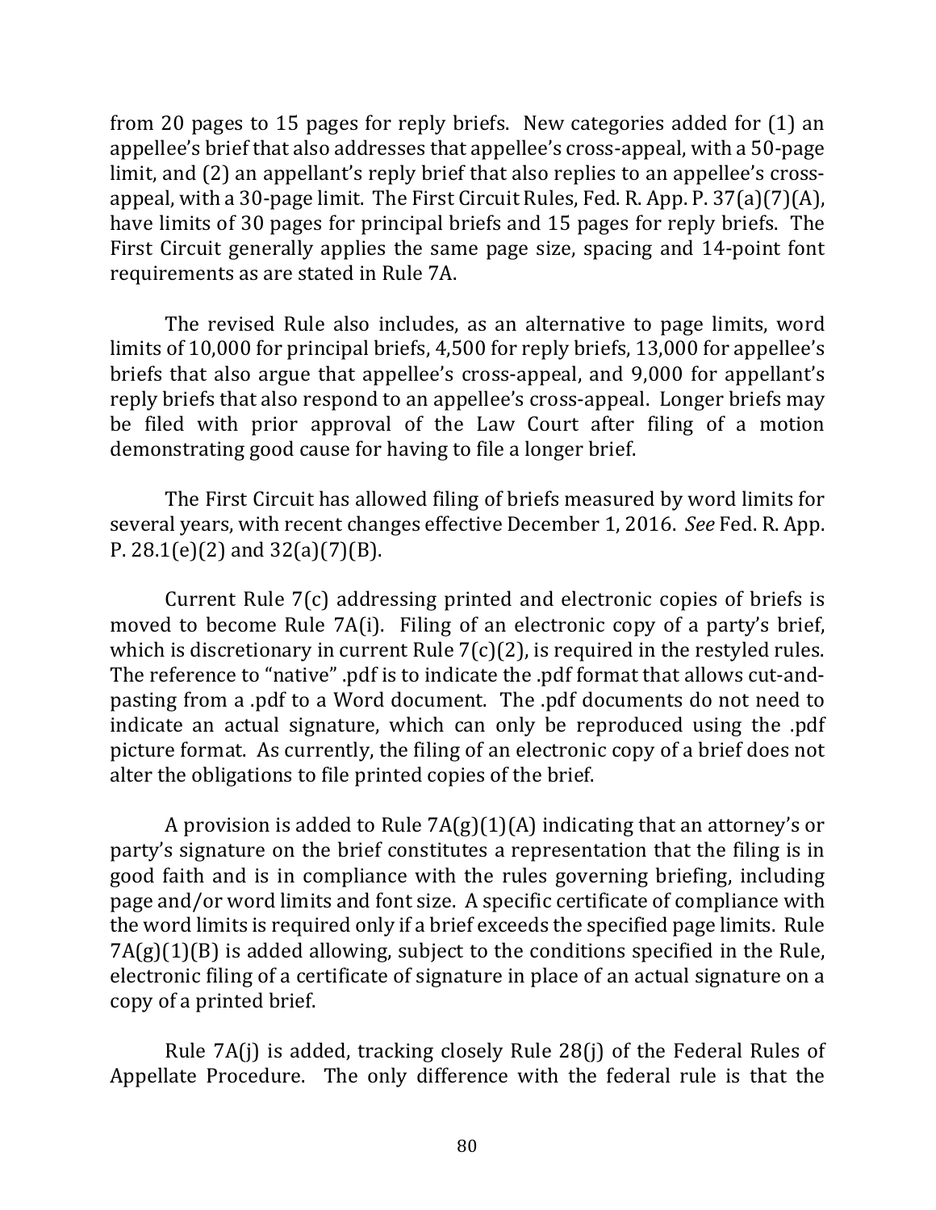from 20 pages to 15 pages for reply briefs. New categories added for (1) an appellee's brief that also addresses that appellee's cross-appeal, with a 50-page limit, and (2) an appellant's reply brief that also replies to an appellee's cross-appeal, with a 30-page limit. The First Circuit Rules, Fed. R. App. P. 37(a)(7)(A), have limits of 30 pages for principal briefs and 15 pages for reply briefs. The First Circuit generally applies the same page size, spacing and 14-point font requirements as are stated in Rule 7A.

The revised Rule also includes, as an alternative to page limits, word limits of 10,000 for principal briefs, 4,500 for reply briefs, 13,000 for appellee's briefs that also argue that appellee's cross-appeal, and 9,000 for appellant's reply briefs that also respond to an appellee's cross-appeal. Longer briefs may be filed with prior approval of the Law Court after filing of a motion demonstrating good cause for having to file a longer brief.

The First Circuit has allowed filing of briefs measured by word limits for several years, with recent changes effective December 1, 2016. *See* Fed. R. App. P. 28.1(e)(2) and 32(a)(7)(B).

Current Rule 7(c) addressing printed and electronic copies of briefs is moved to become Rule 7A(i). Filing of an electronic copy of a party's brief, which is discretionary in current Rule 7(c)(2), is required in the restyled rules. The reference to "native" .pdf is to indicate the .pdf format that allows cut-and-pasting from a .pdf to a Word document. The .pdf documents do not need to indicate an actual signature, which can only be reproduced using the .pdf picture format. As currently, the filing of an electronic copy of a brief does not alter the obligations to file printed copies of the brief.

A provision is added to Rule 7A(g)(1)(A) indicating that an attorney's or party's signature on the brief constitutes a representation that the filing is in good faith and is in compliance with the rules governing briefing, including page and/or word limits and font size. A specific certificate of compliance with the word limits is required only if a brief exceeds the specified page limits. Rule 7A(g)(1)(B) is added allowing, subject to the conditions specified in the Rule, electronic filing of a certificate of signature in place of an actual signature on a copy of a printed brief.

Rule 7A(j) is added, tracking closely Rule 28(j) of the Federal Rules of Appellate Procedure. The only difference with the federal rule is that the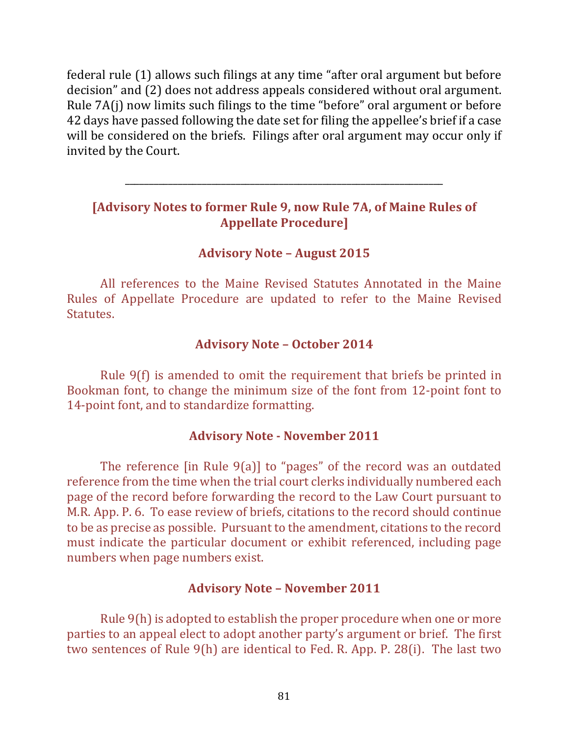federal rule (1) allows such filings at any time "after oral argument but before decision" and (2) does not address appeals considered without oral argument. Rule 7A(j) now limits such filings to the time "before" oral argument or before 42 days have passed following the date set for filing the appellee's brief if a case will be considered on the briefs. Filings after oral argument may occur only if invited by the Court.

---

## [Advisory Notes to former Rule 9, now Rule 7A, of Maine Rules of Appellate Procedure]

### Advisory Note – August 2015

All references to the Maine Revised Statutes Annotated in the Maine Rules of Appellate Procedure are updated to refer to the Maine Revised Statutes.

### Advisory Note – October 2014

Rule 9(f) is amended to omit the requirement that briefs be printed in Bookman font, to change the minimum size of the font from 12-point font to 14-point font, and to standardize formatting.

### Advisory Note - November 2011

The reference [in Rule 9(a)] to "pages" of the record was an outdated reference from the time when the trial court clerks individually numbered each page of the record before forwarding the record to the Law Court pursuant to M.R. App. P. 6. To ease review of briefs, citations to the record should continue to be as precise as possible. Pursuant to the amendment, citations to the record must indicate the particular document or exhibit referenced, including page numbers when page numbers exist.

### Advisory Note – November 2011

Rule 9(h) is adopted to establish the proper procedure when one or more parties to an appeal elect to adopt another party's argument or brief. The first two sentences of Rule 9(h) are identical to Fed. R. App. P. 28(i). The last two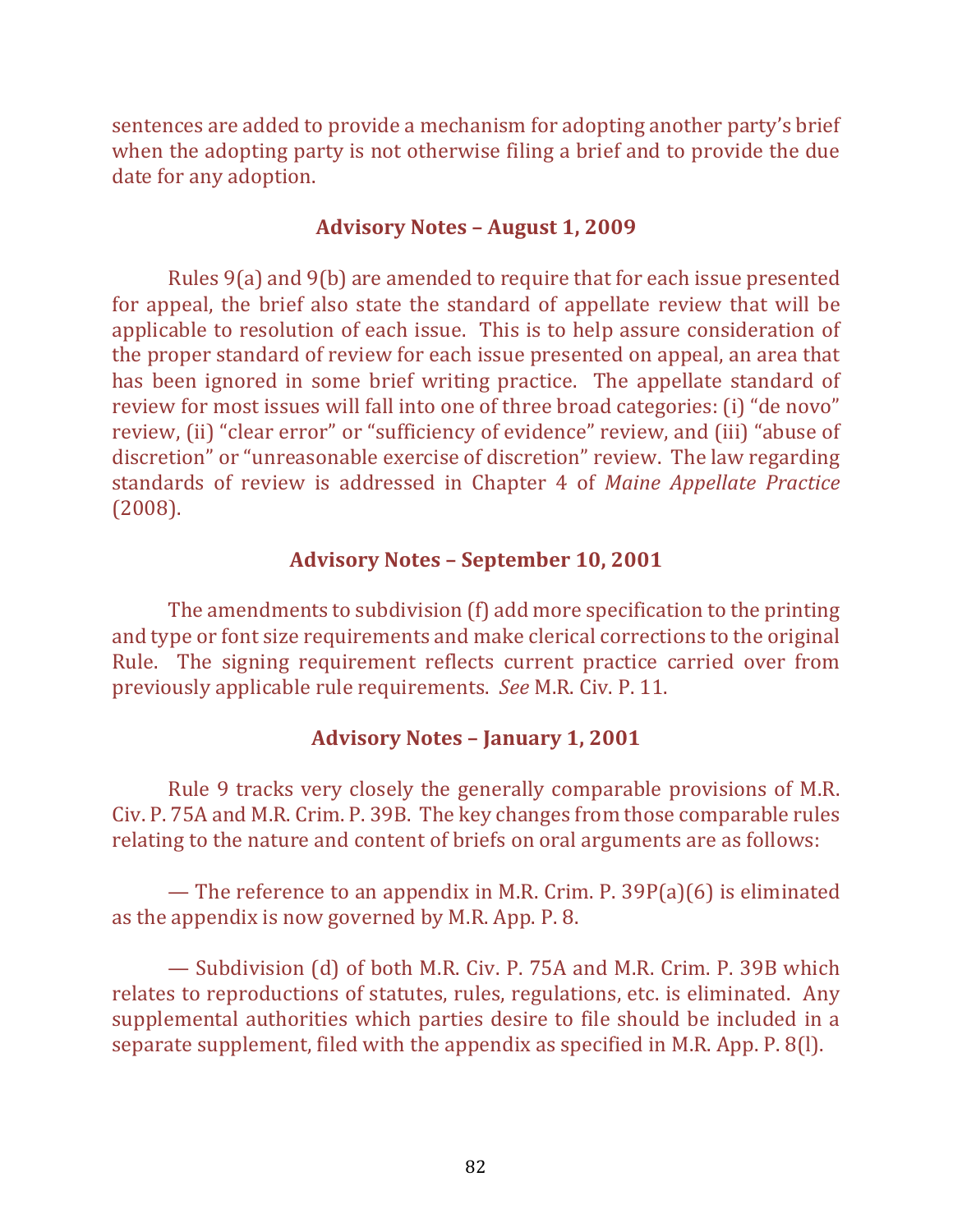sentences are added to provide a mechanism for adopting another party's brief when the adopting party is not otherwise filing a brief and to provide the due date for any adoption.

### Advisory Notes – August 1, 2009

Rules 9(a) and 9(b) are amended to require that for each issue presented for appeal, the brief also state the standard of appellate review that will be applicable to resolution of each issue. This is to help assure consideration of the proper standard of review for each issue presented on appeal, an area that has been ignored in some brief writing practice. The appellate standard of review for most issues will fall into one of three broad categories: (i) "de novo" review, (ii) "clear error" or "sufficiency of evidence" review, and (iii) "abuse of discretion" or "unreasonable exercise of discretion" review. The law regarding standards of review is addressed in Chapter 4 of *Maine Appellate Practice* (2008).

### Advisory Notes – September 10, 2001

The amendments to subdivision (f) add more specification to the printing and type or font size requirements and make clerical corrections to the original Rule. The signing requirement reflects current practice carried over from previously applicable rule requirements. *See* M.R. Civ. P. 11.

### Advisory Notes – January 1, 2001

Rule 9 tracks very closely the generally comparable provisions of M.R. Civ. P. 75A and M.R. Crim. P. 39B. The key changes from those comparable rules relating to the nature and content of briefs on oral arguments are as follows:

— The reference to an appendix in M.R. Crim. P. 39P(a)(6) is eliminated as the appendix is now governed by M.R. App. P. 8.

— Subdivision (d) of both M.R. Civ. P. 75A and M.R. Crim. P. 39B which relates to reproductions of statutes, rules, regulations, etc. is eliminated. Any supplemental authorities which parties desire to file should be included in a separate supplement, filed with the appendix as specified in M.R. App. P. 8(l).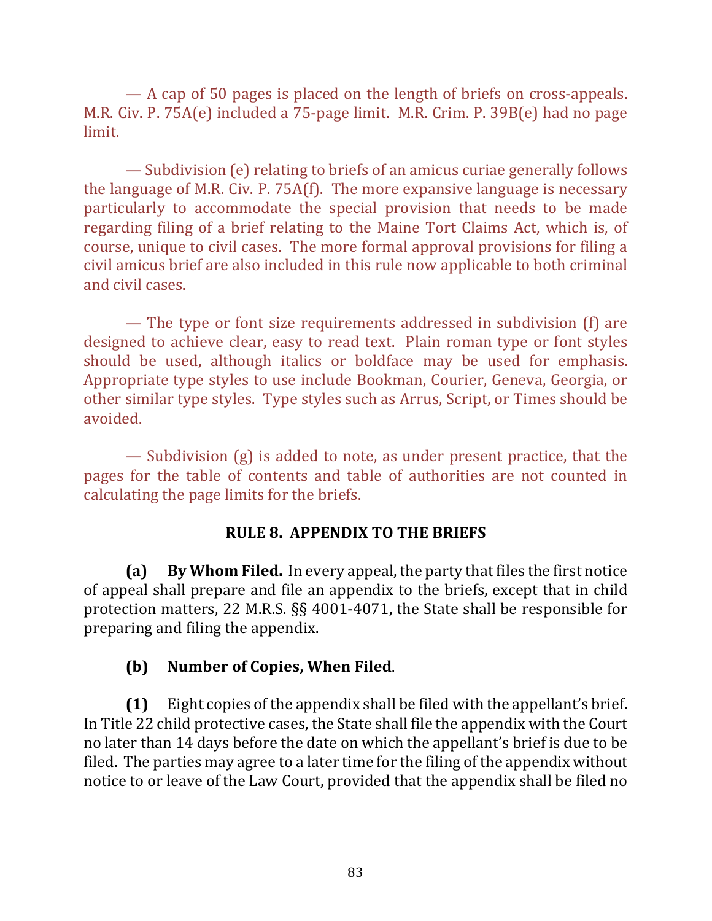— A cap of 50 pages is placed on the length of briefs on cross-appeals. M.R. Civ. P. 75A(e) included a 75-page limit. M.R. Crim. P. 39B(e) had no page limit.

— Subdivision (e) relating to briefs of an amicus curiae generally follows the language of M.R. Civ. P. 75A(f). The more expansive language is necessary particularly to accommodate the special provision that needs to be made regarding filing of a brief relating to the Maine Tort Claims Act, which is, of course, unique to civil cases. The more formal approval provisions for filing a civil amicus brief are also included in this rule now applicable to both criminal and civil cases.

— The type or font size requirements addressed in subdivision (f) are designed to achieve clear, easy to read text. Plain roman type or font styles should be used, although italics or boldface may be used for emphasis. Appropriate type styles to use include Bookman, Courier, Geneva, Georgia, or other similar type styles. Type styles such as Arrus, Script, or Times should be avoided.

— Subdivision (g) is added to note, as under present practice, that the pages for the table of contents and table of authorities are not counted in calculating the page limits for the briefs.

## RULE 8. APPENDIX TO THE BRIEFS

**(a) By Whom Filed.** In every appeal, the party that files the first notice of appeal shall prepare and file an appendix to the briefs, except that in child protection matters, 22 M.R.S. §§ 4001-4071, the State shall be responsible for preparing and filing the appendix.

**(b) Number of Copies, When Filed**.

**(1)** Eight copies of the appendix shall be filed with the appellant's brief. In Title 22 child protective cases, the State shall file the appendix with the Court no later than 14 days before the date on which the appellant's brief is due to be filed. The parties may agree to a later time for the filing of the appendix without notice to or leave of the Law Court, provided that the appendix shall be filed no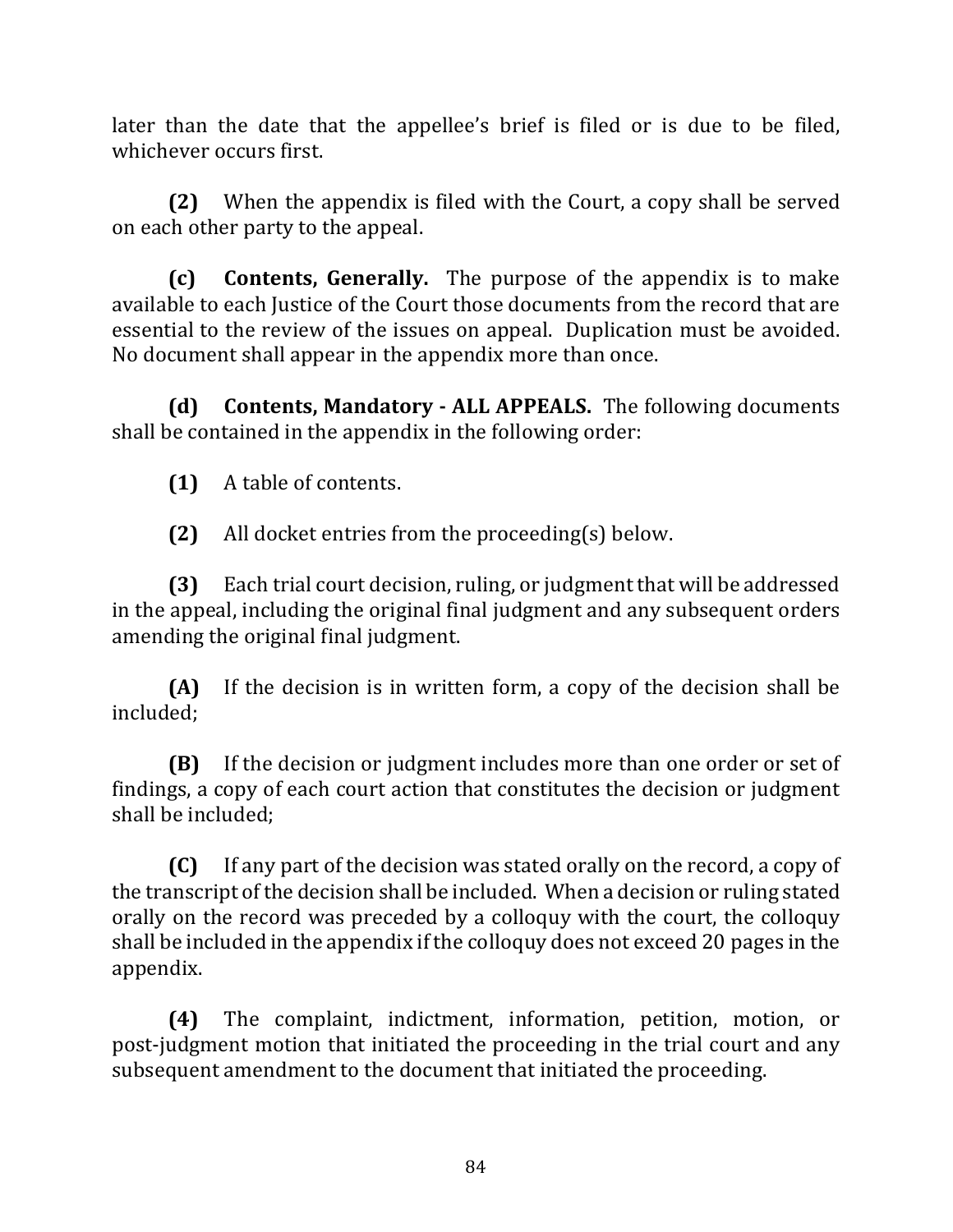later than the date that the appellee's brief is filed or is due to be filed, whichever occurs first.

**(2)** When the appendix is filed with the Court, a copy shall be served on each other party to the appeal.

**(c) Contents, Generally.** The purpose of the appendix is to make available to each Justice of the Court those documents from the record that are essential to the review of the issues on appeal. Duplication must be avoided. No document shall appear in the appendix more than once.

**(d) Contents, Mandatory - ALL APPEALS.** The following documents shall be contained in the appendix in the following order:

**(1)** A table of contents.

**(2)** All docket entries from the proceeding(s) below.

**(3)** Each trial court decision, ruling, or judgment that will be addressed in the appeal, including the original final judgment and any subsequent orders amending the original final judgment.

**(A)** If the decision is in written form, a copy of the decision shall be included;

**(B)** If the decision or judgment includes more than one order or set of findings, a copy of each court action that constitutes the decision or judgment shall be included;

**(C)** If any part of the decision was stated orally on the record, a copy of the transcript of the decision shall be included. When a decision or ruling stated orally on the record was preceded by a colloquy with the court, the colloquy shall be included in the appendix if the colloquy does not exceed 20 pages in the appendix.

**(4)** The complaint, indictment, information, petition, motion, or post-judgment motion that initiated the proceeding in the trial court and any subsequent amendment to the document that initiated the proceeding.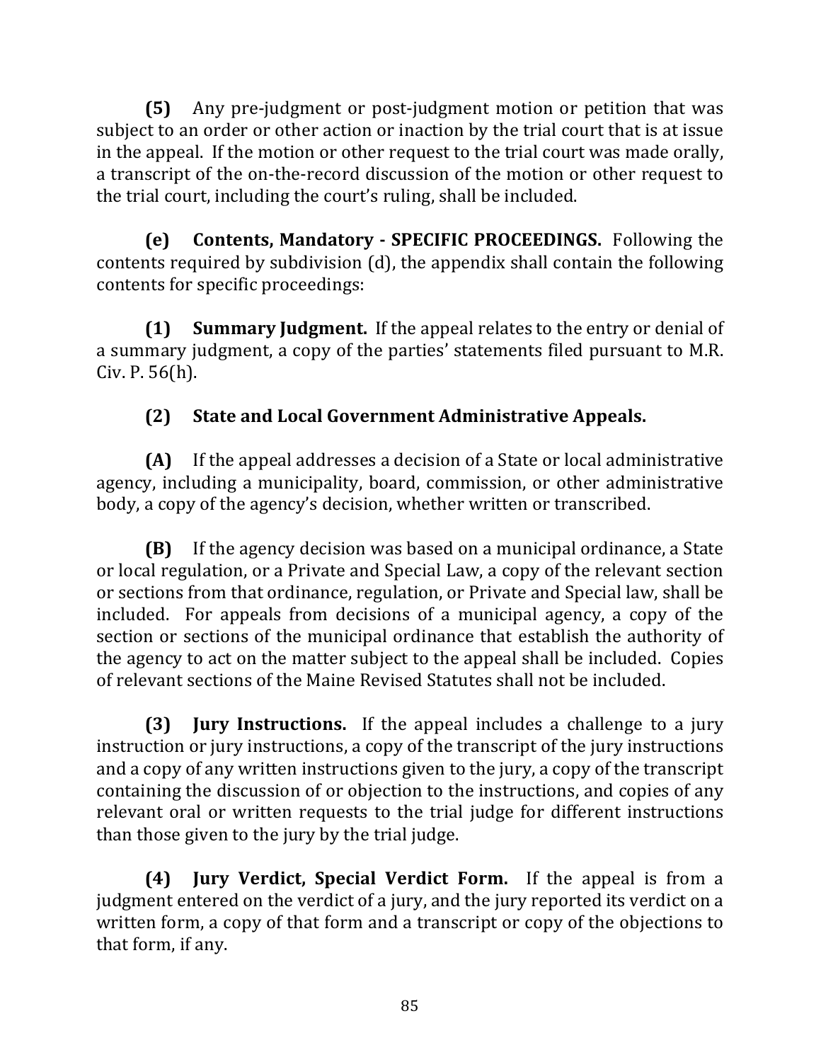**(5)** Any pre-judgment or post-judgment motion or petition that was subject to an order or other action or inaction by the trial court that is at issue in the appeal. If the motion or other request to the trial court was made orally, a transcript of the on-the-record discussion of the motion or other request to the trial court, including the court's ruling, shall be included.

**(e) Contents, Mandatory - SPECIFIC PROCEEDINGS.** Following the contents required by subdivision (d), the appendix shall contain the following contents for specific proceedings:

**(1) Summary Judgment.** If the appeal relates to the entry or denial of a summary judgment, a copy of the parties' statements filed pursuant to M.R. Civ. P. 56(h).

**(2) State and Local Government Administrative Appeals.**

**(A)** If the appeal addresses a decision of a State or local administrative agency, including a municipality, board, commission, or other administrative body, a copy of the agency's decision, whether written or transcribed.

**(B)** If the agency decision was based on a municipal ordinance, a State or local regulation, or a Private and Special Law, a copy of the relevant section or sections from that ordinance, regulation, or Private and Special law, shall be included. For appeals from decisions of a municipal agency, a copy of the section or sections of the municipal ordinance that establish the authority of the agency to act on the matter subject to the appeal shall be included. Copies of relevant sections of the Maine Revised Statutes shall not be included.

**(3) Jury Instructions.** If the appeal includes a challenge to a jury instruction or jury instructions, a copy of the transcript of the jury instructions and a copy of any written instructions given to the jury, a copy of the transcript containing the discussion of or objection to the instructions, and copies of any relevant oral or written requests to the trial judge for different instructions than those given to the jury by the trial judge.

**(4) Jury Verdict, Special Verdict Form.** If the appeal is from a judgment entered on the verdict of a jury, and the jury reported its verdict on a written form, a copy of that form and a transcript or copy of the objections to that form, if any.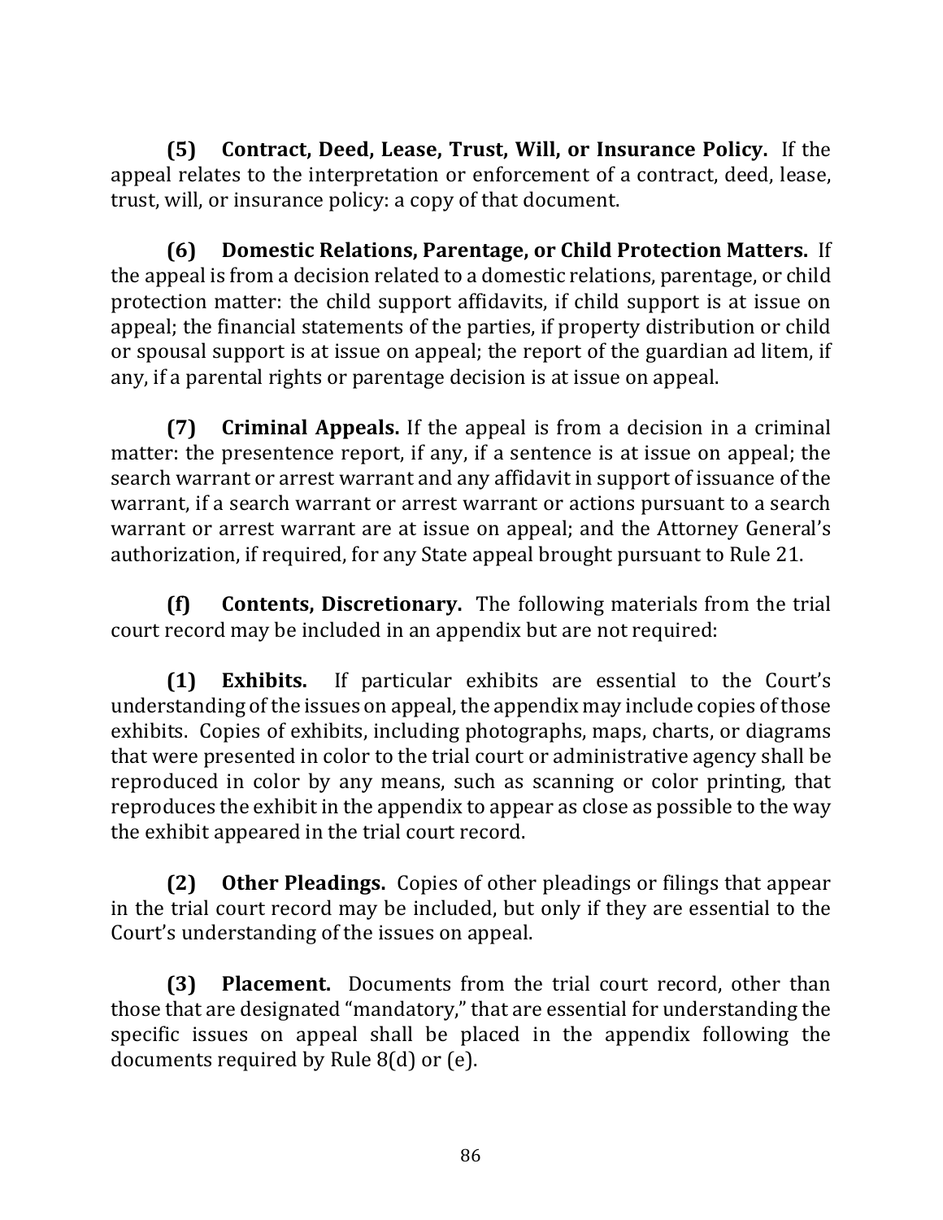**(5) Contract, Deed, Lease, Trust, Will, or Insurance Policy.** If the appeal relates to the interpretation or enforcement of a contract, deed, lease, trust, will, or insurance policy: a copy of that document.

**(6) Domestic Relations, Parentage, or Child Protection Matters.** If the appeal is from a decision related to a domestic relations, parentage, or child protection matter: the child support affidavits, if child support is at issue on appeal; the financial statements of the parties, if property distribution or child or spousal support is at issue on appeal; the report of the guardian ad litem, if any, if a parental rights or parentage decision is at issue on appeal.

**(7) Criminal Appeals.** If the appeal is from a decision in a criminal matter: the presentence report, if any, if a sentence is at issue on appeal; the search warrant or arrest warrant and any affidavit in support of issuance of the warrant, if a search warrant or arrest warrant or actions pursuant to a search warrant or arrest warrant are at issue on appeal; and the Attorney General's authorization, if required, for any State appeal brought pursuant to Rule 21.

**(f) Contents, Discretionary.** The following materials from the trial court record may be included in an appendix but are not required:

**(1) Exhibits.** If particular exhibits are essential to the Court's understanding of the issues on appeal, the appendix may include copies of those exhibits. Copies of exhibits, including photographs, maps, charts, or diagrams that were presented in color to the trial court or administrative agency shall be reproduced in color by any means, such as scanning or color printing, that reproduces the exhibit in the appendix to appear as close as possible to the way the exhibit appeared in the trial court record.

**(2) Other Pleadings.** Copies of other pleadings or filings that appear in the trial court record may be included, but only if they are essential to the Court's understanding of the issues on appeal.

**(3) Placement.** Documents from the trial court record, other than those that are designated "mandatory," that are essential for understanding the specific issues on appeal shall be placed in the appendix following the documents required by Rule 8(d) or (e).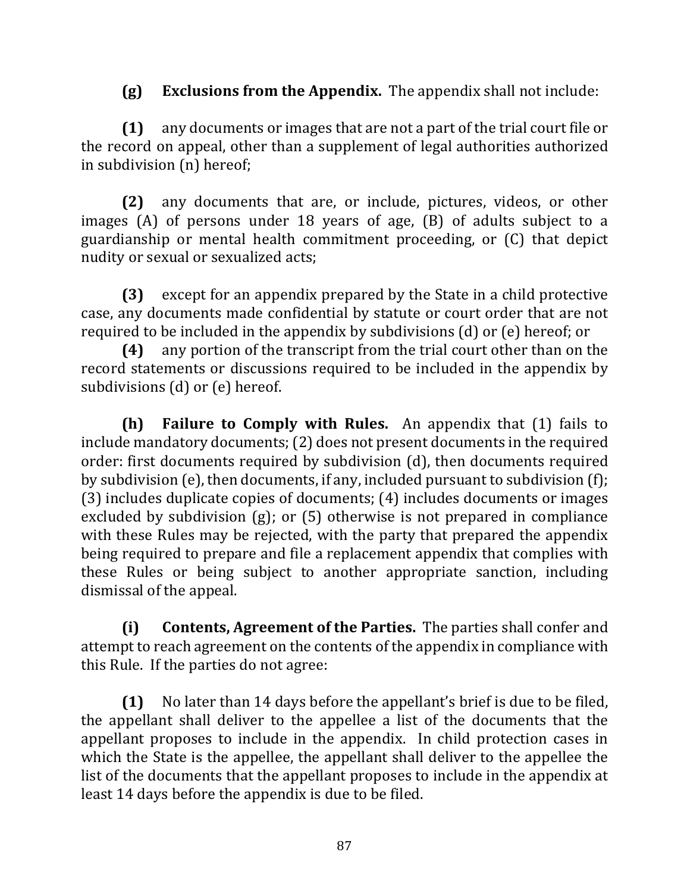**(g) Exclusions from the Appendix.** The appendix shall not include:

**(1)** any documents or images that are not a part of the trial court file or the record on appeal, other than a supplement of legal authorities authorized in subdivision (n) hereof;

**(2)** any documents that are, or include, pictures, videos, or other images (A) of persons under 18 years of age, (B) of adults subject to a guardianship or mental health commitment proceeding, or (C) that depict nudity or sexual or sexualized acts;

**(3)** except for an appendix prepared by the State in a child protective case, any documents made confidential by statute or court order that are not required to be included in the appendix by subdivisions (d) or (e) hereof; or

**(4)** any portion of the transcript from the trial court other than on the record statements or discussions required to be included in the appendix by subdivisions (d) or (e) hereof.

**(h) Failure to Comply with Rules.** An appendix that (1) fails to include mandatory documents; (2) does not present documents in the required order: first documents required by subdivision (d), then documents required by subdivision (e), then documents, if any, included pursuant to subdivision (f); (3) includes duplicate copies of documents; (4) includes documents or images excluded by subdivision (g); or (5) otherwise is not prepared in compliance with these Rules may be rejected, with the party that prepared the appendix being required to prepare and file a replacement appendix that complies with these Rules or being subject to another appropriate sanction, including dismissal of the appeal.

**(i) Contents, Agreement of the Parties.** The parties shall confer and attempt to reach agreement on the contents of the appendix in compliance with this Rule. If the parties do not agree:

**(1)** No later than 14 days before the appellant's brief is due to be filed, the appellant shall deliver to the appellee a list of the documents that the appellant proposes to include in the appendix. In child protection cases in which the State is the appellee, the appellant shall deliver to the appellee the list of the documents that the appellant proposes to include in the appendix at least 14 days before the appendix is due to be filed.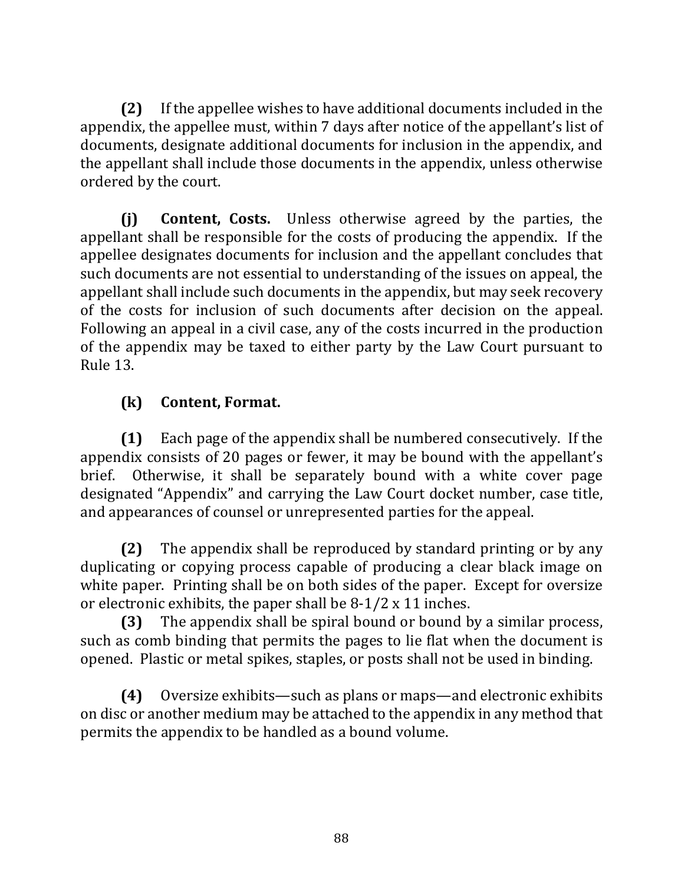**(2)** If the appellee wishes to have additional documents included in the appendix, the appellee must, within 7 days after notice of the appellant's list of documents, designate additional documents for inclusion in the appendix, and the appellant shall include those documents in the appendix, unless otherwise ordered by the court.

**(j) Content, Costs.** Unless otherwise agreed by the parties, the appellant shall be responsible for the costs of producing the appendix. If the appellee designates documents for inclusion and the appellant concludes that such documents are not essential to understanding of the issues on appeal, the appellant shall include such documents in the appendix, but may seek recovery of the costs for inclusion of such documents after decision on the appeal. Following an appeal in a civil case, any of the costs incurred in the production of the appendix may be taxed to either party by the Law Court pursuant to Rule 13.

**(k) Content, Format.**

**(1)** Each page of the appendix shall be numbered consecutively. If the appendix consists of 20 pages or fewer, it may be bound with the appellant's brief. Otherwise, it shall be separately bound with a white cover page designated "Appendix" and carrying the Law Court docket number, case title, and appearances of counsel or unrepresented parties for the appeal.

**(2)** The appendix shall be reproduced by standard printing or by any duplicating or copying process capable of producing a clear black image on white paper. Printing shall be on both sides of the paper. Except for oversize or electronic exhibits, the paper shall be 8-1/2 x 11 inches.

**(3)** The appendix shall be spiral bound or bound by a similar process, such as comb binding that permits the pages to lie flat when the document is opened. Plastic or metal spikes, staples, or posts shall not be used in binding.

**(4)** Oversize exhibits—such as plans or maps—and electronic exhibits on disc or another medium may be attached to the appendix in any method that permits the appendix to be handled as a bound volume.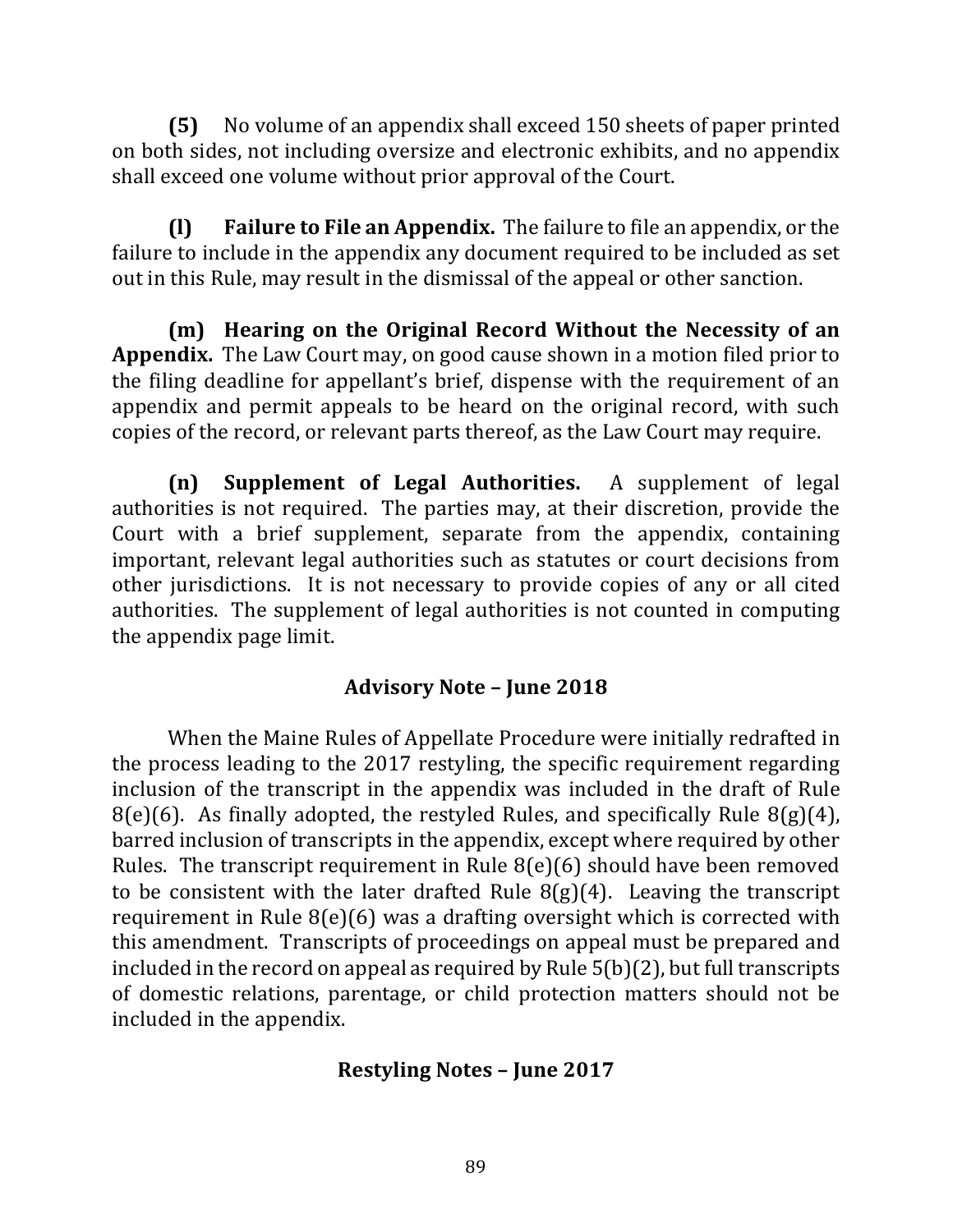**(5)** No volume of an appendix shall exceed 150 sheets of paper printed on both sides, not including oversize and electronic exhibits, and no appendix shall exceed one volume without prior approval of the Court.

**(l) Failure to File an Appendix.** The failure to file an appendix, or the failure to include in the appendix any document required to be included as set out in this Rule, may result in the dismissal of the appeal or other sanction.

**(m) Hearing on the Original Record Without the Necessity of an Appendix.** The Law Court may, on good cause shown in a motion filed prior to the filing deadline for appellant's brief, dispense with the requirement of an appendix and permit appeals to be heard on the original record, with such copies of the record, or relevant parts thereof, as the Law Court may require.

**(n) Supplement of Legal Authorities.** A supplement of legal authorities is not required. The parties may, at their discretion, provide the Court with a brief supplement, separate from the appendix, containing important, relevant legal authorities such as statutes or court decisions from other jurisdictions. It is not necessary to provide copies of any or all cited authorities. The supplement of legal authorities is not counted in computing the appendix page limit.

## Advisory Note – June 2018

When the Maine Rules of Appellate Procedure were initially redrafted in the process leading to the 2017 restyling, the specific requirement regarding inclusion of the transcript in the appendix was included in the draft of Rule 8(e)(6). As finally adopted, the restyled Rules, and specifically Rule 8(g)(4), barred inclusion of transcripts in the appendix, except where required by other Rules. The transcript requirement in Rule 8(e)(6) should have been removed to be consistent with the later drafted Rule 8(g)(4). Leaving the transcript requirement in Rule 8(e)(6) was a drafting oversight which is corrected with this amendment. Transcripts of proceedings on appeal must be prepared and included in the record on appeal as required by Rule 5(b)(2), but full transcripts of domestic relations, parentage, or child protection matters should not be included in the appendix.

## Restyling Notes – June 2017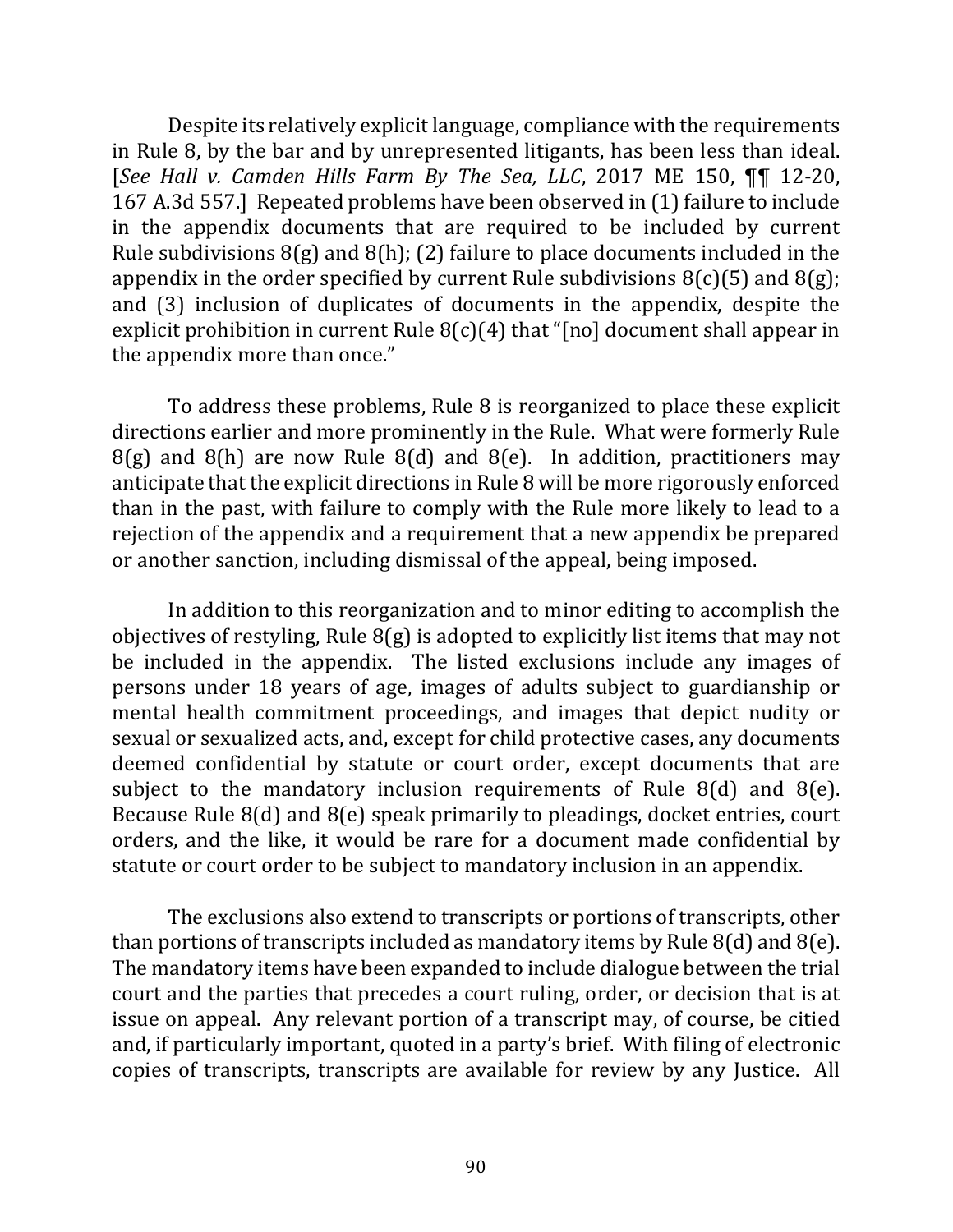Despite its relatively explicit language, compliance with the requirements in Rule 8, by the bar and by unrepresented litigants, has been less than ideal. [*See Hall v. Camden Hills Farm By The Sea, LLC*, 2017 ME 150, ¶¶ 12-20, 167 A.3d 557.] Repeated problems have been observed in (1) failure to include in the appendix documents that are required to be included by current Rule subdivisions 8(g) and 8(h); (2) failure to place documents included in the appendix in the order specified by current Rule subdivisions 8(c)(5) and 8(g); and (3) inclusion of duplicates of documents in the appendix, despite the explicit prohibition in current Rule 8(c)(4) that "[no] document shall appear in the appendix more than once."

To address these problems, Rule 8 is reorganized to place these explicit directions earlier and more prominently in the Rule. What were formerly Rule 8(g) and 8(h) are now Rule 8(d) and 8(e). In addition, practitioners may anticipate that the explicit directions in Rule 8 will be more rigorously enforced than in the past, with failure to comply with the Rule more likely to lead to a rejection of the appendix and a requirement that a new appendix be prepared or another sanction, including dismissal of the appeal, being imposed.

In addition to this reorganization and to minor editing to accomplish the objectives of restyling, Rule 8(g) is adopted to explicitly list items that may not be included in the appendix. The listed exclusions include any images of persons under 18 years of age, images of adults subject to guardianship or mental health commitment proceedings, and images that depict nudity or sexual or sexualized acts, and, except for child protective cases, any documents deemed confidential by statute or court order, except documents that are subject to the mandatory inclusion requirements of Rule 8(d) and 8(e). Because Rule 8(d) and 8(e) speak primarily to pleadings, docket entries, court orders, and the like, it would be rare for a document made confidential by statute or court order to be subject to mandatory inclusion in an appendix.

The exclusions also extend to transcripts or portions of transcripts, other than portions of transcripts included as mandatory items by Rule 8(d) and 8(e). The mandatory items have been expanded to include dialogue between the trial court and the parties that precedes a court ruling, order, or decision that is at issue on appeal. Any relevant portion of a transcript may, of course, be citied and, if particularly important, quoted in a party's brief. With filing of electronic copies of transcripts, transcripts are available for review by any Justice. All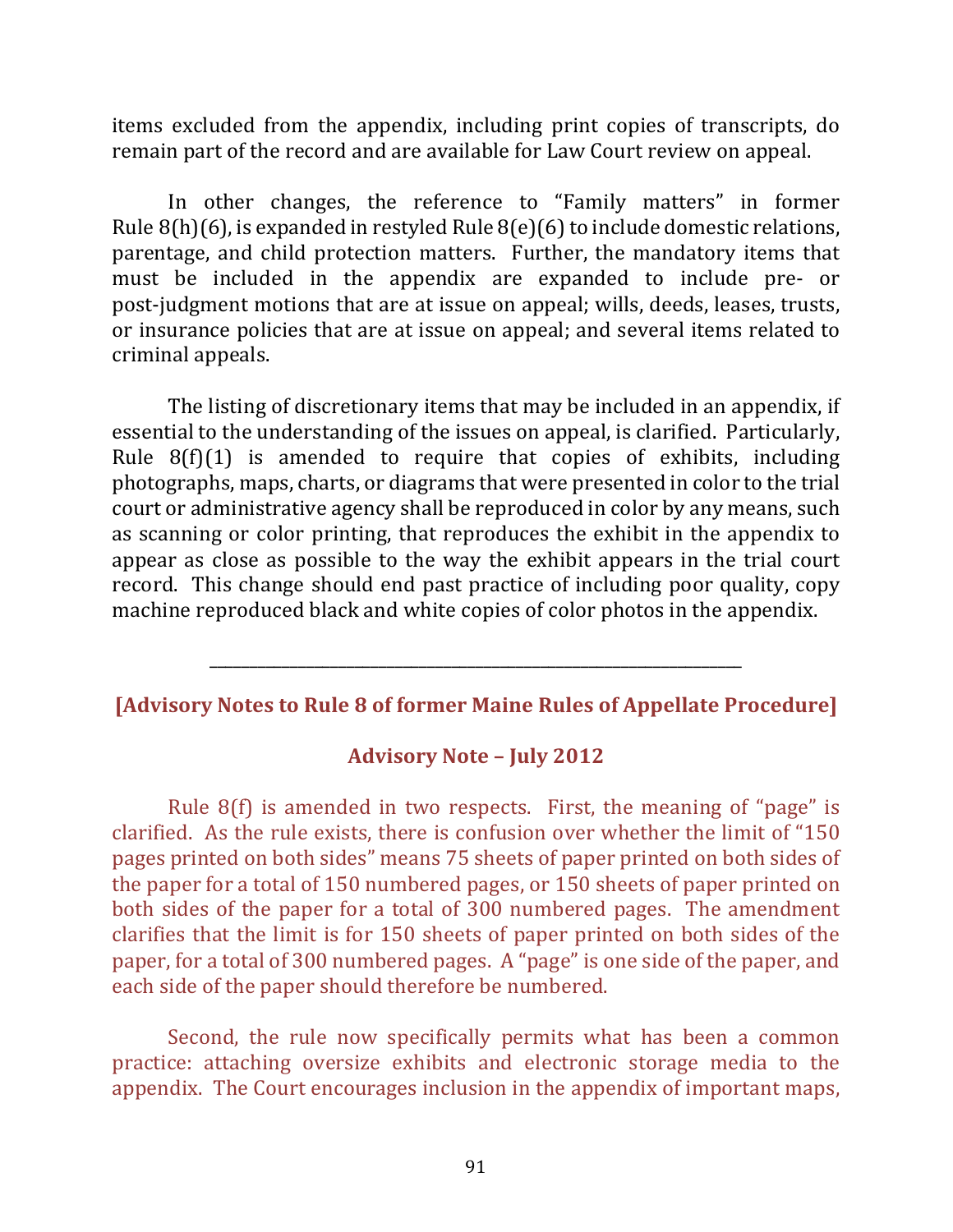items excluded from the appendix, including print copies of transcripts, do remain part of the record and are available for Law Court review on appeal.

In other changes, the reference to "Family matters" in former Rule 8(h)(6), is expanded in restyled Rule 8(e)(6) to include domestic relations, parentage, and child protection matters. Further, the mandatory items that must be included in the appendix are expanded to include pre- or post-judgment motions that are at issue on appeal; wills, deeds, leases, trusts, or insurance policies that are at issue on appeal; and several items related to criminal appeals.

The listing of discretionary items that may be included in an appendix, if essential to the understanding of the issues on appeal, is clarified. Particularly, Rule 8(f)(1) is amended to require that copies of exhibits, including photographs, maps, charts, or diagrams that were presented in color to the trial court or administrative agency shall be reproduced in color by any means, such as scanning or color printing, that reproduces the exhibit in the appendix to appear as close as possible to the way the exhibit appears in the trial court record. This change should end past practice of including poor quality, copy machine reproduced black and white copies of color photos in the appendix.

---

## [Advisory Notes to Rule 8 of former Maine Rules of Appellate Procedure]

### Advisory Note – July 2012

Rule 8(f) is amended in two respects. First, the meaning of "page" is clarified. As the rule exists, there is confusion over whether the limit of "150 pages printed on both sides" means 75 sheets of paper printed on both sides of the paper for a total of 150 numbered pages, or 150 sheets of paper printed on both sides of the paper for a total of 300 numbered pages. The amendment clarifies that the limit is for 150 sheets of paper printed on both sides of the paper, for a total of 300 numbered pages. A "page" is one side of the paper, and each side of the paper should therefore be numbered.

Second, the rule now specifically permits what has been a common practice: attaching oversize exhibits and electronic storage media to the appendix. The Court encourages inclusion in the appendix of important maps,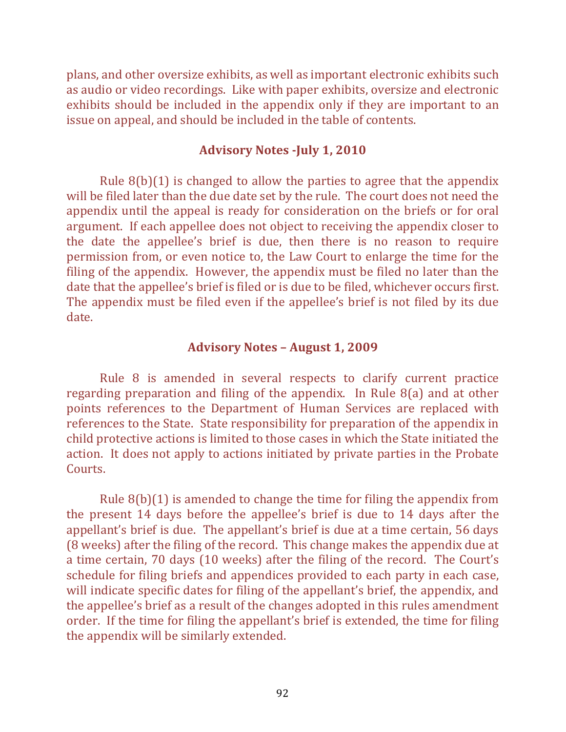plans, and other oversize exhibits, as well as important electronic exhibits such as audio or video recordings. Like with paper exhibits, oversize and electronic exhibits should be included in the appendix only if they are important to an issue on appeal, and should be included in the table of contents.

### Advisory Notes -July 1, 2010

Rule 8(b)(1) is changed to allow the parties to agree that the appendix will be filed later than the due date set by the rule. The court does not need the appendix until the appeal is ready for consideration on the briefs or for oral argument. If each appellee does not object to receiving the appendix closer to the date the appellee's brief is due, then there is no reason to require permission from, or even notice to, the Law Court to enlarge the time for the filing of the appendix. However, the appendix must be filed no later than the date that the appellee's brief is filed or is due to be filed, whichever occurs first. The appendix must be filed even if the appellee's brief is not filed by its due date.

### Advisory Notes – August 1, 2009

Rule 8 is amended in several respects to clarify current practice regarding preparation and filing of the appendix. In Rule 8(a) and at other points references to the Department of Human Services are replaced with references to the State. State responsibility for preparation of the appendix in child protective actions is limited to those cases in which the State initiated the action. It does not apply to actions initiated by private parties in the Probate Courts.

Rule 8(b)(1) is amended to change the time for filing the appendix from the present 14 days before the appellee's brief is due to 14 days after the appellant's brief is due. The appellant's brief is due at a time certain, 56 days (8 weeks) after the filing of the record. This change makes the appendix due at a time certain, 70 days (10 weeks) after the filing of the record. The Court's schedule for filing briefs and appendices provided to each party in each case, will indicate specific dates for filing of the appellant's brief, the appendix, and the appellee's brief as a result of the changes adopted in this rules amendment order. If the time for filing the appellant's brief is extended, the time for filing the appendix will be similarly extended.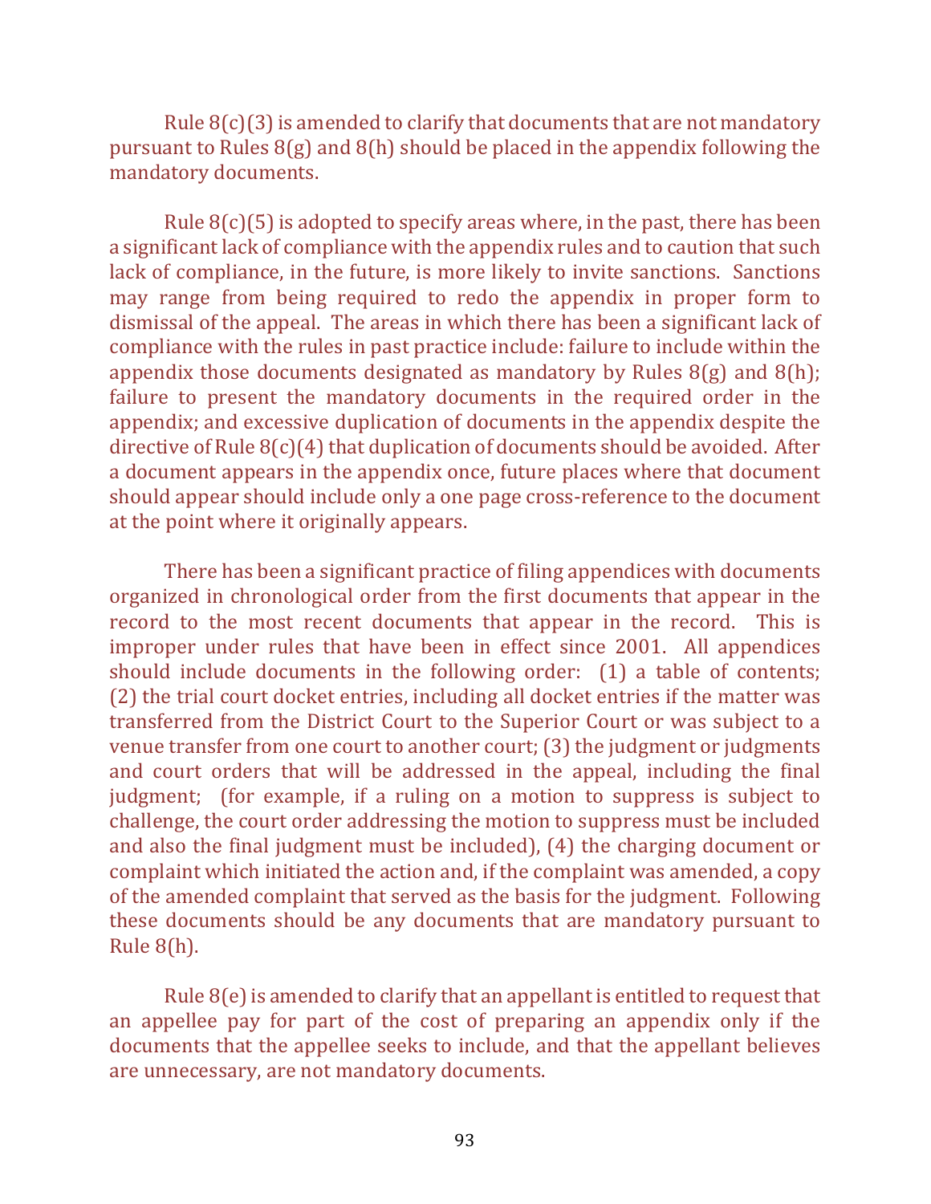Rule 8(c)(3) is amended to clarify that documents that are not mandatory pursuant to Rules 8(g) and 8(h) should be placed in the appendix following the mandatory documents.

Rule 8(c)(5) is adopted to specify areas where, in the past, there has been a significant lack of compliance with the appendix rules and to caution that such lack of compliance, in the future, is more likely to invite sanctions. Sanctions may range from being required to redo the appendix in proper form to dismissal of the appeal. The areas in which there has been a significant lack of compliance with the rules in past practice include: failure to include within the appendix those documents designated as mandatory by Rules 8(g) and 8(h); failure to present the mandatory documents in the required order in the appendix; and excessive duplication of documents in the appendix despite the directive of Rule 8(c)(4) that duplication of documents should be avoided. After a document appears in the appendix once, future places where that document should appear should include only a one page cross-reference to the document at the point where it originally appears.

There has been a significant practice of filing appendices with documents organized in chronological order from the first documents that appear in the record to the most recent documents that appear in the record. This is improper under rules that have been in effect since 2001. All appendices should include documents in the following order: (1) a table of contents; (2) the trial court docket entries, including all docket entries if the matter was transferred from the District Court to the Superior Court or was subject to a venue transfer from one court to another court; (3) the judgment or judgments and court orders that will be addressed in the appeal, including the final judgment; (for example, if a ruling on a motion to suppress is subject to challenge, the court order addressing the motion to suppress must be included and also the final judgment must be included), (4) the charging document or complaint which initiated the action and, if the complaint was amended, a copy of the amended complaint that served as the basis for the judgment. Following these documents should be any documents that are mandatory pursuant to Rule 8(h).

Rule 8(e) is amended to clarify that an appellant is entitled to request that an appellee pay for part of the cost of preparing an appendix only if the documents that the appellee seeks to include, and that the appellant believes are unnecessary, are not mandatory documents.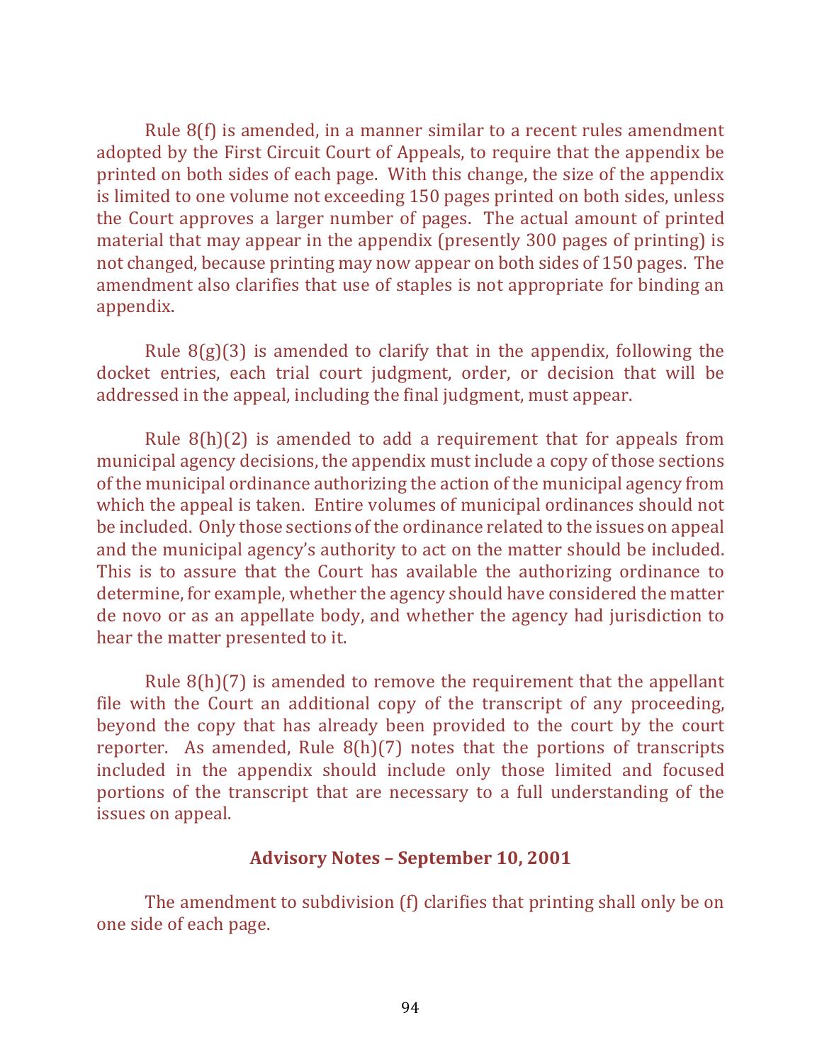Rule 8(f) is amended, in a manner similar to a recent rules amendment adopted by the First Circuit Court of Appeals, to require that the appendix be printed on both sides of each page. With this change, the size of the appendix is limited to one volume not exceeding 150 pages printed on both sides, unless the Court approves a larger number of pages. The actual amount of printed material that may appear in the appendix (presently 300 pages of printing) is not changed, because printing may now appear on both sides of 150 pages. The amendment also clarifies that use of staples is not appropriate for binding an appendix.

Rule 8(g)(3) is amended to clarify that in the appendix, following the docket entries, each trial court judgment, order, or decision that will be addressed in the appeal, including the final judgment, must appear.

Rule 8(h)(2) is amended to add a requirement that for appeals from municipal agency decisions, the appendix must include a copy of those sections of the municipal ordinance authorizing the action of the municipal agency from which the appeal is taken. Entire volumes of municipal ordinances should not be included. Only those sections of the ordinance related to the issues on appeal and the municipal agency's authority to act on the matter should be included. This is to assure that the Court has available the authorizing ordinance to determine, for example, whether the agency should have considered the matter de novo or as an appellate body, and whether the agency had jurisdiction to hear the matter presented to it.

Rule 8(h)(7) is amended to remove the requirement that the appellant file with the Court an additional copy of the transcript of any proceeding, beyond the copy that has already been provided to the court by the court reporter. As amended, Rule 8(h)(7) notes that the portions of transcripts included in the appendix should include only those limited and focused portions of the transcript that are necessary to a full understanding of the issues on appeal.

**Advisory Notes – September 10, 2001**

The amendment to subdivision (f) clarifies that printing shall only be on one side of each page.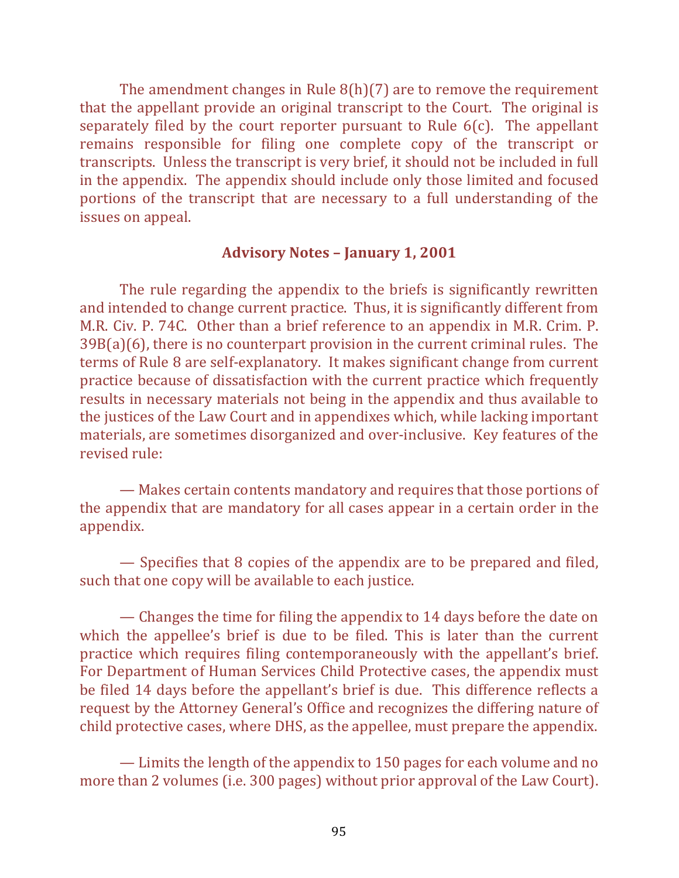The amendment changes in Rule 8(h)(7) are to remove the requirement that the appellant provide an original transcript to the Court. The original is separately filed by the court reporter pursuant to Rule 6(c). The appellant remains responsible for filing one complete copy of the transcript or transcripts. Unless the transcript is very brief, it should not be included in full in the appendix. The appendix should include only those limited and focused portions of the transcript that are necessary to a full understanding of the issues on appeal.

### Advisory Notes – January 1, 2001

The rule regarding the appendix to the briefs is significantly rewritten and intended to change current practice. Thus, it is significantly different from M.R. Civ. P. 74C. Other than a brief reference to an appendix in M.R. Crim. P. 39B(a)(6), there is no counterpart provision in the current criminal rules. The terms of Rule 8 are self-explanatory. It makes significant change from current practice because of dissatisfaction with the current practice which frequently results in necessary materials not being in the appendix and thus available to the justices of the Law Court and in appendixes which, while lacking important materials, are sometimes disorganized and over-inclusive. Key features of the revised rule:

— Makes certain contents mandatory and requires that those portions of the appendix that are mandatory for all cases appear in a certain order in the appendix.

— Specifies that 8 copies of the appendix are to be prepared and filed, such that one copy will be available to each justice.

— Changes the time for filing the appendix to 14 days before the date on which the appellee's brief is due to be filed. This is later than the current practice which requires filing contemporaneously with the appellant's brief. For Department of Human Services Child Protective cases, the appendix must be filed 14 days before the appellant's brief is due. This difference reflects a request by the Attorney General's Office and recognizes the differing nature of child protective cases, where DHS, as the appellee, must prepare the appendix.

— Limits the length of the appendix to 150 pages for each volume and no more than 2 volumes (i.e. 300 pages) without prior approval of the Law Court).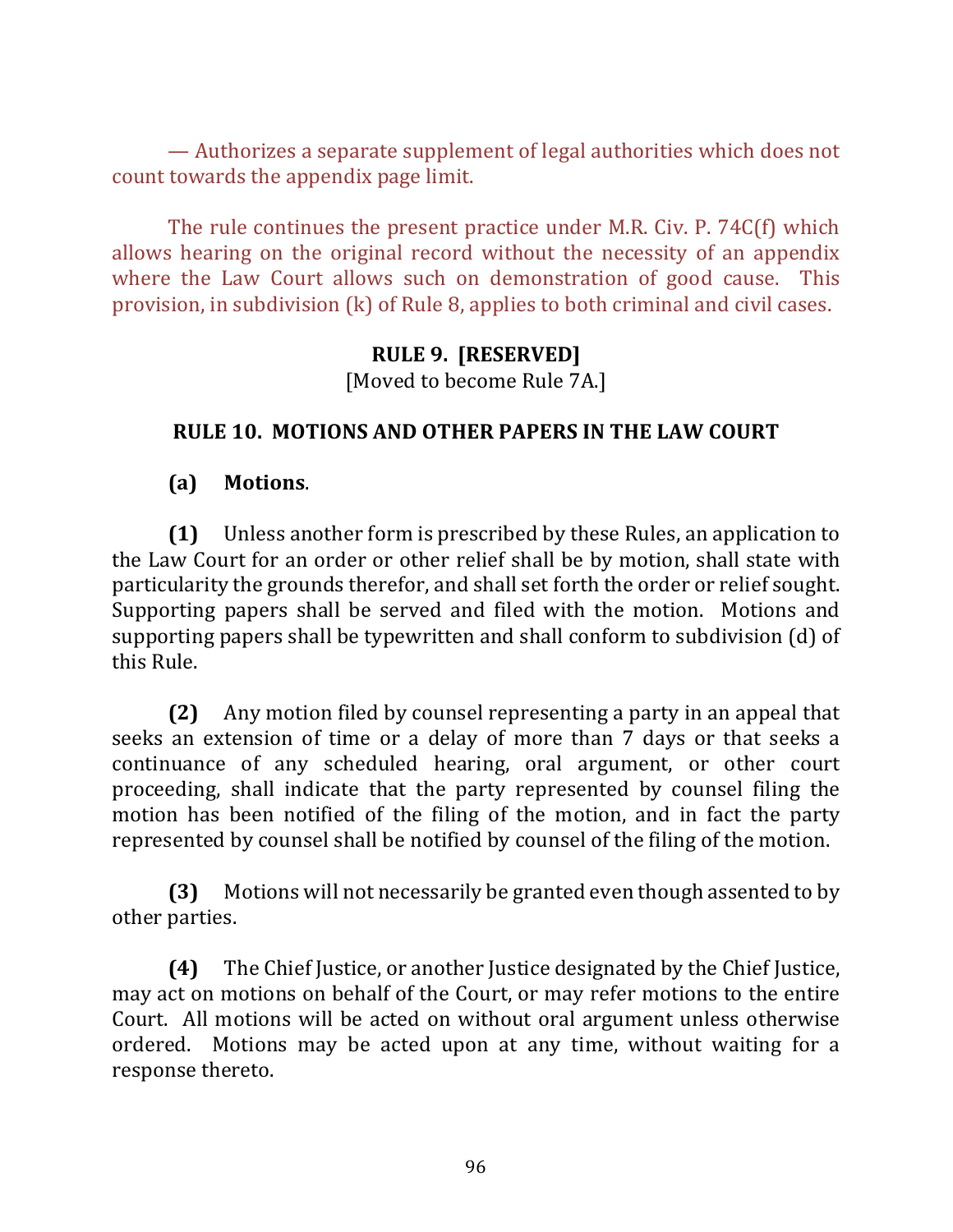— Authorizes a separate supplement of legal authorities which does not count towards the appendix page limit.

The rule continues the present practice under M.R. Civ. P. 74C(f) which allows hearing on the original record without the necessity of an appendix where the Law Court allows such on demonstration of good cause. This provision, in subdivision (k) of Rule 8, applies to both criminal and civil cases.

## RULE 9. [RESERVED]

[Moved to become Rule 7A.]

## RULE 10. MOTIONS AND OTHER PAPERS IN THE LAW COURT

**(a) Motions**.

**(1)** Unless another form is prescribed by these Rules, an application to the Law Court for an order or other relief shall be by motion, shall state with particularity the grounds therefor, and shall set forth the order or relief sought. Supporting papers shall be served and filed with the motion. Motions and supporting papers shall be typewritten and shall conform to subdivision (d) of this Rule.

**(2)** Any motion filed by counsel representing a party in an appeal that seeks an extension of time or a delay of more than 7 days or that seeks a continuance of any scheduled hearing, oral argument, or other court proceeding, shall indicate that the party represented by counsel filing the motion has been notified of the filing of the motion, and in fact the party represented by counsel shall be notified by counsel of the filing of the motion.

**(3)** Motions will not necessarily be granted even though assented to by other parties.

**(4)** The Chief Justice, or another Justice designated by the Chief Justice, may act on motions on behalf of the Court, or may refer motions to the entire Court. All motions will be acted on without oral argument unless otherwise ordered. Motions may be acted upon at any time, without waiting for a response thereto.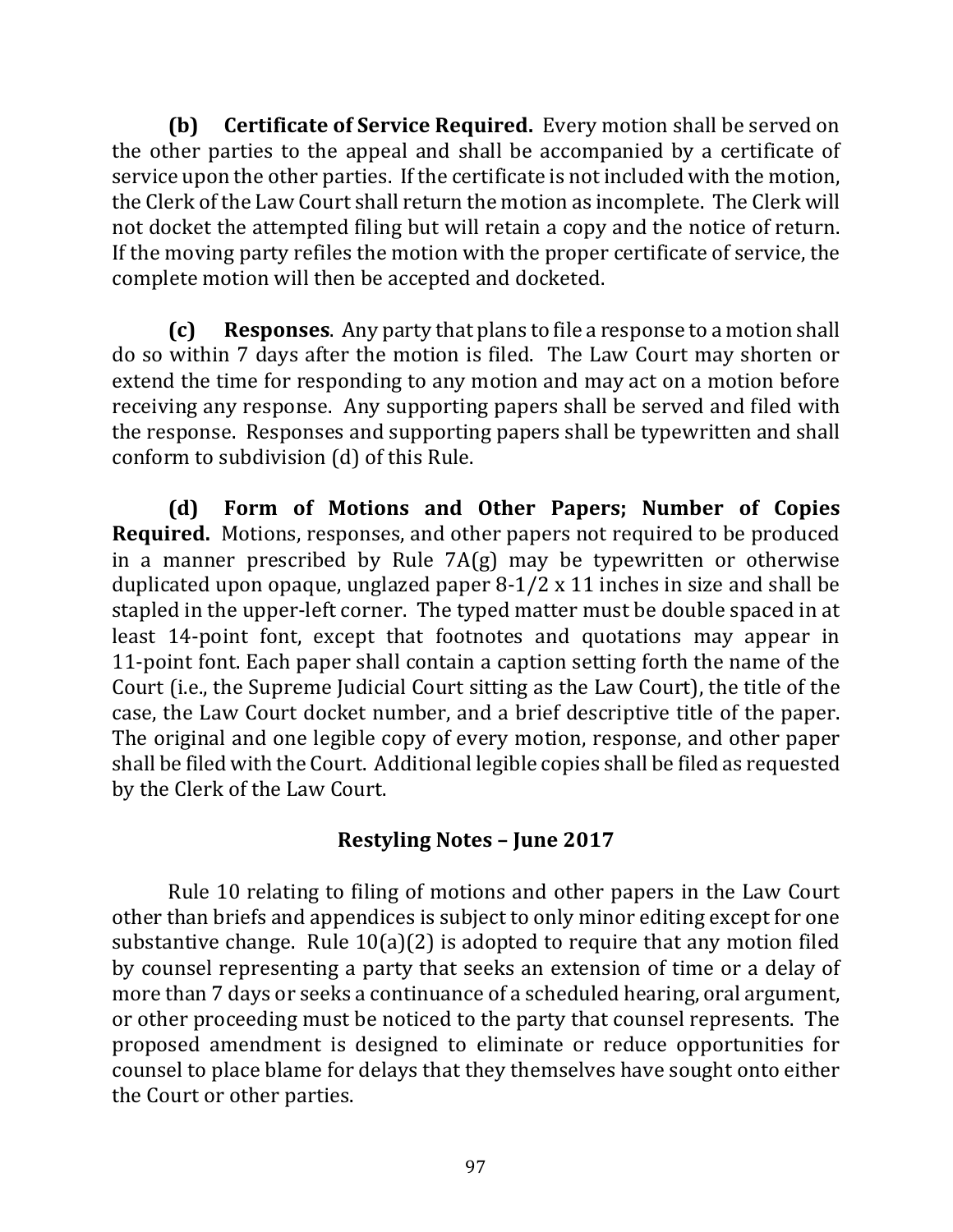**(b) Certificate of Service Required.** Every motion shall be served on the other parties to the appeal and shall be accompanied by a certificate of service upon the other parties. If the certificate is not included with the motion, the Clerk of the Law Court shall return the motion as incomplete. The Clerk will not docket the attempted filing but will retain a copy and the notice of return. If the moving party refiles the motion with the proper certificate of service, the complete motion will then be accepted and docketed.

**(c) Responses**. Any party that plans to file a response to a motion shall do so within 7 days after the motion is filed. The Law Court may shorten or extend the time for responding to any motion and may act on a motion before receiving any response. Any supporting papers shall be served and filed with the response. Responses and supporting papers shall be typewritten and shall conform to subdivision (d) of this Rule.

**(d) Form of Motions and Other Papers; Number of Copies Required.** Motions, responses, and other papers not required to be produced in a manner prescribed by Rule 7A(g) may be typewritten or otherwise duplicated upon opaque, unglazed paper 8-1/2 x 11 inches in size and shall be stapled in the upper-left corner. The typed matter must be double spaced in at least 14-point font, except that footnotes and quotations may appear in 11-point font. Each paper shall contain a caption setting forth the name of the Court (i.e., the Supreme Judicial Court sitting as the Law Court), the title of the case, the Law Court docket number, and a brief descriptive title of the paper. The original and one legible copy of every motion, response, and other paper shall be filed with the Court. Additional legible copies shall be filed as requested by the Clerk of the Law Court.

## Restyling Notes – June 2017

Rule 10 relating to filing of motions and other papers in the Law Court other than briefs and appendices is subject to only minor editing except for one substantive change. Rule 10(a)(2) is adopted to require that any motion filed by counsel representing a party that seeks an extension of time or a delay of more than 7 days or seeks a continuance of a scheduled hearing, oral argument, or other proceeding must be noticed to the party that counsel represents. The proposed amendment is designed to eliminate or reduce opportunities for counsel to place blame for delays that they themselves have sought onto either the Court or other parties.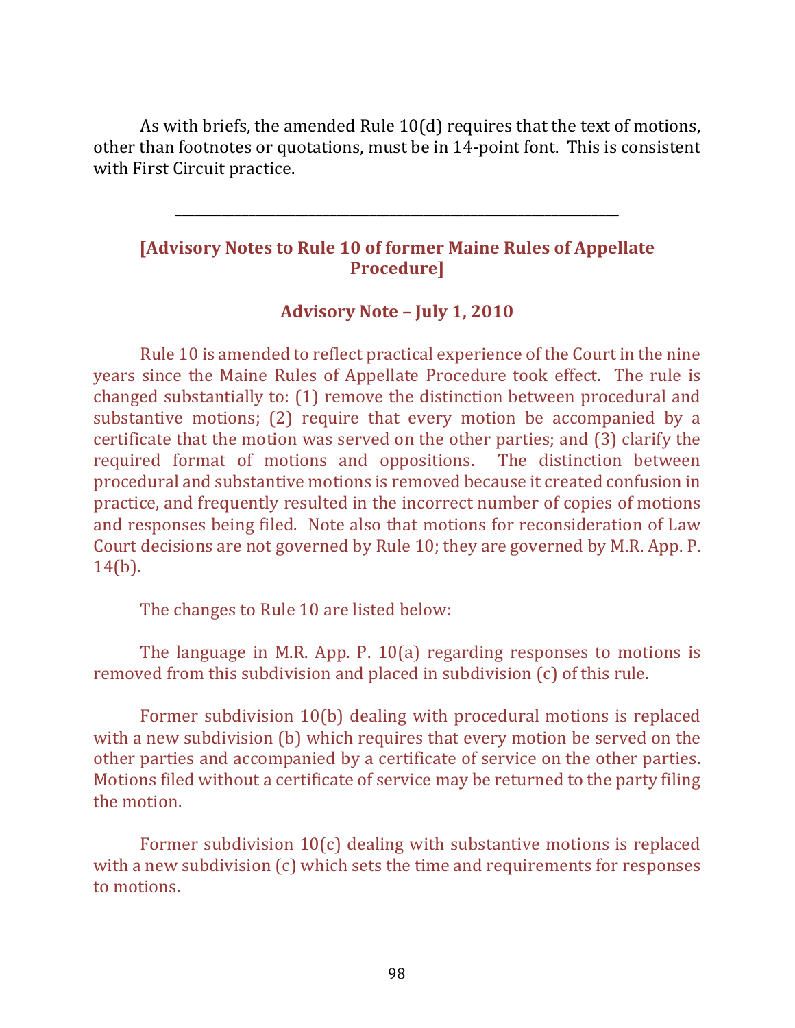As with briefs, the amended Rule 10(d) requires that the text of motions, other than footnotes or quotations, must be in 14-point font. This is consistent with First Circuit practice.

---

## [Advisory Notes to Rule 10 of former Maine Rules of Appellate Procedure]

### Advisory Note – July 1, 2010

Rule 10 is amended to reflect practical experience of the Court in the nine years since the Maine Rules of Appellate Procedure took effect. The rule is changed substantially to: (1) remove the distinction between procedural and substantive motions; (2) require that every motion be accompanied by a certificate that the motion was served on the other parties; and (3) clarify the required format of motions and oppositions. The distinction between procedural and substantive motions is removed because it created confusion in practice, and frequently resulted in the incorrect number of copies of motions and responses being filed. Note also that motions for reconsideration of Law Court decisions are not governed by Rule 10; they are governed by M.R. App. P. 14(b).

The changes to Rule 10 are listed below:

The language in M.R. App. P. 10(a) regarding responses to motions is removed from this subdivision and placed in subdivision (c) of this rule.

Former subdivision 10(b) dealing with procedural motions is replaced with a new subdivision (b) which requires that every motion be served on the other parties and accompanied by a certificate of service on the other parties. Motions filed without a certificate of service may be returned to the party filing the motion.

Former subdivision 10(c) dealing with substantive motions is replaced with a new subdivision (c) which sets the time and requirements for responses to motions.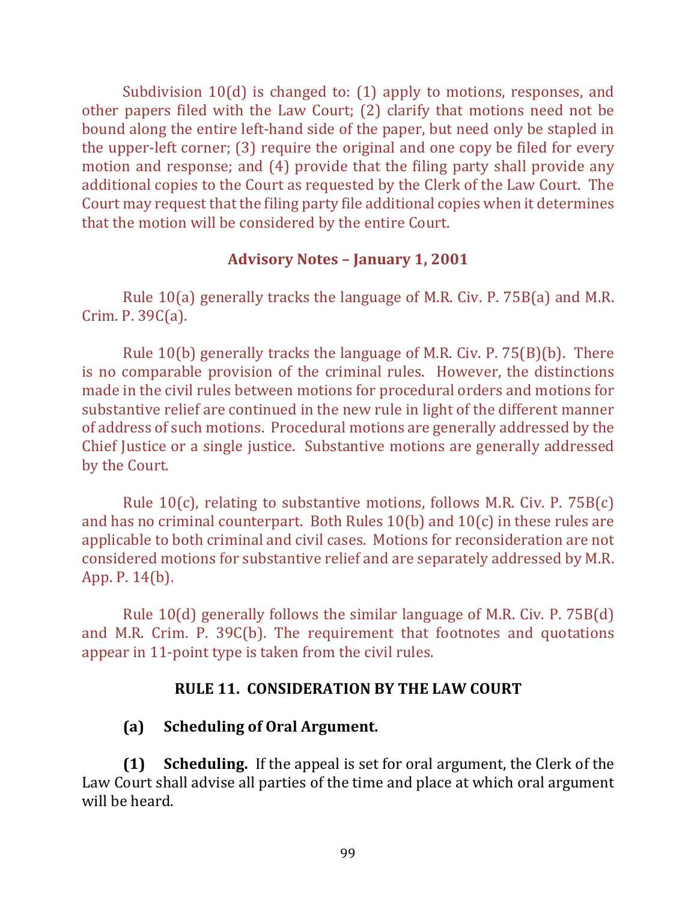Subdivision 10(d) is changed to: (1) apply to motions, responses, and other papers filed with the Law Court; (2) clarify that motions need not be bound along the entire left-hand side of the paper, but need only be stapled in the upper-left corner; (3) require the original and one copy be filed for every motion and response; and (4) provide that the filing party shall provide any additional copies to the Court as requested by the Clerk of the Law Court. The Court may request that the filing party file additional copies when it determines that the motion will be considered by the entire Court.

### Advisory Notes – January 1, 2001

Rule 10(a) generally tracks the language of M.R. Civ. P. 75B(a) and M.R. Crim. P. 39C(a).

Rule 10(b) generally tracks the language of M.R. Civ. P. 75(B)(b). There is no comparable provision of the criminal rules. However, the distinctions made in the civil rules between motions for procedural orders and motions for substantive relief are continued in the new rule in light of the different manner of address of such motions. Procedural motions are generally addressed by the Chief Justice or a single justice. Substantive motions are generally addressed by the Court.

Rule 10(c), relating to substantive motions, follows M.R. Civ. P. 75B(c) and has no criminal counterpart. Both Rules 10(b) and 10(c) in these rules are applicable to both criminal and civil cases. Motions for reconsideration are not considered motions for substantive relief and are separately addressed by M.R. App. P. 14(b).

Rule 10(d) generally follows the similar language of M.R. Civ. P. 75B(d) and M.R. Crim. P. 39C(b). The requirement that footnotes and quotations appear in 11-point type is taken from the civil rules.

## RULE 11. CONSIDERATION BY THE LAW COURT

### (a) Scheduling of Oral Argument.

**(1) Scheduling.** If the appeal is set for oral argument, the Clerk of the Law Court shall advise all parties of the time and place at which oral argument will be heard.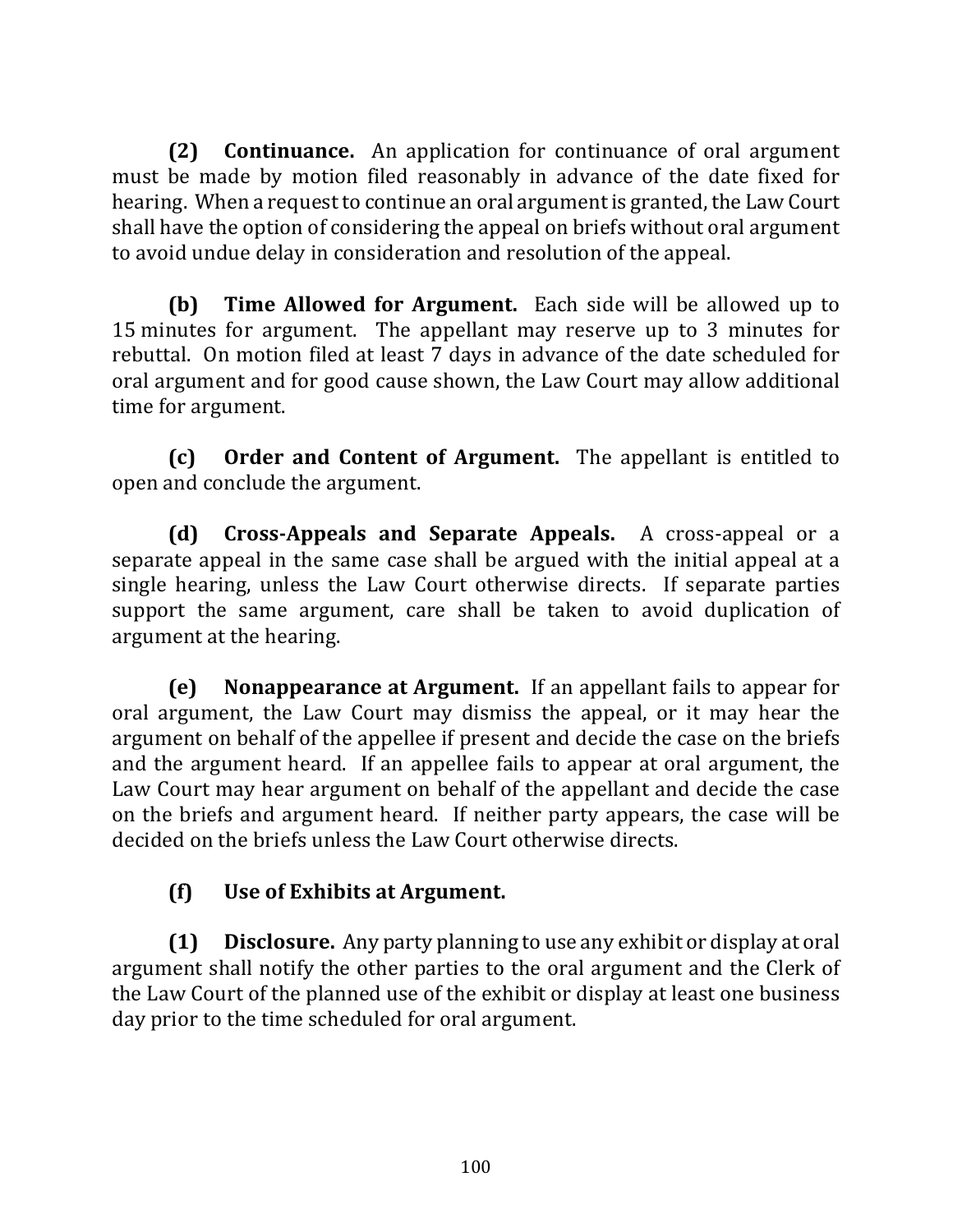**(2) Continuance.** An application for continuance of oral argument must be made by motion filed reasonably in advance of the date fixed for hearing. When a request to continue an oral argument is granted, the Law Court shall have the option of considering the appeal on briefs without oral argument to avoid undue delay in consideration and resolution of the appeal.

**(b) Time Allowed for Argument.** Each side will be allowed up to 15 minutes for argument. The appellant may reserve up to 3 minutes for rebuttal. On motion filed at least 7 days in advance of the date scheduled for oral argument and for good cause shown, the Law Court may allow additional time for argument.

**(c) Order and Content of Argument.** The appellant is entitled to open and conclude the argument.

**(d) Cross-Appeals and Separate Appeals.** A cross-appeal or a separate appeal in the same case shall be argued with the initial appeal at a single hearing, unless the Law Court otherwise directs. If separate parties support the same argument, care shall be taken to avoid duplication of argument at the hearing.

**(e) Nonappearance at Argument.** If an appellant fails to appear for oral argument, the Law Court may dismiss the appeal, or it may hear the argument on behalf of the appellee if present and decide the case on the briefs and the argument heard. If an appellee fails to appear at oral argument, the Law Court may hear argument on behalf of the appellant and decide the case on the briefs and argument heard. If neither party appears, the case will be decided on the briefs unless the Law Court otherwise directs.

**(f) Use of Exhibits at Argument.**

**(1) Disclosure.** Any party planning to use any exhibit or display at oral argument shall notify the other parties to the oral argument and the Clerk of the Law Court of the planned use of the exhibit or display at least one business day prior to the time scheduled for oral argument.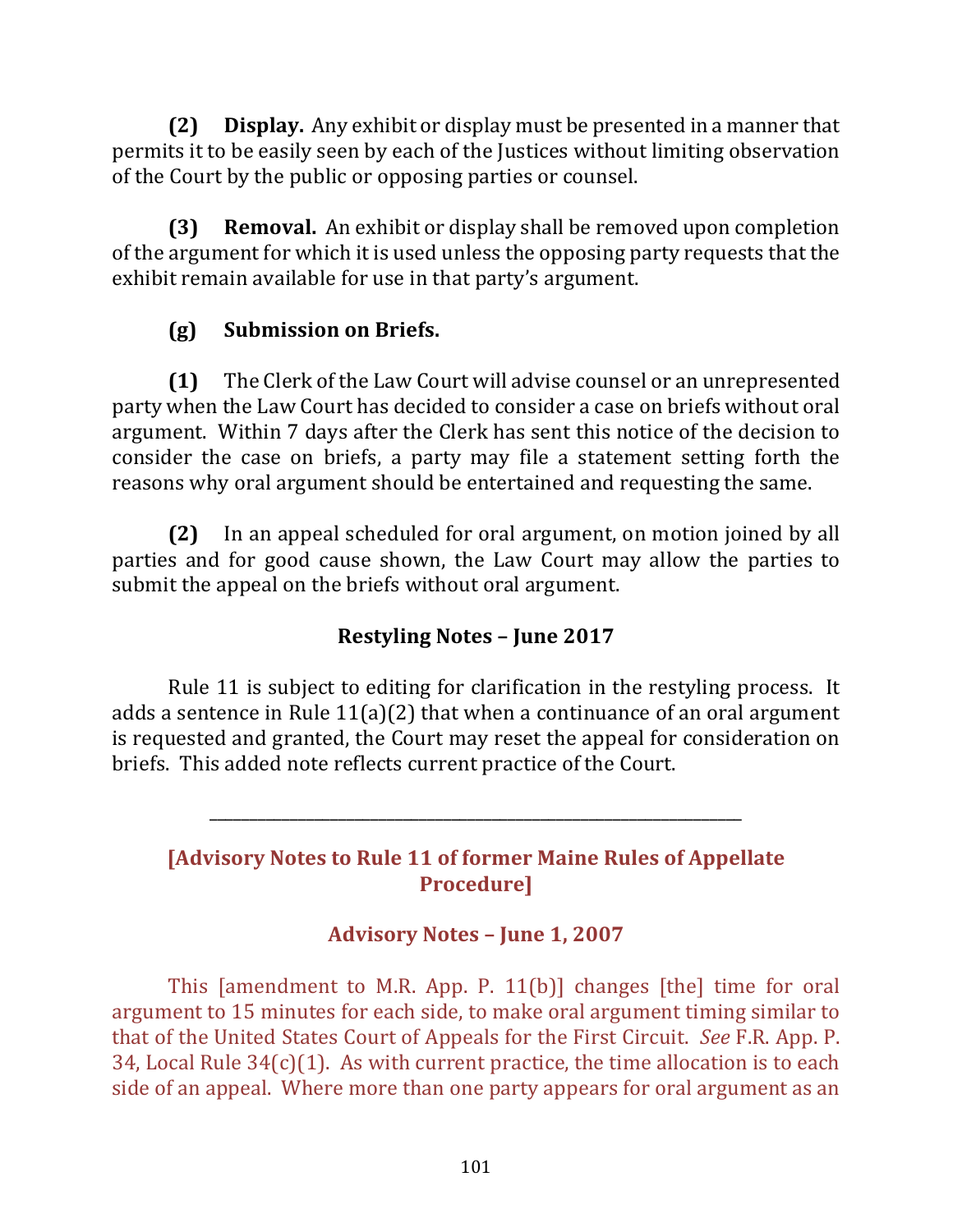**(2) Display.** Any exhibit or display must be presented in a manner that permits it to be easily seen by each of the Justices without limiting observation of the Court by the public or opposing parties or counsel.

**(3) Removal.** An exhibit or display shall be removed upon completion of the argument for which it is used unless the opposing party requests that the exhibit remain available for use in that party's argument.

**(g) Submission on Briefs.**

**(1)** The Clerk of the Law Court will advise counsel or an unrepresented party when the Law Court has decided to consider a case on briefs without oral argument. Within 7 days after the Clerk has sent this notice of the decision to consider the case on briefs, a party may file a statement setting forth the reasons why oral argument should be entertained and requesting the same.

**(2)** In an appeal scheduled for oral argument, on motion joined by all parties and for good cause shown, the Law Court may allow the parties to submit the appeal on the briefs without oral argument.

## Restyling Notes – June 2017

Rule 11 is subject to editing for clarification in the restyling process. It adds a sentence in Rule 11(a)(2) that when a continuance of an oral argument is requested and granted, the Court may reset the appeal for consideration on briefs. This added note reflects current practice of the Court.

---

## [Advisory Notes to Rule 11 of former Maine Rules of Appellate Procedure]

## Advisory Notes – June 1, 2007

This [amendment to M.R. App. P. 11(b)] changes [the] time for oral argument to 15 minutes for each side, to make oral argument timing similar to that of the United States Court of Appeals for the First Circuit. *See* F.R. App. P. 34, Local Rule 34(c)(1). As with current practice, the time allocation is to each side of an appeal. Where more than one party appears for oral argument as an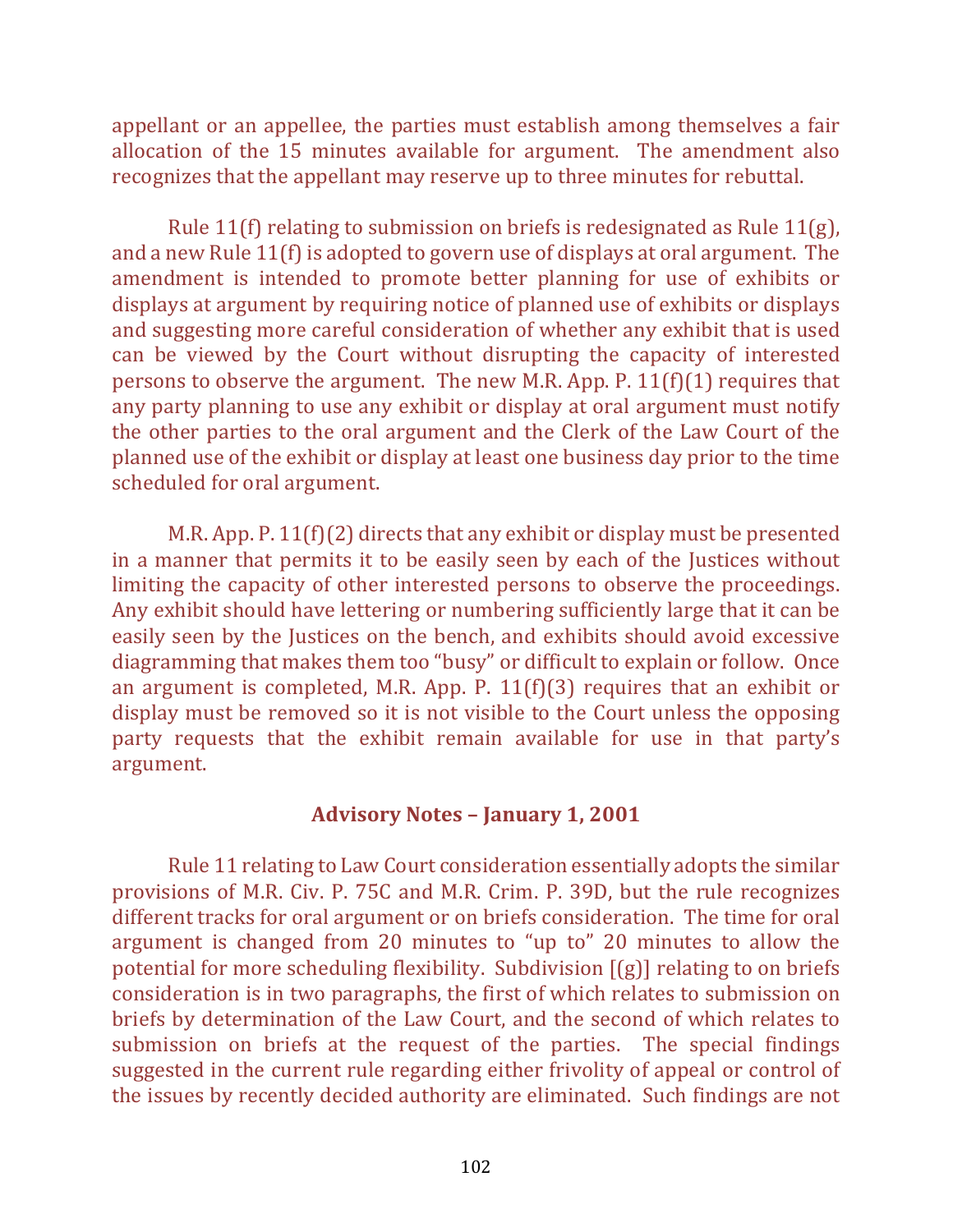appellant or an appellee, the parties must establish among themselves a fair allocation of the 15 minutes available for argument. The amendment also recognizes that the appellant may reserve up to three minutes for rebuttal.

Rule 11(f) relating to submission on briefs is redesignated as Rule 11(g), and a new Rule 11(f) is adopted to govern use of displays at oral argument. The amendment is intended to promote better planning for use of exhibits or displays at argument by requiring notice of planned use of exhibits or displays and suggesting more careful consideration of whether any exhibit that is used can be viewed by the Court without disrupting the capacity of interested persons to observe the argument. The new M.R. App. P. 11(f)(1) requires that any party planning to use any exhibit or display at oral argument must notify the other parties to the oral argument and the Clerk of the Law Court of the planned use of the exhibit or display at least one business day prior to the time scheduled for oral argument.

M.R. App. P. 11(f)(2) directs that any exhibit or display must be presented in a manner that permits it to be easily seen by each of the Justices without limiting the capacity of other interested persons to observe the proceedings. Any exhibit should have lettering or numbering sufficiently large that it can be easily seen by the Justices on the bench, and exhibits should avoid excessive diagramming that makes them too "busy" or difficult to explain or follow. Once an argument is completed, M.R. App. P. 11(f)(3) requires that an exhibit or display must be removed so it is not visible to the Court unless the opposing party requests that the exhibit remain available for use in that party's argument.

### Advisory Notes – January 1, 2001

Rule 11 relating to Law Court consideration essentially adopts the similar provisions of M.R. Civ. P. 75C and M.R. Crim. P. 39D, but the rule recognizes different tracks for oral argument or on briefs consideration. The time for oral argument is changed from 20 minutes to "up to" 20 minutes to allow the potential for more scheduling flexibility. Subdivision [(g)] relating to on briefs consideration is in two paragraphs, the first of which relates to submission on briefs by determination of the Law Court, and the second of which relates to submission on briefs at the request of the parties. The special findings suggested in the current rule regarding either frivolity of appeal or control of the issues by recently decided authority are eliminated. Such findings are not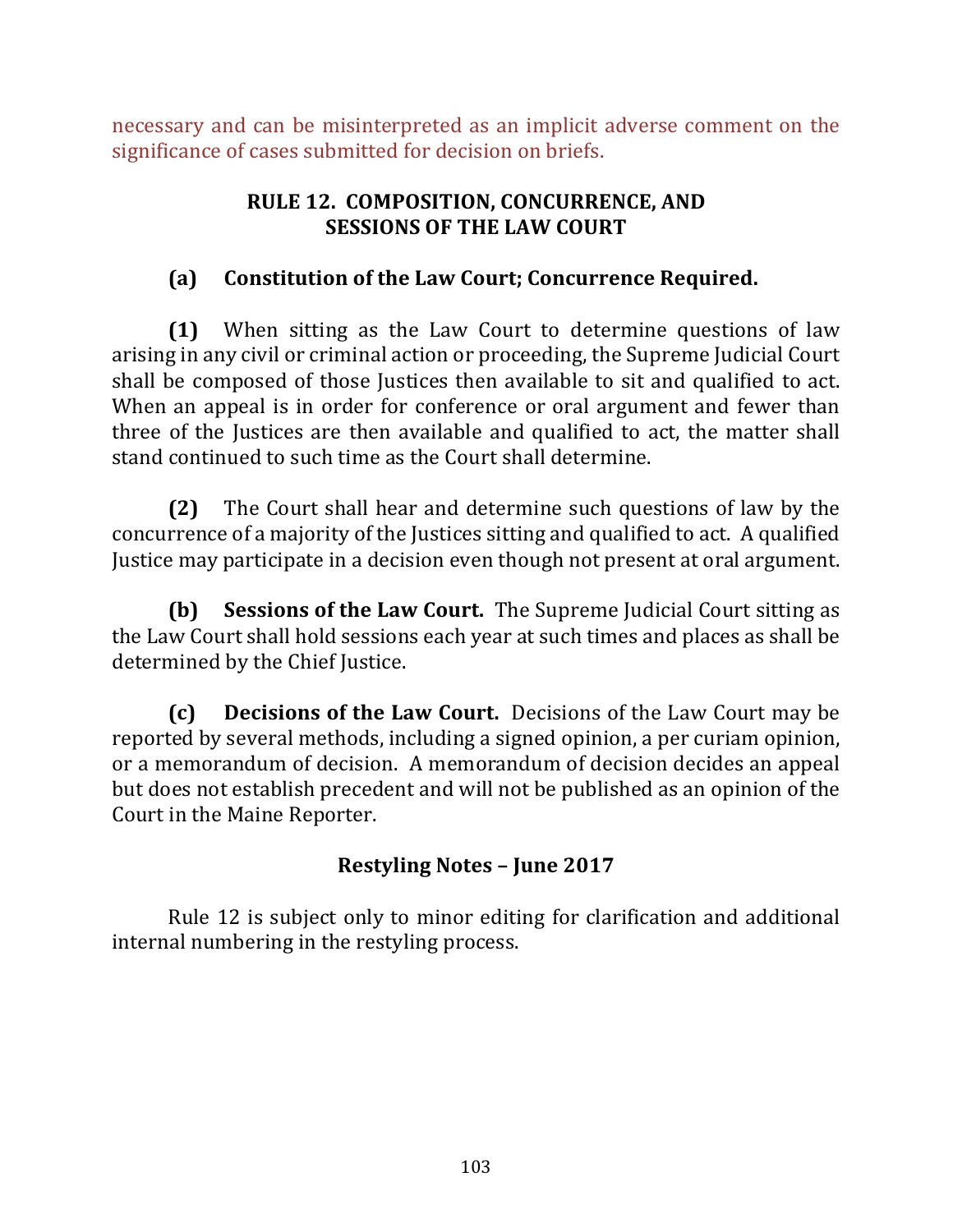necessary and can be misinterpreted as an implicit adverse comment on the significance of cases submitted for decision on briefs.

## RULE 12. COMPOSITION, CONCURRENCE, AND SESSIONS OF THE LAW COURT

### (a) Constitution of the Law Court; Concurrence Required.

**(1)** When sitting as the Law Court to determine questions of law arising in any civil or criminal action or proceeding, the Supreme Judicial Court shall be composed of those Justices then available to sit and qualified to act. When an appeal is in order for conference or oral argument and fewer than three of the Justices are then available and qualified to act, the matter shall stand continued to such time as the Court shall determine.

**(2)** The Court shall hear and determine such questions of law by the concurrence of a majority of the Justices sitting and qualified to act. A qualified Justice may participate in a decision even though not present at oral argument.

**(b) Sessions of the Law Court.** The Supreme Judicial Court sitting as the Law Court shall hold sessions each year at such times and places as shall be determined by the Chief Justice.

**(c) Decisions of the Law Court.** Decisions of the Law Court may be reported by several methods, including a signed opinion, a per curiam opinion, or a memorandum of decision. A memorandum of decision decides an appeal but does not establish precedent and will not be published as an opinion of the Court in the Maine Reporter.

### Restyling Notes – June 2017

Rule 12 is subject only to minor editing for clarification and additional internal numbering in the restyling process.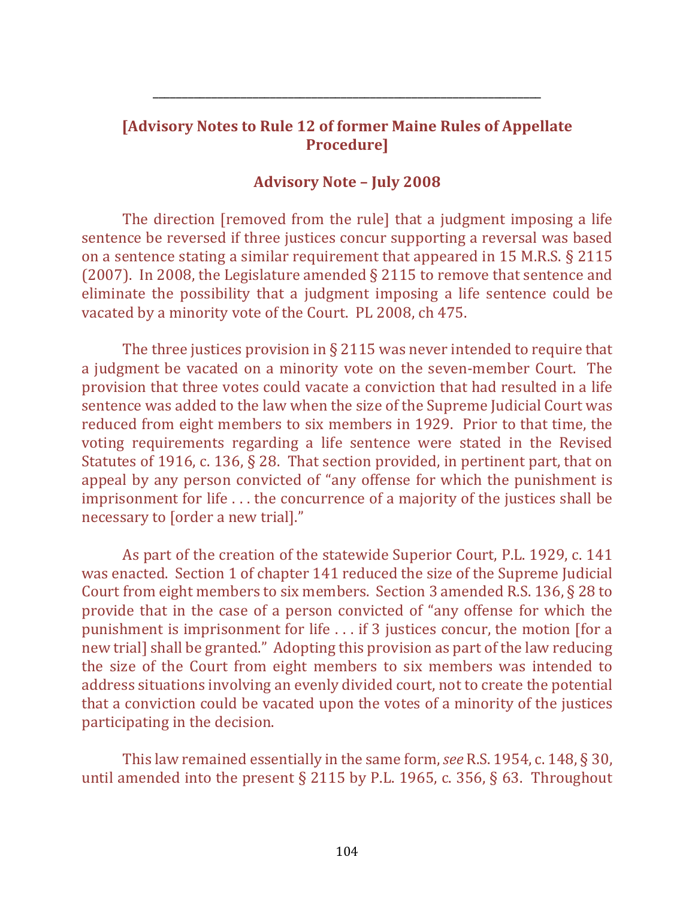---

## [Advisory Notes to Rule 12 of former Maine Rules of Appellate Procedure]

### Advisory Note – July 2008

The direction [removed from the rule] that a judgment imposing a life sentence be reversed if three justices concur supporting a reversal was based on a sentence stating a similar requirement that appeared in 15 M.R.S. § 2115 (2007). In 2008, the Legislature amended § 2115 to remove that sentence and eliminate the possibility that a judgment imposing a life sentence could be vacated by a minority vote of the Court. PL 2008, ch 475.

The three justices provision in § 2115 was never intended to require that a judgment be vacated on a minority vote on the seven-member Court. The provision that three votes could vacate a conviction that had resulted in a life sentence was added to the law when the size of the Supreme Judicial Court was reduced from eight members to six members in 1929. Prior to that time, the voting requirements regarding a life sentence were stated in the Revised Statutes of 1916, c. 136, § 28. That section provided, in pertinent part, that on appeal by any person convicted of "any offense for which the punishment is imprisonment for life . . . the concurrence of a majority of the justices shall be necessary to [order a new trial]."

As part of the creation of the statewide Superior Court, P.L. 1929, c. 141 was enacted. Section 1 of chapter 141 reduced the size of the Supreme Judicial Court from eight members to six members. Section 3 amended R.S. 136, § 28 to provide that in the case of a person convicted of "any offense for which the punishment is imprisonment for life . . . if 3 justices concur, the motion [for a new trial] shall be granted." Adopting this provision as part of the law reducing the size of the Court from eight members to six members was intended to address situations involving an evenly divided court, not to create the potential that a conviction could be vacated upon the votes of a minority of the justices participating in the decision.

This law remained essentially in the same form, *see* R.S. 1954, c. 148, § 30, until amended into the present § 2115 by P.L. 1965, c. 356, § 63. Throughout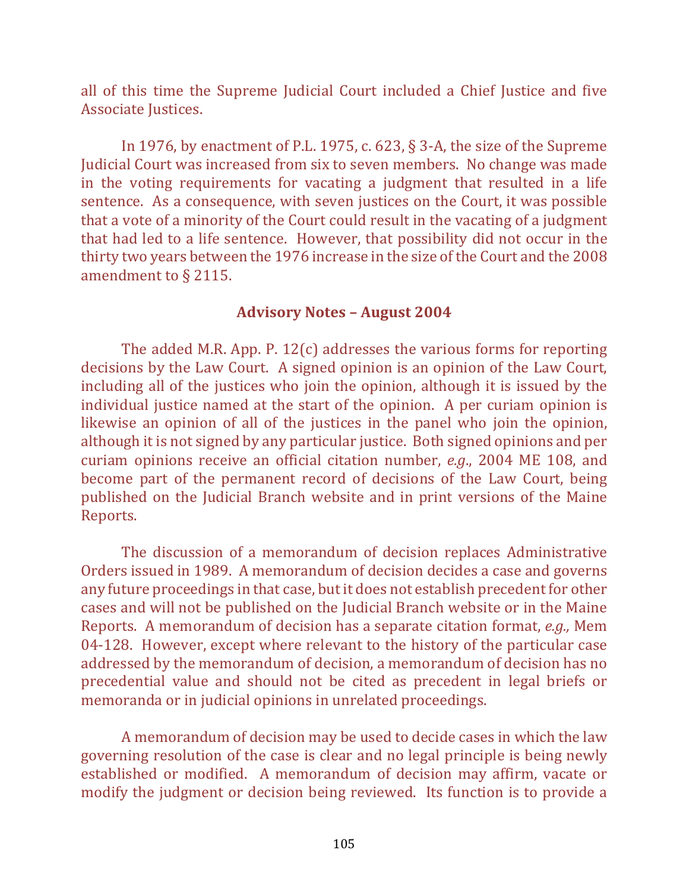all of this time the Supreme Judicial Court included a Chief Justice and five Associate Justices.

In 1976, by enactment of P.L. 1975, c. 623, § 3-A, the size of the Supreme Judicial Court was increased from six to seven members. No change was made in the voting requirements for vacating a judgment that resulted in a life sentence. As a consequence, with seven justices on the Court, it was possible that a vote of a minority of the Court could result in the vacating of a judgment that had led to a life sentence. However, that possibility did not occur in the thirty two years between the 1976 increase in the size of the Court and the 2008 amendment to § 2115.

### Advisory Notes – August 2004

The added M.R. App. P. 12(c) addresses the various forms for reporting decisions by the Law Court. A signed opinion is an opinion of the Law Court, including all of the justices who join the opinion, although it is issued by the individual justice named at the start of the opinion. A per curiam opinion is likewise an opinion of all of the justices in the panel who join the opinion, although it is not signed by any particular justice. Both signed opinions and per curiam opinions receive an official citation number, *e.g*., 2004 ME 108, and become part of the permanent record of decisions of the Law Court, being published on the Judicial Branch website and in print versions of the Maine Reports.

The discussion of a memorandum of decision replaces Administrative Orders issued in 1989. A memorandum of decision decides a case and governs any future proceedings in that case, but it does not establish precedent for other cases and will not be published on the Judicial Branch website or in the Maine Reports. A memorandum of decision has a separate citation format, *e.g.,* Mem 04-128. However, except where relevant to the history of the particular case addressed by the memorandum of decision, a memorandum of decision has no precedential value and should not be cited as precedent in legal briefs or memoranda or in judicial opinions in unrelated proceedings.

A memorandum of decision may be used to decide cases in which the law governing resolution of the case is clear and no legal principle is being newly established or modified. A memorandum of decision may affirm, vacate or modify the judgment or decision being reviewed. Its function is to provide a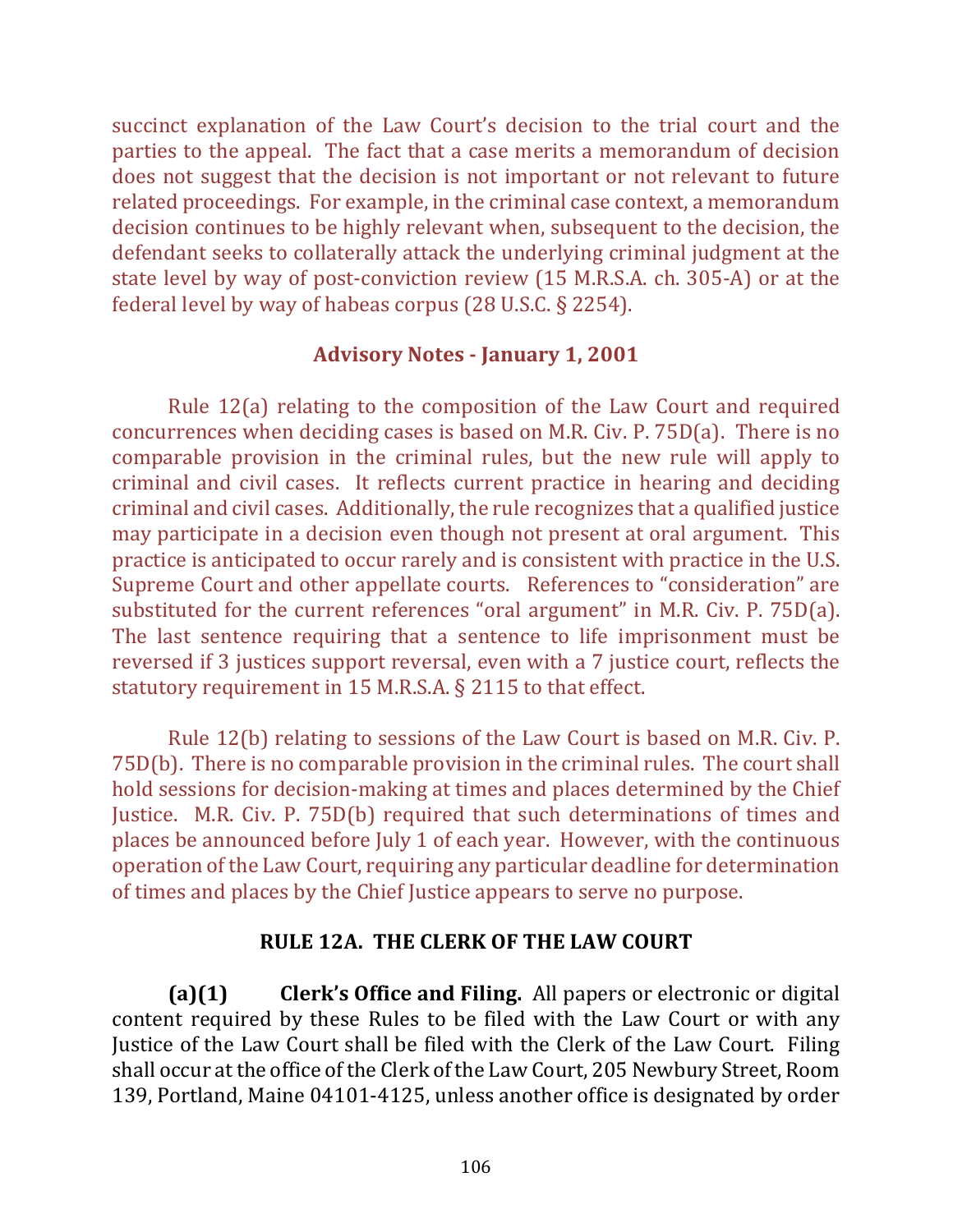succinct explanation of the Law Court's decision to the trial court and the parties to the appeal. The fact that a case merits a memorandum of decision does not suggest that the decision is not important or not relevant to future related proceedings. For example, in the criminal case context, a memorandum decision continues to be highly relevant when, subsequent to the decision, the defendant seeks to collaterally attack the underlying criminal judgment at the state level by way of post-conviction review (15 M.R.S.A. ch. 305-A) or at the federal level by way of habeas corpus (28 U.S.C. § 2254).

### Advisory Notes - January 1, 2001

Rule 12(a) relating to the composition of the Law Court and required concurrences when deciding cases is based on M.R. Civ. P. 75D(a). There is no comparable provision in the criminal rules, but the new rule will apply to criminal and civil cases. It reflects current practice in hearing and deciding criminal and civil cases. Additionally, the rule recognizes that a qualified justice may participate in a decision even though not present at oral argument. This practice is anticipated to occur rarely and is consistent with practice in the U.S. Supreme Court and other appellate courts. References to "consideration" are substituted for the current references "oral argument" in M.R. Civ. P. 75D(a). The last sentence requiring that a sentence to life imprisonment must be reversed if 3 justices support reversal, even with a 7 justice court, reflects the statutory requirement in 15 M.R.S.A. § 2115 to that effect.

Rule 12(b) relating to sessions of the Law Court is based on M.R. Civ. P. 75D(b). There is no comparable provision in the criminal rules. The court shall hold sessions for decision-making at times and places determined by the Chief Justice. M.R. Civ. P. 75D(b) required that such determinations of times and places be announced before July 1 of each year. However, with the continuous operation of the Law Court, requiring any particular deadline for determination of times and places by the Chief Justice appears to serve no purpose.

## RULE 12A. THE CLERK OF THE LAW COURT

**(a)(1) Clerk's Office and Filing.** All papers or electronic or digital content required by these Rules to be filed with the Law Court or with any Justice of the Law Court shall be filed with the Clerk of the Law Court. Filing shall occur at the office of the Clerk of the Law Court, 205 Newbury Street, Room 139, Portland, Maine 04101-4125, unless another office is designated by order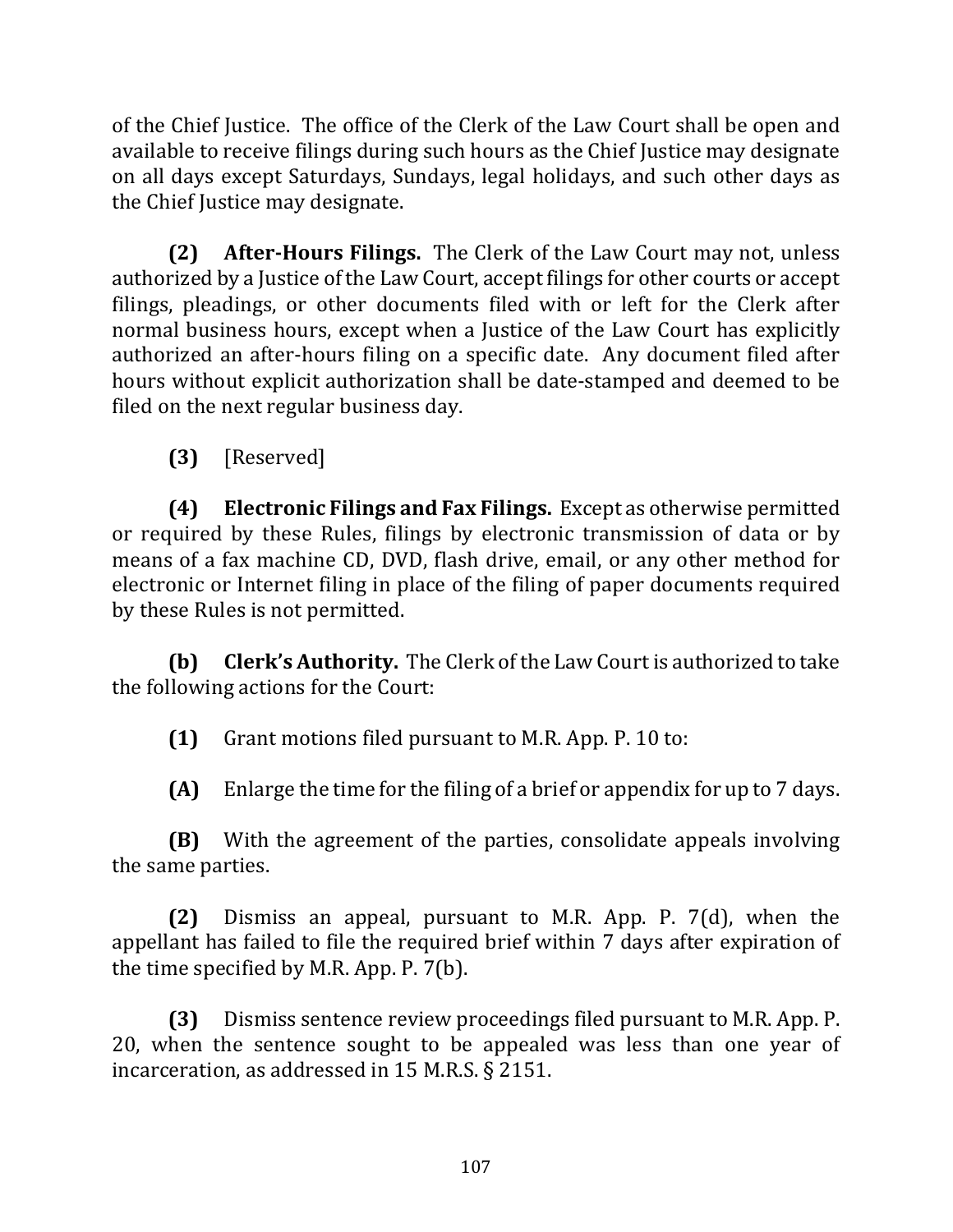of the Chief Justice. The office of the Clerk of the Law Court shall be open and available to receive filings during such hours as the Chief Justice may designate on all days except Saturdays, Sundays, legal holidays, and such other days as the Chief Justice may designate.

**(2) After-Hours Filings.** The Clerk of the Law Court may not, unless authorized by a Justice of the Law Court, accept filings for other courts or accept filings, pleadings, or other documents filed with or left for the Clerk after normal business hours, except when a Justice of the Law Court has explicitly authorized an after-hours filing on a specific date. Any document filed after hours without explicit authorization shall be date-stamped and deemed to be filed on the next regular business day.

**(3)** [Reserved]

**(4) Electronic Filings and Fax Filings.** Except as otherwise permitted or required by these Rules, filings by electronic transmission of data or by means of a fax machine CD, DVD, flash drive, email, or any other method for electronic or Internet filing in place of the filing of paper documents required by these Rules is not permitted.

**(b) Clerk's Authority.** The Clerk of the Law Court is authorized to take the following actions for the Court:

**(1)** Grant motions filed pursuant to M.R. App. P. 10 to:

**(A)** Enlarge the time for the filing of a brief or appendix for up to 7 days.

**(B)** With the agreement of the parties, consolidate appeals involving the same parties.

**(2)** Dismiss an appeal, pursuant to M.R. App. P. 7(d), when the appellant has failed to file the required brief within 7 days after expiration of the time specified by M.R. App. P. 7(b).

**(3)** Dismiss sentence review proceedings filed pursuant to M.R. App. P. 20, when the sentence sought to be appealed was less than one year of incarceration, as addressed in 15 M.R.S. § 2151.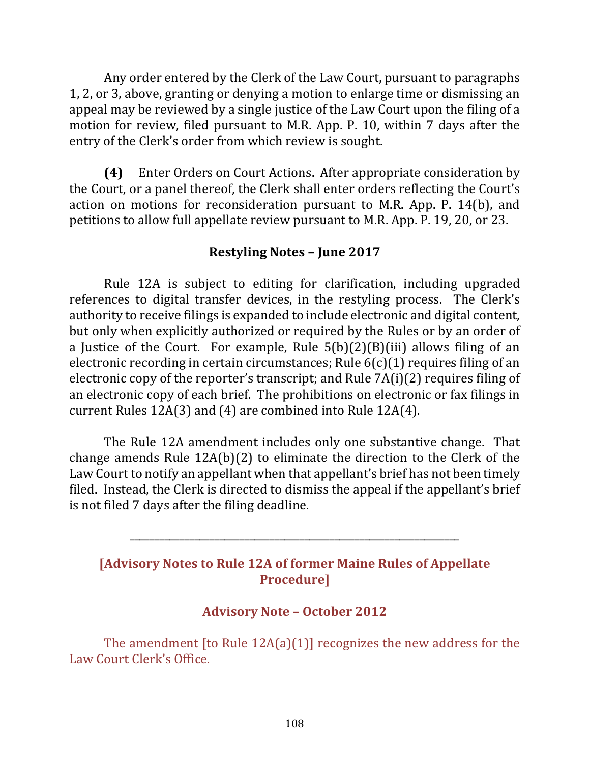Any order entered by the Clerk of the Law Court, pursuant to paragraphs 1, 2, or 3, above, granting or denying a motion to enlarge time or dismissing an appeal may be reviewed by a single justice of the Law Court upon the filing of a motion for review, filed pursuant to M.R. App. P. 10, within 7 days after the entry of the Clerk's order from which review is sought.

**(4)** Enter Orders on Court Actions. After appropriate consideration by the Court, or a panel thereof, the Clerk shall enter orders reflecting the Court's action on motions for reconsideration pursuant to M.R. App. P. 14(b), and petitions to allow full appellate review pursuant to M.R. App. P. 19, 20, or 23.

### Restyling Notes – June 2017

Rule 12A is subject to editing for clarification, including upgraded references to digital transfer devices, in the restyling process. The Clerk's authority to receive filings is expanded to include electronic and digital content, but only when explicitly authorized or required by the Rules or by an order of a Justice of the Court. For example, Rule 5(b)(2)(B)(iii) allows filing of an electronic recording in certain circumstances; Rule 6(c)(1) requires filing of an electronic copy of the reporter's transcript; and Rule 7A(i)(2) requires filing of an electronic copy of each brief. The prohibitions on electronic or fax filings in current Rules 12A(3) and (4) are combined into Rule 12A(4).

The Rule 12A amendment includes only one substantive change. That change amends Rule 12A(b)(2) to eliminate the direction to the Clerk of the Law Court to notify an appellant when that appellant's brief has not been timely filed. Instead, the Clerk is directed to dismiss the appeal if the appellant's brief is not filed 7 days after the filing deadline.

---

### [Advisory Notes to Rule 12A of former Maine Rules of Appellate Procedure]

### Advisory Note – October 2012

The amendment [to Rule 12A(a)(1)] recognizes the new address for the Law Court Clerk's Office.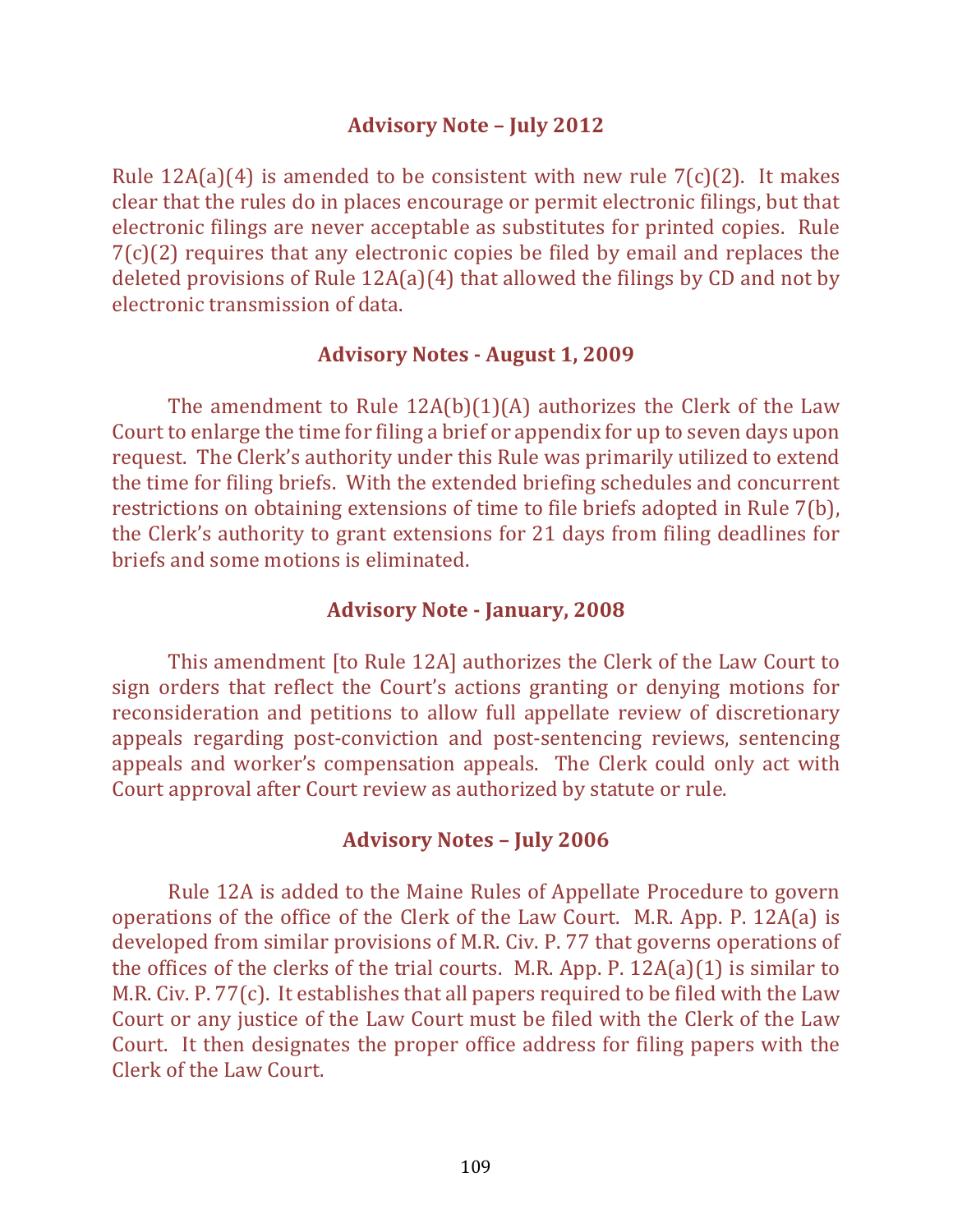### Advisory Note – July 2012

Rule 12A(a)(4) is amended to be consistent with new rule 7(c)(2). It makes clear that the rules do in places encourage or permit electronic filings, but that electronic filings are never acceptable as substitutes for printed copies. Rule 7(c)(2) requires that any electronic copies be filed by email and replaces the deleted provisions of Rule 12A(a)(4) that allowed the filings by CD and not by electronic transmission of data.

### Advisory Notes - August 1, 2009

The amendment to Rule 12A(b)(1)(A) authorizes the Clerk of the Law Court to enlarge the time for filing a brief or appendix for up to seven days upon request. The Clerk's authority under this Rule was primarily utilized to extend the time for filing briefs. With the extended briefing schedules and concurrent restrictions on obtaining extensions of time to file briefs adopted in Rule 7(b), the Clerk's authority to grant extensions for 21 days from filing deadlines for briefs and some motions is eliminated.

### Advisory Note - January, 2008

This amendment [to Rule 12A] authorizes the Clerk of the Law Court to sign orders that reflect the Court's actions granting or denying motions for reconsideration and petitions to allow full appellate review of discretionary appeals regarding post-conviction and post-sentencing reviews, sentencing appeals and worker's compensation appeals. The Clerk could only act with Court approval after Court review as authorized by statute or rule.

### Advisory Notes – July 2006

Rule 12A is added to the Maine Rules of Appellate Procedure to govern operations of the office of the Clerk of the Law Court. M.R. App. P. 12A(a) is developed from similar provisions of M.R. Civ. P. 77 that governs operations of the offices of the clerks of the trial courts. M.R. App. P. 12A(a)(1) is similar to M.R. Civ. P. 77(c). It establishes that all papers required to be filed with the Law Court or any justice of the Law Court must be filed with the Clerk of the Law Court. It then designates the proper office address for filing papers with the Clerk of the Law Court.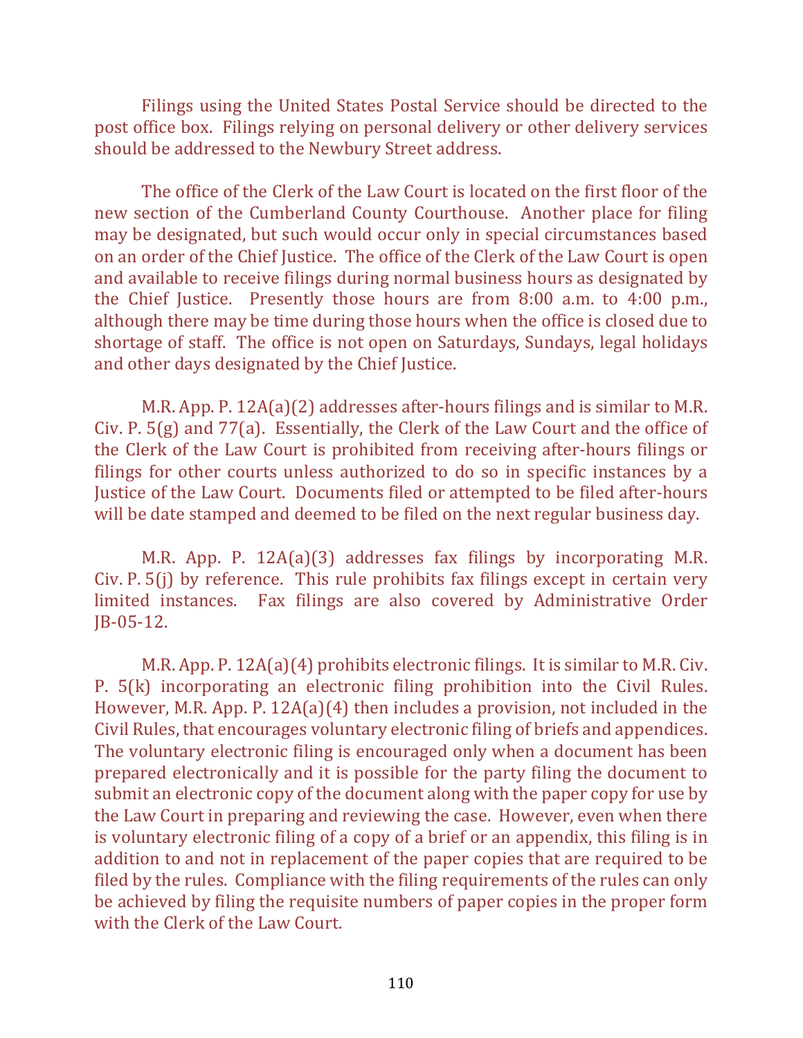Filings using the United States Postal Service should be directed to the post office box. Filings relying on personal delivery or other delivery services should be addressed to the Newbury Street address.

The office of the Clerk of the Law Court is located on the first floor of the new section of the Cumberland County Courthouse. Another place for filing may be designated, but such would occur only in special circumstances based on an order of the Chief Justice. The office of the Clerk of the Law Court is open and available to receive filings during normal business hours as designated by the Chief Justice. Presently those hours are from 8:00 a.m. to 4:00 p.m., although there may be time during those hours when the office is closed due to shortage of staff. The office is not open on Saturdays, Sundays, legal holidays and other days designated by the Chief Justice.

M.R. App. P. 12A(a)(2) addresses after-hours filings and is similar to M.R. Civ. P. 5(g) and 77(a). Essentially, the Clerk of the Law Court and the office of the Clerk of the Law Court is prohibited from receiving after-hours filings or filings for other courts unless authorized to do so in specific instances by a Justice of the Law Court. Documents filed or attempted to be filed after-hours will be date stamped and deemed to be filed on the next regular business day.

M.R. App. P. 12A(a)(3) addresses fax filings by incorporating M.R. Civ. P. 5(j) by reference. This rule prohibits fax filings except in certain very limited instances. Fax filings are also covered by Administrative Order JB-05-12.

M.R. App. P. 12A(a)(4) prohibits electronic filings. It is similar to M.R. Civ. P. 5(k) incorporating an electronic filing prohibition into the Civil Rules. However, M.R. App. P. 12A(a)(4) then includes a provision, not included in the Civil Rules, that encourages voluntary electronic filing of briefs and appendices. The voluntary electronic filing is encouraged only when a document has been prepared electronically and it is possible for the party filing the document to submit an electronic copy of the document along with the paper copy for use by the Law Court in preparing and reviewing the case. However, even when there is voluntary electronic filing of a copy of a brief or an appendix, this filing is in addition to and not in replacement of the paper copies that are required to be filed by the rules. Compliance with the filing requirements of the rules can only be achieved by filing the requisite numbers of paper copies in the proper form with the Clerk of the Law Court.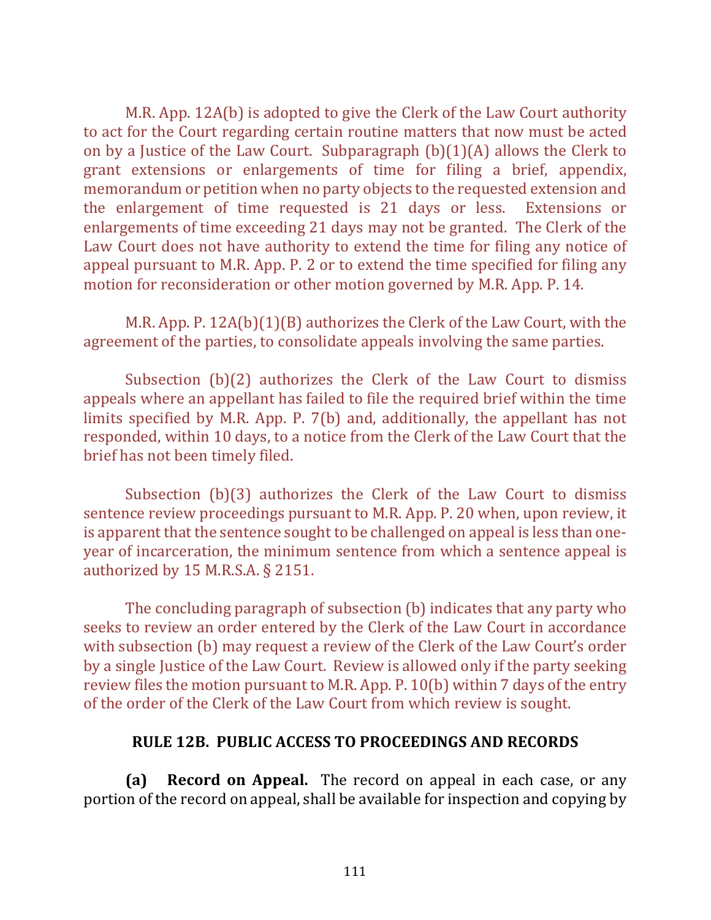M.R. App. 12A(b) is adopted to give the Clerk of the Law Court authority to act for the Court regarding certain routine matters that now must be acted on by a Justice of the Law Court. Subparagraph (b)(1)(A) allows the Clerk to grant extensions or enlargements of time for filing a brief, appendix, memorandum or petition when no party objects to the requested extension and the enlargement of time requested is 21 days or less. Extensions or enlargements of time exceeding 21 days may not be granted. The Clerk of the Law Court does not have authority to extend the time for filing any notice of appeal pursuant to M.R. App. P. 2 or to extend the time specified for filing any motion for reconsideration or other motion governed by M.R. App. P. 14.

M.R. App. P. 12A(b)(1)(B) authorizes the Clerk of the Law Court, with the agreement of the parties, to consolidate appeals involving the same parties.

Subsection (b)(2) authorizes the Clerk of the Law Court to dismiss appeals where an appellant has failed to file the required brief within the time limits specified by M.R. App. P. 7(b) and, additionally, the appellant has not responded, within 10 days, to a notice from the Clerk of the Law Court that the brief has not been timely filed.

Subsection (b)(3) authorizes the Clerk of the Law Court to dismiss sentence review proceedings pursuant to M.R. App. P. 20 when, upon review, it is apparent that the sentence sought to be challenged on appeal is less than one-year of incarceration, the minimum sentence from which a sentence appeal is authorized by 15 M.R.S.A. § 2151.

The concluding paragraph of subsection (b) indicates that any party who seeks to review an order entered by the Clerk of the Law Court in accordance with subsection (b) may request a review of the Clerk of the Law Court's order by a single Justice of the Law Court. Review is allowed only if the party seeking review files the motion pursuant to M.R. App. P. 10(b) within 7 days of the entry of the order of the Clerk of the Law Court from which review is sought.

## RULE 12B. PUBLIC ACCESS TO PROCEEDINGS AND RECORDS

**(a) Record on Appeal.** The record on appeal in each case, or any portion of the record on appeal, shall be available for inspection and copying by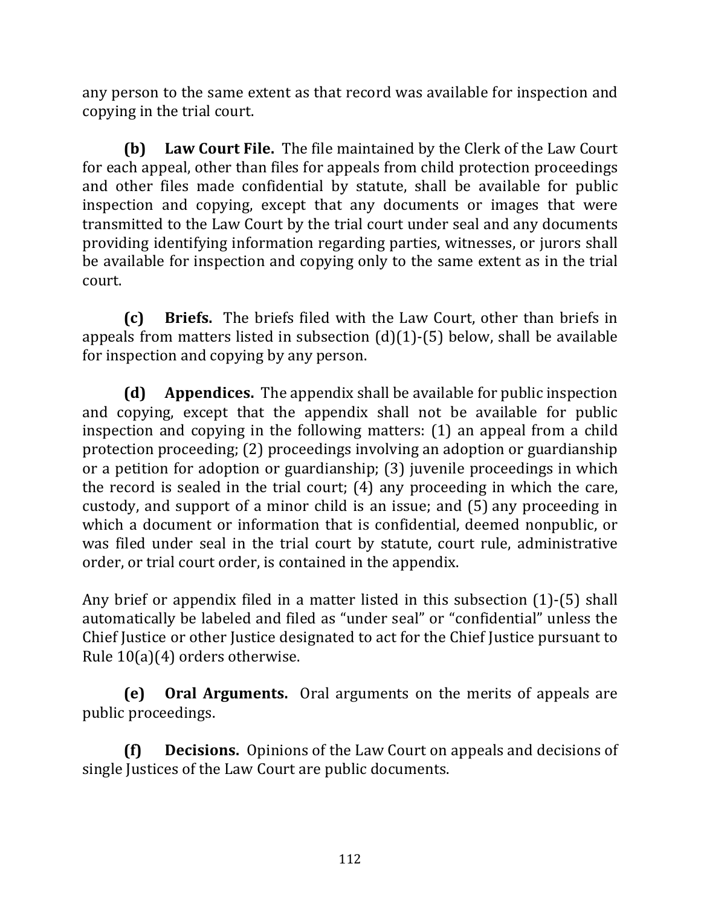any person to the same extent as that record was available for inspection and copying in the trial court.

**(b) Law Court File.** The file maintained by the Clerk of the Law Court for each appeal, other than files for appeals from child protection proceedings and other files made confidential by statute, shall be available for public inspection and copying, except that any documents or images that were transmitted to the Law Court by the trial court under seal and any documents providing identifying information regarding parties, witnesses, or jurors shall be available for inspection and copying only to the same extent as in the trial court.

**(c) Briefs.** The briefs filed with the Law Court, other than briefs in appeals from matters listed in subsection (d)(1)-(5) below, shall be available for inspection and copying by any person.

**(d) Appendices.** The appendix shall be available for public inspection and copying, except that the appendix shall not be available for public inspection and copying in the following matters: (1) an appeal from a child protection proceeding; (2) proceedings involving an adoption or guardianship or a petition for adoption or guardianship; (3) juvenile proceedings in which the record is sealed in the trial court; (4) any proceeding in which the care, custody, and support of a minor child is an issue; and (5) any proceeding in which a document or information that is confidential, deemed nonpublic, or was filed under seal in the trial court by statute, court rule, administrative order, or trial court order, is contained in the appendix.

Any brief or appendix filed in a matter listed in this subsection (1)-(5) shall automatically be labeled and filed as "under seal" or "confidential" unless the Chief Justice or other Justice designated to act for the Chief Justice pursuant to Rule 10(a)(4) orders otherwise.

**(e) Oral Arguments.** Oral arguments on the merits of appeals are public proceedings.

**(f) Decisions.** Opinions of the Law Court on appeals and decisions of single Justices of the Law Court are public documents.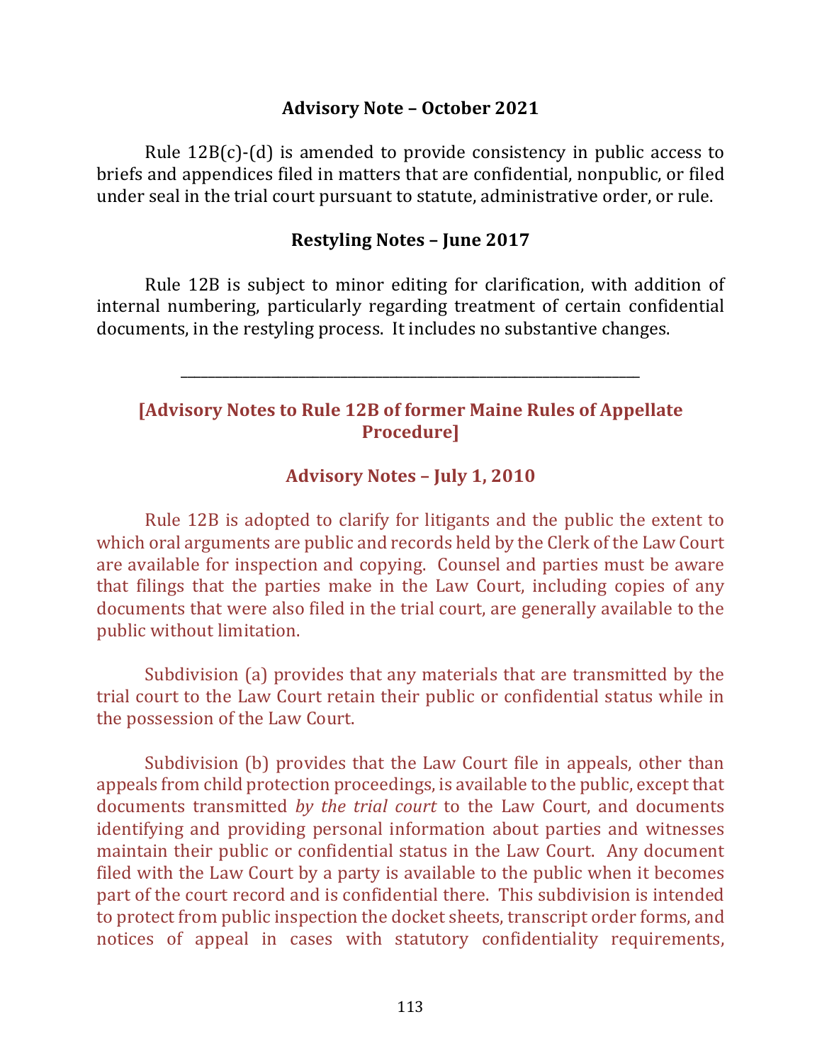**Advisory Note – October 2021**

Rule 12B(c)-(d) is amended to provide consistency in public access to briefs and appendices filed in matters that are confidential, nonpublic, or filed under seal in the trial court pursuant to statute, administrative order, or rule.

**Restyling Notes – June 2017**

Rule 12B is subject to minor editing for clarification, with addition of internal numbering, particularly regarding treatment of certain confidential documents, in the restyling process. It includes no substantive changes.

---

**[Advisory Notes to Rule 12B of former Maine Rules of Appellate Procedure]**

**Advisory Notes – July 1, 2010**

Rule 12B is adopted to clarify for litigants and the public the extent to which oral arguments are public and records held by the Clerk of the Law Court are available for inspection and copying. Counsel and parties must be aware that filings that the parties make in the Law Court, including copies of any documents that were also filed in the trial court, are generally available to the public without limitation.

Subdivision (a) provides that any materials that are transmitted by the trial court to the Law Court retain their public or confidential status while in the possession of the Law Court.

Subdivision (b) provides that the Law Court file in appeals, other than appeals from child protection proceedings, is available to the public, except that documents transmitted *by the trial court* to the Law Court, and documents identifying and providing personal information about parties and witnesses maintain their public or confidential status in the Law Court. Any document filed with the Law Court by a party is available to the public when it becomes part of the court record and is confidential there. This subdivision is intended to protect from public inspection the docket sheets, transcript order forms, and notices of appeal in cases with statutory confidentiality requirements,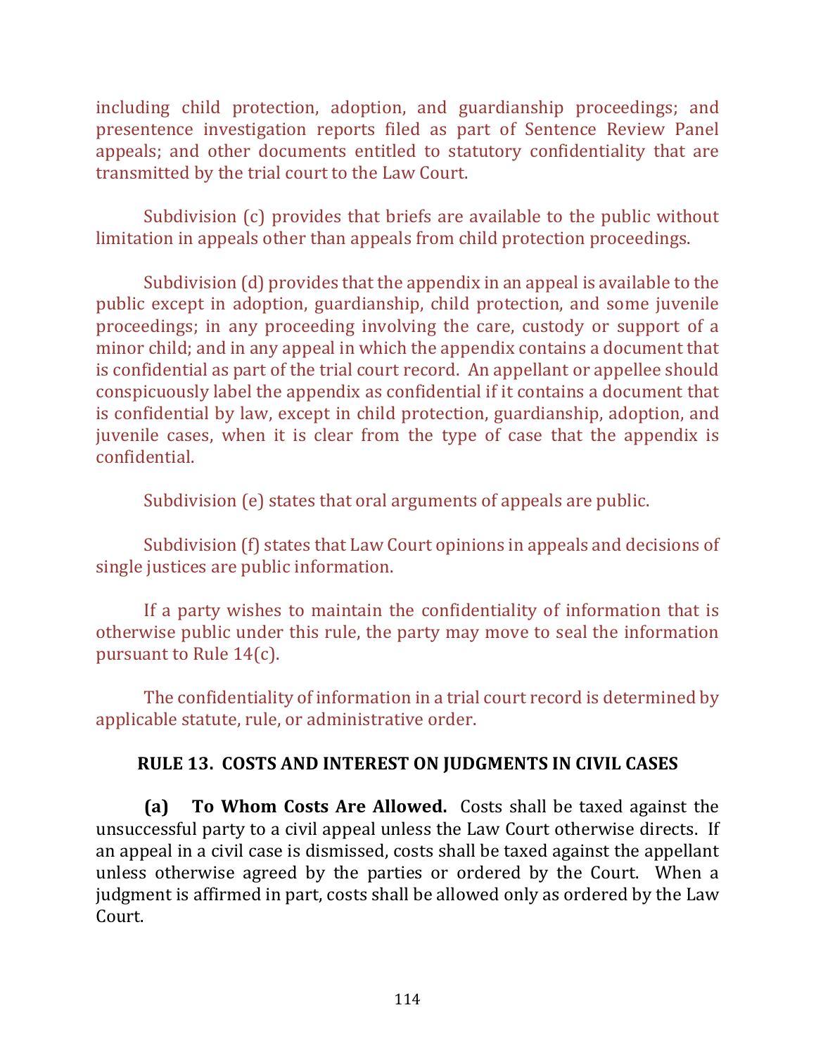including child protection, adoption, and guardianship proceedings; and presentence investigation reports filed as part of Sentence Review Panel appeals; and other documents entitled to statutory confidentiality that are transmitted by the trial court to the Law Court.

Subdivision (c) provides that briefs are available to the public without limitation in appeals other than appeals from child protection proceedings.

Subdivision (d) provides that the appendix in an appeal is available to the public except in adoption, guardianship, child protection, and some juvenile proceedings; in any proceeding involving the care, custody or support of a minor child; and in any appeal in which the appendix contains a document that is confidential as part of the trial court record. An appellant or appellee should conspicuously label the appendix as confidential if it contains a document that is confidential by law, except in child protection, guardianship, adoption, and juvenile cases, when it is clear from the type of case that the appendix is confidential.

Subdivision (e) states that oral arguments of appeals are public.

Subdivision (f) states that Law Court opinions in appeals and decisions of single justices are public information.

If a party wishes to maintain the confidentiality of information that is otherwise public under this rule, the party may move to seal the information pursuant to Rule 14(c).

The confidentiality of information in a trial court record is determined by applicable statute, rule, or administrative order.

## RULE 13. COSTS AND INTEREST ON JUDGMENTS IN CIVIL CASES

**(a) To Whom Costs Are Allowed.** Costs shall be taxed against the unsuccessful party to a civil appeal unless the Law Court otherwise directs. If an appeal in a civil case is dismissed, costs shall be taxed against the appellant unless otherwise agreed by the parties or ordered by the Court. When a judgment is affirmed in part, costs shall be allowed only as ordered by the Law Court.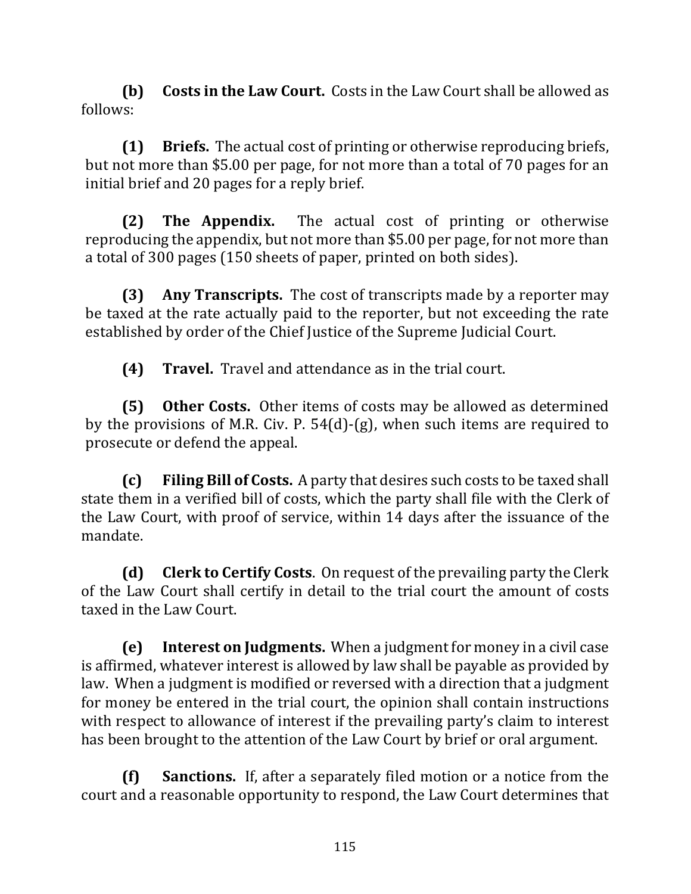**(b) Costs in the Law Court.** Costs in the Law Court shall be allowed as follows:

**(1) Briefs.** The actual cost of printing or otherwise reproducing briefs, but not more than $5.00 per page, for not more than a total of 70 pages for an initial brief and 20 pages for a reply brief.

**(2) The Appendix.** The actual cost of printing or otherwise reproducing the appendix, but not more than $5.00 per page, for not more than a total of 300 pages (150 sheets of paper, printed on both sides).

**(3) Any Transcripts.** The cost of transcripts made by a reporter may be taxed at the rate actually paid to the reporter, but not exceeding the rate established by order of the Chief Justice of the Supreme Judicial Court.

**(4) Travel.** Travel and attendance as in the trial court.

**(5) Other Costs.** Other items of costs may be allowed as determined by the provisions of M.R. Civ. P. 54(d)-(g), when such items are required to prosecute or defend the appeal.

**(c) Filing Bill of Costs.** A party that desires such costs to be taxed shall state them in a verified bill of costs, which the party shall file with the Clerk of the Law Court, with proof of service, within 14 days after the issuance of the mandate.

**(d) Clerk to Certify Costs**. On request of the prevailing party the Clerk of the Law Court shall certify in detail to the trial court the amount of costs taxed in the Law Court.

**(e) Interest on Judgments.** When a judgment for money in a civil case is affirmed, whatever interest is allowed by law shall be payable as provided by law. When a judgment is modified or reversed with a direction that a judgment for money be entered in the trial court, the opinion shall contain instructions with respect to allowance of interest if the prevailing party's claim to interest has been brought to the attention of the Law Court by brief or oral argument.

**(f) Sanctions.** If, after a separately filed motion or a notice from the court and a reasonable opportunity to respond, the Law Court determines that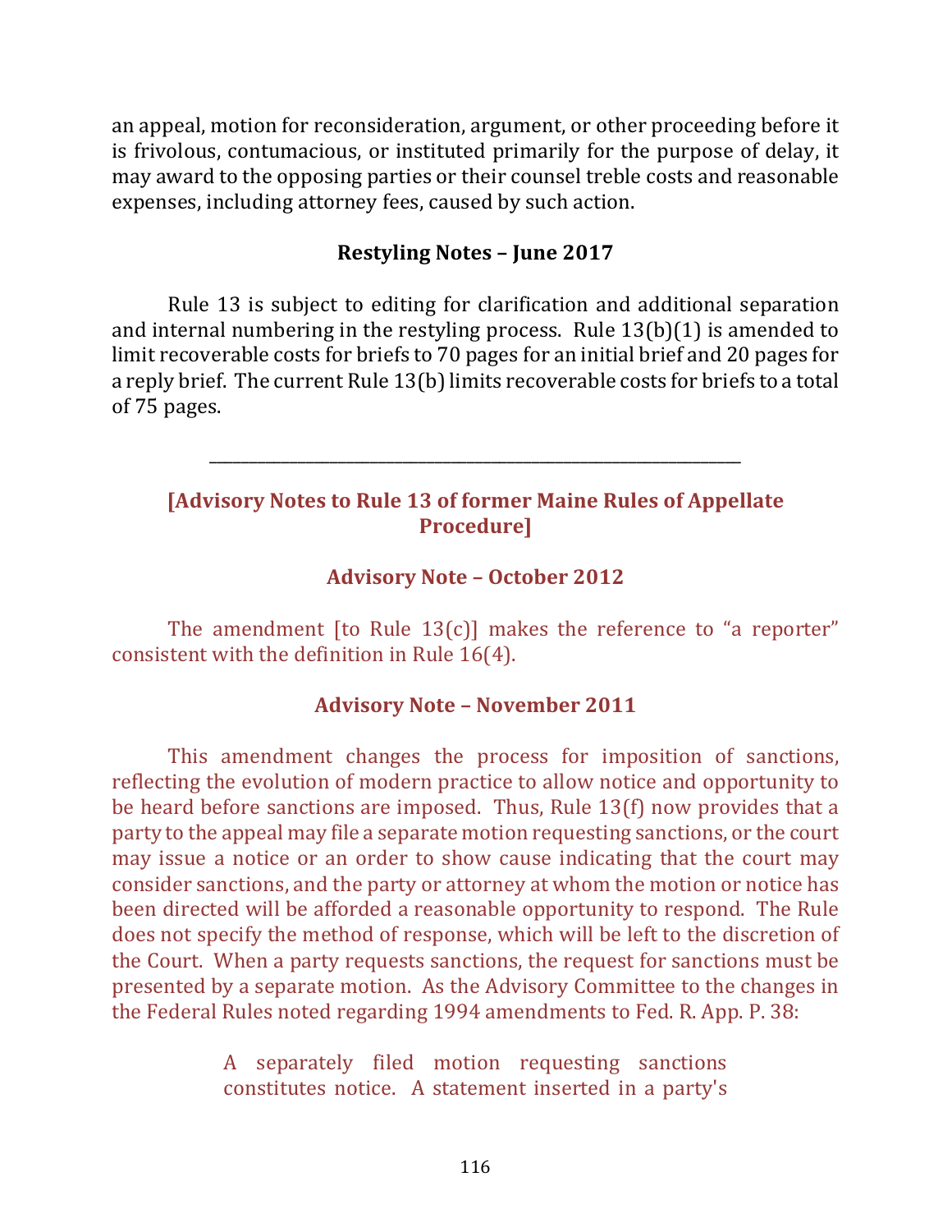an appeal, motion for reconsideration, argument, or other proceeding before it is frivolous, contumacious, or instituted primarily for the purpose of delay, it may award to the opposing parties or their counsel treble costs and reasonable expenses, including attorney fees, caused by such action.

### Restyling Notes – June 2017

Rule 13 is subject to editing for clarification and additional separation and internal numbering in the restyling process. Rule 13(b)(1) is amended to limit recoverable costs for briefs to 70 pages for an initial brief and 20 pages for a reply brief. The current Rule 13(b) limits recoverable costs for briefs to a total of 75 pages.

---

## [Advisory Notes to Rule 13 of former Maine Rules of Appellate Procedure]

### Advisory Note – October 2012

The amendment [to Rule 13(c)] makes the reference to "a reporter" consistent with the definition in Rule 16(4).

### Advisory Note – November 2011

This amendment changes the process for imposition of sanctions, reflecting the evolution of modern practice to allow notice and opportunity to be heard before sanctions are imposed. Thus, Rule 13(f) now provides that a party to the appeal may file a separate motion requesting sanctions, or the court may issue a notice or an order to show cause indicating that the court may consider sanctions, and the party or attorney at whom the motion or notice has been directed will be afforded a reasonable opportunity to respond. The Rule does not specify the method of response, which will be left to the discretion of the Court. When a party requests sanctions, the request for sanctions must be presented by a separate motion. As the Advisory Committee to the changes in the Federal Rules noted regarding 1994 amendments to Fed. R. App. P. 38:

> A separately filed motion requesting sanctions constitutes notice. A statement inserted in a party's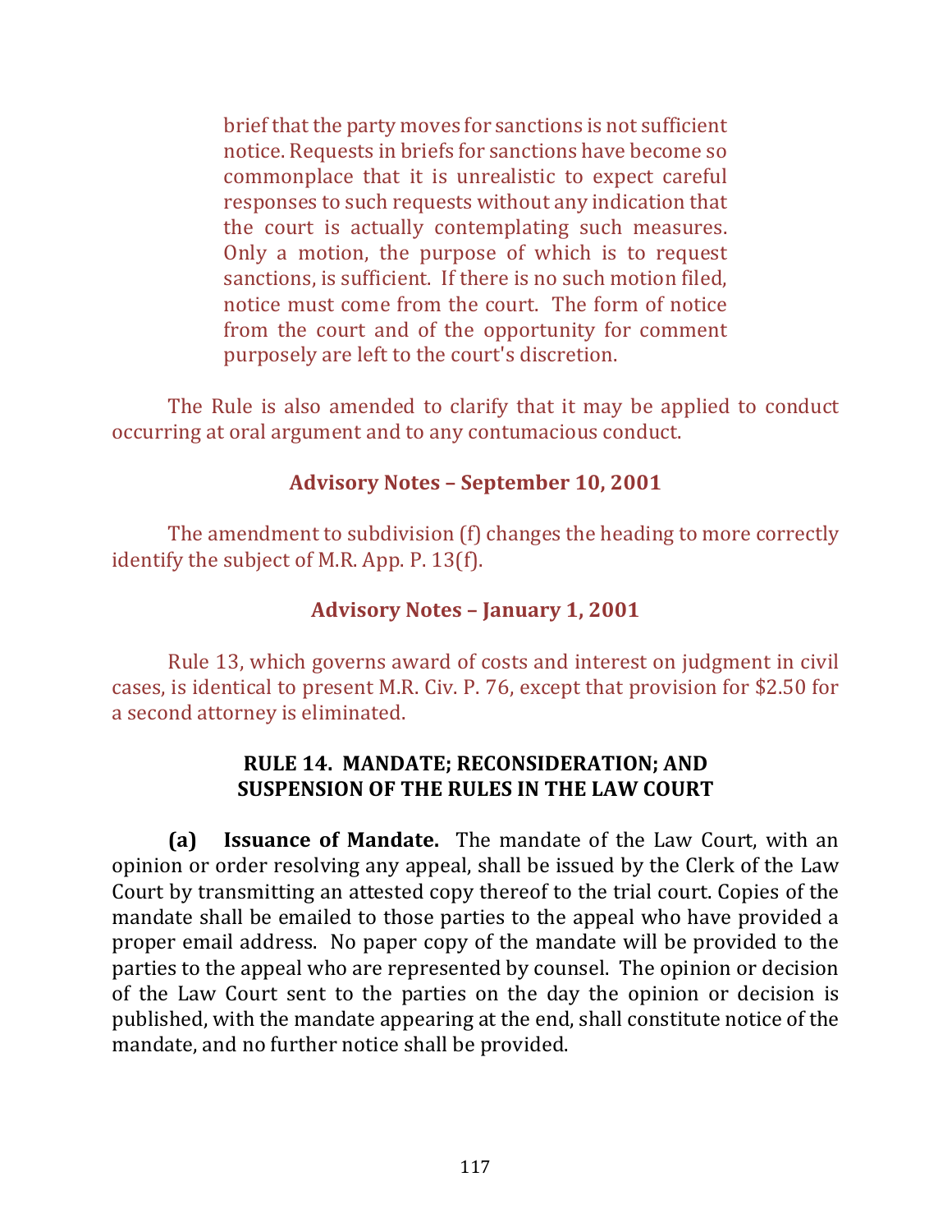> brief that the party moves for sanctions is not sufficient notice. Requests in briefs for sanctions have become so commonplace that it is unrealistic to expect careful responses to such requests without any indication that the court is actually contemplating such measures. Only a motion, the purpose of which is to request sanctions, is sufficient. If there is no such motion filed, notice must come from the court. The form of notice from the court and of the opportunity for comment purposely are left to the court's discretion.

The Rule is also amended to clarify that it may be applied to conduct occurring at oral argument and to any contumacious conduct.

**Advisory Notes – September 10, 2001**

The amendment to subdivision (f) changes the heading to more correctly identify the subject of M.R. App. P. 13(f).

**Advisory Notes – January 1, 2001**

Rule 13, which governs award of costs and interest on judgment in civil cases, is identical to present M.R. Civ. P. 76, except that provision for $2.50 for a second attorney is eliminated.

## RULE 14. MANDATE; RECONSIDERATION; AND SUSPENSION OF THE RULES IN THE LAW COURT

**(a) Issuance of Mandate.** The mandate of the Law Court, with an opinion or order resolving any appeal, shall be issued by the Clerk of the Law Court by transmitting an attested copy thereof to the trial court. Copies of the mandate shall be emailed to those parties to the appeal who have provided a proper email address. No paper copy of the mandate will be provided to the parties to the appeal who are represented by counsel. The opinion or decision of the Law Court sent to the parties on the day the opinion or decision is published, with the mandate appearing at the end, shall constitute notice of the mandate, and no further notice shall be provided.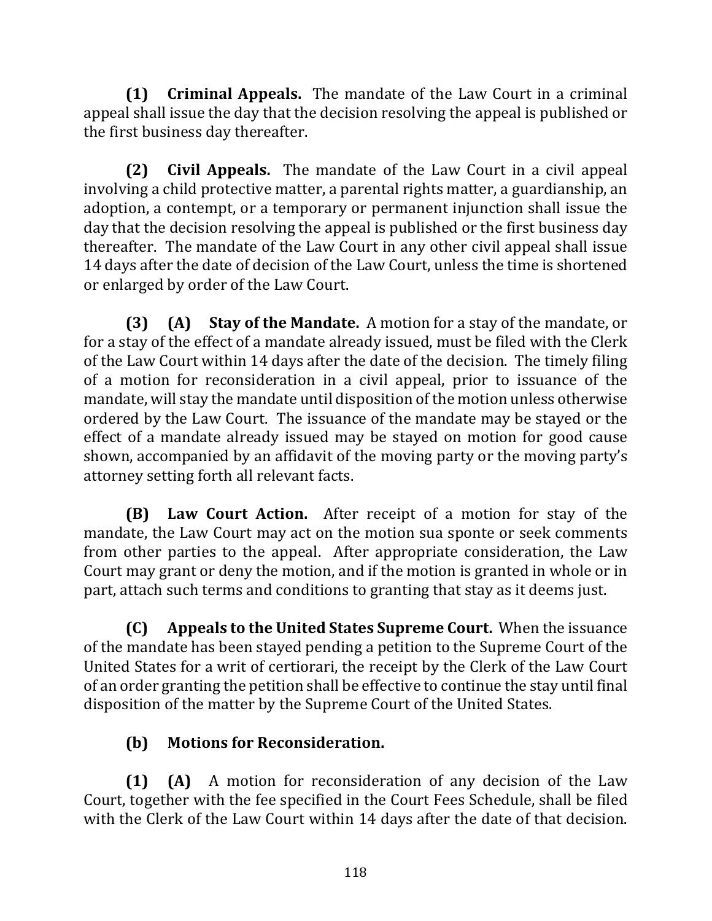**(1) Criminal Appeals.** The mandate of the Law Court in a criminal appeal shall issue the day that the decision resolving the appeal is published or the first business day thereafter.

**(2) Civil Appeals.** The mandate of the Law Court in a civil appeal involving a child protective matter, a parental rights matter, a guardianship, an adoption, a contempt, or a temporary or permanent injunction shall issue the day that the decision resolving the appeal is published or the first business day thereafter. The mandate of the Law Court in any other civil appeal shall issue 14 days after the date of decision of the Law Court, unless the time is shortened or enlarged by order of the Law Court.

**(3) (A) Stay of the Mandate.** A motion for a stay of the mandate, or for a stay of the effect of a mandate already issued, must be filed with the Clerk of the Law Court within 14 days after the date of the decision. The timely filing of a motion for reconsideration in a civil appeal, prior to issuance of the mandate, will stay the mandate until disposition of the motion unless otherwise ordered by the Law Court. The issuance of the mandate may be stayed or the effect of a mandate already issued may be stayed on motion for good cause shown, accompanied by an affidavit of the moving party or the moving party's attorney setting forth all relevant facts.

**(B) Law Court Action.** After receipt of a motion for stay of the mandate, the Law Court may act on the motion sua sponte or seek comments from other parties to the appeal. After appropriate consideration, the Law Court may grant or deny the motion, and if the motion is granted in whole or in part, attach such terms and conditions to granting that stay as it deems just.

**(C) Appeals to the United States Supreme Court.** When the issuance of the mandate has been stayed pending a petition to the Supreme Court of the United States for a writ of certiorari, the receipt by the Clerk of the Law Court of an order granting the petition shall be effective to continue the stay until final disposition of the matter by the Supreme Court of the United States.

**(b) Motions for Reconsideration.**

**(1) (A)** A motion for reconsideration of any decision of the Law Court, together with the fee specified in the Court Fees Schedule, shall be filed with the Clerk of the Law Court within 14 days after the date of that decision.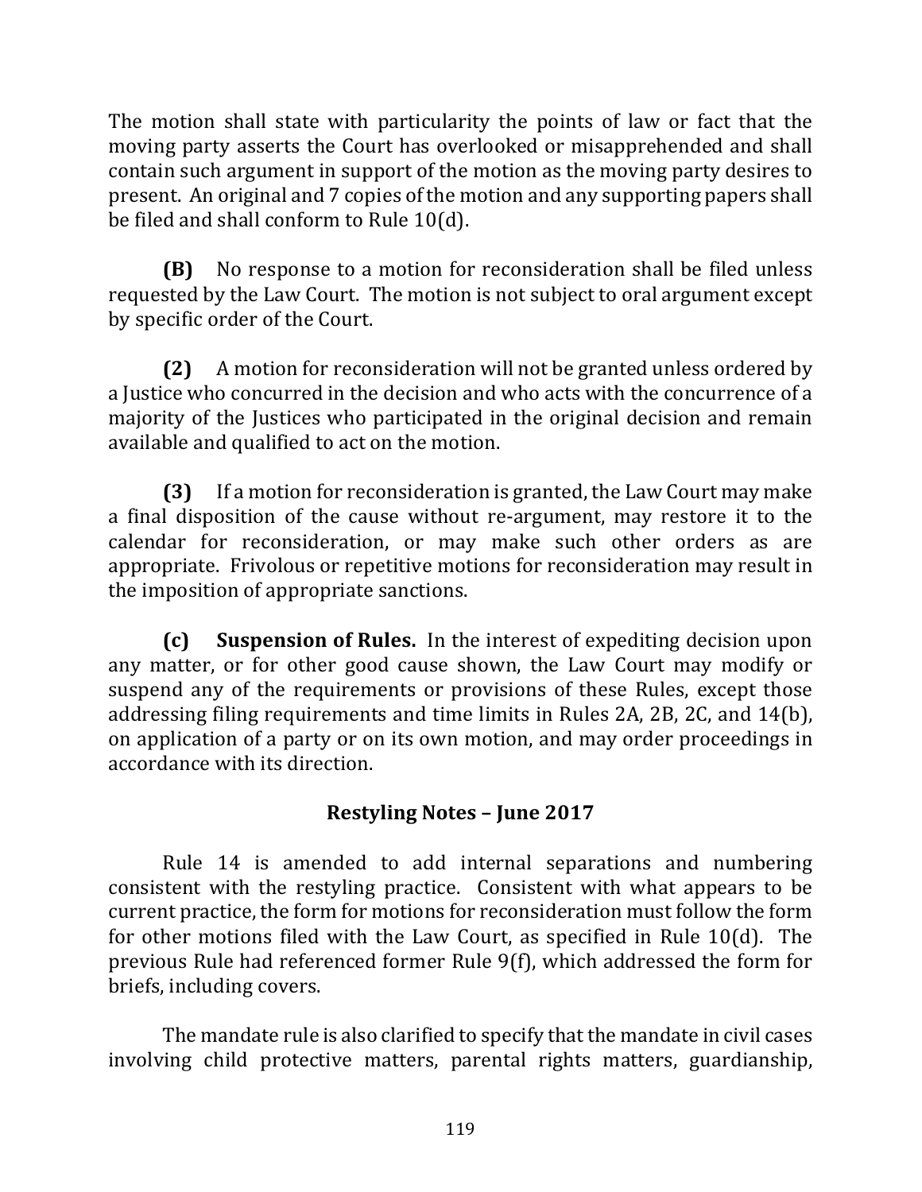The motion shall state with particularity the points of law or fact that the moving party asserts the Court has overlooked or misapprehended and shall contain such argument in support of the motion as the moving party desires to present. An original and 7 copies of the motion and any supporting papers shall be filed and shall conform to Rule 10(d).

**(B)** No response to a motion for reconsideration shall be filed unless requested by the Law Court. The motion is not subject to oral argument except by specific order of the Court.

**(2)** A motion for reconsideration will not be granted unless ordered by a Justice who concurred in the decision and who acts with the concurrence of a majority of the Justices who participated in the original decision and remain available and qualified to act on the motion.

**(3)** If a motion for reconsideration is granted, the Law Court may make a final disposition of the cause without re-argument, may restore it to the calendar for reconsideration, or may make such other orders as are appropriate. Frivolous or repetitive motions for reconsideration may result in the imposition of appropriate sanctions.

**(c) Suspension of Rules.** In the interest of expediting decision upon any matter, or for other good cause shown, the Law Court may modify or suspend any of the requirements or provisions of these Rules, except those addressing filing requirements and time limits in Rules 2A, 2B, 2C, and 14(b), on application of a party or on its own motion, and may order proceedings in accordance with its direction.

### Restyling Notes – June 2017

Rule 14 is amended to add internal separations and numbering consistent with the restyling practice. Consistent with what appears to be current practice, the form for motions for reconsideration must follow the form for other motions filed with the Law Court, as specified in Rule 10(d). The previous Rule had referenced former Rule 9(f), which addressed the form for briefs, including covers.

The mandate rule is also clarified to specify that the mandate in civil cases involving child protective matters, parental rights matters, guardianship,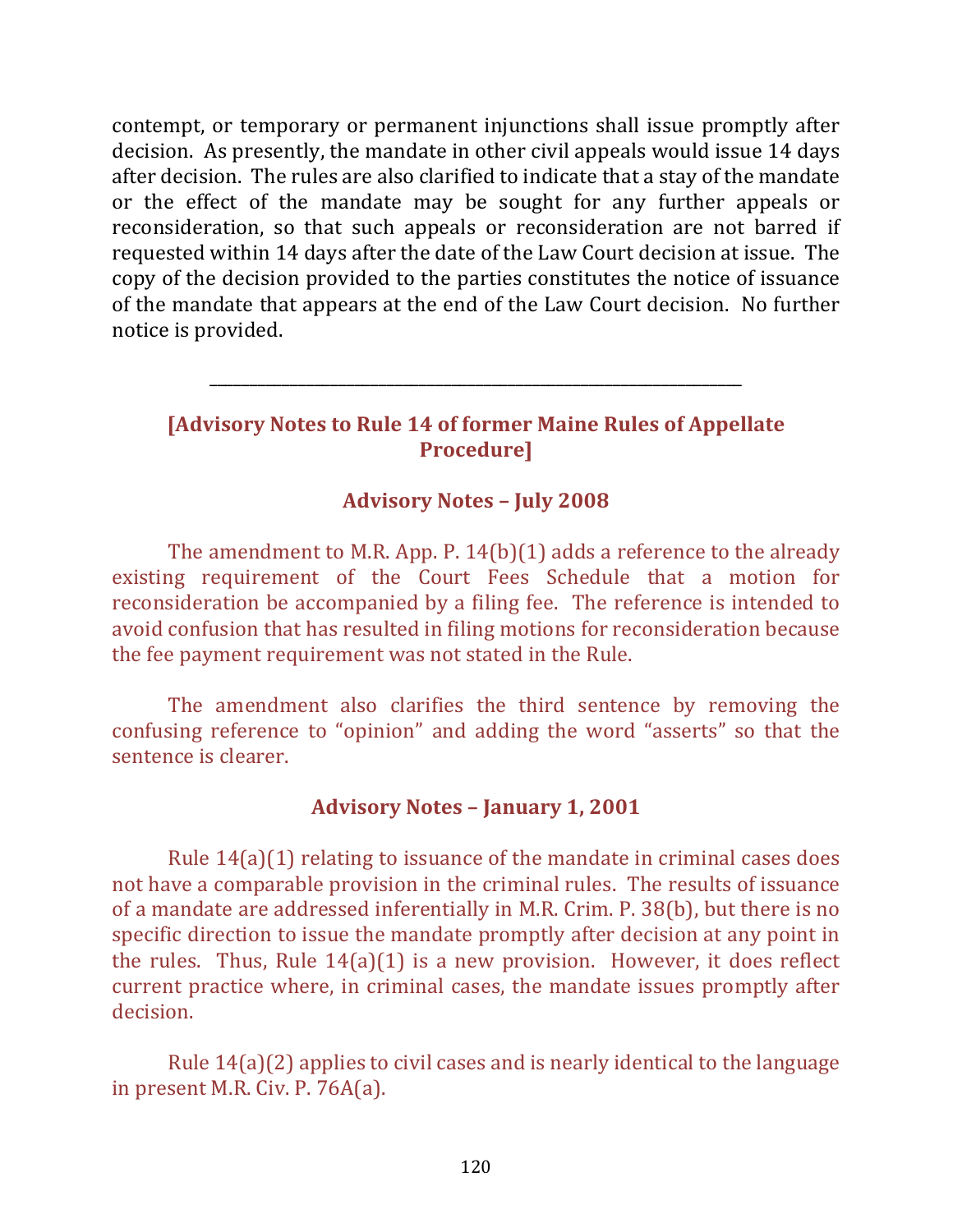contempt, or temporary or permanent injunctions shall issue promptly after decision. As presently, the mandate in other civil appeals would issue 14 days after decision. The rules are also clarified to indicate that a stay of the mandate or the effect of the mandate may be sought for any further appeals or reconsideration, so that such appeals or reconsideration are not barred if requested within 14 days after the date of the Law Court decision at issue. The copy of the decision provided to the parties constitutes the notice of issuance of the mandate that appears at the end of the Law Court decision. No further notice is provided.

---

## [Advisory Notes to Rule 14 of former Maine Rules of Appellate Procedure]

### Advisory Notes – July 2008

The amendment to M.R. App. P. 14(b)(1) adds a reference to the already existing requirement of the Court Fees Schedule that a motion for reconsideration be accompanied by a filing fee. The reference is intended to avoid confusion that has resulted in filing motions for reconsideration because the fee payment requirement was not stated in the Rule.

The amendment also clarifies the third sentence by removing the confusing reference to "opinion" and adding the word "asserts" so that the sentence is clearer.

### Advisory Notes – January 1, 2001

Rule 14(a)(1) relating to issuance of the mandate in criminal cases does not have a comparable provision in the criminal rules. The results of issuance of a mandate are addressed inferentially in M.R. Crim. P. 38(b), but there is no specific direction to issue the mandate promptly after decision at any point in the rules. Thus, Rule 14(a)(1) is a new provision. However, it does reflect current practice where, in criminal cases, the mandate issues promptly after decision.

Rule 14(a)(2) applies to civil cases and is nearly identical to the language in present M.R. Civ. P. 76A(a).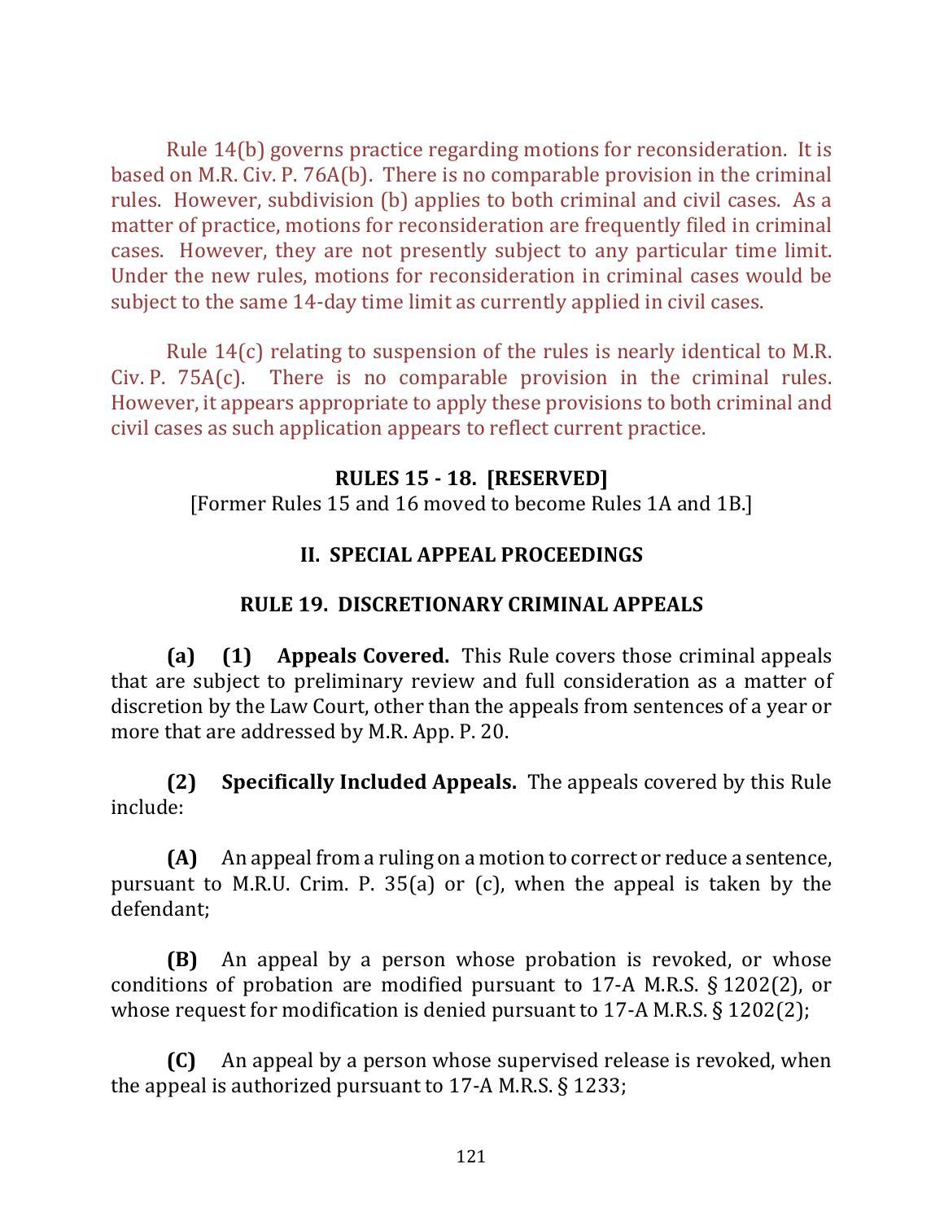Rule 14(b) governs practice regarding motions for reconsideration. It is based on M.R. Civ. P. 76A(b). There is no comparable provision in the criminal rules. However, subdivision (b) applies to both criminal and civil cases. As a matter of practice, motions for reconsideration are frequently filed in criminal cases. However, they are not presently subject to any particular time limit. Under the new rules, motions for reconsideration in criminal cases would be subject to the same 14-day time limit as currently applied in civil cases.

Rule 14(c) relating to suspension of the rules is nearly identical to M.R. Civ. P. 75A(c). There is no comparable provision in the criminal rules. However, it appears appropriate to apply these provisions to both criminal and civil cases as such application appears to reflect current practice.

## RULES 15 - 18. [RESERVED]

[Former Rules 15 and 16 moved to become Rules 1A and 1B.]

## II. SPECIAL APPEAL PROCEEDINGS

### RULE 19. DISCRETIONARY CRIMINAL APPEALS

**(a) (1) Appeals Covered.** This Rule covers those criminal appeals that are subject to preliminary review and full consideration as a matter of discretion by the Law Court, other than the appeals from sentences of a year or more that are addressed by M.R. App. P. 20.

**(2) Specifically Included Appeals.** The appeals covered by this Rule include:

**(A)** An appeal from a ruling on a motion to correct or reduce a sentence, pursuant to M.R.U. Crim. P. 35(a) or (c), when the appeal is taken by the defendant;

**(B)** An appeal by a person whose probation is revoked, or whose conditions of probation are modified pursuant to 17-A M.R.S. § 1202(2), or whose request for modification is denied pursuant to 17-A M.R.S. § 1202(2);

**(C)** An appeal by a person whose supervised release is revoked, when the appeal is authorized pursuant to 17-A M.R.S. § 1233;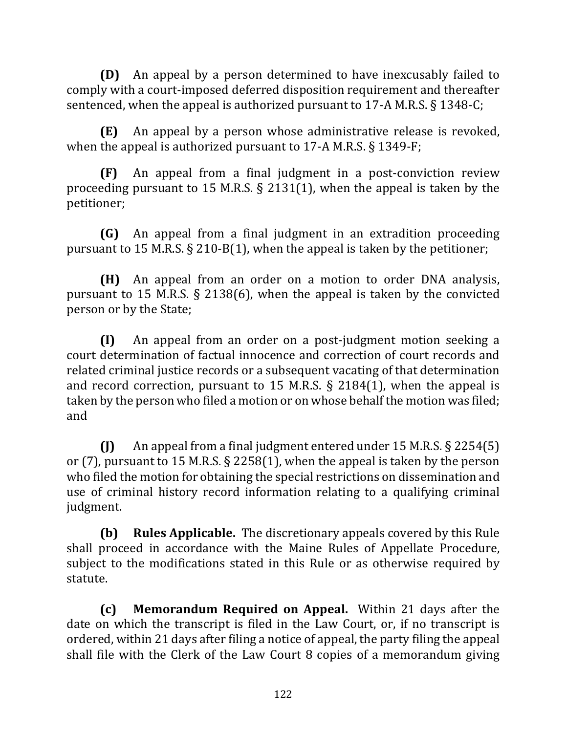**(D)** An appeal by a person determined to have inexcusably failed to comply with a court-imposed deferred disposition requirement and thereafter sentenced, when the appeal is authorized pursuant to 17-A M.R.S. § 1348-C;

**(E)** An appeal by a person whose administrative release is revoked, when the appeal is authorized pursuant to 17-A M.R.S. § 1349-F;

**(F)** An appeal from a final judgment in a post-conviction review proceeding pursuant to 15 M.R.S. § 2131(1), when the appeal is taken by the petitioner;

**(G)** An appeal from a final judgment in an extradition proceeding pursuant to 15 M.R.S. § 210-B(1), when the appeal is taken by the petitioner;

**(H)** An appeal from an order on a motion to order DNA analysis, pursuant to 15 M.R.S. § 2138(6), when the appeal is taken by the convicted person or by the State;

**(I)** An appeal from an order on a post-judgment motion seeking a court determination of factual innocence and correction of court records and related criminal justice records or a subsequent vacating of that determination and record correction, pursuant to 15 M.R.S. § 2184(1), when the appeal is taken by the person who filed a motion or on whose behalf the motion was filed; and

**(J)** An appeal from a final judgment entered under 15 M.R.S. § 2254(5) or (7), pursuant to 15 M.R.S. § 2258(1), when the appeal is taken by the person who filed the motion for obtaining the special restrictions on dissemination and use of criminal history record information relating to a qualifying criminal judgment.

**(b) Rules Applicable.** The discretionary appeals covered by this Rule shall proceed in accordance with the Maine Rules of Appellate Procedure, subject to the modifications stated in this Rule or as otherwise required by statute.

**(c) Memorandum Required on Appeal.** Within 21 days after the date on which the transcript is filed in the Law Court, or, if no transcript is ordered, within 21 days after filing a notice of appeal, the party filing the appeal shall file with the Clerk of the Law Court 8 copies of a memorandum giving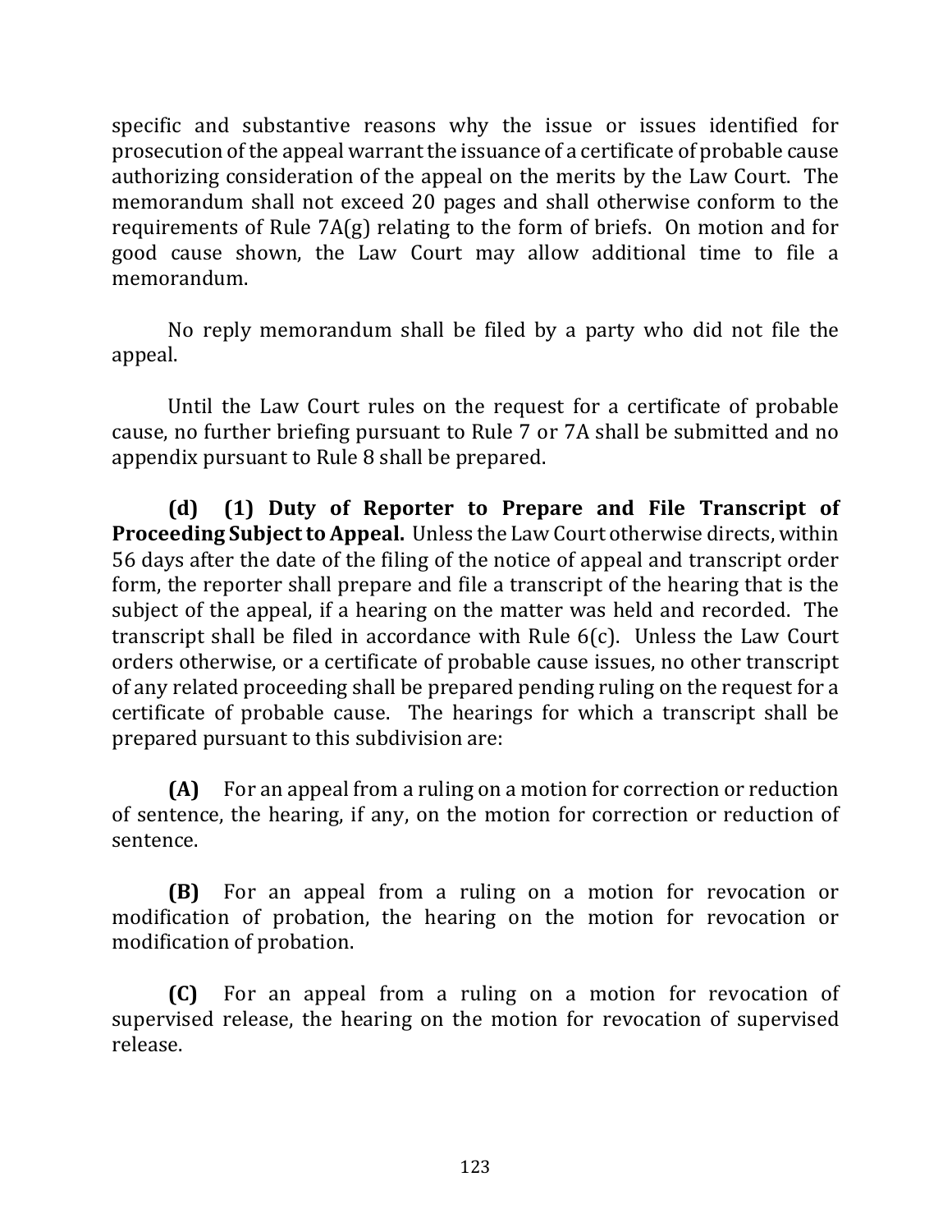specific and substantive reasons why the issue or issues identified for prosecution of the appeal warrant the issuance of a certificate of probable cause authorizing consideration of the appeal on the merits by the Law Court. The memorandum shall not exceed 20 pages and shall otherwise conform to the requirements of Rule 7A(g) relating to the form of briefs. On motion and for good cause shown, the Law Court may allow additional time to file a memorandum.

No reply memorandum shall be filed by a party who did not file the appeal.

Until the Law Court rules on the request for a certificate of probable cause, no further briefing pursuant to Rule 7 or 7A shall be submitted and no appendix pursuant to Rule 8 shall be prepared.

**(d) (1) Duty of Reporter to Prepare and File Transcript of Proceeding Subject to Appeal.** Unless the Law Court otherwise directs, within 56 days after the date of the filing of the notice of appeal and transcript order form, the reporter shall prepare and file a transcript of the hearing that is the subject of the appeal, if a hearing on the matter was held and recorded. The transcript shall be filed in accordance with Rule 6(c). Unless the Law Court orders otherwise, or a certificate of probable cause issues, no other transcript of any related proceeding shall be prepared pending ruling on the request for a certificate of probable cause. The hearings for which a transcript shall be prepared pursuant to this subdivision are:

**(A)** For an appeal from a ruling on a motion for correction or reduction of sentence, the hearing, if any, on the motion for correction or reduction of sentence.

**(B)** For an appeal from a ruling on a motion for revocation or modification of probation, the hearing on the motion for revocation or modification of probation.

**(C)** For an appeal from a ruling on a motion for revocation of supervised release, the hearing on the motion for revocation of supervised release.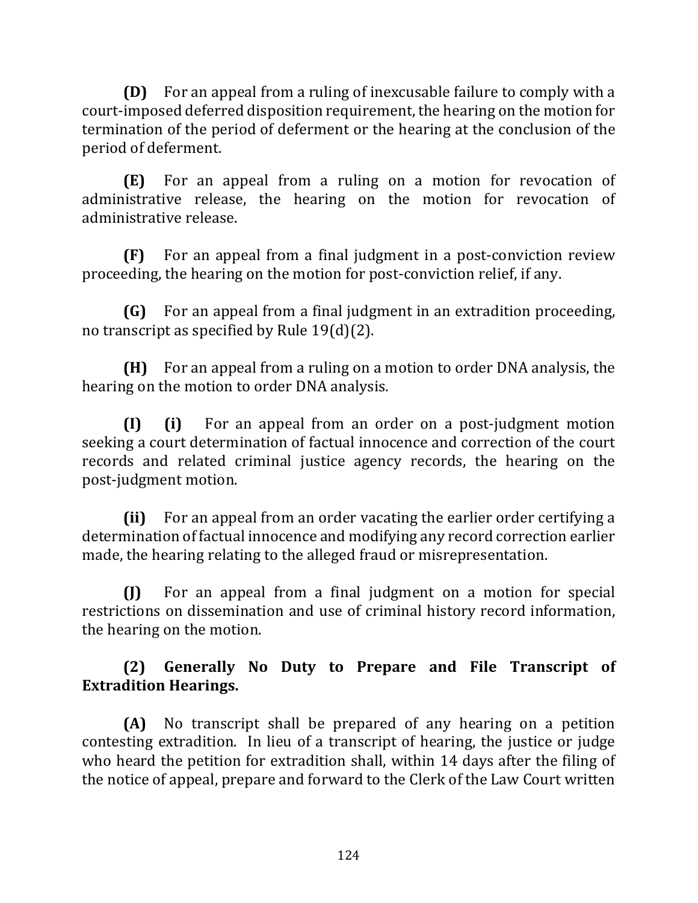**(D)** For an appeal from a ruling of inexcusable failure to comply with a court-imposed deferred disposition requirement, the hearing on the motion for termination of the period of deferment or the hearing at the conclusion of the period of deferment.

**(E)** For an appeal from a ruling on a motion for revocation of administrative release, the hearing on the motion for revocation of administrative release.

**(F)** For an appeal from a final judgment in a post-conviction review proceeding, the hearing on the motion for post-conviction relief, if any.

**(G)** For an appeal from a final judgment in an extradition proceeding, no transcript as specified by Rule 19(d)(2).

**(H)** For an appeal from a ruling on a motion to order DNA analysis, the hearing on the motion to order DNA analysis.

**(I)** **(i)** For an appeal from an order on a post-judgment motion seeking a court determination of factual innocence and correction of the court records and related criminal justice agency records, the hearing on the post-judgment motion.

**(ii)** For an appeal from an order vacating the earlier order certifying a determination of factual innocence and modifying any record correction earlier made, the hearing relating to the alleged fraud or misrepresentation.

**(J)** For an appeal from a final judgment on a motion for special restrictions on dissemination and use of criminal history record information, the hearing on the motion.

**(2) Generally No Duty to Prepare and File Transcript of Extradition Hearings.**

**(A)** No transcript shall be prepared of any hearing on a petition contesting extradition. In lieu of a transcript of hearing, the justice or judge who heard the petition for extradition shall, within 14 days after the filing of the notice of appeal, prepare and forward to the Clerk of the Law Court written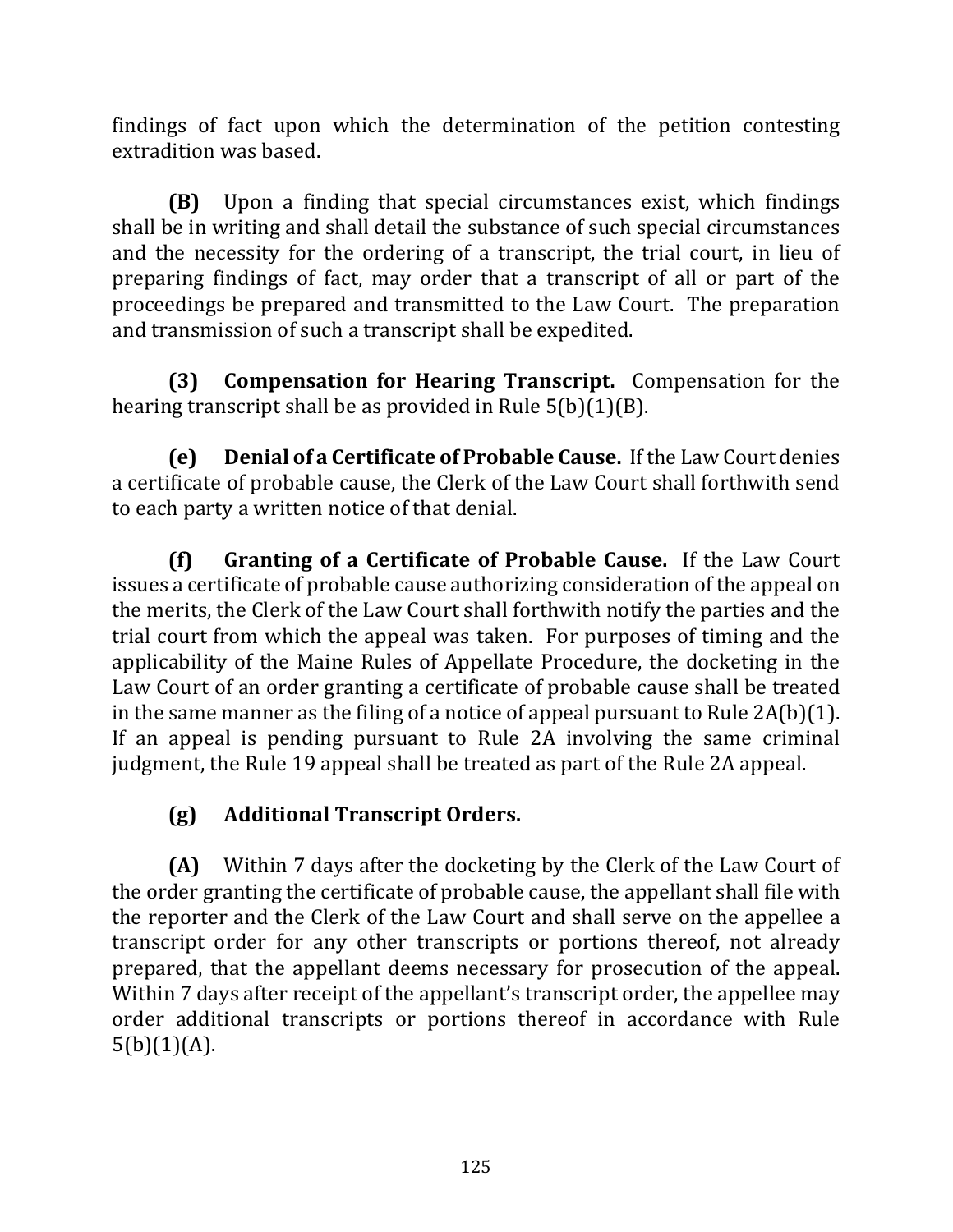findings of fact upon which the determination of the petition contesting extradition was based.

**(B)** Upon a finding that special circumstances exist, which findings shall be in writing and shall detail the substance of such special circumstances and the necessity for the ordering of a transcript, the trial court, in lieu of preparing findings of fact, may order that a transcript of all or part of the proceedings be prepared and transmitted to the Law Court. The preparation and transmission of such a transcript shall be expedited.

**(3) Compensation for Hearing Transcript.** Compensation for the hearing transcript shall be as provided in Rule 5(b)(1)(B).

**(e) Denial of a Certificate of Probable Cause.** If the Law Court denies a certificate of probable cause, the Clerk of the Law Court shall forthwith send to each party a written notice of that denial.

**(f) Granting of a Certificate of Probable Cause.** If the Law Court issues a certificate of probable cause authorizing consideration of the appeal on the merits, the Clerk of the Law Court shall forthwith notify the parties and the trial court from which the appeal was taken. For purposes of timing and the applicability of the Maine Rules of Appellate Procedure, the docketing in the Law Court of an order granting a certificate of probable cause shall be treated in the same manner as the filing of a notice of appeal pursuant to Rule 2A(b)(1). If an appeal is pending pursuant to Rule 2A involving the same criminal judgment, the Rule 19 appeal shall be treated as part of the Rule 2A appeal.

**(g) Additional Transcript Orders.**

**(A)** Within 7 days after the docketing by the Clerk of the Law Court of the order granting the certificate of probable cause, the appellant shall file with the reporter and the Clerk of the Law Court and shall serve on the appellee a transcript order for any other transcripts or portions thereof, not already prepared, that the appellant deems necessary for prosecution of the appeal. Within 7 days after receipt of the appellant's transcript order, the appellee may order additional transcripts or portions thereof in accordance with Rule 5(b)(1)(A).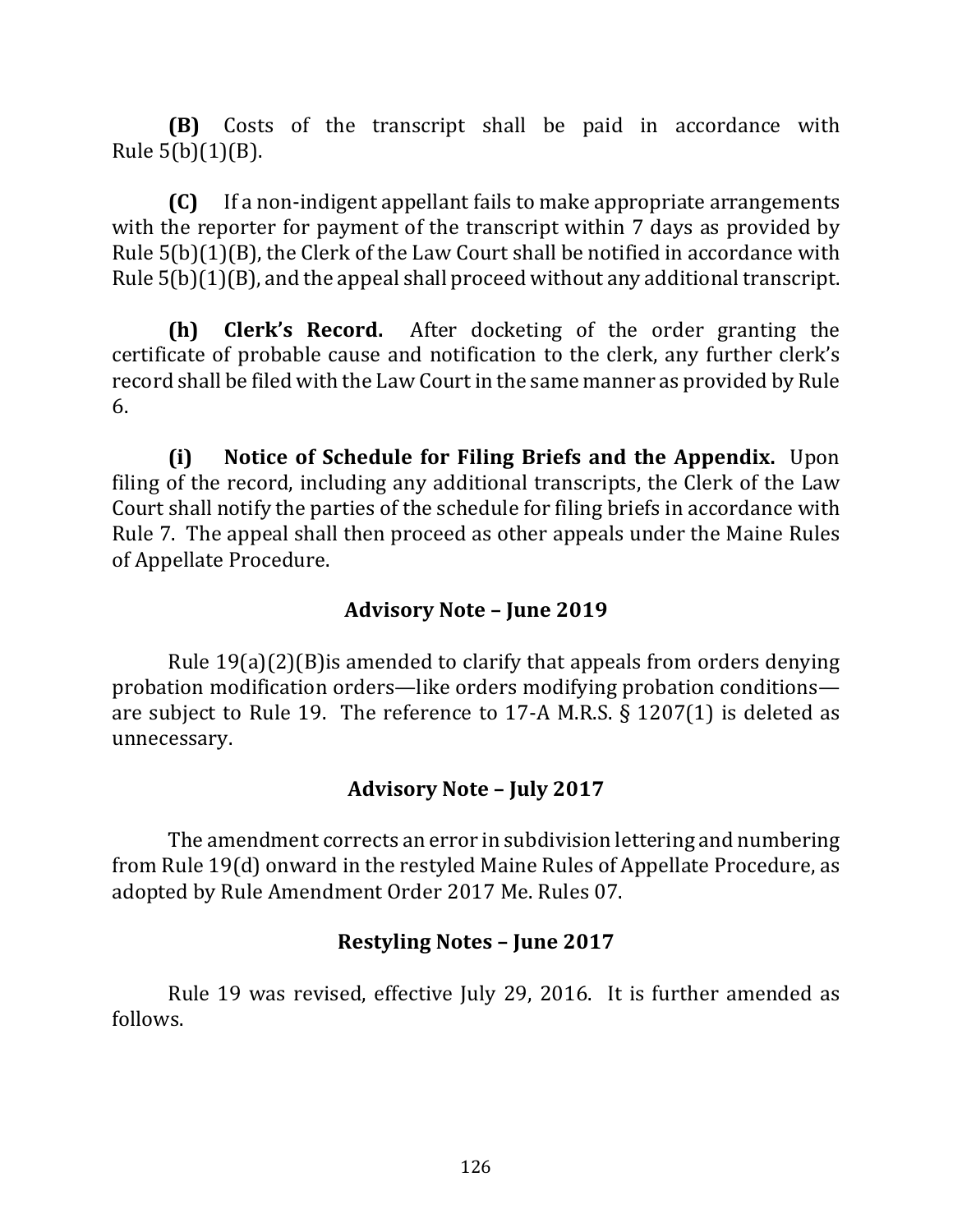**(B)** Costs of the transcript shall be paid in accordance with Rule 5(b)(1)(B).

**(C)** If a non-indigent appellant fails to make appropriate arrangements with the reporter for payment of the transcript within 7 days as provided by Rule 5(b)(1)(B), the Clerk of the Law Court shall be notified in accordance with Rule 5(b)(1)(B), and the appeal shall proceed without any additional transcript.

**(h) Clerk's Record.** After docketing of the order granting the certificate of probable cause and notification to the clerk, any further clerk's record shall be filed with the Law Court in the same manner as provided by Rule 6.

**(i) Notice of Schedule for Filing Briefs and the Appendix.** Upon filing of the record, including any additional transcripts, the Clerk of the Law Court shall notify the parties of the schedule for filing briefs in accordance with Rule 7. The appeal shall then proceed as other appeals under the Maine Rules of Appellate Procedure.

## Advisory Note – June 2019

Rule 19(a)(2)(B)is amended to clarify that appeals from orders denying probation modification orders—like orders modifying probation conditions—are subject to Rule 19. The reference to 17-A M.R.S. § 1207(1) is deleted as unnecessary.

## Advisory Note – July 2017

The amendment corrects an error in subdivision lettering and numbering from Rule 19(d) onward in the restyled Maine Rules of Appellate Procedure, as adopted by Rule Amendment Order 2017 Me. Rules 07.

## Restyling Notes – June 2017

Rule 19 was revised, effective July 29, 2016. It is further amended as follows.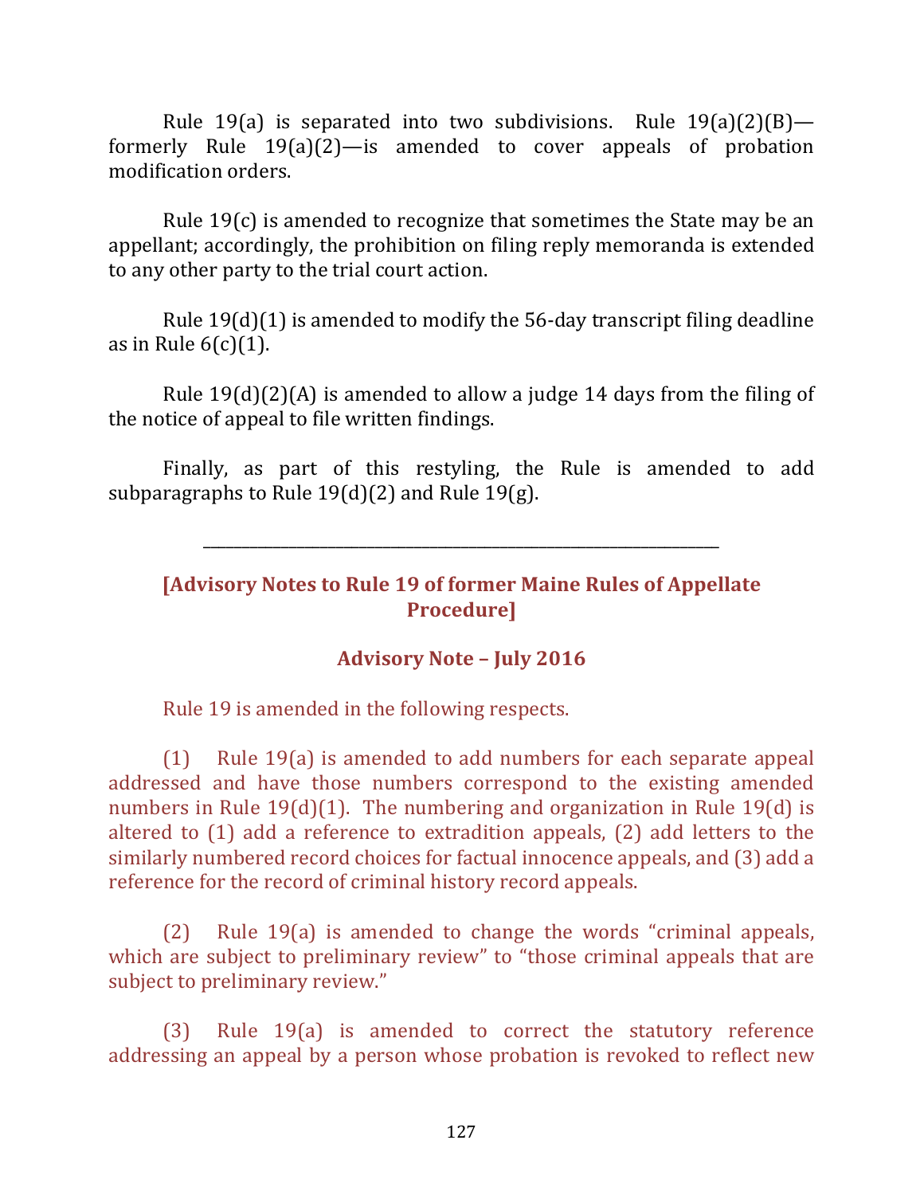Rule 19(a) is separated into two subdivisions. Rule 19(a)(2)(B)—formerly Rule 19(a)(2)—is amended to cover appeals of probation modification orders.

Rule 19(c) is amended to recognize that sometimes the State may be an appellant; accordingly, the prohibition on filing reply memoranda is extended to any other party to the trial court action.

Rule 19(d)(1) is amended to modify the 56-day transcript filing deadline as in Rule 6(c)(1).

Rule 19(d)(2)(A) is amended to allow a judge 14 days from the filing of the notice of appeal to file written findings.

Finally, as part of this restyling, the Rule is amended to add subparagraphs to Rule 19(d)(2) and Rule 19(g).

---

## [Advisory Notes to Rule 19 of former Maine Rules of Appellate Procedure]

### Advisory Note – July 2016

Rule 19 is amended in the following respects.

(1) Rule 19(a) is amended to add numbers for each separate appeal addressed and have those numbers correspond to the existing amended numbers in Rule 19(d)(1). The numbering and organization in Rule 19(d) is altered to (1) add a reference to extradition appeals, (2) add letters to the similarly numbered record choices for factual innocence appeals, and (3) add a reference for the record of criminal history record appeals.

(2) Rule 19(a) is amended to change the words "criminal appeals, which are subject to preliminary review" to "those criminal appeals that are subject to preliminary review."

(3) Rule 19(a) is amended to correct the statutory reference addressing an appeal by a person whose probation is revoked to reflect new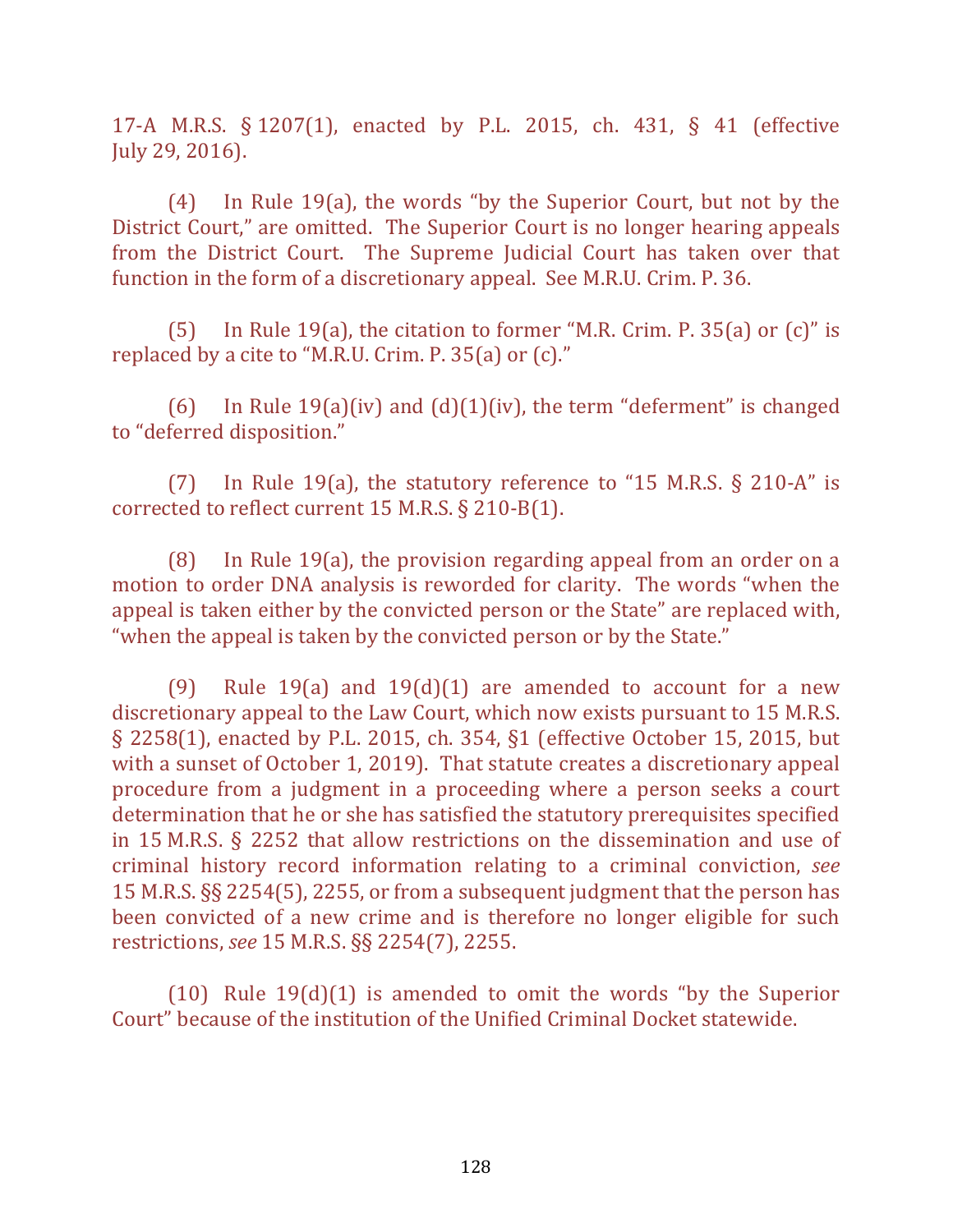17-A M.R.S. § 1207(1), enacted by P.L. 2015, ch. 431, § 41 (effective July 29, 2016).

(4) In Rule 19(a), the words "by the Superior Court, but not by the District Court," are omitted. The Superior Court is no longer hearing appeals from the District Court. The Supreme Judicial Court has taken over that function in the form of a discretionary appeal. See M.R.U. Crim. P. 36.

(5) In Rule 19(a), the citation to former "M.R. Crim. P. 35(a) or (c)" is replaced by a cite to "M.R.U. Crim. P. 35(a) or (c)."

(6) In Rule 19(a)(iv) and (d)(1)(iv), the term "deferment" is changed to "deferred disposition."

(7) In Rule 19(a), the statutory reference to "15 M.R.S. § 210-A" is corrected to reflect current 15 M.R.S. § 210-B(1).

(8) In Rule 19(a), the provision regarding appeal from an order on a motion to order DNA analysis is reworded for clarity. The words "when the appeal is taken either by the convicted person or the State" are replaced with, "when the appeal is taken by the convicted person or by the State."

(9) Rule 19(a) and 19(d)(1) are amended to account for a new discretionary appeal to the Law Court, which now exists pursuant to 15 M.R.S. § 2258(1), enacted by P.L. 2015, ch. 354, §1 (effective October 15, 2015, but with a sunset of October 1, 2019). That statute creates a discretionary appeal procedure from a judgment in a proceeding where a person seeks a court determination that he or she has satisfied the statutory prerequisites specified in 15 M.R.S. § 2252 that allow restrictions on the dissemination and use of criminal history record information relating to a criminal conviction, *see* 15 M.R.S. §§ 2254(5), 2255, or from a subsequent judgment that the person has been convicted of a new crime and is therefore no longer eligible for such restrictions, *see* 15 M.R.S. §§ 2254(7), 2255.

(10) Rule 19(d)(1) is amended to omit the words "by the Superior Court" because of the institution of the Unified Criminal Docket statewide.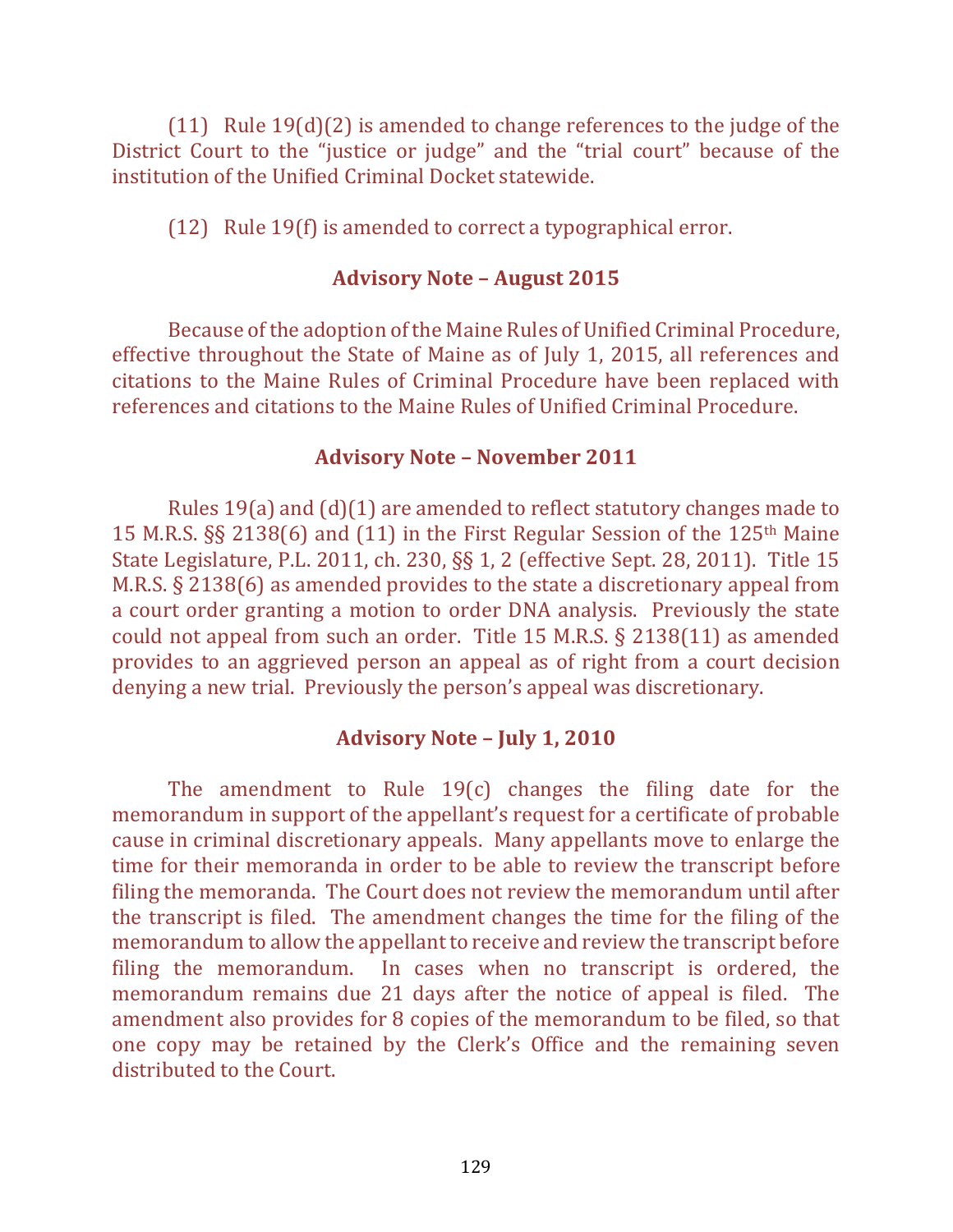(11) Rule 19(d)(2) is amended to change references to the judge of the District Court to the "justice or judge" and the "trial court" because of the institution of the Unified Criminal Docket statewide.

(12) Rule 19(f) is amended to correct a typographical error.

### Advisory Note – August 2015

Because of the adoption of the Maine Rules of Unified Criminal Procedure, effective throughout the State of Maine as of July 1, 2015, all references and citations to the Maine Rules of Criminal Procedure have been replaced with references and citations to the Maine Rules of Unified Criminal Procedure.

### Advisory Note – November 2011

Rules 19(a) and (d)(1) are amended to reflect statutory changes made to 15 M.R.S. §§ 2138(6) and (11) in the First Regular Session of the 125th Maine State Legislature, P.L. 2011, ch. 230, §§ 1, 2 (effective Sept. 28, 2011). Title 15 M.R.S. § 2138(6) as amended provides to the state a discretionary appeal from a court order granting a motion to order DNA analysis. Previously the state could not appeal from such an order. Title 15 M.R.S. § 2138(11) as amended provides to an aggrieved person an appeal as of right from a court decision denying a new trial. Previously the person's appeal was discretionary.

### Advisory Note – July 1, 2010

The amendment to Rule 19(c) changes the filing date for the memorandum in support of the appellant's request for a certificate of probable cause in criminal discretionary appeals. Many appellants move to enlarge the time for their memoranda in order to be able to review the transcript before filing the memoranda. The Court does not review the memorandum until after the transcript is filed. The amendment changes the time for the filing of the memorandum to allow the appellant to receive and review the transcript before filing the memorandum. In cases when no transcript is ordered, the memorandum remains due 21 days after the notice of appeal is filed. The amendment also provides for 8 copies of the memorandum to be filed, so that one copy may be retained by the Clerk's Office and the remaining seven distributed to the Court.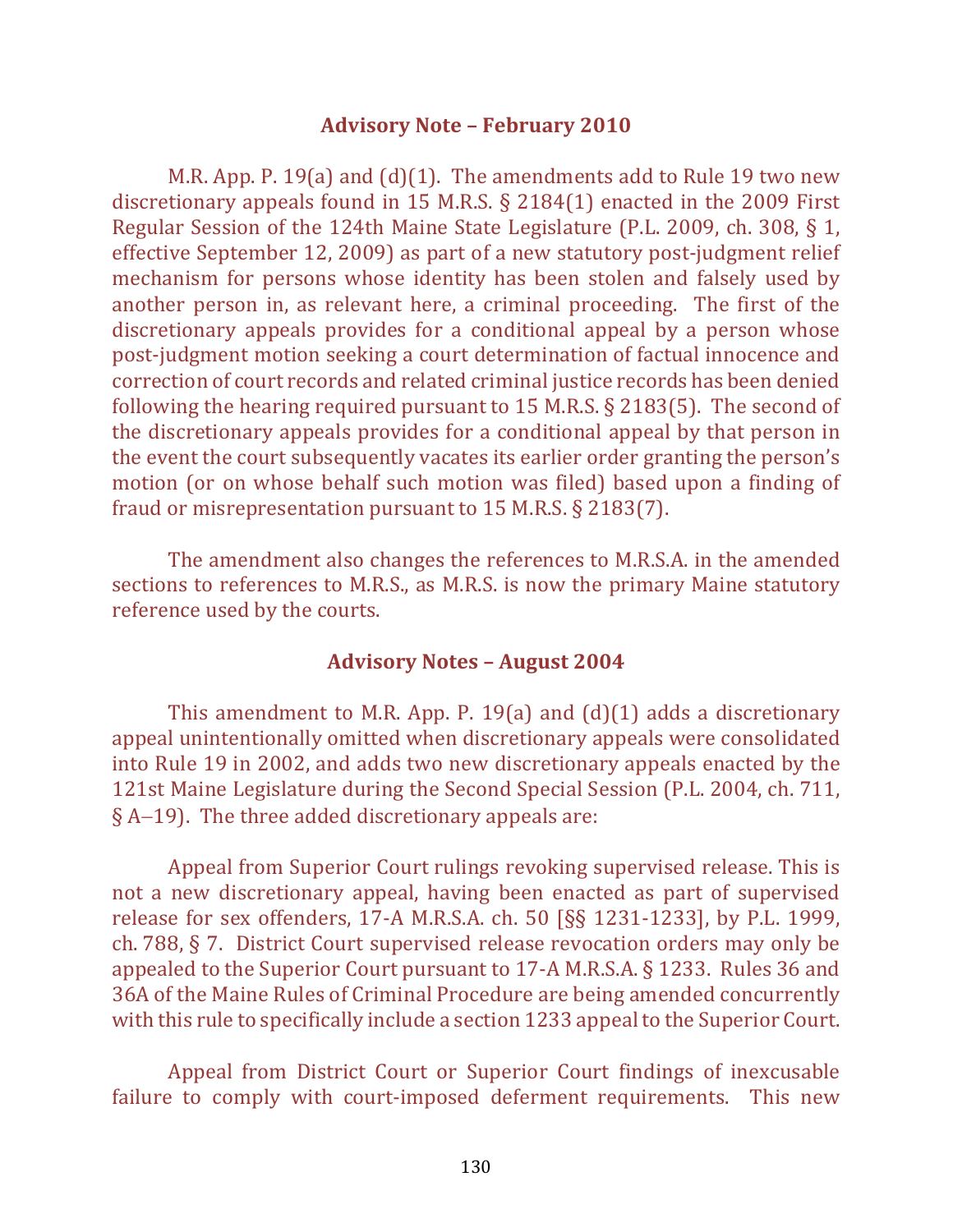### Advisory Note – February 2010

M.R. App. P. 19(a) and (d)(1). The amendments add to Rule 19 two new discretionary appeals found in 15 M.R.S. § 2184(1) enacted in the 2009 First Regular Session of the 124th Maine State Legislature (P.L. 2009, ch. 308, § 1, effective September 12, 2009) as part of a new statutory post-judgment relief mechanism for persons whose identity has been stolen and falsely used by another person in, as relevant here, a criminal proceeding. The first of the discretionary appeals provides for a conditional appeal by a person whose post-judgment motion seeking a court determination of factual innocence and correction of court records and related criminal justice records has been denied following the hearing required pursuant to 15 M.R.S. § 2183(5). The second of the discretionary appeals provides for a conditional appeal by that person in the event the court subsequently vacates its earlier order granting the person's motion (or on whose behalf such motion was filed) based upon a finding of fraud or misrepresentation pursuant to 15 M.R.S. § 2183(7).

The amendment also changes the references to M.R.S.A. in the amended sections to references to M.R.S., as M.R.S. is now the primary Maine statutory reference used by the courts.

### Advisory Notes – August 2004

This amendment to M.R. App. P. 19(a) and (d)(1) adds a discretionary appeal unintentionally omitted when discretionary appeals were consolidated into Rule 19 in 2002, and adds two new discretionary appeals enacted by the 121st Maine Legislature during the Second Special Session (P.L. 2004, ch. 711, § A–19). The three added discretionary appeals are:

Appeal from Superior Court rulings revoking supervised release. This is not a new discretionary appeal, having been enacted as part of supervised release for sex offenders, 17-A M.R.S.A. ch. 50 [§§ 1231-1233], by P.L. 1999, ch. 788, § 7. District Court supervised release revocation orders may only be appealed to the Superior Court pursuant to 17-A M.R.S.A. § 1233. Rules 36 and 36A of the Maine Rules of Criminal Procedure are being amended concurrently with this rule to specifically include a section 1233 appeal to the Superior Court.

Appeal from District Court or Superior Court findings of inexcusable failure to comply with court-imposed deferment requirements. This new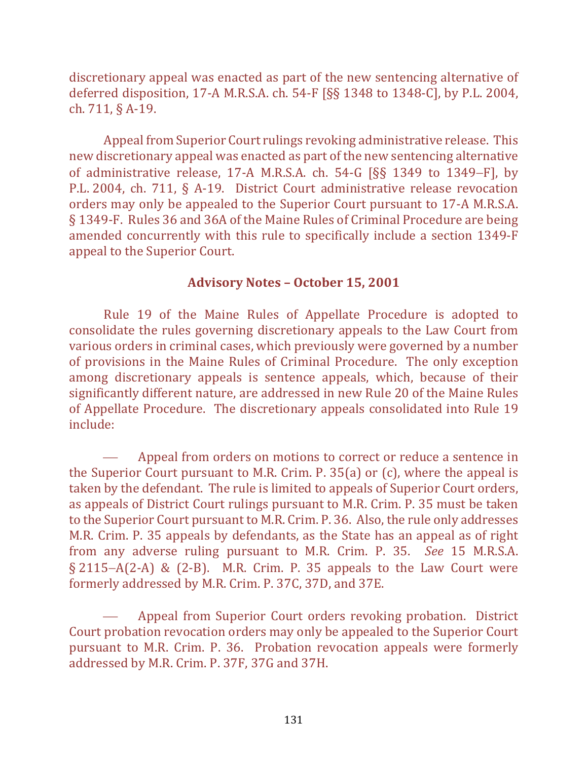discretionary appeal was enacted as part of the new sentencing alternative of deferred disposition, 17-A M.R.S.A. ch. 54-F [§§ 1348 to 1348-C], by P.L. 2004, ch. 711, § A-19.

Appeal from Superior Court rulings revoking administrative release. This new discretionary appeal was enacted as part of the new sentencing alternative of administrative release, 17-A M.R.S.A. ch. 54-G [§§ 1349 to 1349–F], by P.L. 2004, ch. 711, § A-19. District Court administrative release revocation orders may only be appealed to the Superior Court pursuant to 17-A M.R.S.A. § 1349-F. Rules 36 and 36A of the Maine Rules of Criminal Procedure are being amended concurrently with this rule to specifically include a section 1349-F appeal to the Superior Court.

**Advisory Notes – October 15, 2001**

Rule 19 of the Maine Rules of Appellate Procedure is adopted to consolidate the rules governing discretionary appeals to the Law Court from various orders in criminal cases, which previously were governed by a number of provisions in the Maine Rules of Criminal Procedure. The only exception among discretionary appeals is sentence appeals, which, because of their significantly different nature, are addressed in new Rule 20 of the Maine Rules of Appellate Procedure. The discretionary appeals consolidated into Rule 19 include:

— Appeal from orders on motions to correct or reduce a sentence in the Superior Court pursuant to M.R. Crim. P. 35(a) or (c), where the appeal is taken by the defendant. The rule is limited to appeals of Superior Court orders, as appeals of District Court rulings pursuant to M.R. Crim. P. 35 must be taken to the Superior Court pursuant to M.R. Crim. P. 36. Also, the rule only addresses M.R. Crim. P. 35 appeals by defendants, as the State has an appeal as of right from any adverse ruling pursuant to M.R. Crim. P. 35. *See* 15 M.R.S.A. § 2115–A(2-A) & (2-B). M.R. Crim. P. 35 appeals to the Law Court were formerly addressed by M.R. Crim. P. 37C, 37D, and 37E.

— Appeal from Superior Court orders revoking probation. District Court probation revocation orders may only be appealed to the Superior Court pursuant to M.R. Crim. P. 36. Probation revocation appeals were formerly addressed by M.R. Crim. P. 37F, 37G and 37H.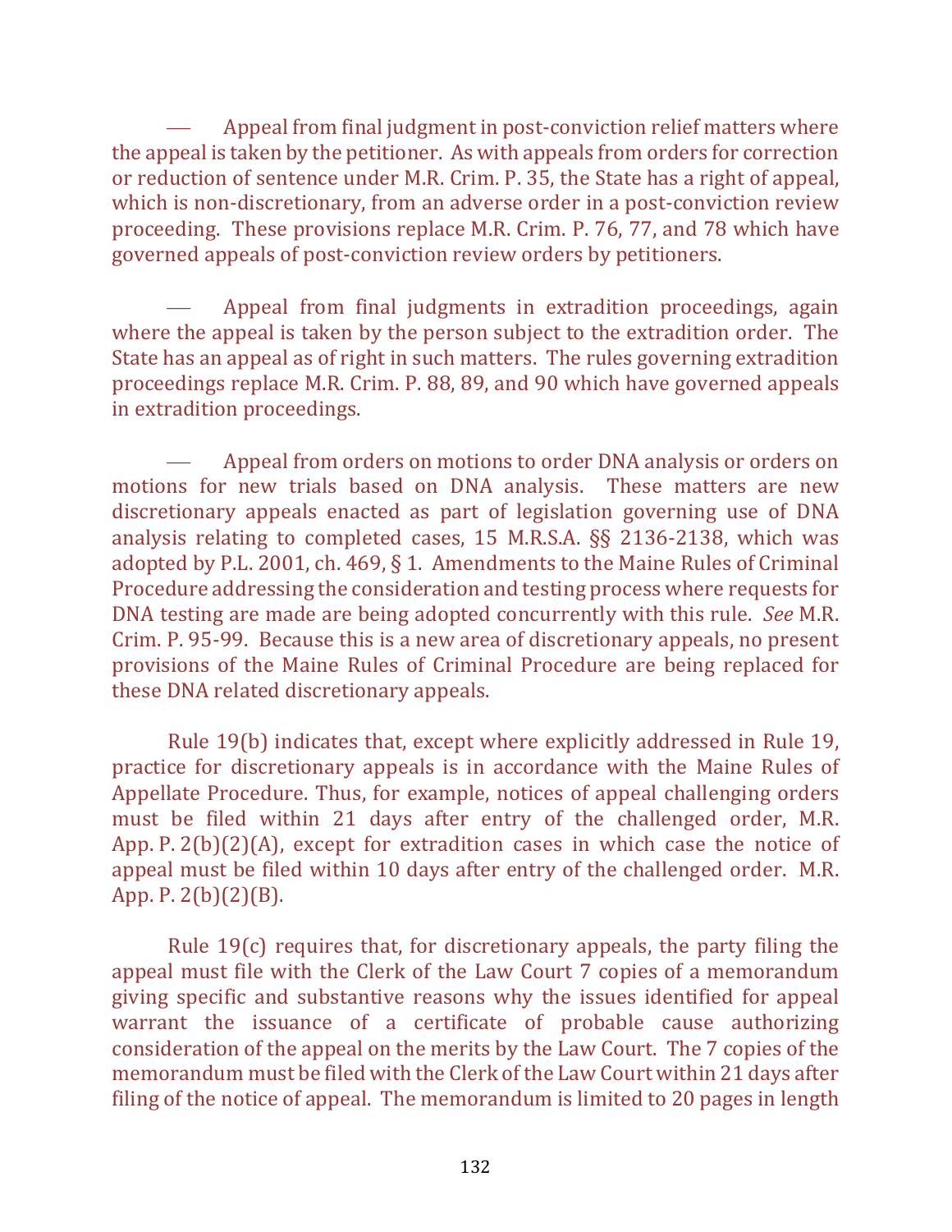— Appeal from final judgment in post-conviction relief matters where the appeal is taken by the petitioner. As with appeals from orders for correction or reduction of sentence under M.R. Crim. P. 35, the State has a right of appeal, which is non-discretionary, from an adverse order in a post-conviction review proceeding. These provisions replace M.R. Crim. P. 76, 77, and 78 which have governed appeals of post-conviction review orders by petitioners.

— Appeal from final judgments in extradition proceedings, again where the appeal is taken by the person subject to the extradition order. The State has an appeal as of right in such matters. The rules governing extradition proceedings replace M.R. Crim. P. 88, 89, and 90 which have governed appeals in extradition proceedings.

— Appeal from orders on motions to order DNA analysis or orders on motions for new trials based on DNA analysis. These matters are new discretionary appeals enacted as part of legislation governing use of DNA analysis relating to completed cases, 15 M.R.S.A. §§ 2136-2138, which was adopted by P.L. 2001, ch. 469, § 1. Amendments to the Maine Rules of Criminal Procedure addressing the consideration and testing process where requests for DNA testing are made are being adopted concurrently with this rule. *See* M.R. Crim. P. 95-99. Because this is a new area of discretionary appeals, no present provisions of the Maine Rules of Criminal Procedure are being replaced for these DNA related discretionary appeals.

Rule 19(b) indicates that, except where explicitly addressed in Rule 19, practice for discretionary appeals is in accordance with the Maine Rules of Appellate Procedure. Thus, for example, notices of appeal challenging orders must be filed within 21 days after entry of the challenged order, M.R. App. P. 2(b)(2)(A), except for extradition cases in which case the notice of appeal must be filed within 10 days after entry of the challenged order. M.R. App. P. 2(b)(2)(B).

Rule 19(c) requires that, for discretionary appeals, the party filing the appeal must file with the Clerk of the Law Court 7 copies of a memorandum giving specific and substantive reasons why the issues identified for appeal warrant the issuance of a certificate of probable cause authorizing consideration of the appeal on the merits by the Law Court. The 7 copies of the memorandum must be filed with the Clerk of the Law Court within 21 days after filing of the notice of appeal. The memorandum is limited to 20 pages in length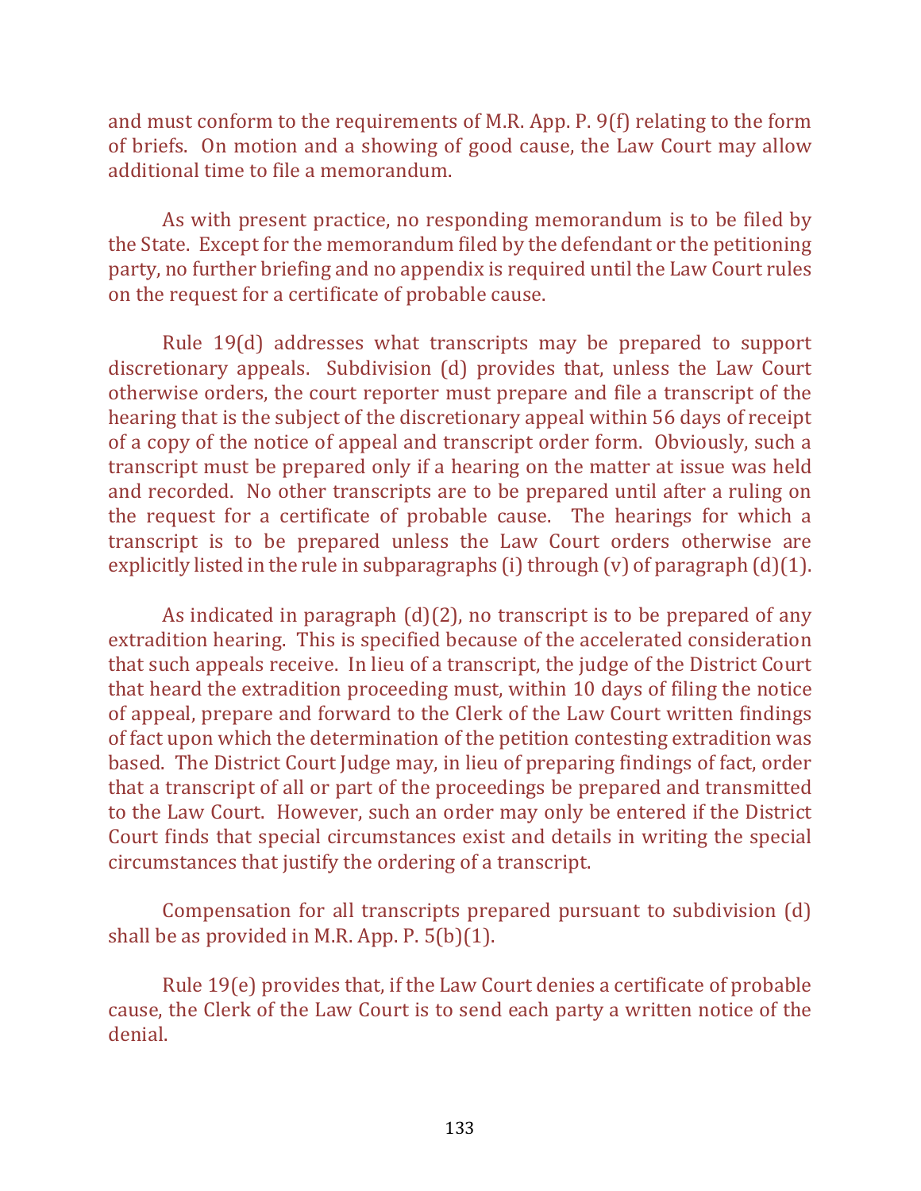and must conform to the requirements of M.R. App. P. 9(f) relating to the form of briefs. On motion and a showing of good cause, the Law Court may allow additional time to file a memorandum.

As with present practice, no responding memorandum is to be filed by the State. Except for the memorandum filed by the defendant or the petitioning party, no further briefing and no appendix is required until the Law Court rules on the request for a certificate of probable cause.

Rule 19(d) addresses what transcripts may be prepared to support discretionary appeals. Subdivision (d) provides that, unless the Law Court otherwise orders, the court reporter must prepare and file a transcript of the hearing that is the subject of the discretionary appeal within 56 days of receipt of a copy of the notice of appeal and transcript order form. Obviously, such a transcript must be prepared only if a hearing on the matter at issue was held and recorded. No other transcripts are to be prepared until after a ruling on the request for a certificate of probable cause. The hearings for which a transcript is to be prepared unless the Law Court orders otherwise are explicitly listed in the rule in subparagraphs (i) through (v) of paragraph (d)(1).

As indicated in paragraph (d)(2), no transcript is to be prepared of any extradition hearing. This is specified because of the accelerated consideration that such appeals receive. In lieu of a transcript, the judge of the District Court that heard the extradition proceeding must, within 10 days of filing the notice of appeal, prepare and forward to the Clerk of the Law Court written findings of fact upon which the determination of the petition contesting extradition was based. The District Court Judge may, in lieu of preparing findings of fact, order that a transcript of all or part of the proceedings be prepared and transmitted to the Law Court. However, such an order may only be entered if the District Court finds that special circumstances exist and details in writing the special circumstances that justify the ordering of a transcript.

Compensation for all transcripts prepared pursuant to subdivision (d) shall be as provided in M.R. App. P. 5(b)(1).

Rule 19(e) provides that, if the Law Court denies a certificate of probable cause, the Clerk of the Law Court is to send each party a written notice of the denial.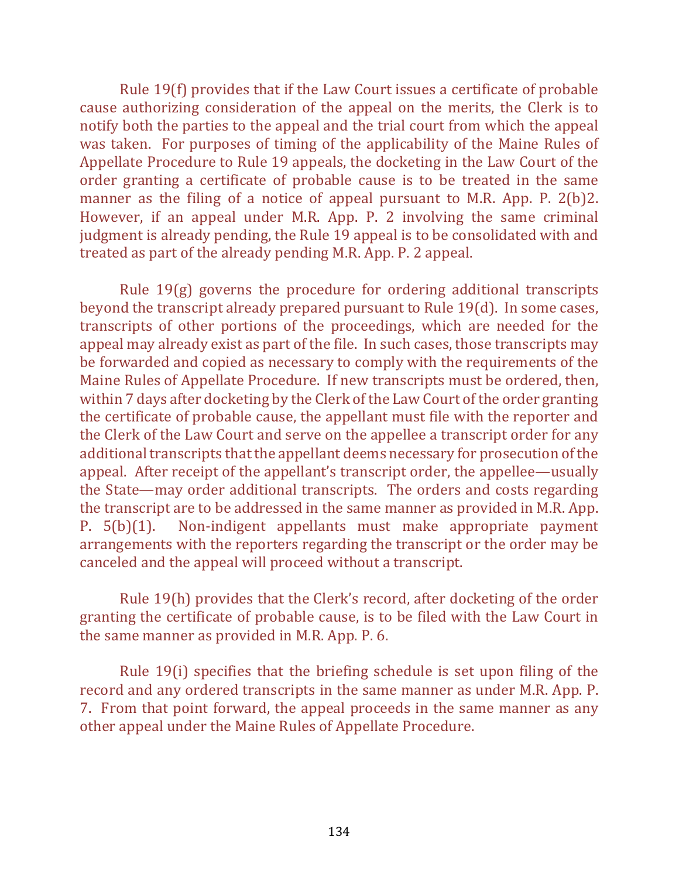Rule 19(f) provides that if the Law Court issues a certificate of probable cause authorizing consideration of the appeal on the merits, the Clerk is to notify both the parties to the appeal and the trial court from which the appeal was taken. For purposes of timing of the applicability of the Maine Rules of Appellate Procedure to Rule 19 appeals, the docketing in the Law Court of the order granting a certificate of probable cause is to be treated in the same manner as the filing of a notice of appeal pursuant to M.R. App. P. 2(b)2. However, if an appeal under M.R. App. P. 2 involving the same criminal judgment is already pending, the Rule 19 appeal is to be consolidated with and treated as part of the already pending M.R. App. P. 2 appeal.

Rule 19(g) governs the procedure for ordering additional transcripts beyond the transcript already prepared pursuant to Rule 19(d). In some cases, transcripts of other portions of the proceedings, which are needed for the appeal may already exist as part of the file. In such cases, those transcripts may be forwarded and copied as necessary to comply with the requirements of the Maine Rules of Appellate Procedure. If new transcripts must be ordered, then, within 7 days after docketing by the Clerk of the Law Court of the order granting the certificate of probable cause, the appellant must file with the reporter and the Clerk of the Law Court and serve on the appellee a transcript order for any additional transcripts that the appellant deems necessary for prosecution of the appeal. After receipt of the appellant's transcript order, the appellee—usually the State—may order additional transcripts. The orders and costs regarding the transcript are to be addressed in the same manner as provided in M.R. App. P. 5(b)(1). Non-indigent appellants must make appropriate payment arrangements with the reporters regarding the transcript or the order may be canceled and the appeal will proceed without a transcript.

Rule 19(h) provides that the Clerk's record, after docketing of the order granting the certificate of probable cause, is to be filed with the Law Court in the same manner as provided in M.R. App. P. 6.

Rule 19(i) specifies that the briefing schedule is set upon filing of the record and any ordered transcripts in the same manner as under M.R. App. P. 7. From that point forward, the appeal proceeds in the same manner as any other appeal under the Maine Rules of Appellate Procedure.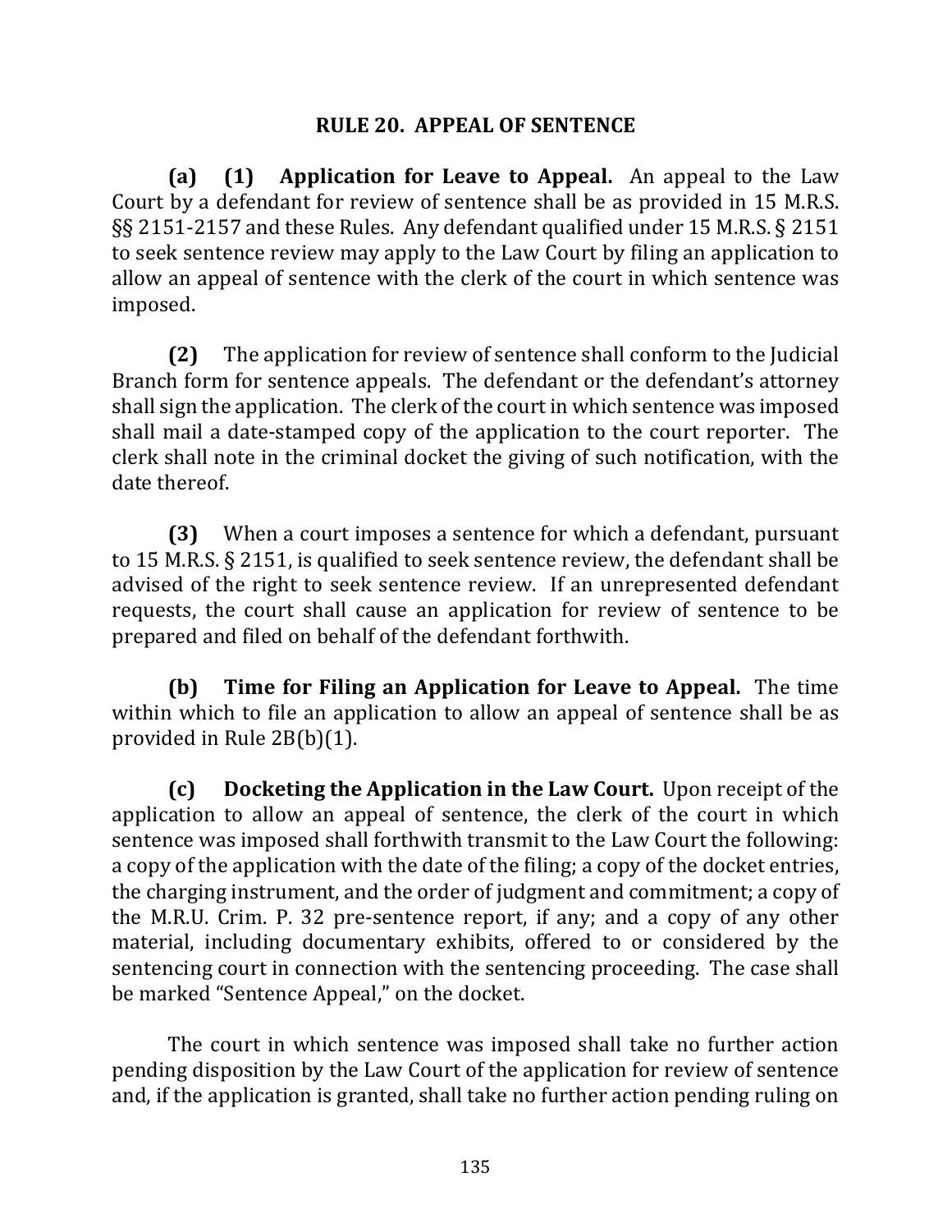## RULE 20. APPEAL OF SENTENCE

**(a) (1) Application for Leave to Appeal.** An appeal to the Law Court by a defendant for review of sentence shall be as provided in 15 M.R.S. §§ 2151-2157 and these Rules. Any defendant qualified under 15 M.R.S. § 2151 to seek sentence review may apply to the Law Court by filing an application to allow an appeal of sentence with the clerk of the court in which sentence was imposed.

**(2)** The application for review of sentence shall conform to the Judicial Branch form for sentence appeals. The defendant or the defendant's attorney shall sign the application. The clerk of the court in which sentence was imposed shall mail a date-stamped copy of the application to the court reporter. The clerk shall note in the criminal docket the giving of such notification, with the date thereof.

**(3)** When a court imposes a sentence for which a defendant, pursuant to 15 M.R.S. § 2151, is qualified to seek sentence review, the defendant shall be advised of the right to seek sentence review. If an unrepresented defendant requests, the court shall cause an application for review of sentence to be prepared and filed on behalf of the defendant forthwith.

**(b) Time for Filing an Application for Leave to Appeal.** The time within which to file an application to allow an appeal of sentence shall be as provided in Rule 2B(b)(1).

**(c) Docketing the Application in the Law Court.** Upon receipt of the application to allow an appeal of sentence, the clerk of the court in which sentence was imposed shall forthwith transmit to the Law Court the following: a copy of the application with the date of the filing; a copy of the docket entries, the charging instrument, and the order of judgment and commitment; a copy of the M.R.U. Crim. P. 32 pre-sentence report, if any; and a copy of any other material, including documentary exhibits, offered to or considered by the sentencing court in connection with the sentencing proceeding. The case shall be marked "Sentence Appeal," on the docket.

The court in which sentence was imposed shall take no further action pending disposition by the Law Court of the application for review of sentence and, if the application is granted, shall take no further action pending ruling on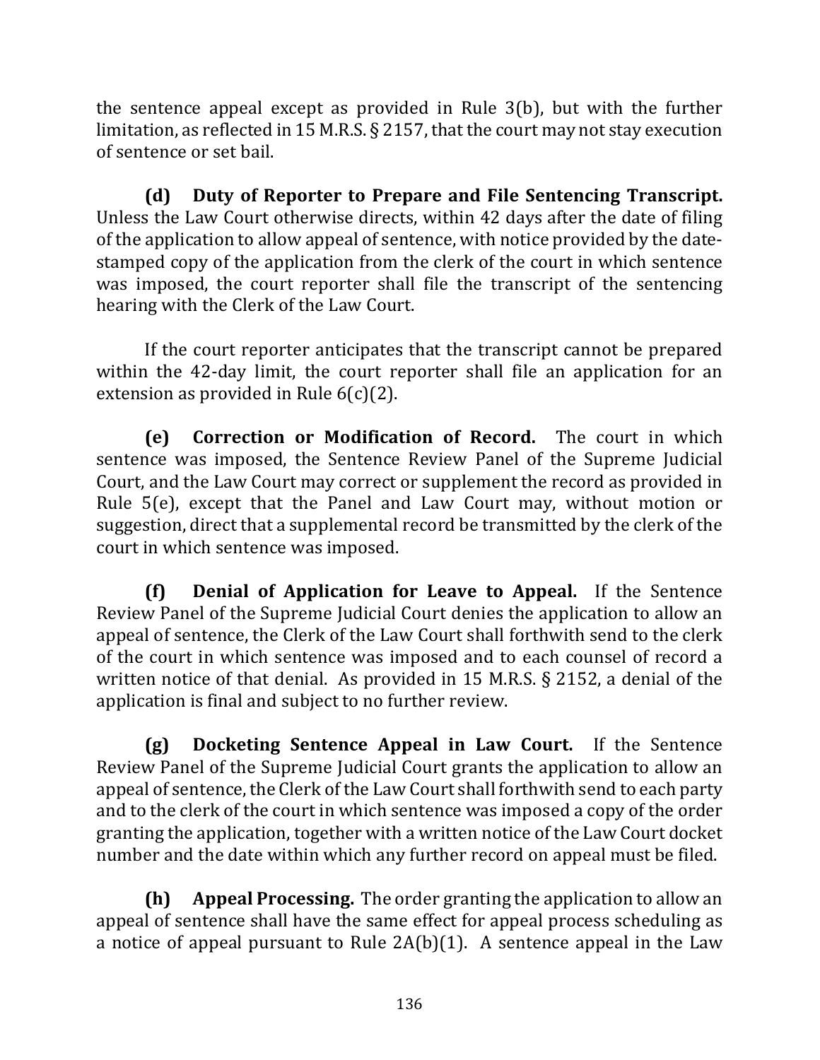the sentence appeal except as provided in Rule 3(b), but with the further limitation, as reflected in 15 M.R.S. § 2157, that the court may not stay execution of sentence or set bail.

**(d) Duty of Reporter to Prepare and File Sentencing Transcript.** Unless the Law Court otherwise directs, within 42 days after the date of filing of the application to allow appeal of sentence, with notice provided by the date-stamped copy of the application from the clerk of the court in which sentence was imposed, the court reporter shall file the transcript of the sentencing hearing with the Clerk of the Law Court.

If the court reporter anticipates that the transcript cannot be prepared within the 42-day limit, the court reporter shall file an application for an extension as provided in Rule 6(c)(2).

**(e) Correction or Modification of Record.** The court in which sentence was imposed, the Sentence Review Panel of the Supreme Judicial Court, and the Law Court may correct or supplement the record as provided in Rule 5(e), except that the Panel and Law Court may, without motion or suggestion, direct that a supplemental record be transmitted by the clerk of the court in which sentence was imposed.

**(f) Denial of Application for Leave to Appeal.** If the Sentence Review Panel of the Supreme Judicial Court denies the application to allow an appeal of sentence, the Clerk of the Law Court shall forthwith send to the clerk of the court in which sentence was imposed and to each counsel of record a written notice of that denial. As provided in 15 M.R.S. § 2152, a denial of the application is final and subject to no further review.

**(g) Docketing Sentence Appeal in Law Court.** If the Sentence Review Panel of the Supreme Judicial Court grants the application to allow an appeal of sentence, the Clerk of the Law Court shall forthwith send to each party and to the clerk of the court in which sentence was imposed a copy of the order granting the application, together with a written notice of the Law Court docket number and the date within which any further record on appeal must be filed.

**(h) Appeal Processing.** The order granting the application to allow an appeal of sentence shall have the same effect for appeal process scheduling as a notice of appeal pursuant to Rule 2A(b)(1). A sentence appeal in the Law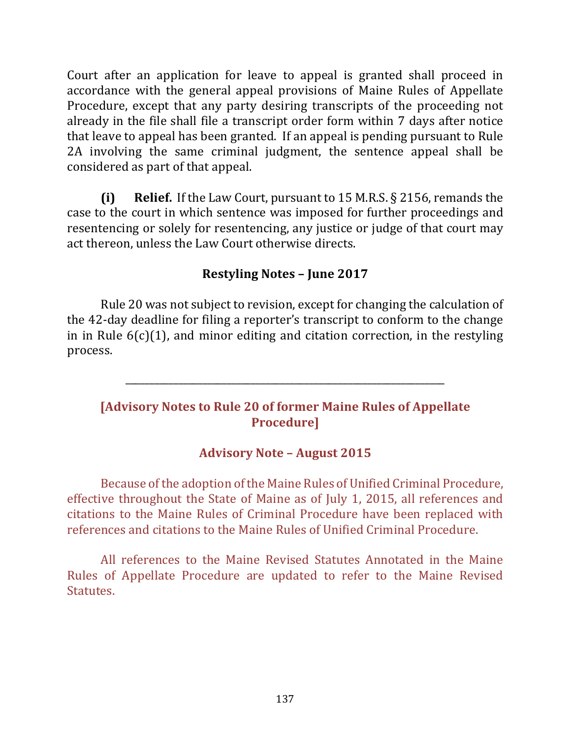Court after an application for leave to appeal is granted shall proceed in accordance with the general appeal provisions of Maine Rules of Appellate Procedure, except that any party desiring transcripts of the proceeding not already in the file shall file a transcript order form within 7 days after notice that leave to appeal has been granted. If an appeal is pending pursuant to Rule 2A involving the same criminal judgment, the sentence appeal shall be considered as part of that appeal.

**(i) Relief.** If the Law Court, pursuant to 15 M.R.S. § 2156, remands the case to the court in which sentence was imposed for further proceedings and resentencing or solely for resentencing, any justice or judge of that court may act thereon, unless the Law Court otherwise directs.

### Restyling Notes – June 2017

Rule 20 was not subject to revision, except for changing the calculation of the 42-day deadline for filing a reporter's transcript to conform to the change in in Rule 6(c)(1), and minor editing and citation correction, in the restyling process.

---

### [Advisory Notes to Rule 20 of former Maine Rules of Appellate Procedure]

### Advisory Note – August 2015

Because of the adoption of the Maine Rules of Unified Criminal Procedure, effective throughout the State of Maine as of July 1, 2015, all references and citations to the Maine Rules of Criminal Procedure have been replaced with references and citations to the Maine Rules of Unified Criminal Procedure.

All references to the Maine Revised Statutes Annotated in the Maine Rules of Appellate Procedure are updated to refer to the Maine Revised Statutes.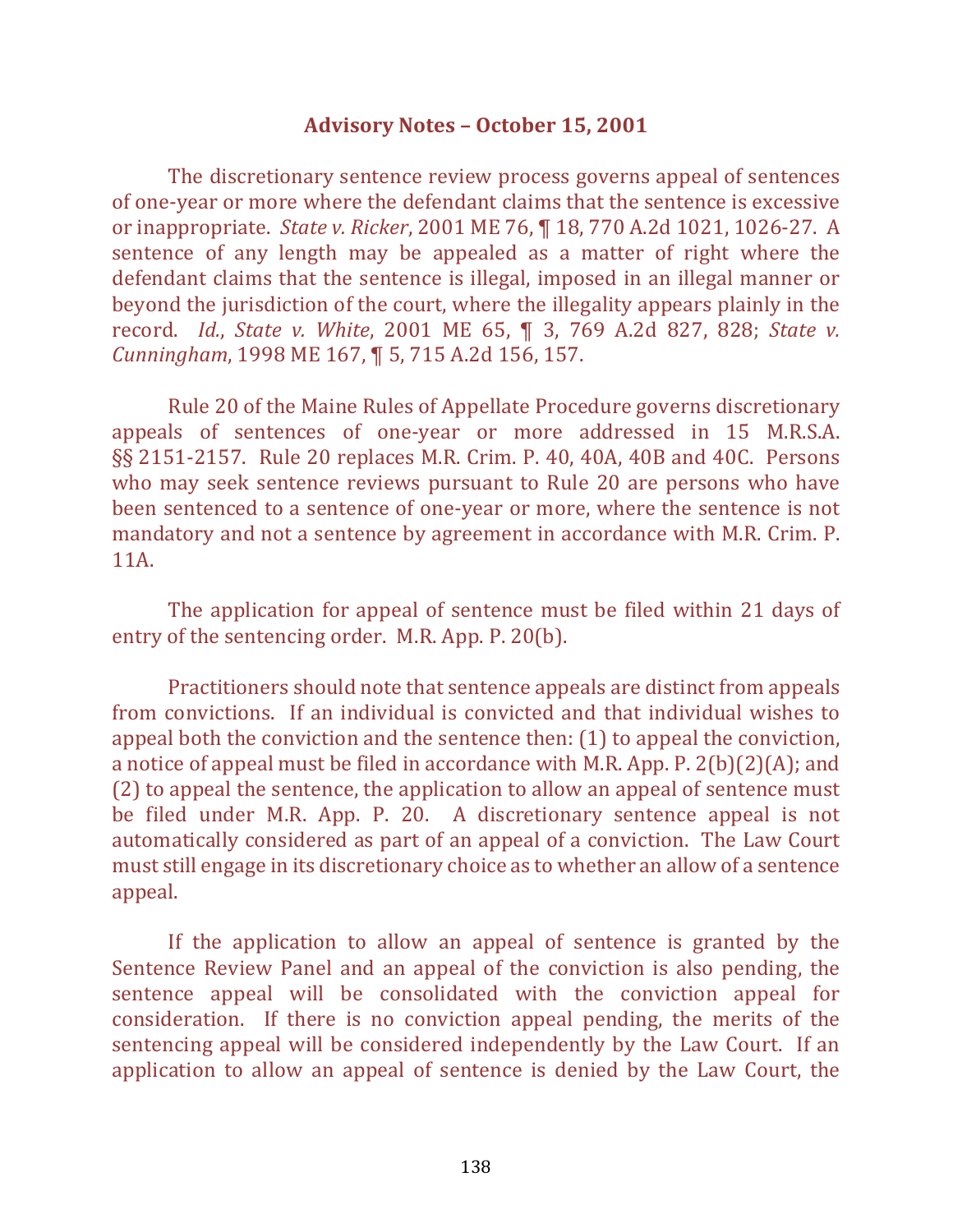### Advisory Notes – October 15, 2001

The discretionary sentence review process governs appeal of sentences of one-year or more where the defendant claims that the sentence is excessive or inappropriate. *State v. Ricker*, 2001 ME 76, ¶ 18, 770 A.2d 1021, 1026-27. A sentence of any length may be appealed as a matter of right where the defendant claims that the sentence is illegal, imposed in an illegal manner or beyond the jurisdiction of the court, where the illegality appears plainly in the record. *Id.*, *State v. White*, 2001 ME 65, ¶ 3, 769 A.2d 827, 828; *State v. Cunningham*, 1998 ME 167, ¶ 5, 715 A.2d 156, 157.

Rule 20 of the Maine Rules of Appellate Procedure governs discretionary appeals of sentences of one-year or more addressed in 15 M.R.S.A. §§ 2151-2157. Rule 20 replaces M.R. Crim. P. 40, 40A, 40B and 40C. Persons who may seek sentence reviews pursuant to Rule 20 are persons who have been sentenced to a sentence of one-year or more, where the sentence is not mandatory and not a sentence by agreement in accordance with M.R. Crim. P. 11A.

The application for appeal of sentence must be filed within 21 days of entry of the sentencing order. M.R. App. P. 20(b).

Practitioners should note that sentence appeals are distinct from appeals from convictions. If an individual is convicted and that individual wishes to appeal both the conviction and the sentence then: (1) to appeal the conviction, a notice of appeal must be filed in accordance with M.R. App. P. 2(b)(2)(A); and (2) to appeal the sentence, the application to allow an appeal of sentence must be filed under M.R. App. P. 20. A discretionary sentence appeal is not automatically considered as part of an appeal of a conviction. The Law Court must still engage in its discretionary choice as to whether an allow of a sentence appeal.

If the application to allow an appeal of sentence is granted by the Sentence Review Panel and an appeal of the conviction is also pending, the sentence appeal will be consolidated with the conviction appeal for consideration. If there is no conviction appeal pending, the merits of the sentencing appeal will be considered independently by the Law Court. If an application to allow an appeal of sentence is denied by the Law Court, the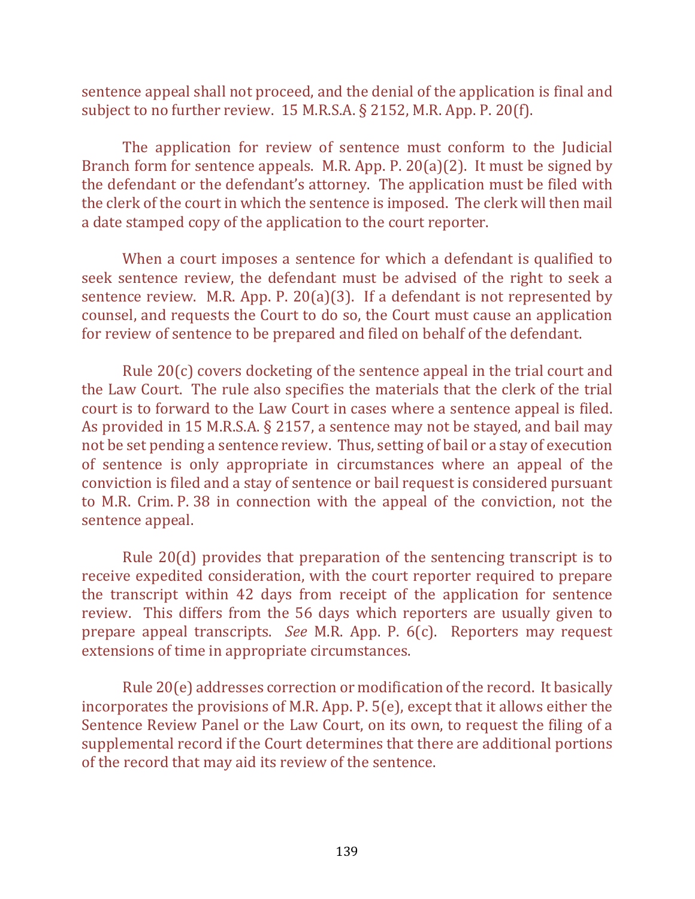sentence appeal shall not proceed, and the denial of the application is final and subject to no further review. 15 M.R.S.A. § 2152, M.R. App. P. 20(f).

The application for review of sentence must conform to the Judicial Branch form for sentence appeals. M.R. App. P. 20(a)(2). It must be signed by the defendant or the defendant's attorney. The application must be filed with the clerk of the court in which the sentence is imposed. The clerk will then mail a date stamped copy of the application to the court reporter.

When a court imposes a sentence for which a defendant is qualified to seek sentence review, the defendant must be advised of the right to seek a sentence review. M.R. App. P. 20(a)(3). If a defendant is not represented by counsel, and requests the Court to do so, the Court must cause an application for review of sentence to be prepared and filed on behalf of the defendant.

Rule 20(c) covers docketing of the sentence appeal in the trial court and the Law Court. The rule also specifies the materials that the clerk of the trial court is to forward to the Law Court in cases where a sentence appeal is filed. As provided in 15 M.R.S.A. § 2157, a sentence may not be stayed, and bail may not be set pending a sentence review. Thus, setting of bail or a stay of execution of sentence is only appropriate in circumstances where an appeal of the conviction is filed and a stay of sentence or bail request is considered pursuant to M.R. Crim. P. 38 in connection with the appeal of the conviction, not the sentence appeal.

Rule 20(d) provides that preparation of the sentencing transcript is to receive expedited consideration, with the court reporter required to prepare the transcript within 42 days from receipt of the application for sentence review. This differs from the 56 days which reporters are usually given to prepare appeal transcripts. *See* M.R. App. P. 6(c). Reporters may request extensions of time in appropriate circumstances.

Rule 20(e) addresses correction or modification of the record. It basically incorporates the provisions of M.R. App. P. 5(e), except that it allows either the Sentence Review Panel or the Law Court, on its own, to request the filing of a supplemental record if the Court determines that there are additional portions of the record that may aid its review of the sentence.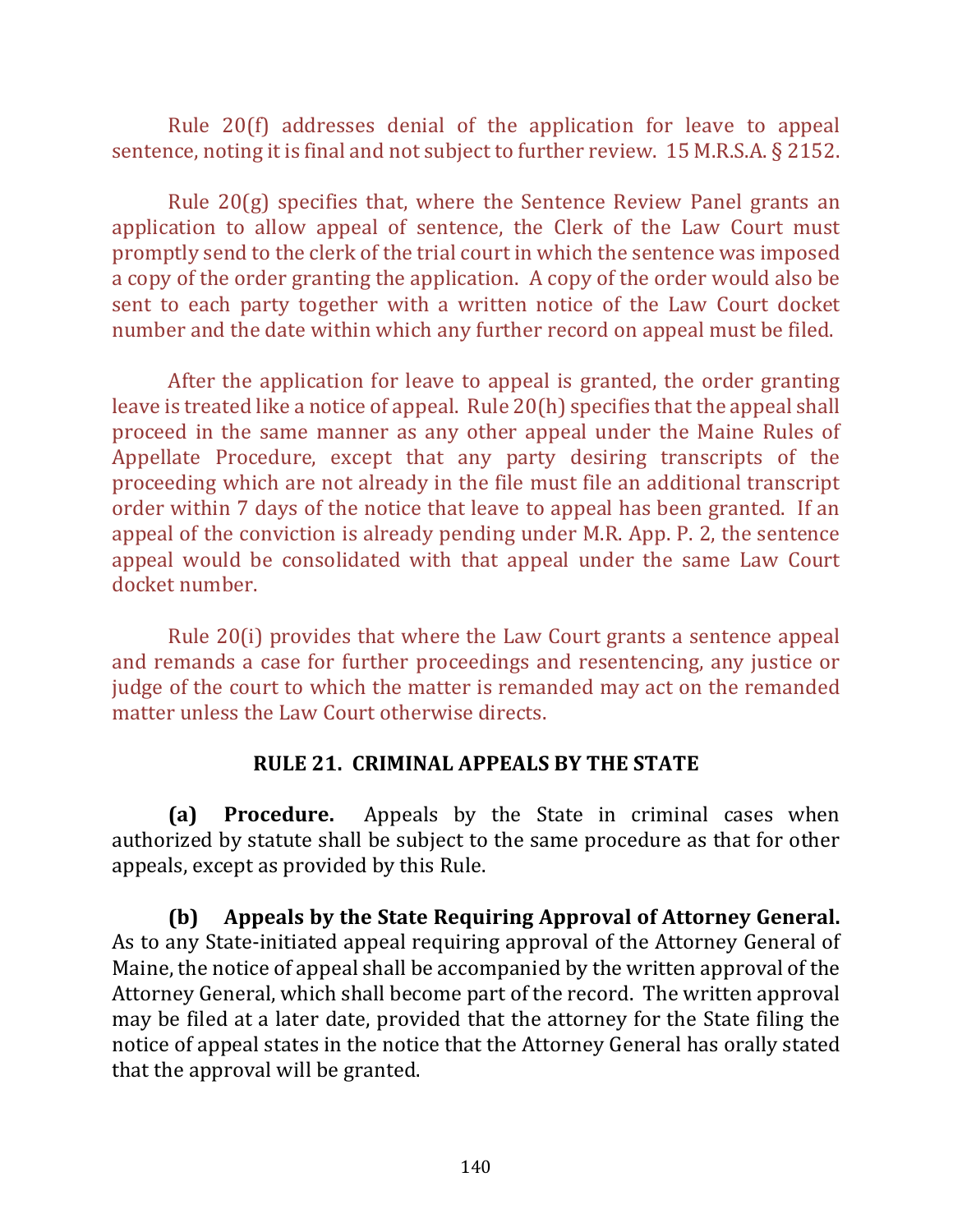Rule 20(f) addresses denial of the application for leave to appeal sentence, noting it is final and not subject to further review. 15 M.R.S.A. § 2152.

Rule 20(g) specifies that, where the Sentence Review Panel grants an application to allow appeal of sentence, the Clerk of the Law Court must promptly send to the clerk of the trial court in which the sentence was imposed a copy of the order granting the application. A copy of the order would also be sent to each party together with a written notice of the Law Court docket number and the date within which any further record on appeal must be filed.

After the application for leave to appeal is granted, the order granting leave is treated like a notice of appeal. Rule 20(h) specifies that the appeal shall proceed in the same manner as any other appeal under the Maine Rules of Appellate Procedure, except that any party desiring transcripts of the proceeding which are not already in the file must file an additional transcript order within 7 days of the notice that leave to appeal has been granted. If an appeal of the conviction is already pending under M.R. App. P. 2, the sentence appeal would be consolidated with that appeal under the same Law Court docket number.

Rule 20(i) provides that where the Law Court grants a sentence appeal and remands a case for further proceedings and resentencing, any justice or judge of the court to which the matter is remanded may act on the remanded matter unless the Law Court otherwise directs.

## RULE 21. CRIMINAL APPEALS BY THE STATE

**(a) Procedure.** Appeals by the State in criminal cases when authorized by statute shall be subject to the same procedure as that for other appeals, except as provided by this Rule.

**(b) Appeals by the State Requiring Approval of Attorney General.** As to any State-initiated appeal requiring approval of the Attorney General of Maine, the notice of appeal shall be accompanied by the written approval of the Attorney General, which shall become part of the record. The written approval may be filed at a later date, provided that the attorney for the State filing the notice of appeal states in the notice that the Attorney General has orally stated that the approval will be granted.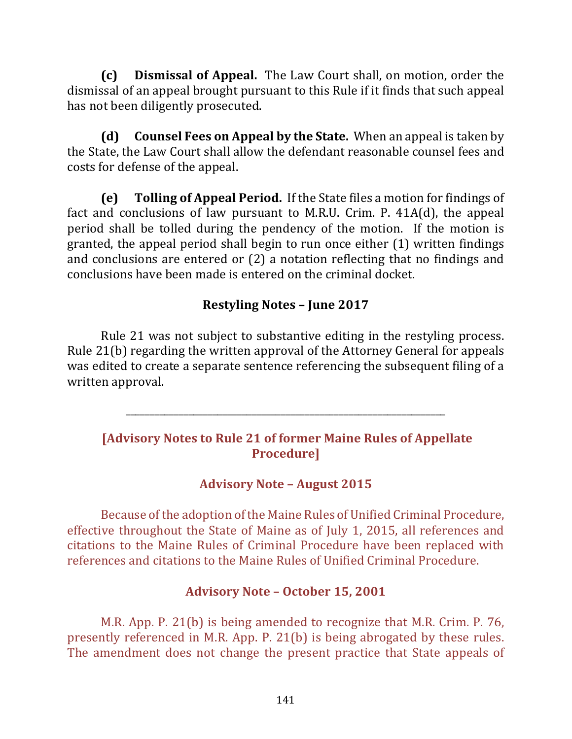**(c) Dismissal of Appeal.** The Law Court shall, on motion, order the dismissal of an appeal brought pursuant to this Rule if it finds that such appeal has not been diligently prosecuted.

**(d) Counsel Fees on Appeal by the State.** When an appeal is taken by the State, the Law Court shall allow the defendant reasonable counsel fees and costs for defense of the appeal.

**(e) Tolling of Appeal Period.** If the State files a motion for findings of fact and conclusions of law pursuant to M.R.U. Crim. P. 41A(d), the appeal period shall be tolled during the pendency of the motion. If the motion is granted, the appeal period shall begin to run once either (1) written findings and conclusions are entered or (2) a notation reflecting that no findings and conclusions have been made is entered on the criminal docket.

### Restyling Notes – June 2017

Rule 21 was not subject to substantive editing in the restyling process. Rule 21(b) regarding the written approval of the Attorney General for appeals was edited to create a separate sentence referencing the subsequent filing of a written approval.

---

### [Advisory Notes to Rule 21 of former Maine Rules of Appellate Procedure]

### Advisory Note – August 2015

Because of the adoption of the Maine Rules of Unified Criminal Procedure, effective throughout the State of Maine as of July 1, 2015, all references and citations to the Maine Rules of Criminal Procedure have been replaced with references and citations to the Maine Rules of Unified Criminal Procedure.

### Advisory Note – October 15, 2001

M.R. App. P. 21(b) is being amended to recognize that M.R. Crim. P. 76, presently referenced in M.R. App. P. 21(b) is being abrogated by these rules. The amendment does not change the present practice that State appeals of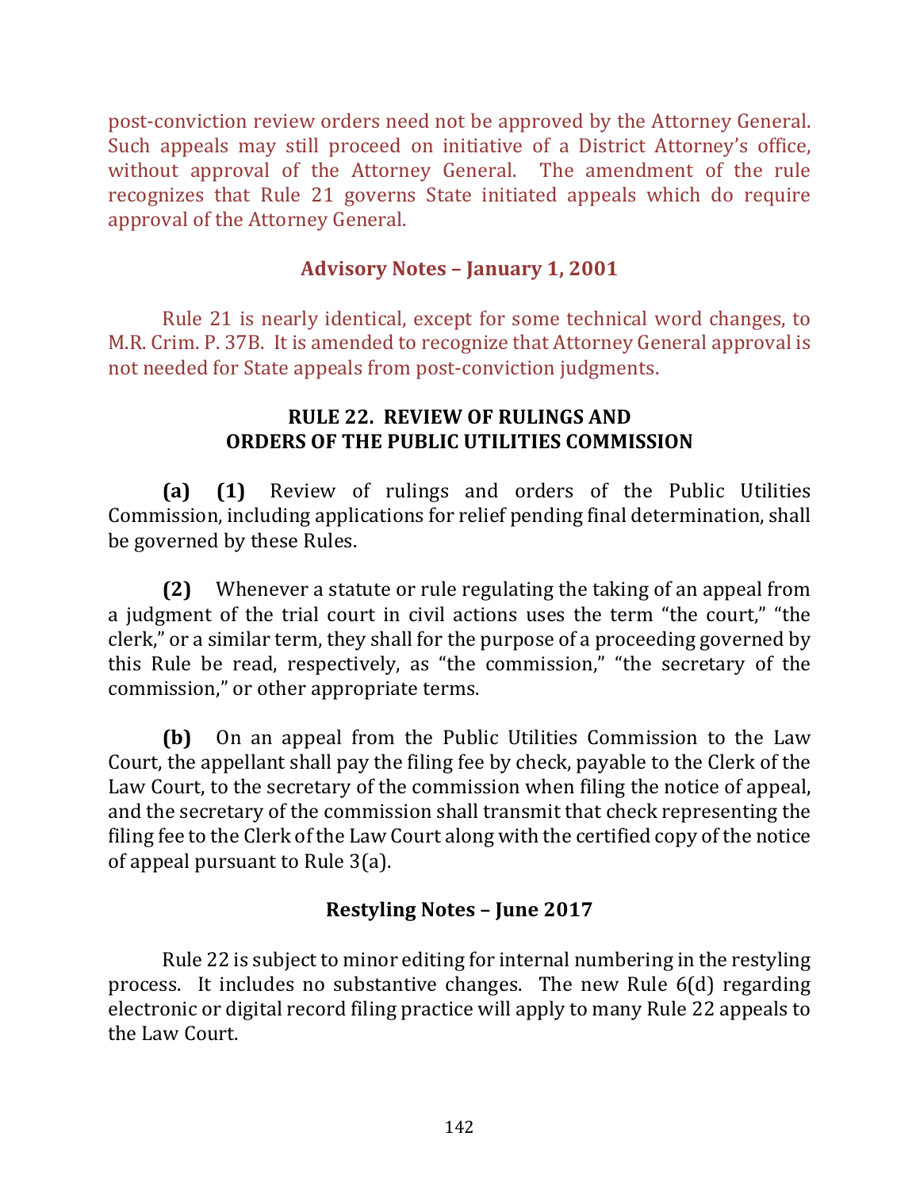post-conviction review orders need not be approved by the Attorney General. Such appeals may still proceed on initiative of a District Attorney's office, without approval of the Attorney General. The amendment of the rule recognizes that Rule 21 governs State initiated appeals which do require approval of the Attorney General.

### Advisory Notes – January 1, 2001

Rule 21 is nearly identical, except for some technical word changes, to M.R. Crim. P. 37B. It is amended to recognize that Attorney General approval is not needed for State appeals from post-conviction judgments.

## RULE 22. REVIEW OF RULINGS AND ORDERS OF THE PUBLIC UTILITIES COMMISSION

**(a) (1)** Review of rulings and orders of the Public Utilities Commission, including applications for relief pending final determination, shall be governed by these Rules.

**(2)** Whenever a statute or rule regulating the taking of an appeal from a judgment of the trial court in civil actions uses the term "the court," "the clerk," or a similar term, they shall for the purpose of a proceeding governed by this Rule be read, respectively, as "the commission," "the secretary of the commission," or other appropriate terms.

**(b)** On an appeal from the Public Utilities Commission to the Law Court, the appellant shall pay the filing fee by check, payable to the Clerk of the Law Court, to the secretary of the commission when filing the notice of appeal, and the secretary of the commission shall transmit that check representing the filing fee to the Clerk of the Law Court along with the certified copy of the notice of appeal pursuant to Rule 3(a).

### Restyling Notes – June 2017

Rule 22 is subject to minor editing for internal numbering in the restyling process. It includes no substantive changes. The new Rule 6(d) regarding electronic or digital record filing practice will apply to many Rule 22 appeals to the Law Court.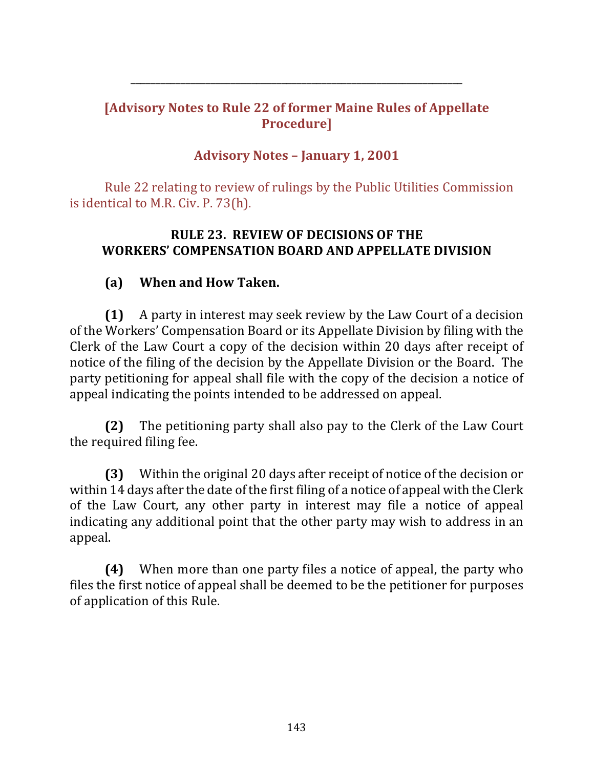---

## [Advisory Notes to Rule 22 of former Maine Rules of Appellate Procedure]

### Advisory Notes – January 1, 2001

Rule 22 relating to review of rulings by the Public Utilities Commission is identical to M.R. Civ. P. 73(h).

## RULE 23. REVIEW OF DECISIONS OF THE WORKERS' COMPENSATION BOARD AND APPELLATE DIVISION

### (a) When and How Taken.

**(1)** A party in interest may seek review by the Law Court of a decision of the Workers' Compensation Board or its Appellate Division by filing with the Clerk of the Law Court a copy of the decision within 20 days after receipt of notice of the filing of the decision by the Appellate Division or the Board. The party petitioning for appeal shall file with the copy of the decision a notice of appeal indicating the points intended to be addressed on appeal.

**(2)** The petitioning party shall also pay to the Clerk of the Law Court the required filing fee.

**(3)** Within the original 20 days after receipt of notice of the decision or within 14 days after the date of the first filing of a notice of appeal with the Clerk of the Law Court, any other party in interest may file a notice of appeal indicating any additional point that the other party may wish to address in an appeal.

**(4)** When more than one party files a notice of appeal, the party who files the first notice of appeal shall be deemed to be the petitioner for purposes of application of this Rule.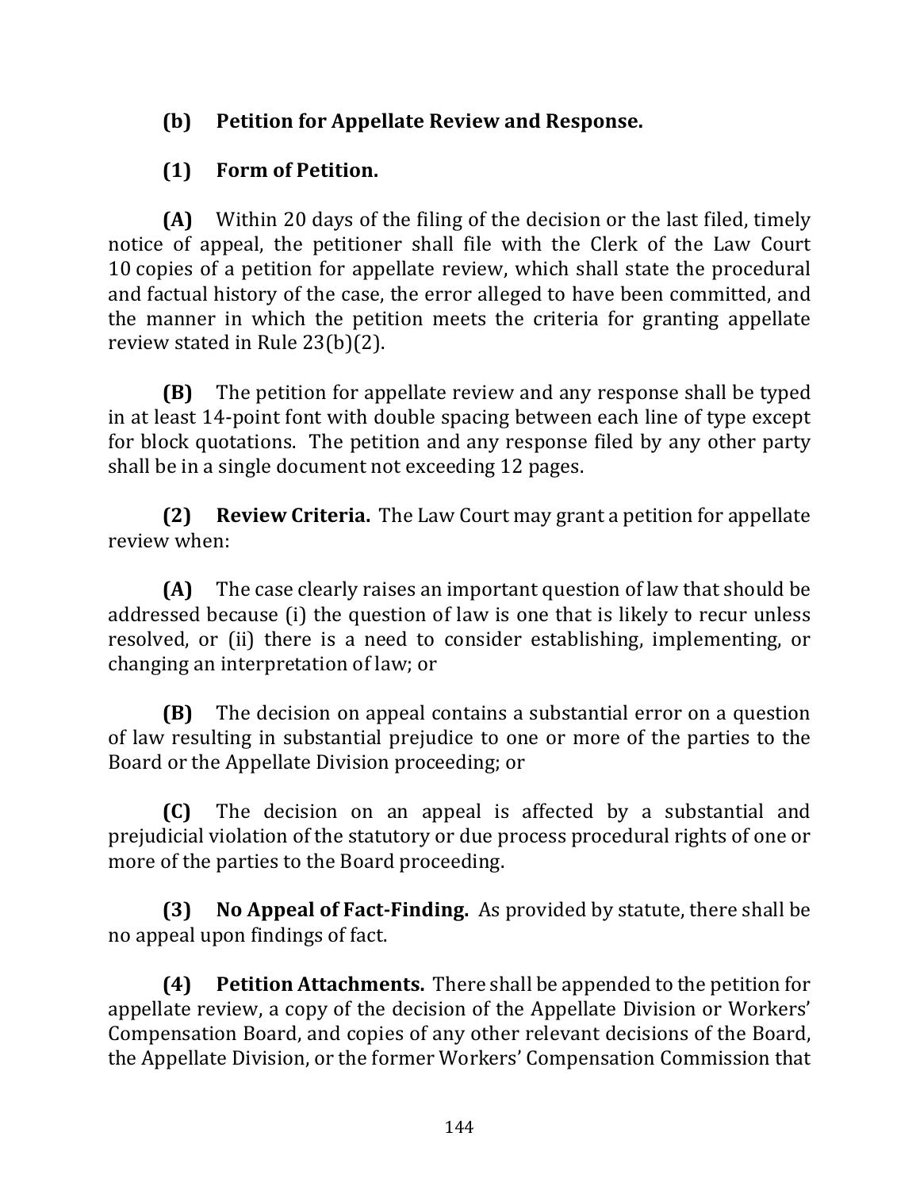**(b) Petition for Appellate Review and Response.**

**(1) Form of Petition.**

**(A)** Within 20 days of the filing of the decision or the last filed, timely notice of appeal, the petitioner shall file with the Clerk of the Law Court 10 copies of a petition for appellate review, which shall state the procedural and factual history of the case, the error alleged to have been committed, and the manner in which the petition meets the criteria for granting appellate review stated in Rule 23(b)(2).

**(B)** The petition for appellate review and any response shall be typed in at least 14-point font with double spacing between each line of type except for block quotations. The petition and any response filed by any other party shall be in a single document not exceeding 12 pages.

**(2) Review Criteria.** The Law Court may grant a petition for appellate review when:

**(A)** The case clearly raises an important question of law that should be addressed because (i) the question of law is one that is likely to recur unless resolved, or (ii) there is a need to consider establishing, implementing, or changing an interpretation of law; or

**(B)** The decision on appeal contains a substantial error on a question of law resulting in substantial prejudice to one or more of the parties to the Board or the Appellate Division proceeding; or

**(C)** The decision on an appeal is affected by a substantial and prejudicial violation of the statutory or due process procedural rights of one or more of the parties to the Board proceeding.

**(3) No Appeal of Fact-Finding.** As provided by statute, there shall be no appeal upon findings of fact.

**(4) Petition Attachments.** There shall be appended to the petition for appellate review, a copy of the decision of the Appellate Division or Workers' Compensation Board, and copies of any other relevant decisions of the Board, the Appellate Division, or the former Workers' Compensation Commission that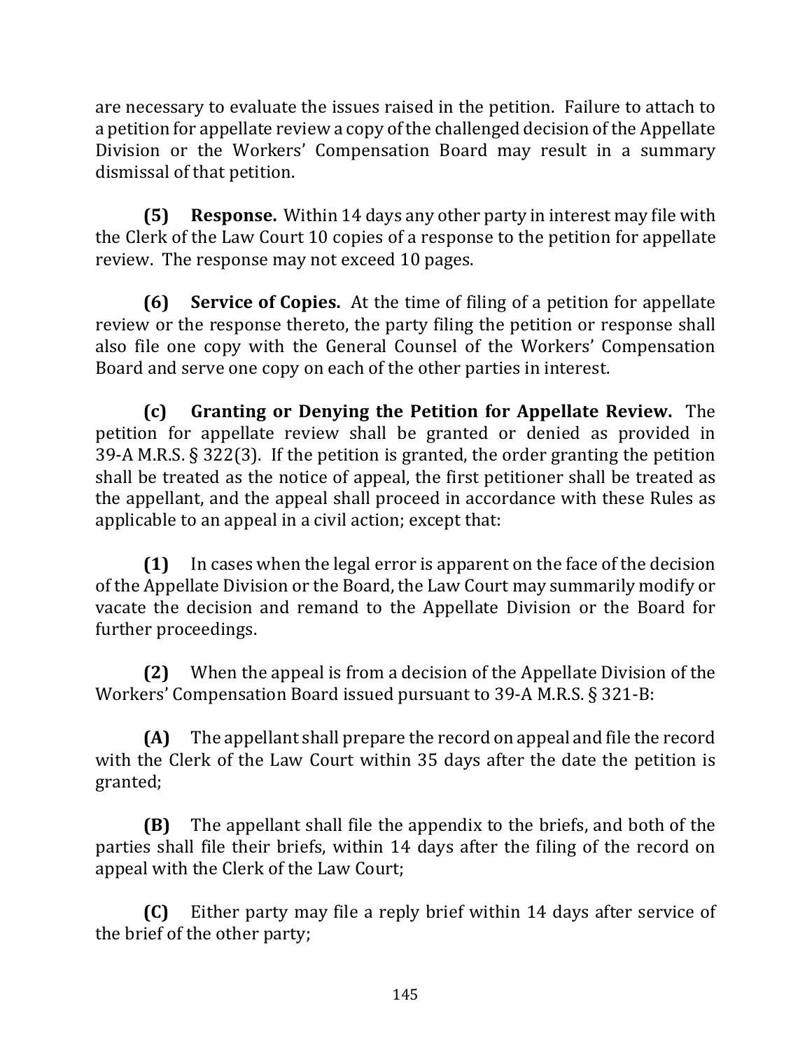are necessary to evaluate the issues raised in the petition. Failure to attach to a petition for appellate review a copy of the challenged decision of the Appellate Division or the Workers' Compensation Board may result in a summary dismissal of that petition.

**(5) Response.** Within 14 days any other party in interest may file with the Clerk of the Law Court 10 copies of a response to the petition for appellate review. The response may not exceed 10 pages.

**(6) Service of Copies.** At the time of filing of a petition for appellate review or the response thereto, the party filing the petition or response shall also file one copy with the General Counsel of the Workers' Compensation Board and serve one copy on each of the other parties in interest.

**(c) Granting or Denying the Petition for Appellate Review.** The petition for appellate review shall be granted or denied as provided in 39-A M.R.S. § 322(3). If the petition is granted, the order granting the petition shall be treated as the notice of appeal, the first petitioner shall be treated as the appellant, and the appeal shall proceed in accordance with these Rules as applicable to an appeal in a civil action; except that:

**(1)** In cases when the legal error is apparent on the face of the decision of the Appellate Division or the Board, the Law Court may summarily modify or vacate the decision and remand to the Appellate Division or the Board for further proceedings.

**(2)** When the appeal is from a decision of the Appellate Division of the Workers' Compensation Board issued pursuant to 39-A M.R.S. § 321-B:

**(A)** The appellant shall prepare the record on appeal and file the record with the Clerk of the Law Court within 35 days after the date the petition is granted;

**(B)** The appellant shall file the appendix to the briefs, and both of the parties shall file their briefs, within 14 days after the filing of the record on appeal with the Clerk of the Law Court;

**(C)** Either party may file a reply brief within 14 days after service of the brief of the other party;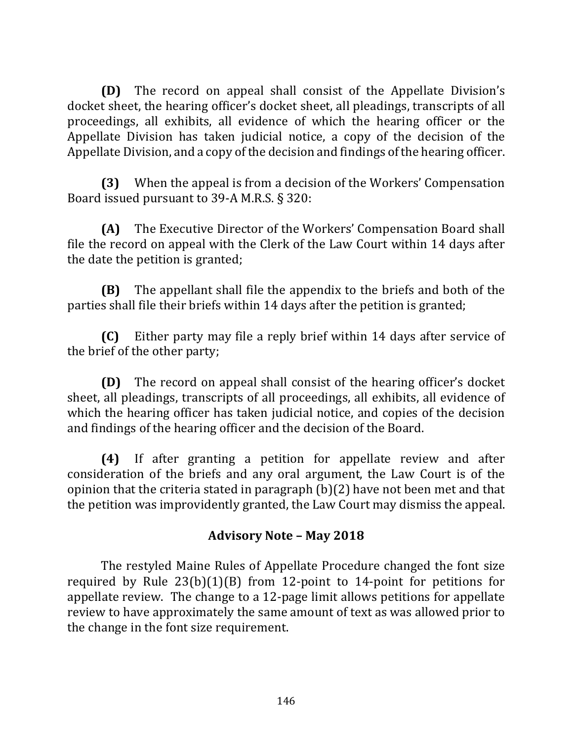**(D)** The record on appeal shall consist of the Appellate Division's docket sheet, the hearing officer's docket sheet, all pleadings, transcripts of all proceedings, all exhibits, all evidence of which the hearing officer or the Appellate Division has taken judicial notice, a copy of the decision of the Appellate Division, and a copy of the decision and findings of the hearing officer.

**(3)** When the appeal is from a decision of the Workers' Compensation Board issued pursuant to 39-A M.R.S. § 320:

**(A)** The Executive Director of the Workers' Compensation Board shall file the record on appeal with the Clerk of the Law Court within 14 days after the date the petition is granted;

**(B)** The appellant shall file the appendix to the briefs and both of the parties shall file their briefs within 14 days after the petition is granted;

**(C)** Either party may file a reply brief within 14 days after service of the brief of the other party;

**(D)** The record on appeal shall consist of the hearing officer's docket sheet, all pleadings, transcripts of all proceedings, all exhibits, all evidence of which the hearing officer has taken judicial notice, and copies of the decision and findings of the hearing officer and the decision of the Board.

**(4)** If after granting a petition for appellate review and after consideration of the briefs and any oral argument, the Law Court is of the opinion that the criteria stated in paragraph (b)(2) have not been met and that the petition was improvidently granted, the Law Court may dismiss the appeal.

## Advisory Note – May 2018

The restyled Maine Rules of Appellate Procedure changed the font size required by Rule 23(b)(1)(B) from 12-point to 14-point for petitions for appellate review. The change to a 12-page limit allows petitions for appellate review to have approximately the same amount of text as was allowed prior to the change in the font size requirement.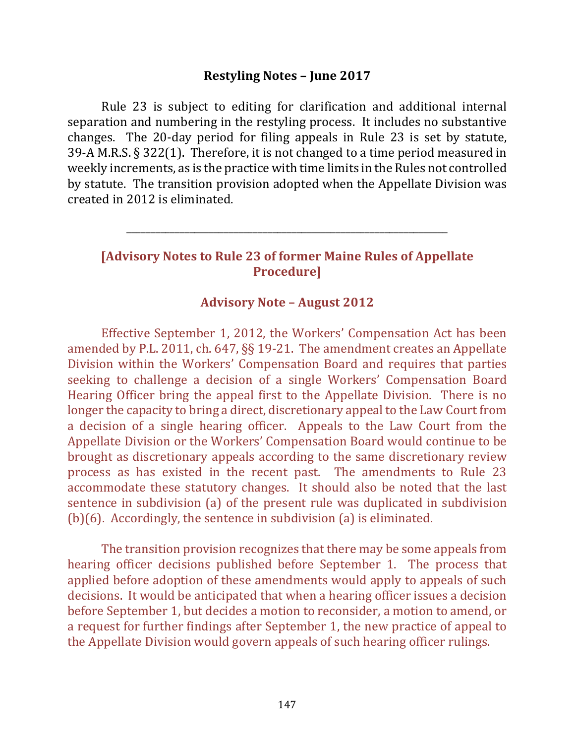### Restyling Notes – June 2017

Rule 23 is subject to editing for clarification and additional internal separation and numbering in the restyling process. It includes no substantive changes. The 20-day period for filing appeals in Rule 23 is set by statute, 39-A M.R.S. § 322(1). Therefore, it is not changed to a time period measured in weekly increments, as is the practice with time limits in the Rules not controlled by statute. The transition provision adopted when the Appellate Division was created in 2012 is eliminated.

---

## [Advisory Notes to Rule 23 of former Maine Rules of Appellate Procedure]

### Advisory Note – August 2012

Effective September 1, 2012, the Workers' Compensation Act has been amended by P.L. 2011, ch. 647, §§ 19-21. The amendment creates an Appellate Division within the Workers' Compensation Board and requires that parties seeking to challenge a decision of a single Workers' Compensation Board Hearing Officer bring the appeal first to the Appellate Division. There is no longer the capacity to bring a direct, discretionary appeal to the Law Court from a decision of a single hearing officer. Appeals to the Law Court from the Appellate Division or the Workers' Compensation Board would continue to be brought as discretionary appeals according to the same discretionary review process as has existed in the recent past. The amendments to Rule 23 accommodate these statutory changes. It should also be noted that the last sentence in subdivision (a) of the present rule was duplicated in subdivision (b)(6). Accordingly, the sentence in subdivision (a) is eliminated.

The transition provision recognizes that there may be some appeals from hearing officer decisions published before September 1. The process that applied before adoption of these amendments would apply to appeals of such decisions. It would be anticipated that when a hearing officer issues a decision before September 1, but decides a motion to reconsider, a motion to amend, or a request for further findings after September 1, the new practice of appeal to the Appellate Division would govern appeals of such hearing officer rulings.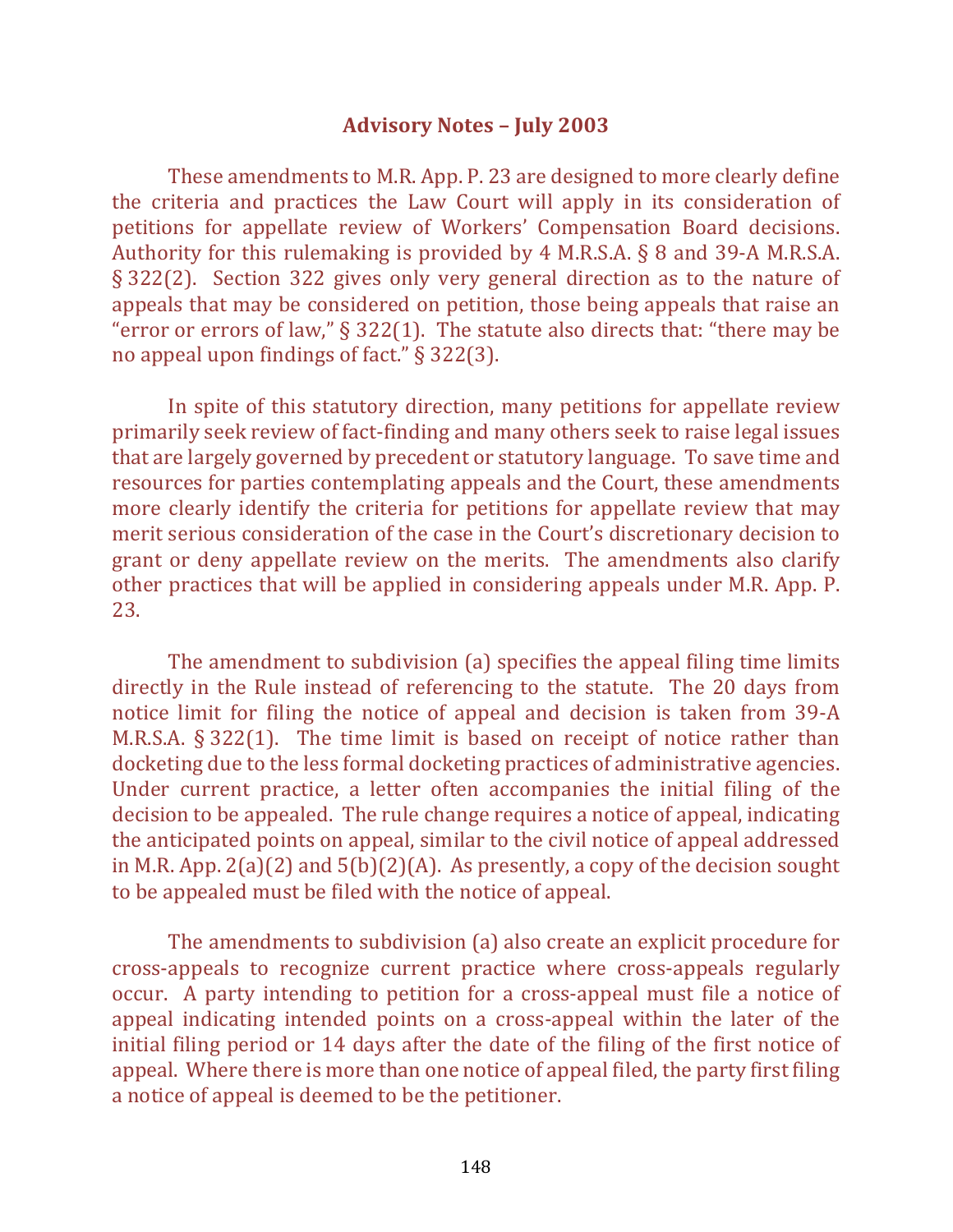### Advisory Notes – July 2003

These amendments to M.R. App. P. 23 are designed to more clearly define the criteria and practices the Law Court will apply in its consideration of petitions for appellate review of Workers' Compensation Board decisions. Authority for this rulemaking is provided by 4 M.R.S.A. § 8 and 39-A M.R.S.A. § 322(2). Section 322 gives only very general direction as to the nature of appeals that may be considered on petition, those being appeals that raise an "error or errors of law," § 322(1). The statute also directs that: "there may be no appeal upon findings of fact." § 322(3).

In spite of this statutory direction, many petitions for appellate review primarily seek review of fact-finding and many others seek to raise legal issues that are largely governed by precedent or statutory language. To save time and resources for parties contemplating appeals and the Court, these amendments more clearly identify the criteria for petitions for appellate review that may merit serious consideration of the case in the Court's discretionary decision to grant or deny appellate review on the merits. The amendments also clarify other practices that will be applied in considering appeals under M.R. App. P. 23.

The amendment to subdivision (a) specifies the appeal filing time limits directly in the Rule instead of referencing to the statute. The 20 days from notice limit for filing the notice of appeal and decision is taken from 39-A M.R.S.A. § 322(1). The time limit is based on receipt of notice rather than docketing due to the less formal docketing practices of administrative agencies. Under current practice, a letter often accompanies the initial filing of the decision to be appealed. The rule change requires a notice of appeal, indicating the anticipated points on appeal, similar to the civil notice of appeal addressed in M.R. App. 2(a)(2) and 5(b)(2)(A). As presently, a copy of the decision sought to be appealed must be filed with the notice of appeal.

The amendments to subdivision (a) also create an explicit procedure for cross-appeals to recognize current practice where cross-appeals regularly occur. A party intending to petition for a cross-appeal must file a notice of appeal indicating intended points on a cross-appeal within the later of the initial filing period or 14 days after the date of the filing of the first notice of appeal. Where there is more than one notice of appeal filed, the party first filing a notice of appeal is deemed to be the petitioner.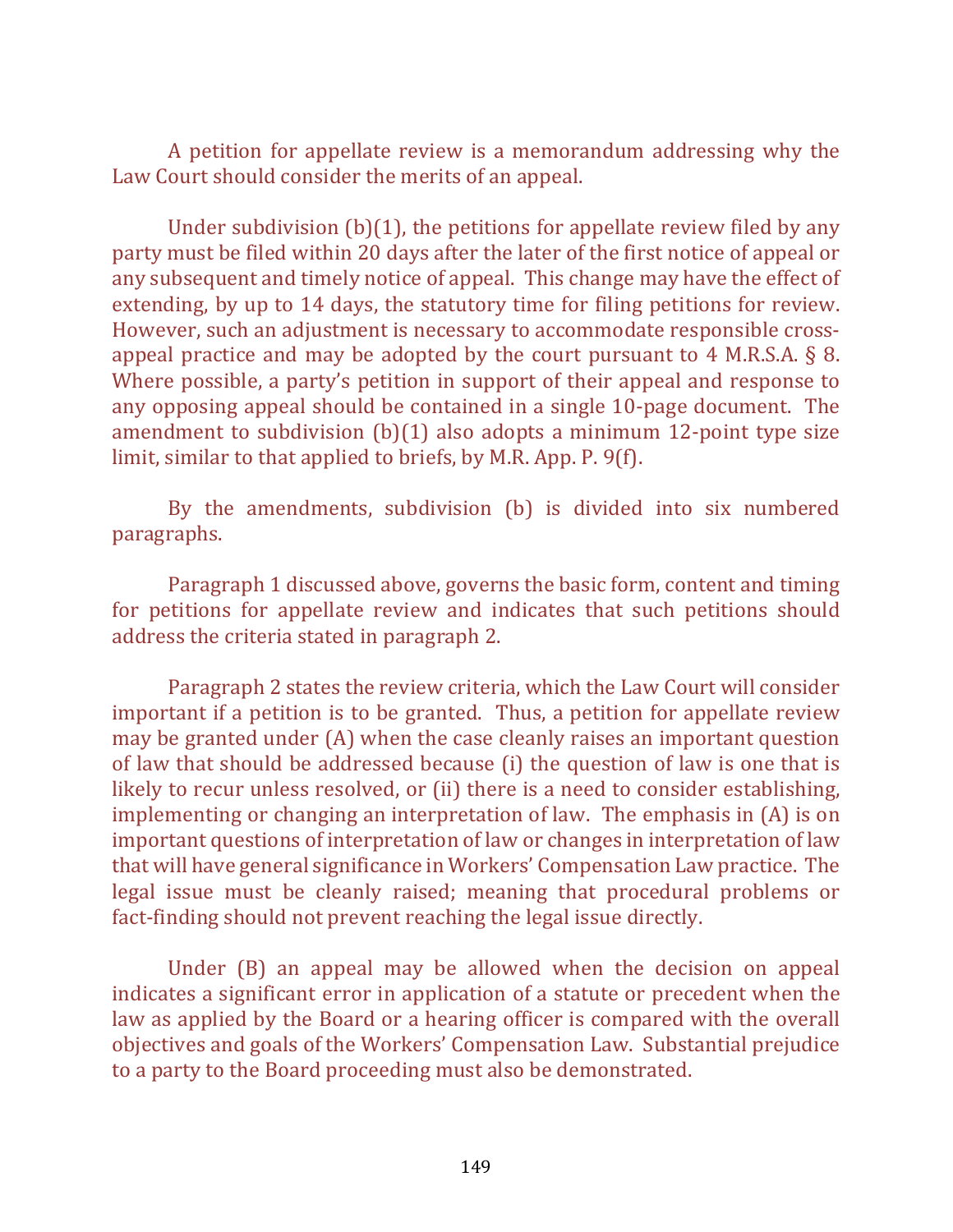A petition for appellate review is a memorandum addressing why the Law Court should consider the merits of an appeal.

Under subdivision (b)(1), the petitions for appellate review filed by any party must be filed within 20 days after the later of the first notice of appeal or any subsequent and timely notice of appeal. This change may have the effect of extending, by up to 14 days, the statutory time for filing petitions for review. However, such an adjustment is necessary to accommodate responsible cross-appeal practice and may be adopted by the court pursuant to 4 M.R.S.A. § 8. Where possible, a party's petition in support of their appeal and response to any opposing appeal should be contained in a single 10-page document. The amendment to subdivision (b)(1) also adopts a minimum 12-point type size limit, similar to that applied to briefs, by M.R. App. P. 9(f).

By the amendments, subdivision (b) is divided into six numbered paragraphs.

Paragraph 1 discussed above, governs the basic form, content and timing for petitions for appellate review and indicates that such petitions should address the criteria stated in paragraph 2.

Paragraph 2 states the review criteria, which the Law Court will consider important if a petition is to be granted. Thus, a petition for appellate review may be granted under (A) when the case cleanly raises an important question of law that should be addressed because (i) the question of law is one that is likely to recur unless resolved, or (ii) there is a need to consider establishing, implementing or changing an interpretation of law. The emphasis in (A) is on important questions of interpretation of law or changes in interpretation of law that will have general significance in Workers' Compensation Law practice. The legal issue must be cleanly raised; meaning that procedural problems or fact-finding should not prevent reaching the legal issue directly.

Under (B) an appeal may be allowed when the decision on appeal indicates a significant error in application of a statute or precedent when the law as applied by the Board or a hearing officer is compared with the overall objectives and goals of the Workers' Compensation Law. Substantial prejudice to a party to the Board proceeding must also be demonstrated.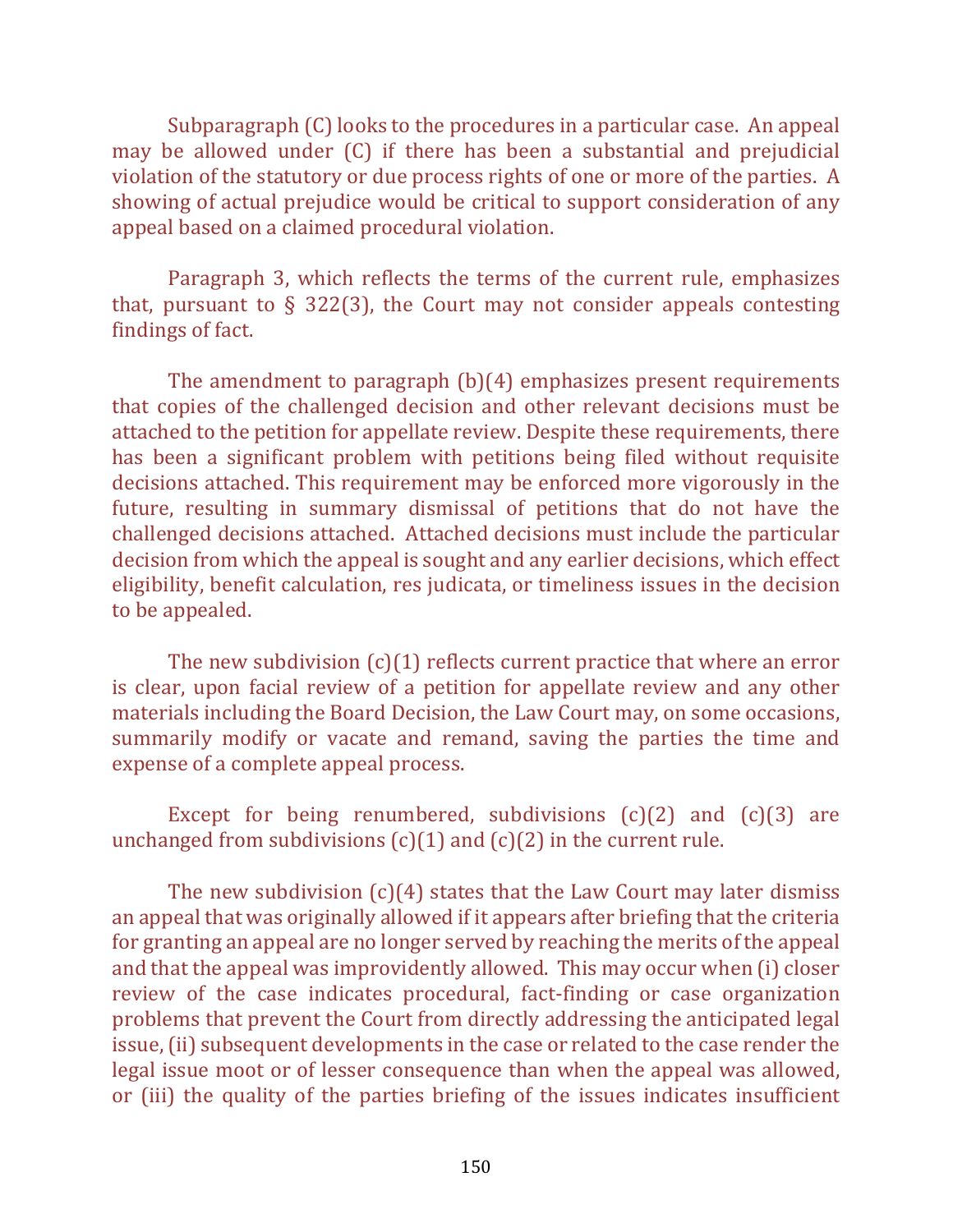Subparagraph (C) looks to the procedures in a particular case. An appeal may be allowed under (C) if there has been a substantial and prejudicial violation of the statutory or due process rights of one or more of the parties. A showing of actual prejudice would be critical to support consideration of any appeal based on a claimed procedural violation.

Paragraph 3, which reflects the terms of the current rule, emphasizes that, pursuant to § 322(3), the Court may not consider appeals contesting findings of fact.

The amendment to paragraph (b)(4) emphasizes present requirements that copies of the challenged decision and other relevant decisions must be attached to the petition for appellate review. Despite these requirements, there has been a significant problem with petitions being filed without requisite decisions attached. This requirement may be enforced more vigorously in the future, resulting in summary dismissal of petitions that do not have the challenged decisions attached. Attached decisions must include the particular decision from which the appeal is sought and any earlier decisions, which effect eligibility, benefit calculation, res judicata, or timeliness issues in the decision to be appealed.

The new subdivision (c)(1) reflects current practice that where an error is clear, upon facial review of a petition for appellate review and any other materials including the Board Decision, the Law Court may, on some occasions, summarily modify or vacate and remand, saving the parties the time and expense of a complete appeal process.

Except for being renumbered, subdivisions (c)(2) and (c)(3) are unchanged from subdivisions (c)(1) and (c)(2) in the current rule.

The new subdivision (c)(4) states that the Law Court may later dismiss an appeal that was originally allowed if it appears after briefing that the criteria for granting an appeal are no longer served by reaching the merits of the appeal and that the appeal was improvidently allowed. This may occur when (i) closer review of the case indicates procedural, fact-finding or case organization problems that prevent the Court from directly addressing the anticipated legal issue, (ii) subsequent developments in the case or related to the case render the legal issue moot or of lesser consequence than when the appeal was allowed, or (iii) the quality of the parties briefing of the issues indicates insufficient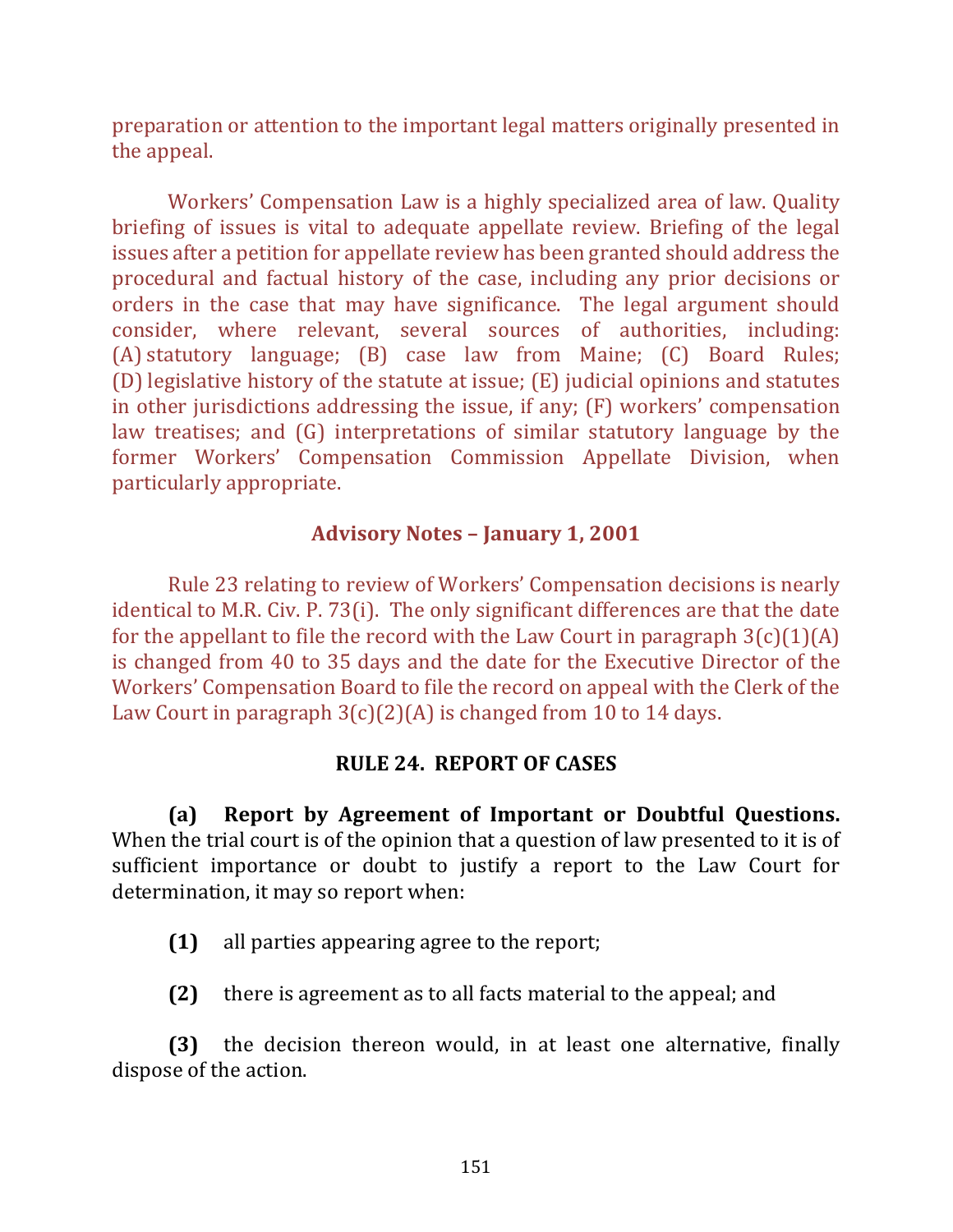preparation or attention to the important legal matters originally presented in the appeal.

Workers' Compensation Law is a highly specialized area of law. Quality briefing of issues is vital to adequate appellate review. Briefing of the legal issues after a petition for appellate review has been granted should address the procedural and factual history of the case, including any prior decisions or orders in the case that may have significance. The legal argument should consider, where relevant, several sources of authorities, including: (A) statutory language; (B) case law from Maine; (C) Board Rules; (D) legislative history of the statute at issue; (E) judicial opinions and statutes in other jurisdictions addressing the issue, if any; (F) workers' compensation law treatises; and (G) interpretations of similar statutory language by the former Workers' Compensation Commission Appellate Division, when particularly appropriate.

### Advisory Notes – January 1, 2001

Rule 23 relating to review of Workers' Compensation decisions is nearly identical to M.R. Civ. P. 73(i). The only significant differences are that the date for the appellant to file the record with the Law Court in paragraph 3(c)(1)(A) is changed from 40 to 35 days and the date for the Executive Director of the Workers' Compensation Board to file the record on appeal with the Clerk of the Law Court in paragraph 3(c)(2)(A) is changed from 10 to 14 days.

## RULE 24. REPORT OF CASES

**(a) Report by Agreement of Important or Doubtful Questions.** When the trial court is of the opinion that a question of law presented to it is of sufficient importance or doubt to justify a report to the Law Court for determination, it may so report when:

**(1)** all parties appearing agree to the report;

**(2)** there is agreement as to all facts material to the appeal; and

**(3)** the decision thereon would, in at least one alternative, finally dispose of the action.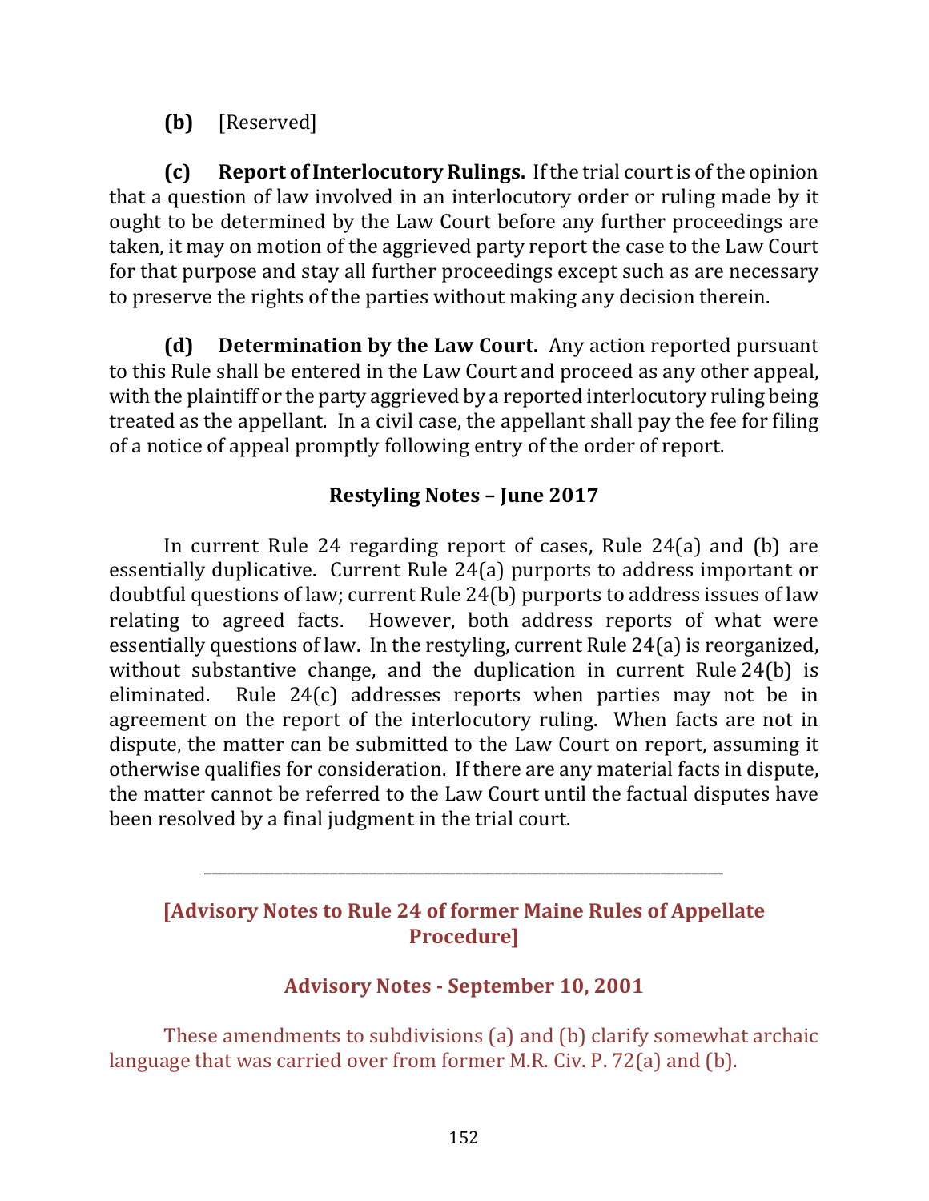**(b)** [Reserved]

**(c) Report of Interlocutory Rulings.** If the trial court is of the opinion that a question of law involved in an interlocutory order or ruling made by it ought to be determined by the Law Court before any further proceedings are taken, it may on motion of the aggrieved party report the case to the Law Court for that purpose and stay all further proceedings except such as are necessary to preserve the rights of the parties without making any decision therein.

**(d) Determination by the Law Court.** Any action reported pursuant to this Rule shall be entered in the Law Court and proceed as any other appeal, with the plaintiff or the party aggrieved by a reported interlocutory ruling being treated as the appellant. In a civil case, the appellant shall pay the fee for filing of a notice of appeal promptly following entry of the order of report.

### Restyling Notes – June 2017

In current Rule 24 regarding report of cases, Rule 24(a) and (b) are essentially duplicative. Current Rule 24(a) purports to address important or doubtful questions of law; current Rule 24(b) purports to address issues of law relating to agreed facts. However, both address reports of what were essentially questions of law. In the restyling, current Rule 24(a) is reorganized, without substantive change, and the duplication in current Rule 24(b) is eliminated. Rule 24(c) addresses reports when parties may not be in agreement on the report of the interlocutory ruling. When facts are not in dispute, the matter can be submitted to the Law Court on report, assuming it otherwise qualifies for consideration. If there are any material facts in dispute, the matter cannot be referred to the Law Court until the factual disputes have been resolved by a final judgment in the trial court.

---

### [Advisory Notes to Rule 24 of former Maine Rules of Appellate Procedure]

### Advisory Notes - September 10, 2001

These amendments to subdivisions (a) and (b) clarify somewhat archaic language that was carried over from former M.R. Civ. P. 72(a) and (b).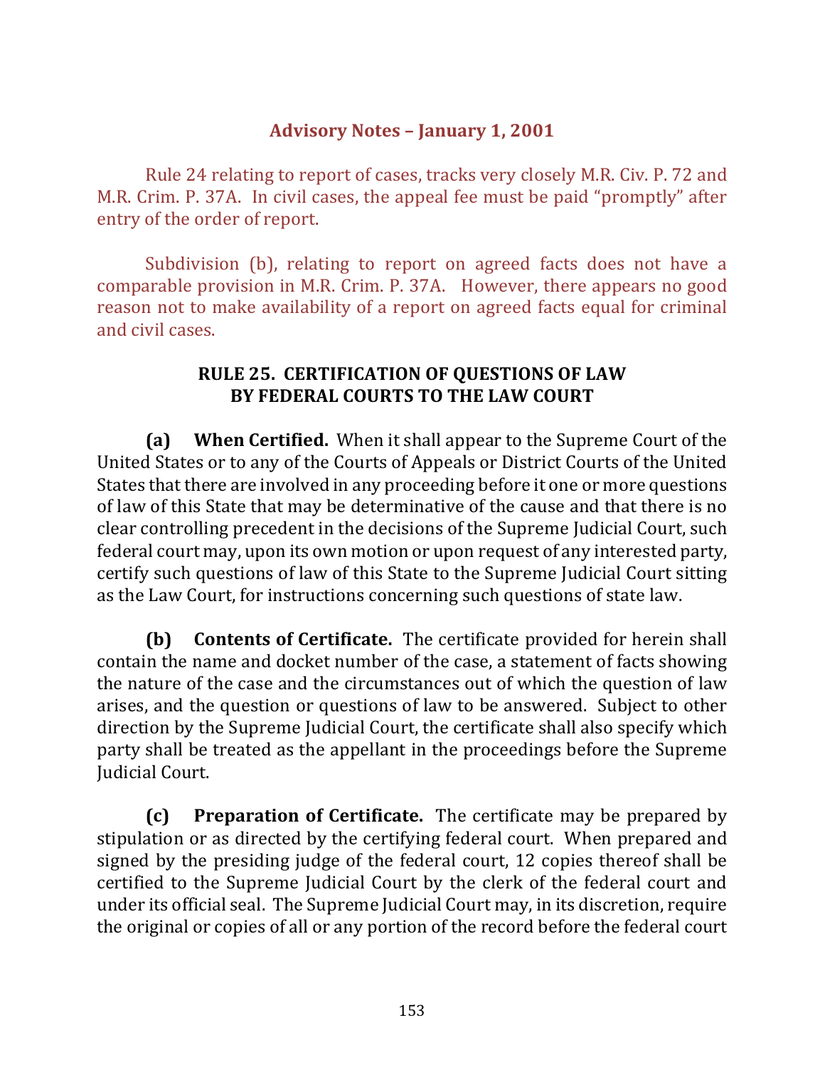## Advisory Notes – January 1, 2001

Rule 24 relating to report of cases, tracks very closely M.R. Civ. P. 72 and M.R. Crim. P. 37A. In civil cases, the appeal fee must be paid "promptly" after entry of the order of report.

Subdivision (b), relating to report on agreed facts does not have a comparable provision in M.R. Crim. P. 37A. However, there appears no good reason not to make availability of a report on agreed facts equal for criminal and civil cases.

## RULE 25. CERTIFICATION OF QUESTIONS OF LAW BY FEDERAL COURTS TO THE LAW COURT

**(a) When Certified.** When it shall appear to the Supreme Court of the United States or to any of the Courts of Appeals or District Courts of the United States that there are involved in any proceeding before it one or more questions of law of this State that may be determinative of the cause and that there is no clear controlling precedent in the decisions of the Supreme Judicial Court, such federal court may, upon its own motion or upon request of any interested party, certify such questions of law of this State to the Supreme Judicial Court sitting as the Law Court, for instructions concerning such questions of state law.

**(b) Contents of Certificate.** The certificate provided for herein shall contain the name and docket number of the case, a statement of facts showing the nature of the case and the circumstances out of which the question of law arises, and the question or questions of law to be answered. Subject to other direction by the Supreme Judicial Court, the certificate shall also specify which party shall be treated as the appellant in the proceedings before the Supreme Judicial Court.

**(c) Preparation of Certificate.** The certificate may be prepared by stipulation or as directed by the certifying federal court. When prepared and signed by the presiding judge of the federal court, 12 copies thereof shall be certified to the Supreme Judicial Court by the clerk of the federal court and under its official seal. The Supreme Judicial Court may, in its discretion, require the original or copies of all or any portion of the record before the federal court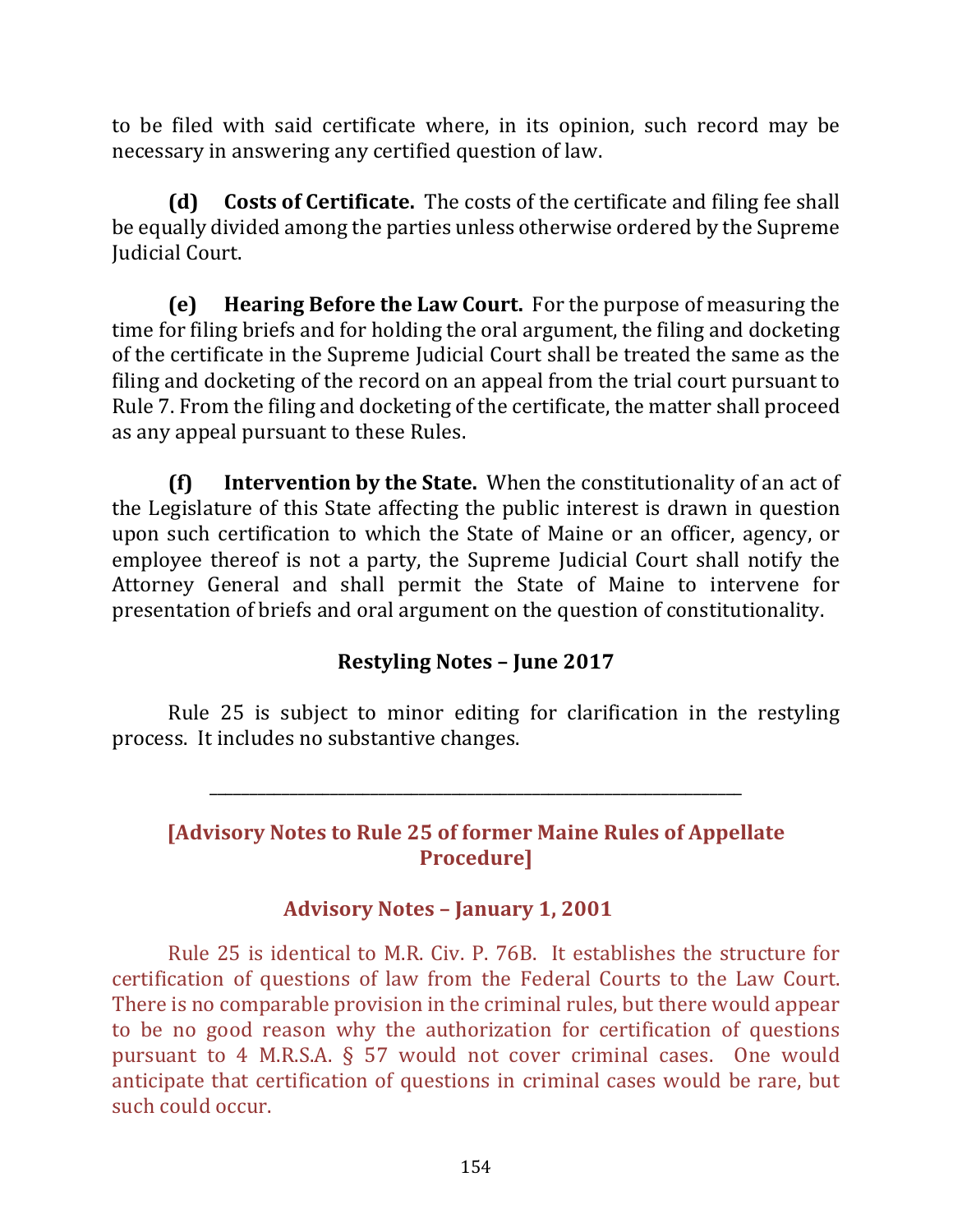to be filed with said certificate where, in its opinion, such record may be necessary in answering any certified question of law.

**(d) Costs of Certificate.** The costs of the certificate and filing fee shall be equally divided among the parties unless otherwise ordered by the Supreme Judicial Court.

**(e) Hearing Before the Law Court.** For the purpose of measuring the time for filing briefs and for holding the oral argument, the filing and docketing of the certificate in the Supreme Judicial Court shall be treated the same as the filing and docketing of the record on an appeal from the trial court pursuant to Rule 7. From the filing and docketing of the certificate, the matter shall proceed as any appeal pursuant to these Rules.

**(f) Intervention by the State.** When the constitutionality of an act of the Legislature of this State affecting the public interest is drawn in question upon such certification to which the State of Maine or an officer, agency, or employee thereof is not a party, the Supreme Judicial Court shall notify the Attorney General and shall permit the State of Maine to intervene for presentation of briefs and oral argument on the question of constitutionality.

### Restyling Notes – June 2017

Rule 25 is subject to minor editing for clarification in the restyling process. It includes no substantive changes.

---

### [Advisory Notes to Rule 25 of former Maine Rules of Appellate Procedure]

#### Advisory Notes – January 1, 2001

Rule 25 is identical to M.R. Civ. P. 76B. It establishes the structure for certification of questions of law from the Federal Courts to the Law Court. There is no comparable provision in the criminal rules, but there would appear to be no good reason why the authorization for certification of questions pursuant to 4 M.R.S.A. § 57 would not cover criminal cases. One would anticipate that certification of questions in criminal cases would be rare, but such could occur.